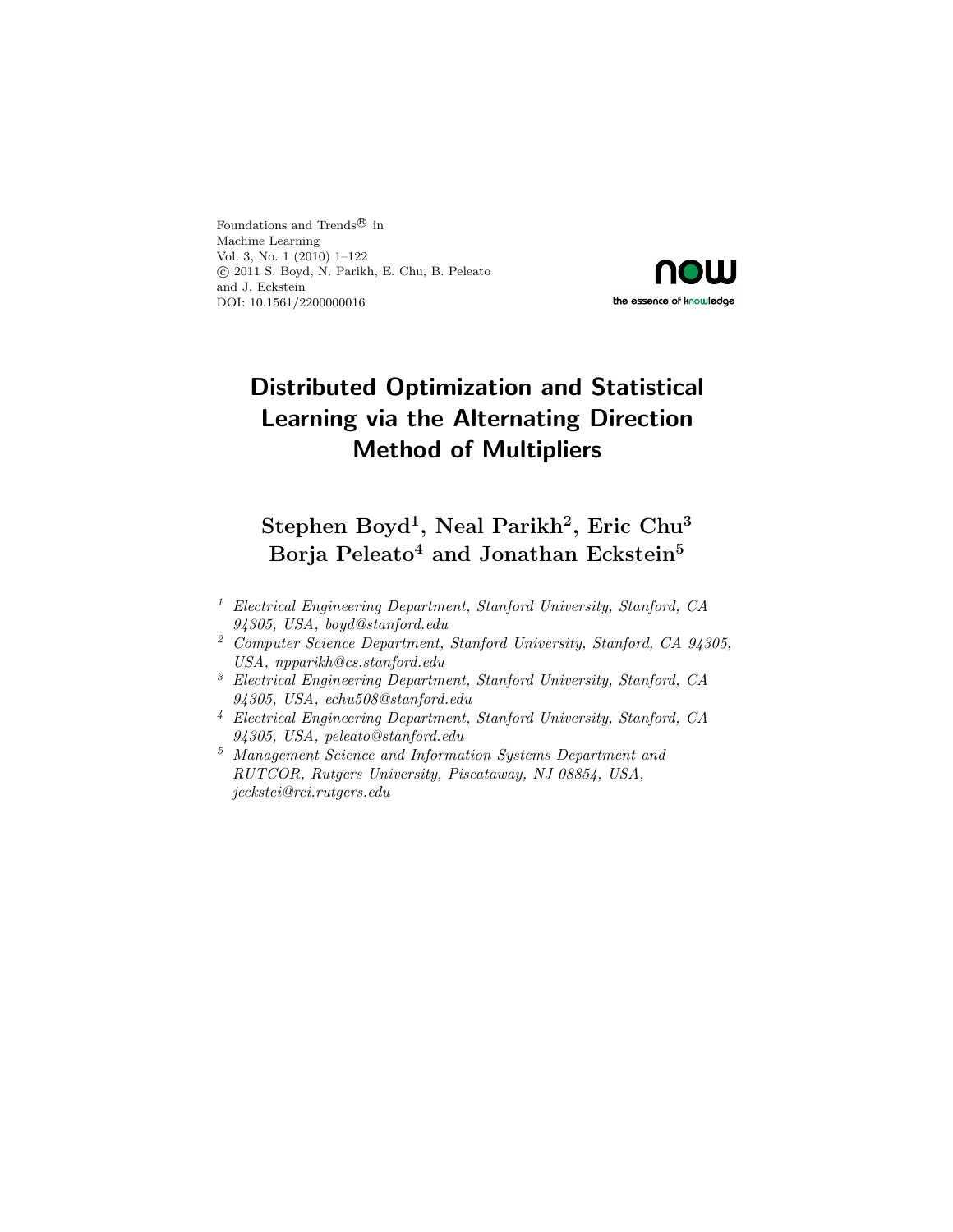Foundations and Trends® in
Machine Learning
Vol. 3, No. 1 (2010) 1–122
© 2011 S. Boyd, N. Parikh, E. Chu, B. Peleato
and J. Eckstein
DOI: 10.1561/2200000016

now
the essence of knowledge

# Distributed Optimization and Statistical Learning via the Alternating Direction Method of Multipliers

**Stephen Boyd[1], Neal Parikh[2], Eric Chu[3]**
**Borja Peleato[4] and Jonathan Eckstein[5]**

[1] *Electrical Engineering Department, Stanford University, Stanford, CA 94305, USA, boyd@stanford.edu*

[2] *Computer Science Department, Stanford University, Stanford, CA 94305, USA, npparikh@cs.stanford.edu*

[3] *Electrical Engineering Department, Stanford University, Stanford, CA 94305, USA, echu508@stanford.edu*

[4] *Electrical Engineering Department, Stanford University, Stanford, CA 94305, USA, peleato@stanford.edu*

[5] *Management Science and Information Systems Department and RUTCOR, Rutgers University, Piscataway, NJ 08854, USA, jeckstei@rci.rutgers.edu*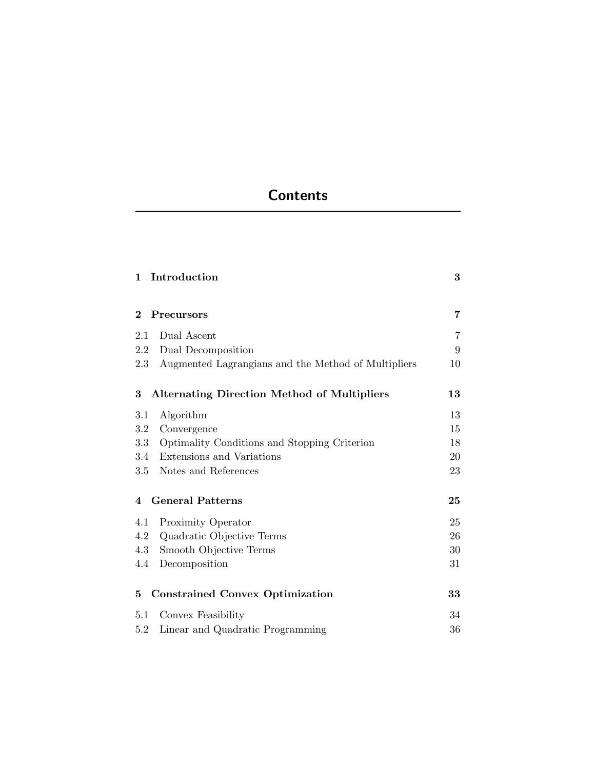# Contents

**1 Introduction** **3**

**2 Precursors** **7**

2.1 Dual Ascent 7
2.2 Dual Decomposition 9
2.3 Augmented Lagrangians and the Method of Multipliers 10

**3 Alternating Direction Method of Multipliers** **13**

3.1 Algorithm 13
3.2 Convergence 15
3.3 Optimality Conditions and Stopping Criterion 18
3.4 Extensions and Variations 20
3.5 Notes and References 23

**4 General Patterns** **25**

4.1 Proximity Operator 25
4.2 Quadratic Objective Terms 26
4.3 Smooth Objective Terms 30
4.4 Decomposition 31

**5 Constrained Convex Optimization** **33**

5.1 Convex Feasibility 34
5.2 Linear and Quadratic Programming 36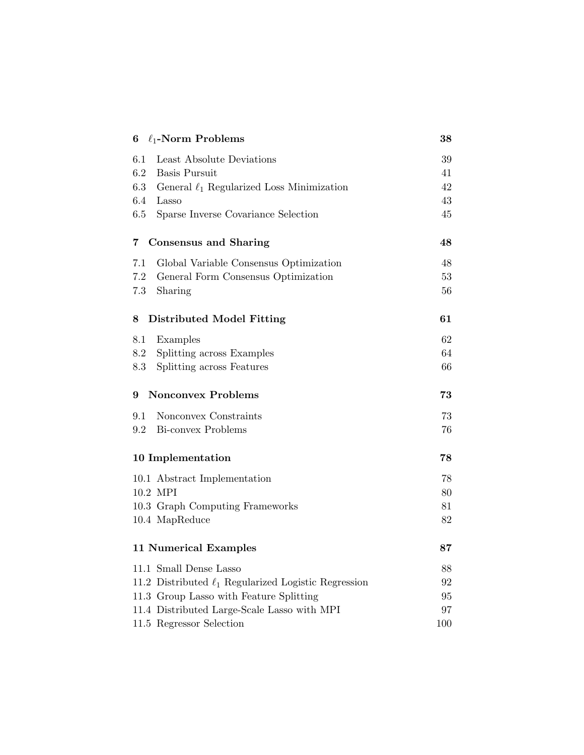**6 $\ell_1$-Norm Problems** **38**

6.1 Least Absolute Deviations 39
6.2 Basis Pursuit 41
6.3 General $\ell_1$ Regularized Loss Minimization 42
6.4 Lasso 43
6.5 Sparse Inverse Covariance Selection 45

**7 Consensus and Sharing** **48**

7.1 Global Variable Consensus Optimization 48
7.2 General Form Consensus Optimization 53
7.3 Sharing 56

**8 Distributed Model Fitting** **61**

8.1 Examples 62
8.2 Splitting across Examples 64
8.3 Splitting across Features 66

**9 Nonconvex Problems** **73**

9.1 Nonconvex Constraints 73
9.2 Bi-convex Problems 76

**10 Implementation** **78**

10.1 Abstract Implementation 78
10.2 MPI 80
10.3 Graph Computing Frameworks 81
10.4 MapReduce 82

**11 Numerical Examples** **87**

11.1 Small Dense Lasso 88
11.2 Distributed $\ell_1$ Regularized Logistic Regression 92
11.3 Group Lasso with Feature Splitting 95
11.4 Distributed Large-Scale Lasso with MPI 97
11.5 Regressor Selection 100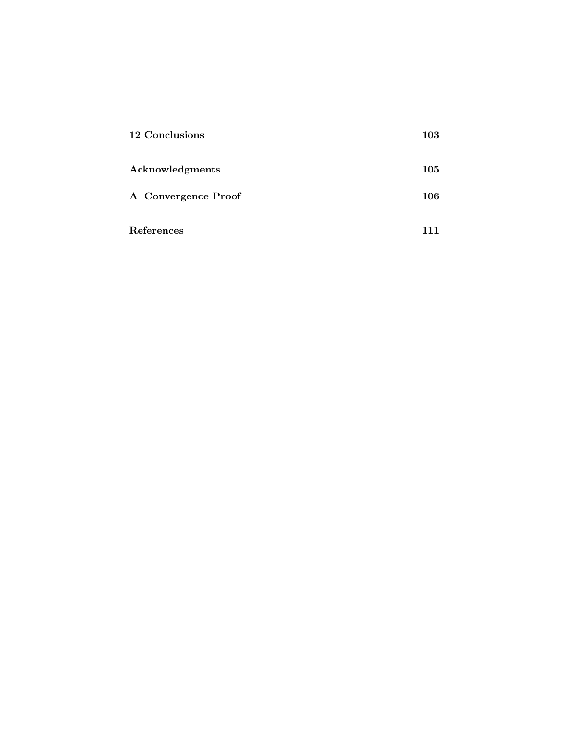**12 Conclusions** **103**

**Acknowledgments** **105**

**A Convergence Proof** **106**

**References** **111**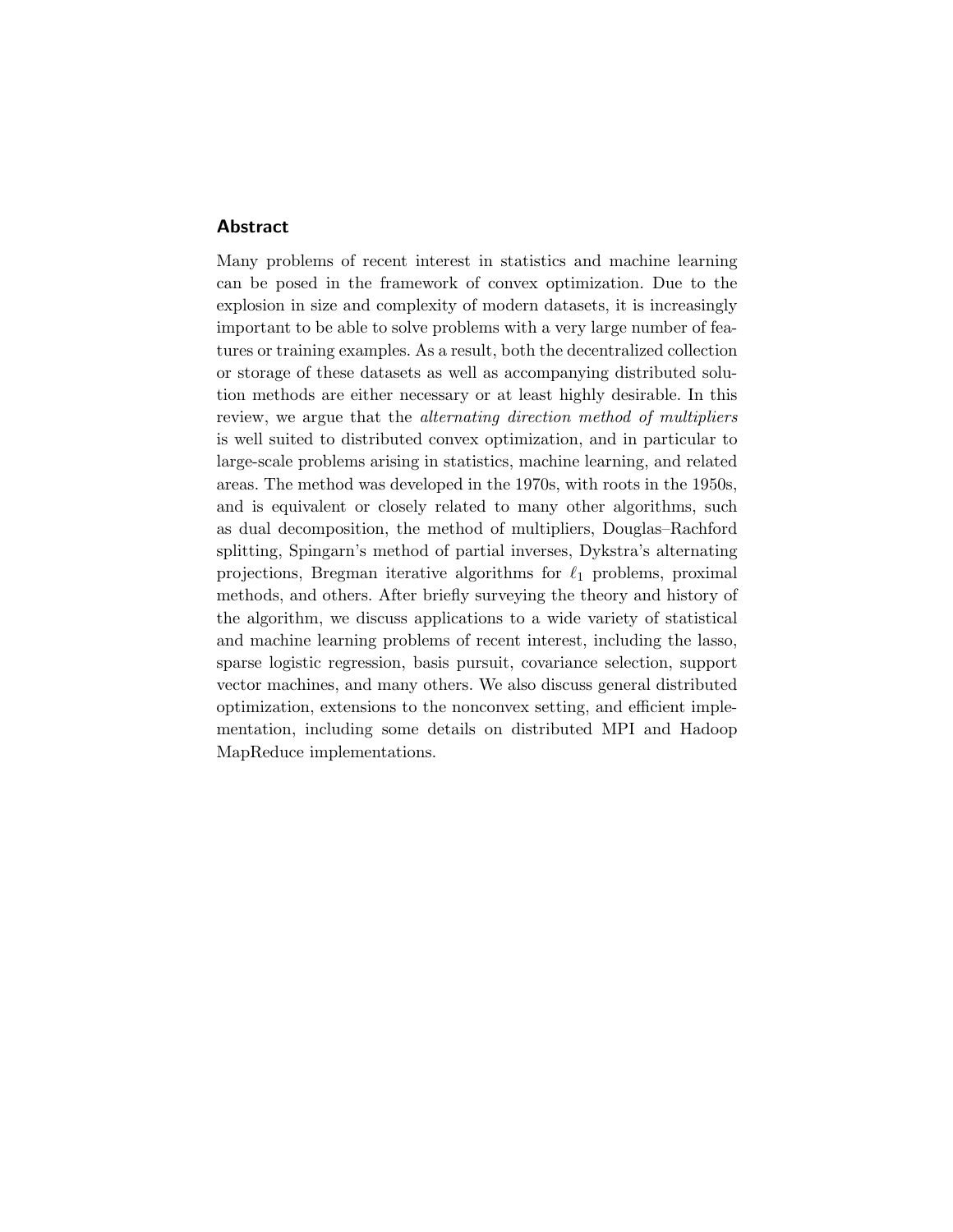## Abstract

Many problems of recent interest in statistics and machine learning can be posed in the framework of convex optimization. Due to the explosion in size and complexity of modern datasets, it is increasingly important to be able to solve problems with a very large number of features or training examples. As a result, both the decentralized collection or storage of these datasets as well as accompanying distributed solution methods are either necessary or at least highly desirable. In this review, we argue that the *alternating direction method of multipliers* is well suited to distributed convex optimization, and in particular to large-scale problems arising in statistics, machine learning, and related areas. The method was developed in the 1970s, with roots in the 1950s, and is equivalent or closely related to many other algorithms, such as dual decomposition, the method of multipliers, Douglas–Rachford splitting, Spingarn's method of partial inverses, Dykstra's alternating projections, Bregman iterative algorithms for $\ell_1$ problems, proximal methods, and others. After briefly surveying the theory and history of the algorithm, we discuss applications to a wide variety of statistical and machine learning problems of recent interest, including the lasso, sparse logistic regression, basis pursuit, covariance selection, support vector machines, and many others. We also discuss general distributed optimization, extensions to the nonconvex setting, and efficient implementation, including some details on distributed MPI and Hadoop MapReduce implementations.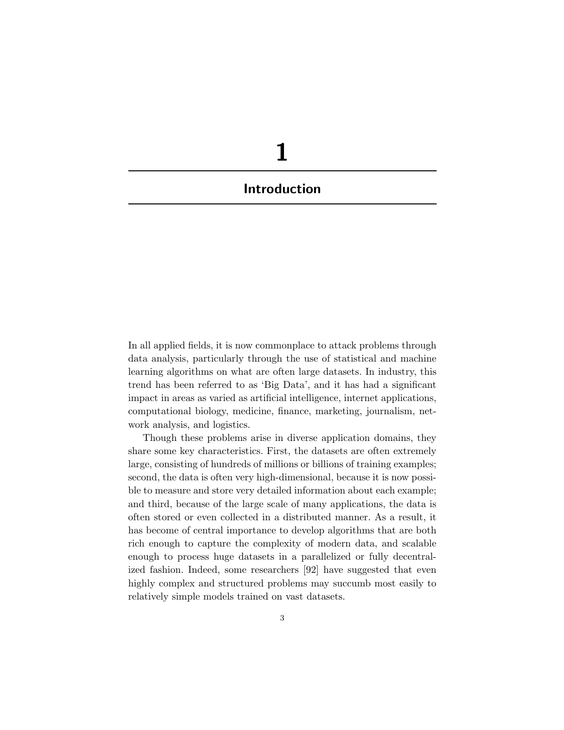# 1

# Introduction

In all applied fields, it is now commonplace to attack problems through data analysis, particularly through the use of statistical and machine learning algorithms on what are often large datasets. In industry, this trend has been referred to as 'Big Data', and it has had a significant impact in areas as varied as artificial intelligence, internet applications, computational biology, medicine, finance, marketing, journalism, network analysis, and logistics.

Though these problems arise in diverse application domains, they share some key characteristics. First, the datasets are often extremely large, consisting of hundreds of millions or billions of training examples; second, the data is often very high-dimensional, because it is now possible to measure and store very detailed information about each example; and third, because of the large scale of many applications, the data is often stored or even collected in a distributed manner. As a result, it has become of central importance to develop algorithms that are both rich enough to capture the complexity of modern data, and scalable enough to process huge datasets in a parallelized or fully decentralized fashion. Indeed, some researchers [92] have suggested that even highly complex and structured problems may succumb most easily to relatively simple models trained on vast datasets.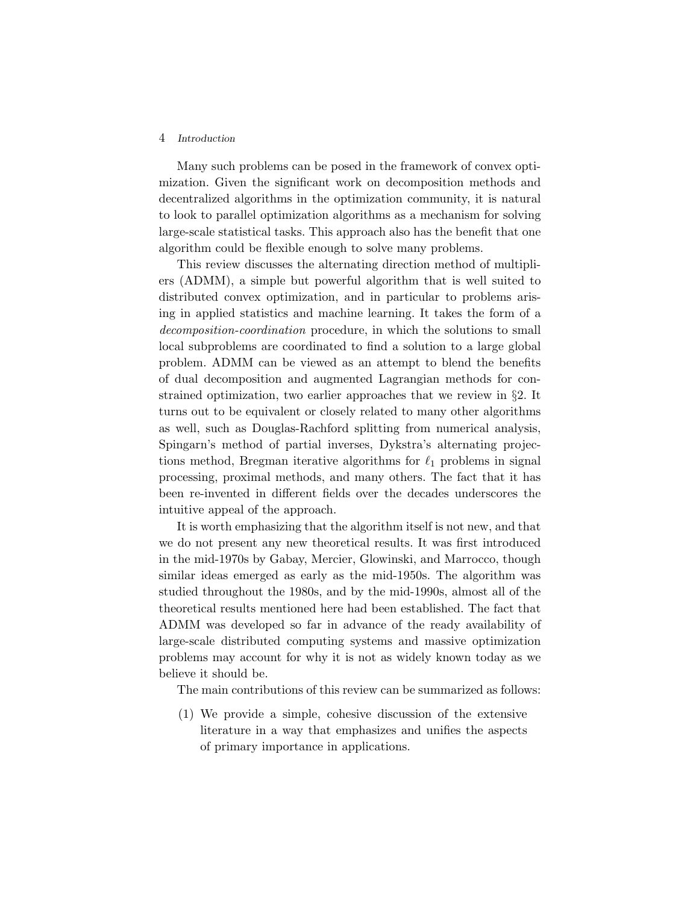Many such problems can be posed in the framework of convex optimization. Given the significant work on decomposition methods and decentralized algorithms in the optimization community, it is natural to look to parallel optimization algorithms as a mechanism for solving large-scale statistical tasks. This approach also has the benefit that one algorithm could be flexible enough to solve many problems.

This review discusses the alternating direction method of multipliers (ADMM), a simple but powerful algorithm that is well suited to distributed convex optimization, and in particular to problems arising in applied statistics and machine learning. It takes the form of a *decomposition-coordination* procedure, in which the solutions to small local subproblems are coordinated to find a solution to a large global problem. ADMM can be viewed as an attempt to blend the benefits of dual decomposition and augmented Lagrangian methods for constrained optimization, two earlier approaches that we review in §2. It turns out to be equivalent or closely related to many other algorithms as well, such as Douglas-Rachford splitting from numerical analysis, Spingarn's method of partial inverses, Dykstra's alternating projections method, Bregman iterative algorithms for $\ell_1$ problems in signal processing, proximal methods, and many others. The fact that it has been re-invented in different fields over the decades underscores the intuitive appeal of the approach.

It is worth emphasizing that the algorithm itself is not new, and that we do not present any new theoretical results. It was first introduced in the mid-1970s by Gabay, Mercier, Glowinski, and Marrocco, though similar ideas emerged as early as the mid-1950s. The algorithm was studied throughout the 1980s, and by the mid-1990s, almost all of the theoretical results mentioned here had been established. The fact that ADMM was developed so far in advance of the ready availability of large-scale distributed computing systems and massive optimization problems may account for why it is not as widely known today as we believe it should be.

The main contributions of this review can be summarized as follows:

(1) We provide a simple, cohesive discussion of the extensive literature in a way that emphasizes and unifies the aspects of primary importance in applications.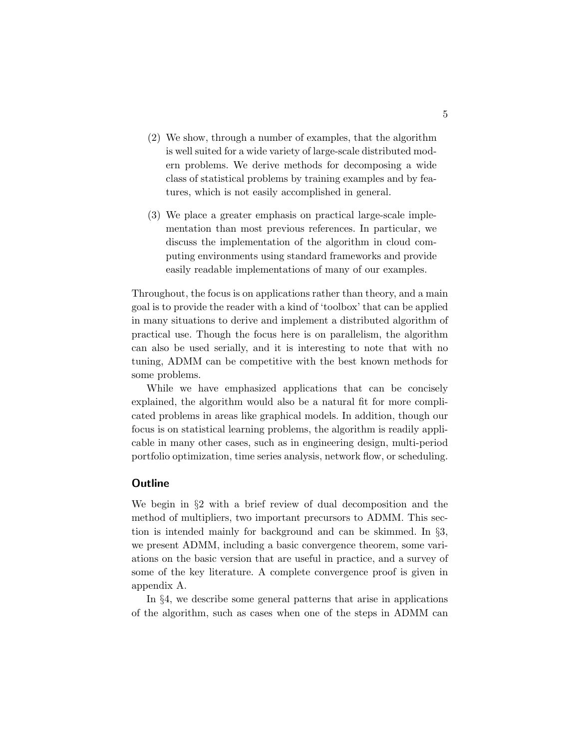(2) We show, through a number of examples, that the algorithm is well suited for a wide variety of large-scale distributed modern problems. We derive methods for decomposing a wide class of statistical problems by training examples and by features, which is not easily accomplished in general.

(3) We place a greater emphasis on practical large-scale implementation than most previous references. In particular, we discuss the implementation of the algorithm in cloud computing environments using standard frameworks and provide easily readable implementations of many of our examples.

Throughout, the focus is on applications rather than theory, and a main goal is to provide the reader with a kind of 'toolbox' that can be applied in many situations to derive and implement a distributed algorithm of practical use. Though the focus here is on parallelism, the algorithm can also be used serially, and it is interesting to note that with no tuning, ADMM can be competitive with the best known methods for some problems.

While we have emphasized applications that can be concisely explained, the algorithm would also be a natural fit for more complicated problems in areas like graphical models. In addition, though our focus is on statistical learning problems, the algorithm is readily applicable in many other cases, such as in engineering design, multi-period portfolio optimization, time series analysis, network flow, or scheduling.

## Outline

We begin in §2 with a brief review of dual decomposition and the method of multipliers, two important precursors to ADMM. This section is intended mainly for background and can be skimmed. In §3, we present ADMM, including a basic convergence theorem, some variations on the basic version that are useful in practice, and a survey of some of the key literature. A complete convergence proof is given in appendix A.

In §4, we describe some general patterns that arise in applications of the algorithm, such as cases when one of the steps in ADMM can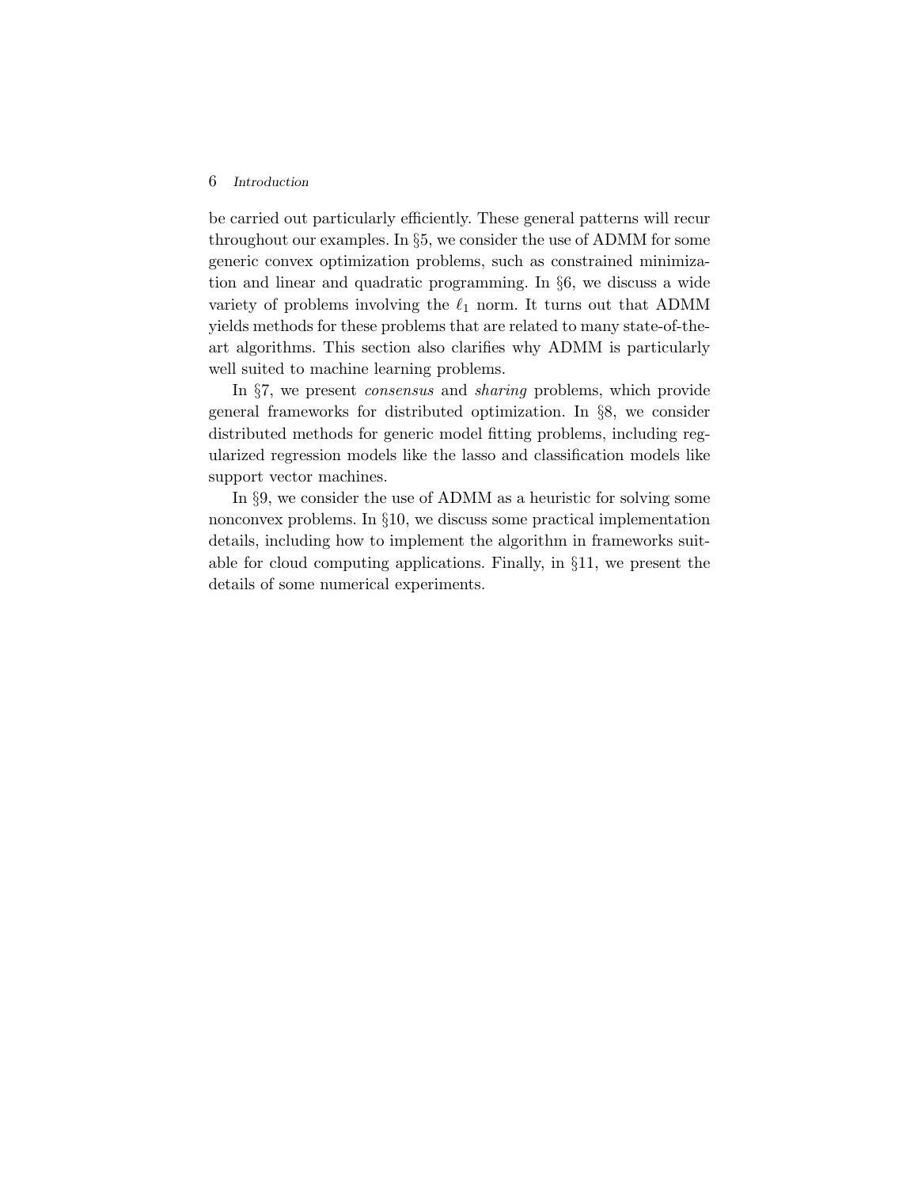be carried out particularly efficiently. These general patterns will recur throughout our examples. In §5, we consider the use of ADMM for some generic convex optimization problems, such as constrained minimization and linear and quadratic programming. In §6, we discuss a wide variety of problems involving the $\ell_1$ norm. It turns out that ADMM yields methods for these problems that are related to many state-of-the-art algorithms. This section also clarifies why ADMM is particularly well suited to machine learning problems.

In §7, we present *consensus* and *sharing* problems, which provide general frameworks for distributed optimization. In §8, we consider distributed methods for generic model fitting problems, including regularized regression models like the lasso and classification models like support vector machines.

In §9, we consider the use of ADMM as a heuristic for solving some nonconvex problems. In §10, we discuss some practical implementation details, including how to implement the algorithm in frameworks suitable for cloud computing applications. Finally, in §11, we present the details of some numerical experiments.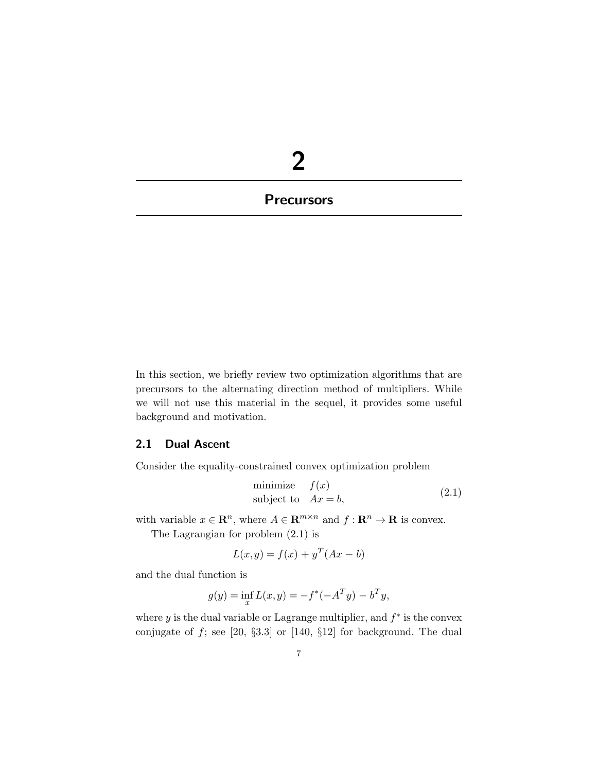# 2

# Precursors

In this section, we briefly review two optimization algorithms that are precursors to the alternating direction method of multipliers. While we will not use this material in the sequel, it provides some useful background and motivation.

## 2.1 Dual Ascent

Consider the equality-constrained convex optimization problem

$$\begin{array}{ll} \text{minimize} & f(x) \\ \text{subject to} & Ax = b, \end{array} \tag{2.1}$$

with variable $x \in \mathbf{R}^n$, where $A \in \mathbf{R}^{m \times n}$ and $f : \mathbf{R}^n \to \mathbf{R}$ is convex.

The Lagrangian for problem (2.1) is

$$L(x, y) = f(x) + y^T(Ax - b)$$

and the dual function is

$$g(y) = \inf_x L(x, y) = -f^*(-A^T y) - b^T y,$$

where $y$ is the dual variable or Lagrange multiplier, and $f^*$ is the convex conjugate of $f$; see [20, §3.3] or [140, §12] for background. The dual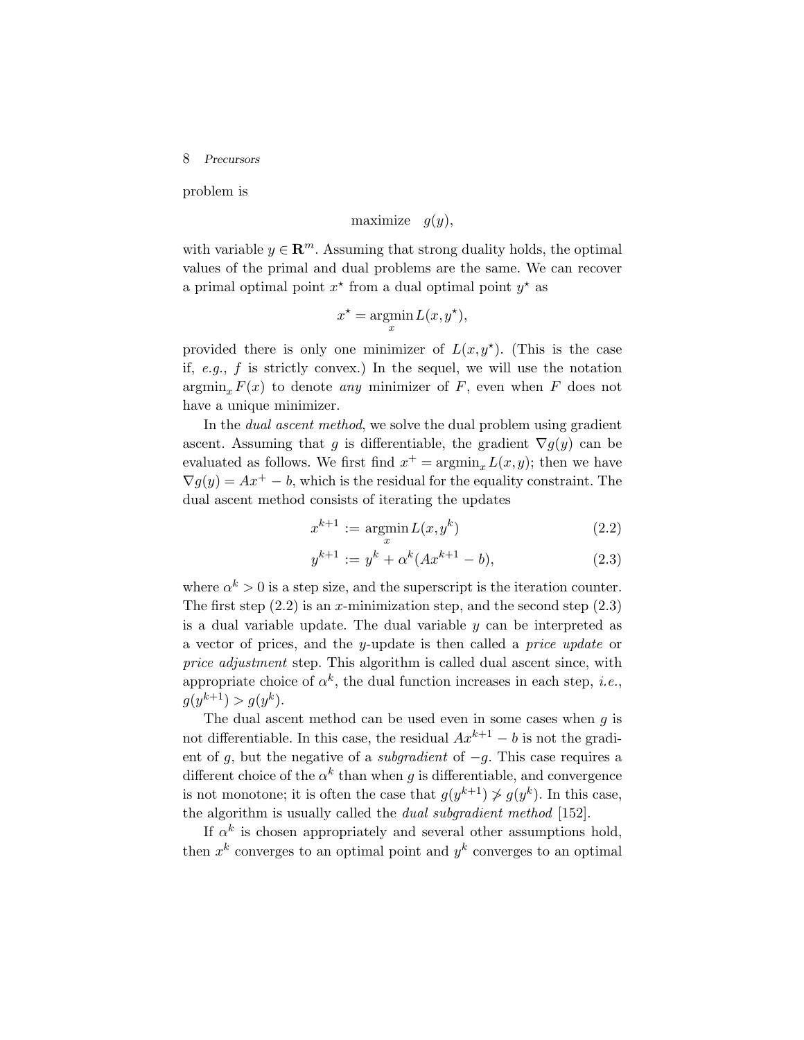problem is

$$\text{maximize} \quad g(y),$$

with variable $y \in \mathbf{R}^m$. Assuming that strong duality holds, the optimal values of the primal and dual problems are the same. We can recover a primal optimal point $x^\star$ from a dual optimal point $y^\star$ as

$$x^\star = \operatorname*{argmin}_x L(x, y^\star),$$

provided there is only one minimizer of $L(x, y^\star)$. (This is the case if, *e.g.*, $f$ is strictly convex.) In the sequel, we will use the notation $\operatorname{argmin}_x F(x)$ to denote *any* minimizer of $F$, even when $F$ does not have a unique minimizer.

In the *dual ascent method*, we solve the dual problem using gradient ascent. Assuming that $g$ is differentiable, the gradient $\nabla g(y)$ can be evaluated as follows. We first find $x^+ = \operatorname{argmin}_x L(x, y)$; then we have $\nabla g(y) = Ax^+ - b$, which is the residual for the equality constraint. The dual ascent method consists of iterating the updates

$$x^{k+1} := \operatorname*{argmin}_x L(x, y^k) \tag{2.2}$$

$$y^{k+1} := y^k + \alpha^k (Ax^{k+1} - b), \tag{2.3}$$

where $\alpha^k > 0$ is a step size, and the superscript is the iteration counter. The first step (2.2) is an $x$-minimization step, and the second step (2.3) is a dual variable update. The dual variable $y$ can be interpreted as a vector of prices, and the $y$-update is then called a *price update* or *price adjustment* step. This algorithm is called dual ascent since, with appropriate choice of $\alpha^k$, the dual function increases in each step, *i.e.*, $g(y^{k+1}) > g(y^k)$.

The dual ascent method can be used even in some cases when $g$ is not differentiable. In this case, the residual $Ax^{k+1} - b$ is not the gradient of $g$, but the negative of a *subgradient* of $-g$. This case requires a different choice of the $\alpha^k$ than when $g$ is differentiable, and convergence is not monotone; it is often the case that $g(y^{k+1}) \not> g(y^k)$. In this case, the algorithm is usually called the *dual subgradient method* [152].

If $\alpha^k$ is chosen appropriately and several other assumptions hold, then $x^k$ converges to an optimal point and $y^k$ converges to an optimal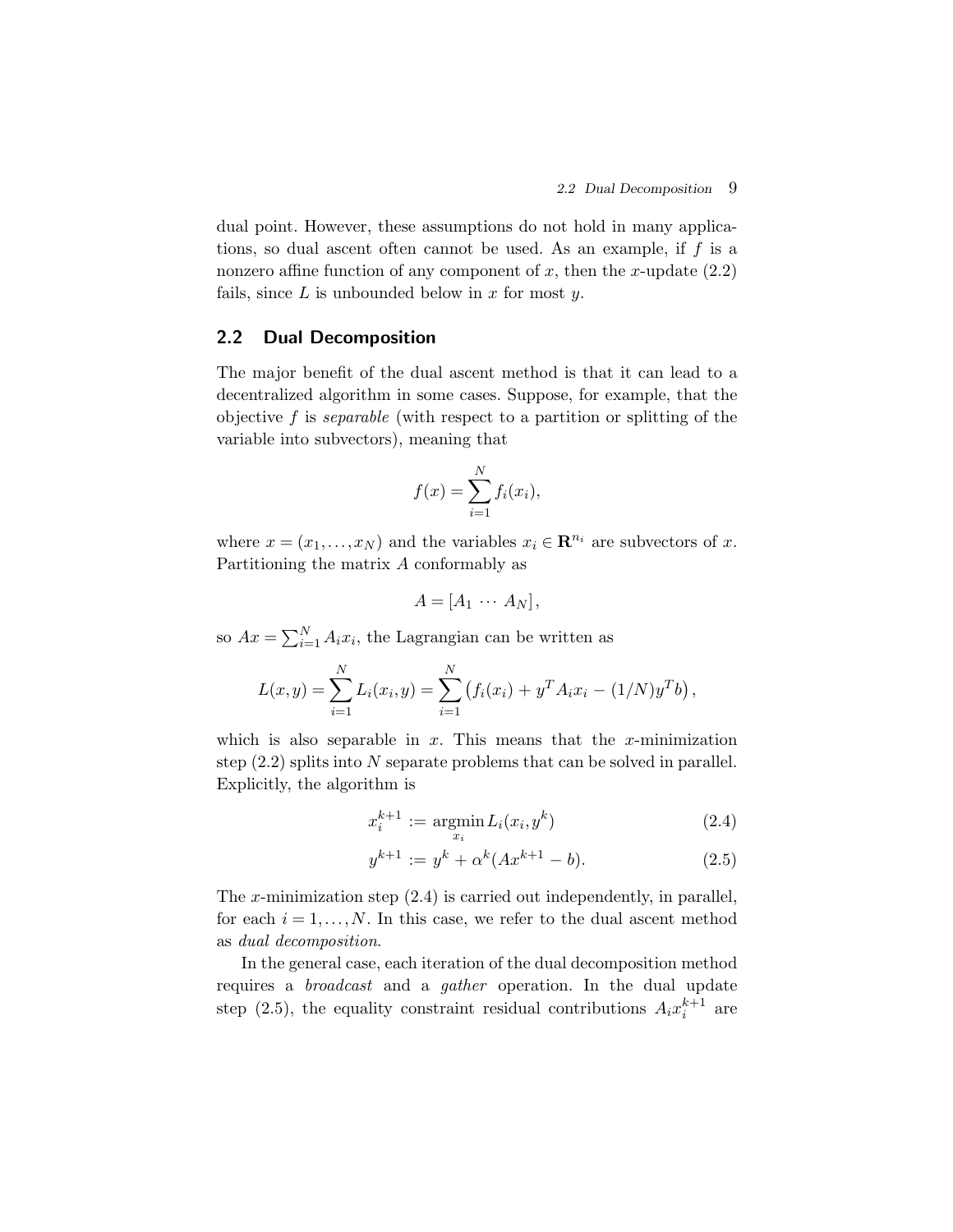dual point. However, these assumptions do not hold in many applications, so dual ascent often cannot be used. As an example, if $f$ is a nonzero affine function of any component of $x$, then the $x$-update (2.2) fails, since $L$ is unbounded below in $x$ for most $y$.

## 2.2 Dual Decomposition

The major benefit of the dual ascent method is that it can lead to a decentralized algorithm in some cases. Suppose, for example, that the objective $f$ is *separable* (with respect to a partition or splitting of the variable into subvectors), meaning that

$$f(x) = \sum_{i=1}^{N} f_i(x_i),$$

where $x = (x_1, \ldots, x_N)$ and the variables $x_i \in \mathbf{R}^{n_i}$ are subvectors of $x$. Partitioning the matrix $A$ conformably as

$$A = [A_1 \; \cdots \; A_N],$$

so $Ax = \sum_{i=1}^{N} A_i x_i$, the Lagrangian can be written as

$$L(x,y) = \sum_{i=1}^{N} L_i(x_i, y) = \sum_{i=1}^{N} \left( f_i(x_i) + y^T A_i x_i - (1/N) y^T b \right),$$

which is also separable in $x$. This means that the $x$-minimization step (2.2) splits into $N$ separate problems that can be solved in parallel. Explicitly, the algorithm is

$$x_i^{k+1} := \operatorname*{argmin}_{x_i} L_i(x_i, y^k) \tag{2.4}$$

$$y^{k+1} := y^k + \alpha^k (Ax^{k+1} - b). \tag{2.5}$$

The $x$-minimization step (2.4) is carried out independently, in parallel, for each $i = 1, \ldots, N$. In this case, we refer to the dual ascent method as *dual decomposition*.

In the general case, each iteration of the dual decomposition method requires a *broadcast* and a *gather* operation. In the dual update step (2.5), the equality constraint residual contributions $A_i x_i^{k+1}$ are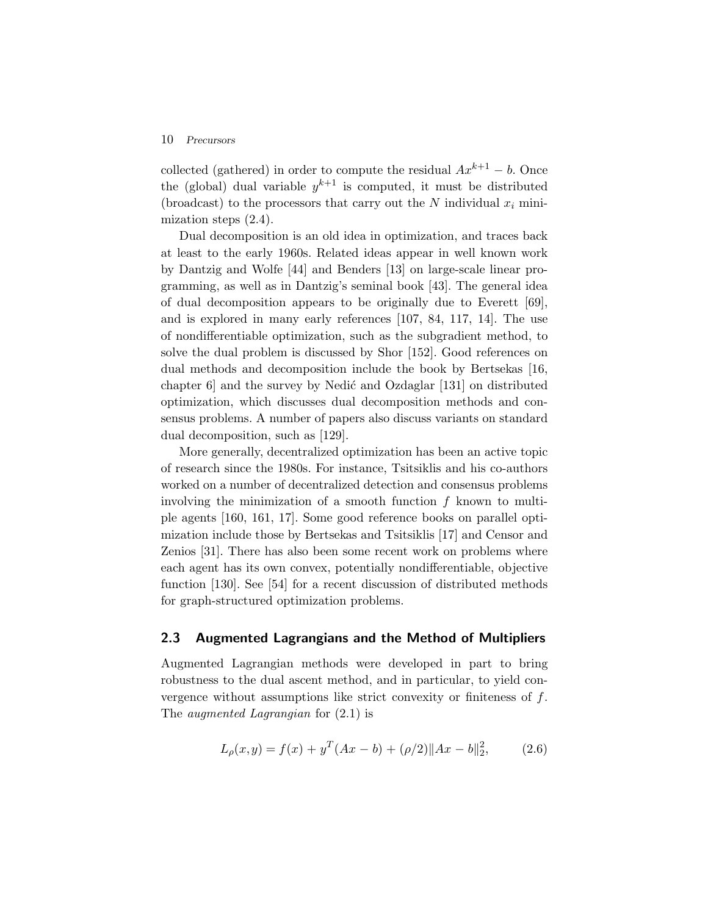collected (gathered) in order to compute the residual $Ax^{k+1} - b$. Once the (global) dual variable $y^{k+1}$ is computed, it must be distributed (broadcast) to the processors that carry out the $N$ individual $x_i$ minimization steps (2.4).

Dual decomposition is an old idea in optimization, and traces back at least to the early 1960s. Related ideas appear in well known work by Dantzig and Wolfe [44] and Benders [13] on large-scale linear programming, as well as in Dantzig's seminal book [43]. The general idea of dual decomposition appears to be originally due to Everett [69], and is explored in many early references [107, 84, 117, 14]. The use of nondifferentiable optimization, such as the subgradient method, to solve the dual problem is discussed by Shor [152]. Good references on dual methods and decomposition include the book by Bertsekas [16, chapter 6] and the survey by Nedić and Ozdaglar [131] on distributed optimization, which discusses dual decomposition methods and consensus problems. A number of papers also discuss variants on standard dual decomposition, such as [129].

More generally, decentralized optimization has been an active topic of research since the 1980s. For instance, Tsitsiklis and his co-authors worked on a number of decentralized detection and consensus problems involving the minimization of a smooth function $f$ known to multiple agents [160, 161, 17]. Some good reference books on parallel optimization include those by Bertsekas and Tsitsiklis [17] and Censor and Zenios [31]. There has also been some recent work on problems where each agent has its own convex, potentially nondifferentiable, objective function [130]. See [54] for a recent discussion of distributed methods for graph-structured optimization problems.

## 2.3 Augmented Lagrangians and the Method of Multipliers

Augmented Lagrangian methods were developed in part to bring robustness to the dual ascent method, and in particular, to yield convergence without assumptions like strict convexity or finiteness of $f$. The *augmented Lagrangian* for (2.1) is

$$L_\rho(x,y) = f(x) + y^T(Ax - b) + (\rho/2)\|Ax - b\|_2^2, \qquad (2.6)$$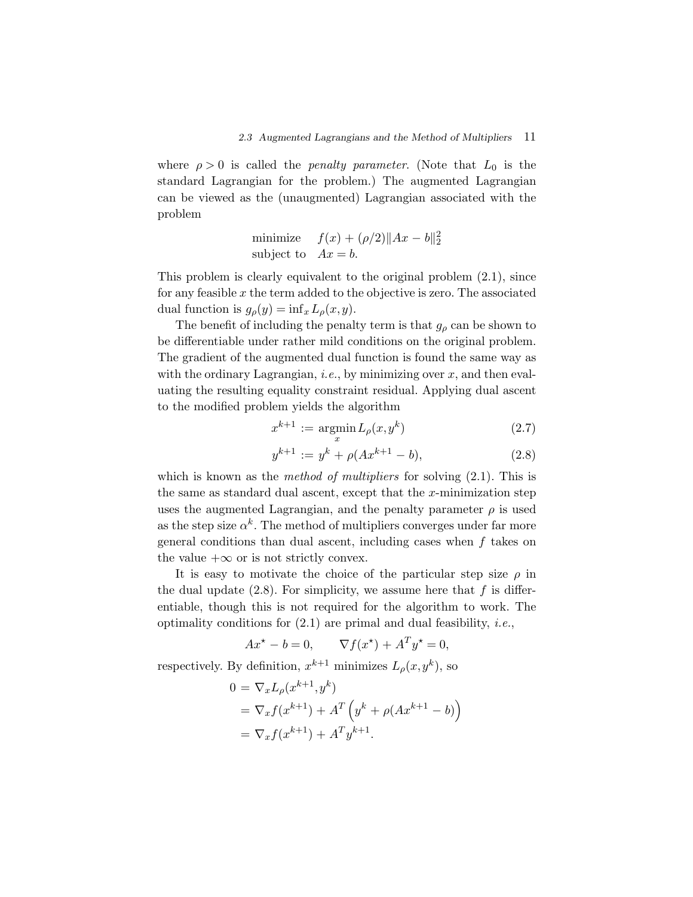where $\rho > 0$ is called the *penalty parameter*. (Note that $L_0$ is the standard Lagrangian for the problem.) The augmented Lagrangian can be viewed as the (unaugmented) Lagrangian associated with the problem

$$
\begin{array}{ll}
\text{minimize} & f(x) + (\rho/2)\|Ax - b\|_2^2 \\
\text{subject to} & Ax = b.
\end{array}
$$

This problem is clearly equivalent to the original problem (2.1), since for any feasible $x$ the term added to the objective is zero. The associated dual function is $g_\rho(y) = \inf_x L_\rho(x, y)$.

The benefit of including the penalty term is that $g_\rho$ can be shown to be differentiable under rather mild conditions on the original problem. The gradient of the augmented dual function is found the same way as with the ordinary Lagrangian, *i.e.*, by minimizing over $x$, and then evaluating the resulting equality constraint residual. Applying dual ascent to the modified problem yields the algorithm

$$
x^{k+1} := \underset{x}{\operatorname{argmin}}\, L_\rho(x, y^k) \tag{2.7}
$$

$$
y^{k+1} := y^k + \rho(Ax^{k+1} - b), \tag{2.8}
$$

which is known as the *method of multipliers* for solving (2.1). This is the same as standard dual ascent, except that the $x$-minimization step uses the augmented Lagrangian, and the penalty parameter $\rho$ is used as the step size $\alpha^k$. The method of multipliers converges under far more general conditions than dual ascent, including cases when $f$ takes on the value $+\infty$ or is not strictly convex.

It is easy to motivate the choice of the particular step size $\rho$ in the dual update (2.8). For simplicity, we assume here that $f$ is differentiable, though this is not required for the algorithm to work. The optimality conditions for (2.1) are primal and dual feasibility, *i.e.*,

$$
Ax^\star - b = 0, \qquad \nabla f(x^\star) + A^T y^\star = 0,
$$

respectively. By definition, $x^{k+1}$ minimizes $L_\rho(x, y^k)$, so

$$
\begin{aligned}
0 &= \nabla_x L_\rho(x^{k+1}, y^k) \\
&= \nabla_x f(x^{k+1}) + A^T \left( y^k + \rho(Ax^{k+1} - b) \right) \\
&= \nabla_x f(x^{k+1}) + A^T y^{k+1}.
\end{aligned}
$$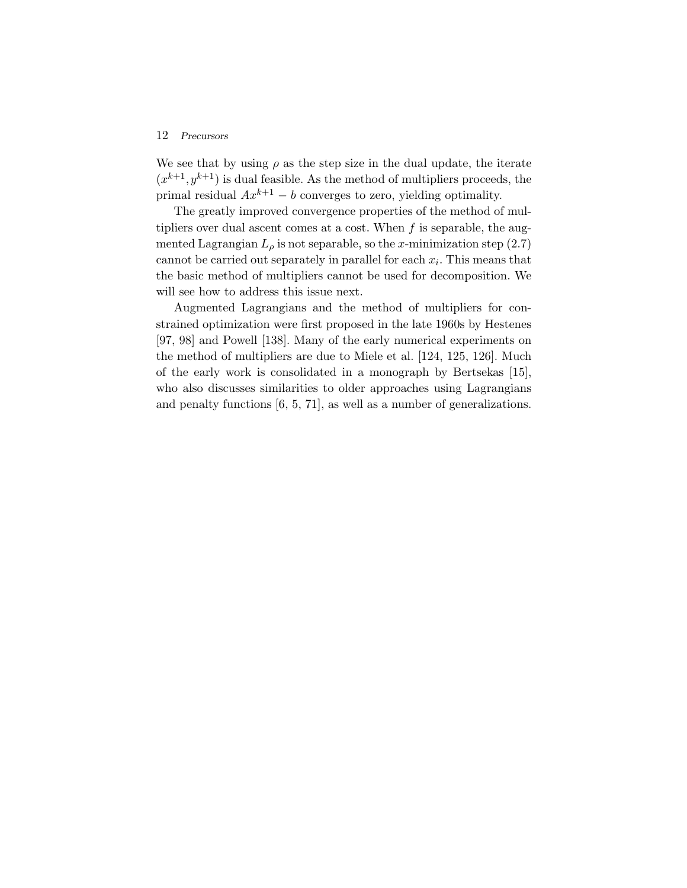We see that by using $\rho$ as the step size in the dual update, the iterate $(x^{k+1}, y^{k+1})$ is dual feasible. As the method of multipliers proceeds, the primal residual $Ax^{k+1} - b$ converges to zero, yielding optimality.

The greatly improved convergence properties of the method of multipliers over dual ascent comes at a cost. When $f$ is separable, the augmented Lagrangian $L_\rho$ is not separable, so the $x$-minimization step (2.7) cannot be carried out separately in parallel for each $x_i$. This means that the basic method of multipliers cannot be used for decomposition. We will see how to address this issue next.

Augmented Lagrangians and the method of multipliers for constrained optimization were first proposed in the late 1960s by Hestenes [97, 98] and Powell [138]. Many of the early numerical experiments on the method of multipliers are due to Miele et al. [124, 125, 126]. Much of the early work is consolidated in a monograph by Bertsekas [15], who also discusses similarities to older approaches using Lagrangians and penalty functions [6, 5, 71], as well as a number of generalizations.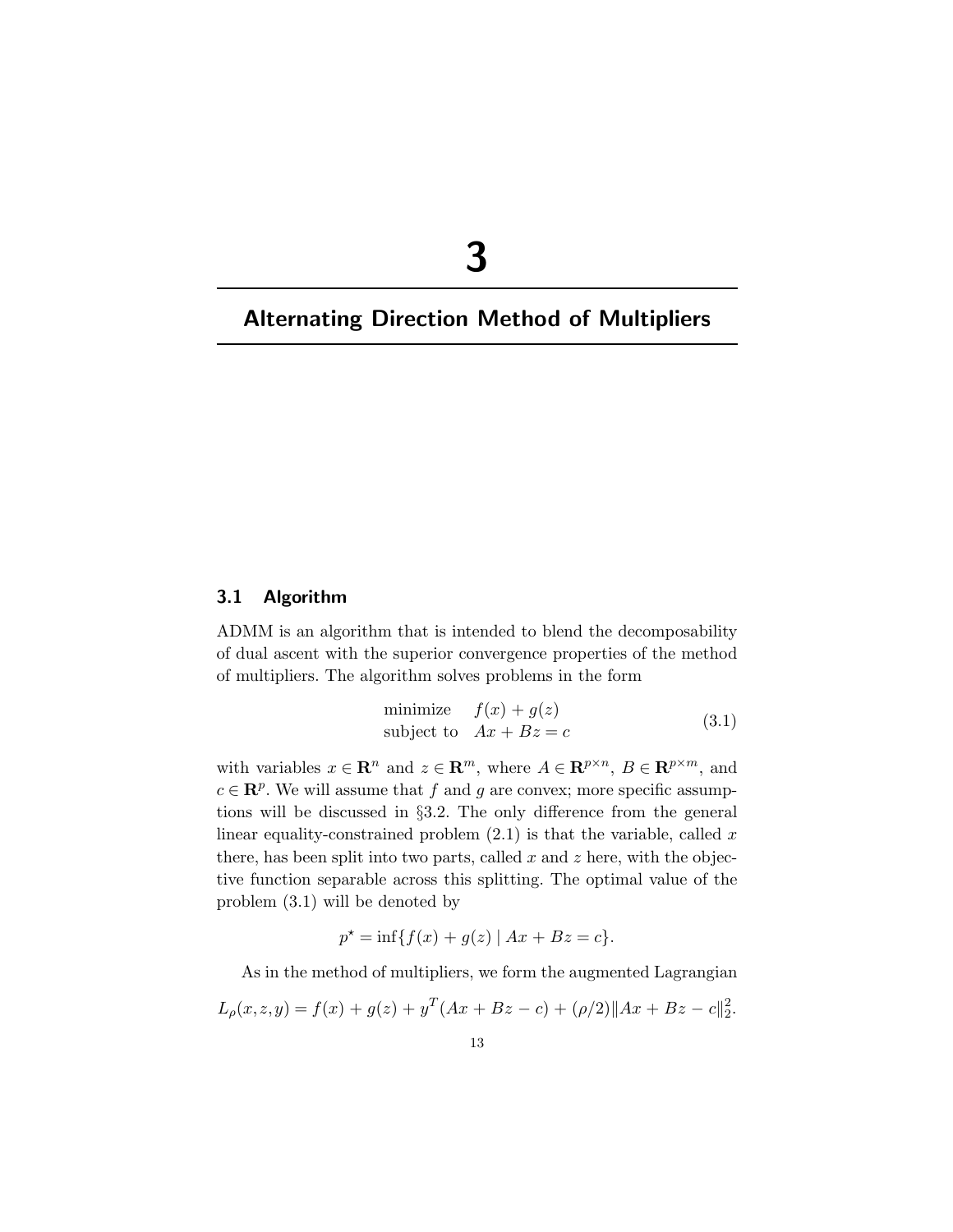# 3

# Alternating Direction Method of Multipliers

## 3.1 Algorithm

ADMM is an algorithm that is intended to blend the decomposability of dual ascent with the superior convergence properties of the method of multipliers. The algorithm solves problems in the form

$$
\begin{array}{ll}
\text{minimize} & f(x) + g(z) \\
\text{subject to} & Ax + Bz = c
\end{array}
\tag{3.1}
$$

with variables $x \in \mathbf{R}^n$ and $z \in \mathbf{R}^m$, where $A \in \mathbf{R}^{p \times n}$, $B \in \mathbf{R}^{p \times m}$, and $c \in \mathbf{R}^p$. We will assume that $f$ and $g$ are convex; more specific assumptions will be discussed in §3.2. The only difference from the general linear equality-constrained problem (2.1) is that the variable, called $x$ there, has been split into two parts, called $x$ and $z$ here, with the objective function separable across this splitting. The optimal value of the problem (3.1) will be denoted by

$$
p^\star = \inf\{f(x) + g(z) \mid Ax + Bz = c\}.
$$

As in the method of multipliers, we form the augmented Lagrangian

$$
L_\rho(x, z, y) = f(x) + g(z) + y^T(Ax + Bz - c) + (\rho/2)\|Ax + Bz - c\|_2^2.
$$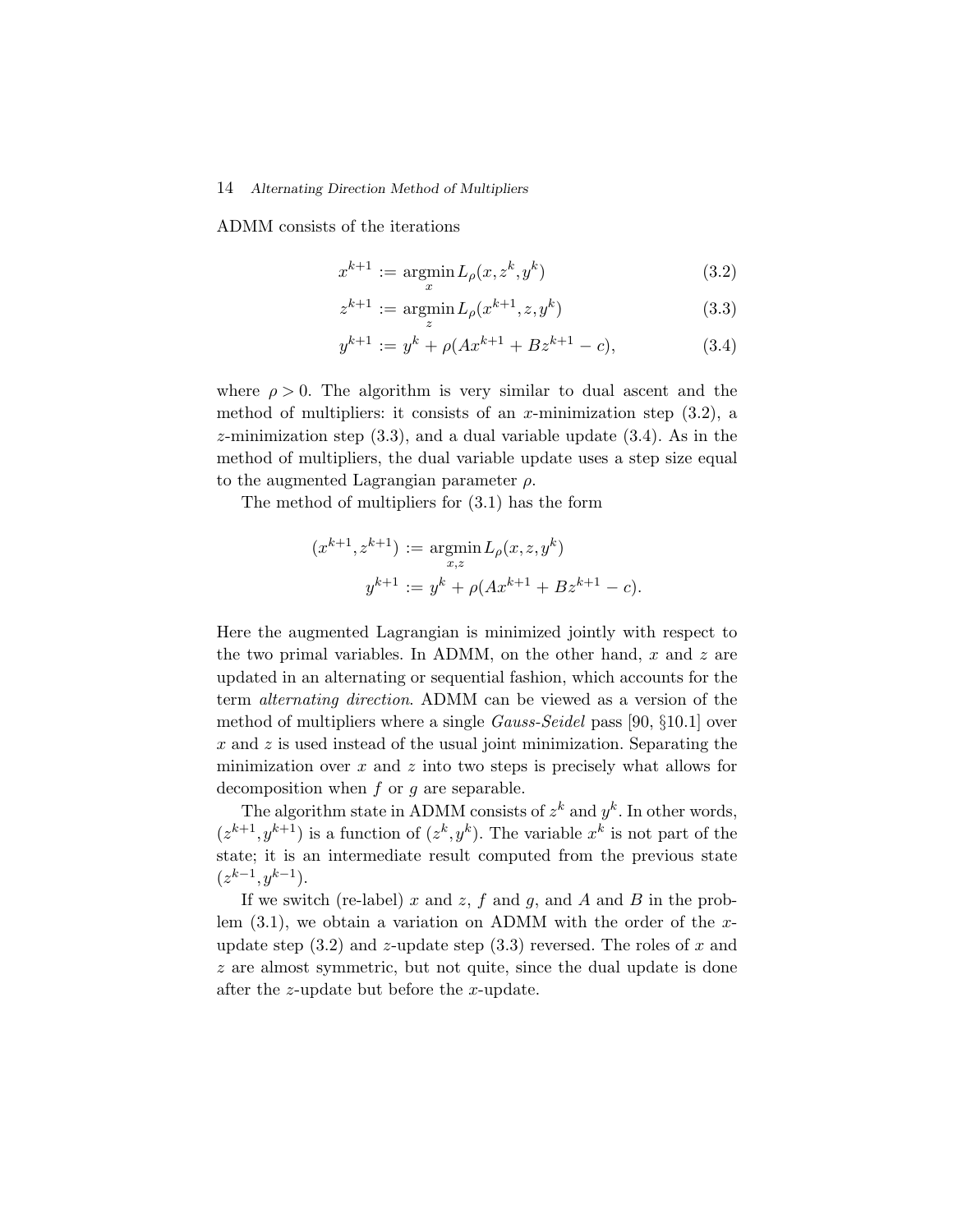ADMM consists of the iterations

$$x^{k+1} := \operatorname*{argmin}_x L_\rho(x, z^k, y^k) \tag{3.2}$$

$$z^{k+1} := \operatorname*{argmin}_z L_\rho(x^{k+1}, z, y^k) \tag{3.3}$$

$$y^{k+1} := y^k + \rho(Ax^{k+1} + Bz^{k+1} - c), \tag{3.4}$$

where $\rho > 0$. The algorithm is very similar to dual ascent and the method of multipliers: it consists of an $x$-minimization step (3.2), a $z$-minimization step (3.3), and a dual variable update (3.4). As in the method of multipliers, the dual variable update uses a step size equal to the augmented Lagrangian parameter $\rho$.

The method of multipliers for (3.1) has the form

$$\begin{aligned} (x^{k+1}, z^{k+1}) &:= \operatorname*{argmin}_{x,z} L_\rho(x, z, y^k) \\ y^{k+1} &:= y^k + \rho(Ax^{k+1} + Bz^{k+1} - c). \end{aligned}$$

Here the augmented Lagrangian is minimized jointly with respect to the two primal variables. In ADMM, on the other hand, $x$ and $z$ are updated in an alternating or sequential fashion, which accounts for the term *alternating direction*. ADMM can be viewed as a version of the method of multipliers where a single *Gauss-Seidel* pass [90, §10.1] over $x$ and $z$ is used instead of the usual joint minimization. Separating the minimization over $x$ and $z$ into two steps is precisely what allows for decomposition when $f$ or $g$ are separable.

The algorithm state in ADMM consists of $z^k$ and $y^k$. In other words, $(z^{k+1}, y^{k+1})$ is a function of $(z^k, y^k)$. The variable $x^k$ is not part of the state; it is an intermediate result computed from the previous state $(z^{k-1}, y^{k-1})$.

If we switch (re-label) $x$ and $z$, $f$ and $g$, and $A$ and $B$ in the problem (3.1), we obtain a variation on ADMM with the order of the $x$-update step (3.2) and $z$-update step (3.3) reversed. The roles of $x$ and $z$ are almost symmetric, but not quite, since the dual update is done after the $z$-update but before the $x$-update.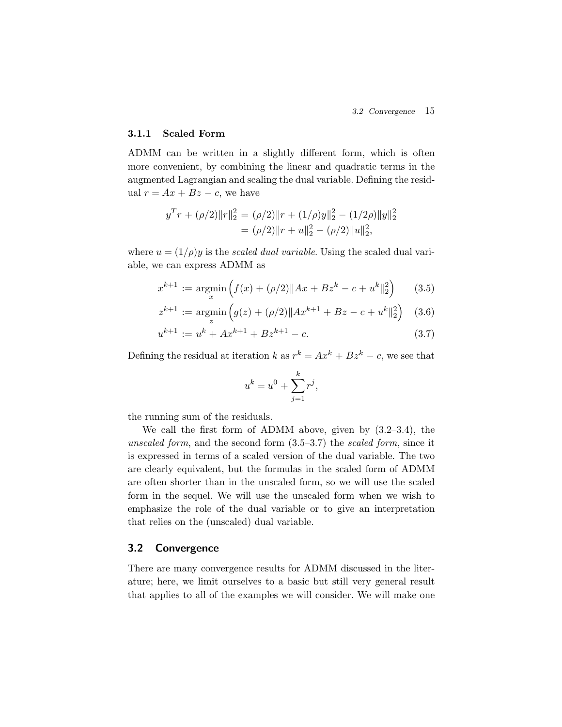### 3.1.1 Scaled Form

ADMM can be written in a slightly different form, which is often more convenient, by combining the linear and quadratic terms in the augmented Lagrangian and scaling the dual variable. Defining the residual $r = Ax + Bz - c$, we have

$$
\begin{aligned}
y^T r + (\rho/2)\|r\|_2^2 &= (\rho/2)\|r + (1/\rho)y\|_2^2 - (1/2\rho)\|y\|_2^2 \\
&= (\rho/2)\|r + u\|_2^2 - (\rho/2)\|u\|_2^2,
\end{aligned}
$$

where $u = (1/\rho)y$ is the *scaled dual variable*. Using the scaled dual variable, we can express ADMM as

$$
x^{k+1} := \underset{x}{\operatorname{argmin}} \left( f(x) + (\rho/2)\|Ax + Bz^k - c + u^k\|_2^2 \right) \tag{3.5}
$$

$$
z^{k+1} := \underset{z}{\operatorname{argmin}} \left( g(z) + (\rho/2)\|Ax^{k+1} + Bz - c + u^k\|_2^2 \right) \tag{3.6}
$$

$$
u^{k+1} := u^k + Ax^{k+1} + Bz^{k+1} - c. \tag{3.7}
$$

Defining the residual at iteration $k$ as $r^k = Ax^k + Bz^k - c$, we see that

$$
u^k = u^0 + \sum_{j=1}^{k} r^j,
$$

the running sum of the residuals.

We call the first form of ADMM above, given by (3.2–3.4), the *unscaled form*, and the second form (3.5–3.7) the *scaled form*, since it is expressed in terms of a scaled version of the dual variable. The two are clearly equivalent, but the formulas in the scaled form of ADMM are often shorter than in the unscaled form, so we will use the scaled form in the sequel. We will use the unscaled form when we wish to emphasize the role of the dual variable or to give an interpretation that relies on the (unscaled) dual variable.

## 3.2 Convergence

There are many convergence results for ADMM discussed in the literature; here, we limit ourselves to a basic but still very general result that applies to all of the examples we will consider. We will make one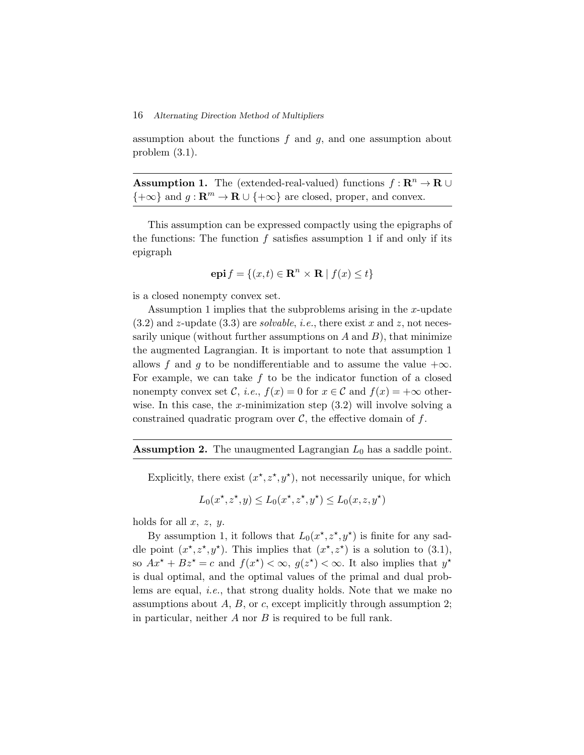assumption about the functions $f$ and $g$, and one assumption about problem (3.1).

---

**Assumption 1.** The (extended-real-valued) functions $f : \mathbf{R}^n \to \mathbf{R} \cup \{+\infty\}$ and $g : \mathbf{R}^m \to \mathbf{R} \cup \{+\infty\}$ are closed, proper, and convex.

---

This assumption can be expressed compactly using the epigraphs of the functions: The function $f$ satisfies assumption 1 if and only if its epigraph

$$\mathbf{epi}\, f = \{(x,t) \in \mathbf{R}^n \times \mathbf{R} \mid f(x) \le t\}$$

is a closed nonempty convex set.

Assumption 1 implies that the subproblems arising in the $x$-update (3.2) and $z$-update (3.3) are *solvable*, *i.e.*, there exist $x$ and $z$, not necessarily unique (without further assumptions on $A$ and $B$), that minimize the augmented Lagrangian. It is important to note that assumption 1 allows $f$ and $g$ to be nondifferentiable and to assume the value $+\infty$. For example, we can take $f$ to be the indicator function of a closed nonempty convex set $\mathcal{C}$, *i.e.*, $f(x) = 0$ for $x \in \mathcal{C}$ and $f(x) = +\infty$ otherwise. In this case, the $x$-minimization step (3.2) will involve solving a constrained quadratic program over $\mathcal{C}$, the effective domain of $f$.

---

**Assumption 2.** The unaugmented Lagrangian $L_0$ has a saddle point.

---

Explicitly, there exist $(x^\star, z^\star, y^\star)$, not necessarily unique, for which

$$L_0(x^\star, z^\star, y) \le L_0(x^\star, z^\star, y^\star) \le L_0(x, z, y^\star)$$

holds for all $x$, $z$, $y$.

By assumption 1, it follows that $L_0(x^\star, z^\star, y^\star)$ is finite for any saddle point $(x^\star, z^\star, y^\star)$. This implies that $(x^\star, z^\star)$ is a solution to (3.1), so $Ax^\star + Bz^\star = c$ and $f(x^\star) < \infty$, $g(z^\star) < \infty$. It also implies that $y^\star$ is dual optimal, and the optimal values of the primal and dual problems are equal, *i.e.*, that strong duality holds. Note that we make no assumptions about $A$, $B$, or $c$, except implicitly through assumption 2; in particular, neither $A$ nor $B$ is required to be full rank.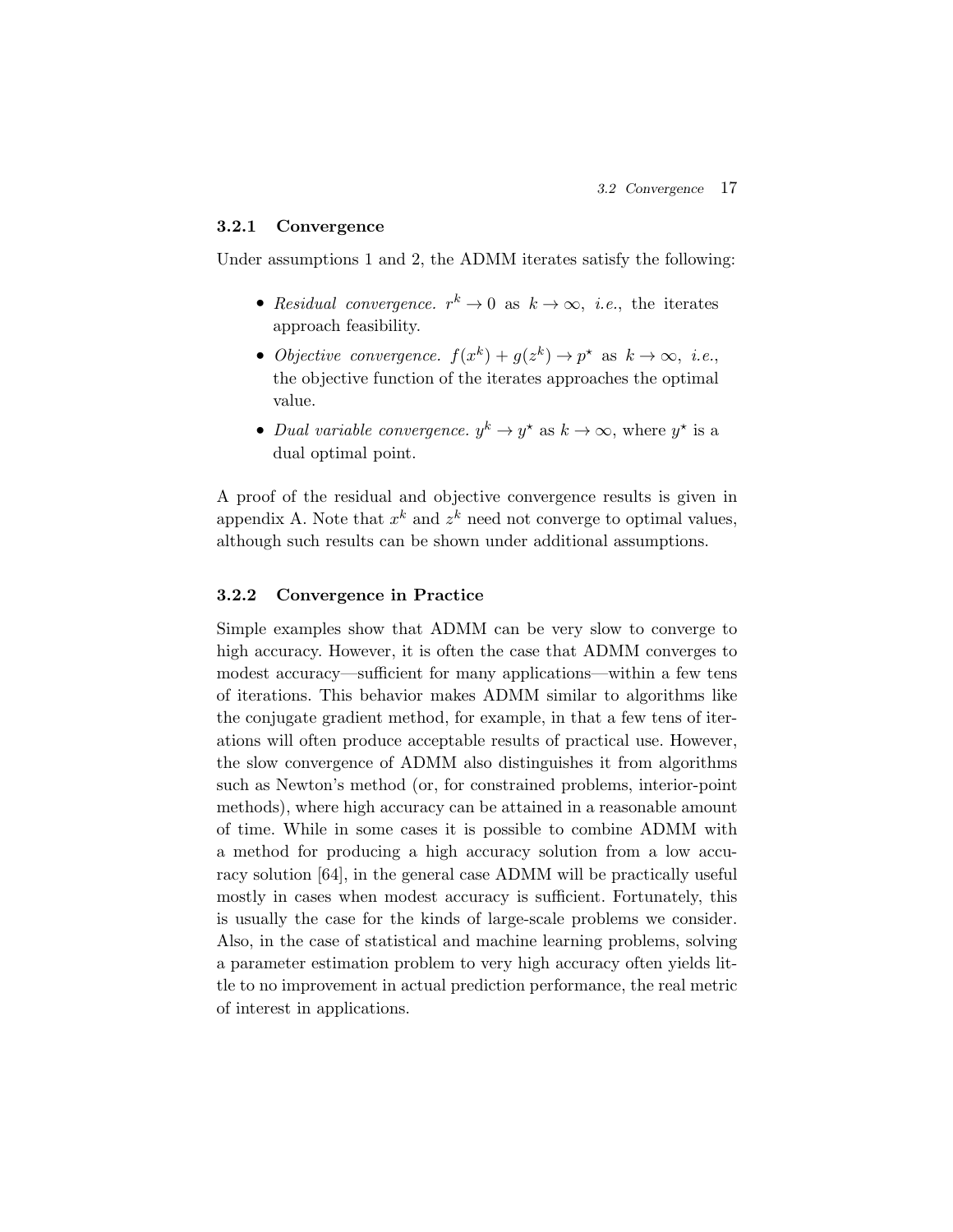### 3.2.1 Convergence

Under assumptions 1 and 2, the ADMM iterates satisfy the following:

- *Residual convergence.* $r^k \to 0$ as $k \to \infty$, *i.e.*, the iterates approach feasibility.
- *Objective convergence.* $f(x^k) + g(z^k) \to p^\star$ as $k \to \infty$, *i.e.*, the objective function of the iterates approaches the optimal value.
- *Dual variable convergence.* $y^k \to y^\star$ as $k \to \infty$, where $y^\star$ is a dual optimal point.

A proof of the residual and objective convergence results is given in appendix A. Note that $x^k$ and $z^k$ need not converge to optimal values, although such results can be shown under additional assumptions.

### 3.2.2 Convergence in Practice

Simple examples show that ADMM can be very slow to converge to high accuracy. However, it is often the case that ADMM converges to modest accuracy—sufficient for many applications—within a few tens of iterations. This behavior makes ADMM similar to algorithms like the conjugate gradient method, for example, in that a few tens of iterations will often produce acceptable results of practical use. However, the slow convergence of ADMM also distinguishes it from algorithms such as Newton's method (or, for constrained problems, interior-point methods), where high accuracy can be attained in a reasonable amount of time. While in some cases it is possible to combine ADMM with a method for producing a high accuracy solution from a low accuracy solution [64], in the general case ADMM will be practically useful mostly in cases when modest accuracy is sufficient. Fortunately, this is usually the case for the kinds of large-scale problems we consider. Also, in the case of statistical and machine learning problems, solving a parameter estimation problem to very high accuracy often yields little to no improvement in actual prediction performance, the real metric of interest in applications.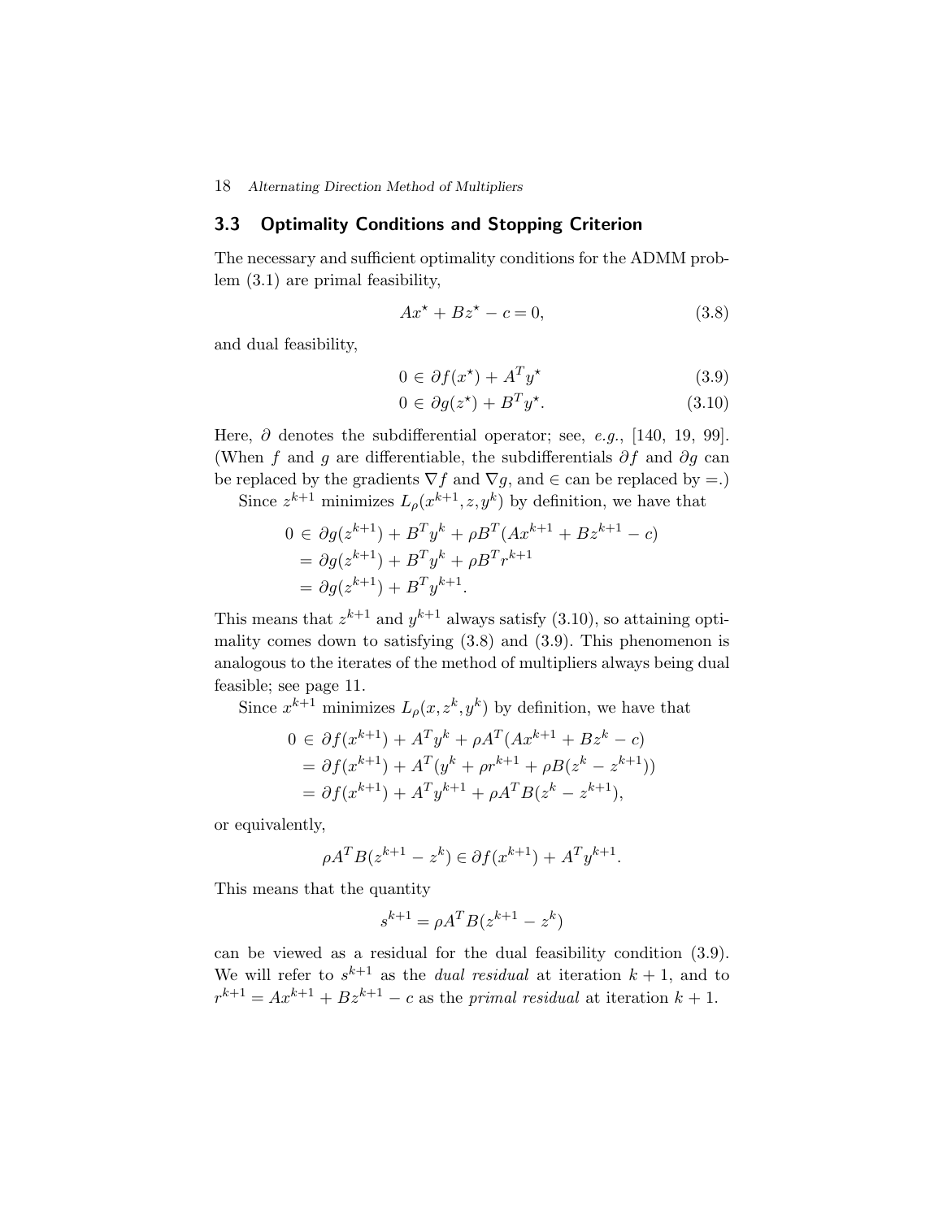## 3.3 Optimality Conditions and Stopping Criterion

The necessary and sufficient optimality conditions for the ADMM problem (3.1) are primal feasibility,

$$Ax^\star + Bz^\star - c = 0, \tag{3.8}$$

and dual feasibility,

$$0 \in \partial f(x^\star) + A^T y^\star \tag{3.9}$$

$$0 \in \partial g(z^\star) + B^T y^\star. \tag{3.10}$$

Here, $\partial$ denotes the subdifferential operator; see, *e.g.*, [140, 19, 99]. (When $f$ and $g$ are differentiable, the subdifferentials $\partial f$ and $\partial g$ can be replaced by the gradients $\nabla f$ and $\nabla g$, and $\in$ can be replaced by $=$.)

Since $z^{k+1}$ minimizes $L_\rho(x^{k+1}, z, y^k)$ by definition, we have that

$$\begin{aligned}
0 &\in \partial g(z^{k+1}) + B^T y^k + \rho B^T(Ax^{k+1} + Bz^{k+1} - c) \\
&= \partial g(z^{k+1}) + B^T y^k + \rho B^T r^{k+1} \\
&= \partial g(z^{k+1}) + B^T y^{k+1}.
\end{aligned}$$

This means that $z^{k+1}$ and $y^{k+1}$ always satisfy (3.10), so attaining optimality comes down to satisfying (3.8) and (3.9). This phenomenon is analogous to the iterates of the method of multipliers always being dual feasible; see page 11.

Since $x^{k+1}$ minimizes $L_\rho(x, z^k, y^k)$ by definition, we have that

$$\begin{aligned}
0 &\in \partial f(x^{k+1}) + A^T y^k + \rho A^T(Ax^{k+1} + Bz^k - c) \\
&= \partial f(x^{k+1}) + A^T(y^k + \rho r^{k+1} + \rho B(z^k - z^{k+1})) \\
&= \partial f(x^{k+1}) + A^T y^{k+1} + \rho A^T B(z^k - z^{k+1}),
\end{aligned}$$

or equivalently,

$$\rho A^T B(z^{k+1} - z^k) \in \partial f(x^{k+1}) + A^T y^{k+1}.$$

This means that the quantity

$$s^{k+1} = \rho A^T B(z^{k+1} - z^k)$$

can be viewed as a residual for the dual feasibility condition (3.9). We will refer to $s^{k+1}$ as the *dual residual* at iteration $k+1$, and to $r^{k+1} = Ax^{k+1} + Bz^{k+1} - c$ as the *primal residual* at iteration $k+1$.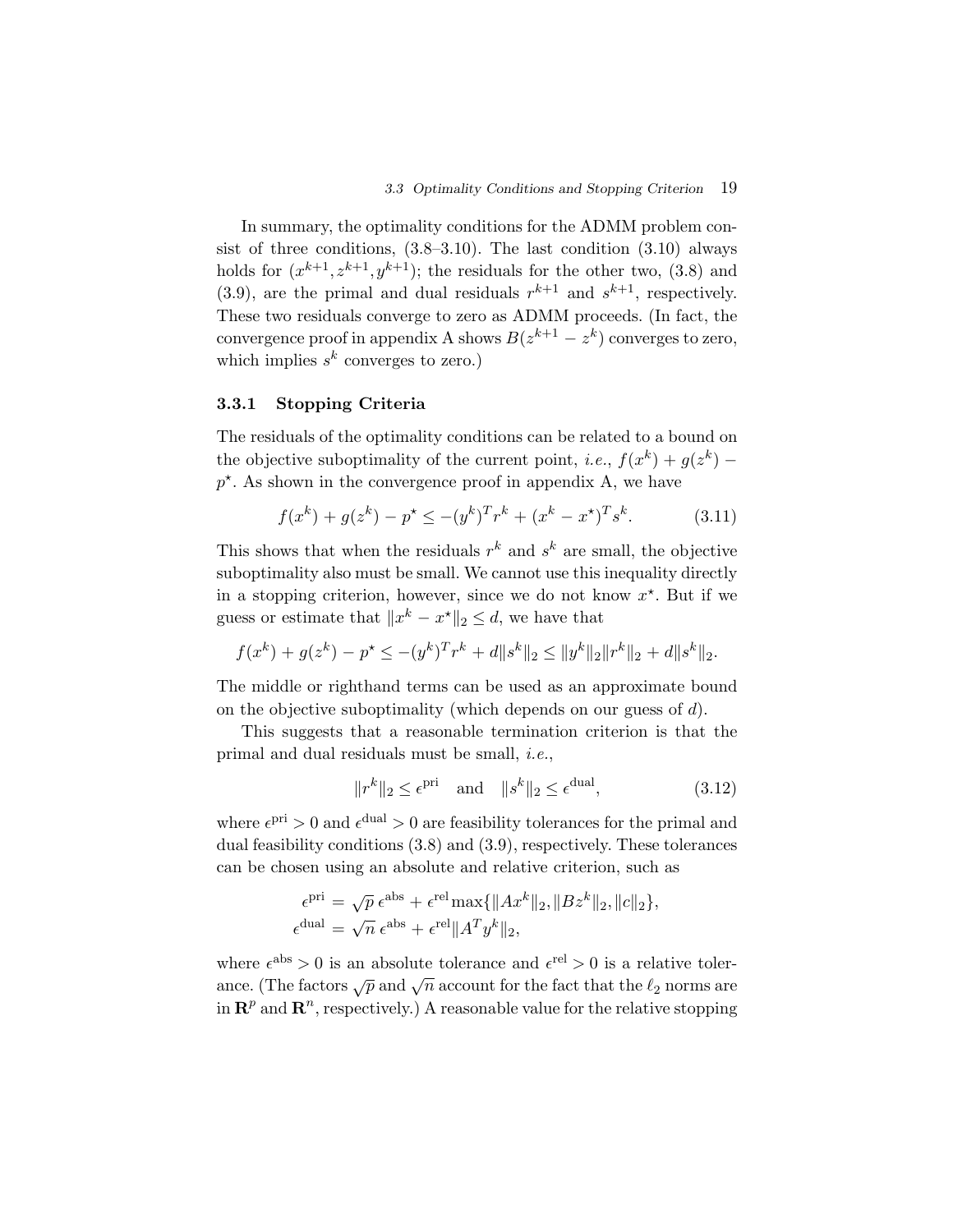In summary, the optimality conditions for the ADMM problem consist of three conditions, (3.8–3.10). The last condition (3.10) always holds for $(x^{k+1}, z^{k+1}, y^{k+1})$; the residuals for the other two, (3.8) and (3.9), are the primal and dual residuals $r^{k+1}$ and $s^{k+1}$, respectively. These two residuals converge to zero as ADMM proceeds. (In fact, the convergence proof in appendix A shows $B(z^{k+1} - z^k)$ converges to zero, which implies $s^k$ converges to zero.)

### 3.3.1 Stopping Criteria

The residuals of the optimality conditions can be related to a bound on the objective suboptimality of the current point, *i.e.*, $f(x^k) + g(z^k) - p^\star$. As shown in the convergence proof in appendix A, we have

$$f(x^k) + g(z^k) - p^\star \leq -(y^k)^T r^k + (x^k - x^\star)^T s^k. \tag{3.11}$$

This shows that when the residuals $r^k$ and $s^k$ are small, the objective suboptimality also must be small. We cannot use this inequality directly in a stopping criterion, however, since we do not know $x^\star$. But if we guess or estimate that $\|x^k - x^\star\|_2 \leq d$, we have that

$$f(x^k) + g(z^k) - p^\star \leq -(y^k)^T r^k + d\|s^k\|_2 \leq \|y^k\|_2 \|r^k\|_2 + d\|s^k\|_2.$$

The middle or righthand terms can be used as an approximate bound on the objective suboptimality (which depends on our guess of $d$).

This suggests that a reasonable termination criterion is that the primal and dual residuals must be small, *i.e.*,

$$\|r^k\|_2 \leq \epsilon^{\mathrm{pri}} \quad \text{and} \quad \|s^k\|_2 \leq \epsilon^{\mathrm{dual}}, \tag{3.12}$$

where $\epsilon^{\mathrm{pri}} > 0$ and $\epsilon^{\mathrm{dual}} > 0$ are feasibility tolerances for the primal and dual feasibility conditions (3.8) and (3.9), respectively. These tolerances can be chosen using an absolute and relative criterion, such as

$$\begin{aligned}
\epsilon^{\mathrm{pri}} &= \sqrt{p}\,\epsilon^{\mathrm{abs}} + \epsilon^{\mathrm{rel}} \max\{\|Ax^k\|_2, \|Bz^k\|_2, \|c\|_2\}, \\
\epsilon^{\mathrm{dual}} &= \sqrt{n}\,\epsilon^{\mathrm{abs}} + \epsilon^{\mathrm{rel}} \|A^T y^k\|_2,
\end{aligned}$$

where $\epsilon^{\mathrm{abs}} > 0$ is an absolute tolerance and $\epsilon^{\mathrm{rel}} > 0$ is a relative tolerance. (The factors $\sqrt{p}$ and $\sqrt{n}$ account for the fact that the $\ell_2$ norms are in $\mathbf{R}^p$ and $\mathbf{R}^n$, respectively.) A reasonable value for the relative stopping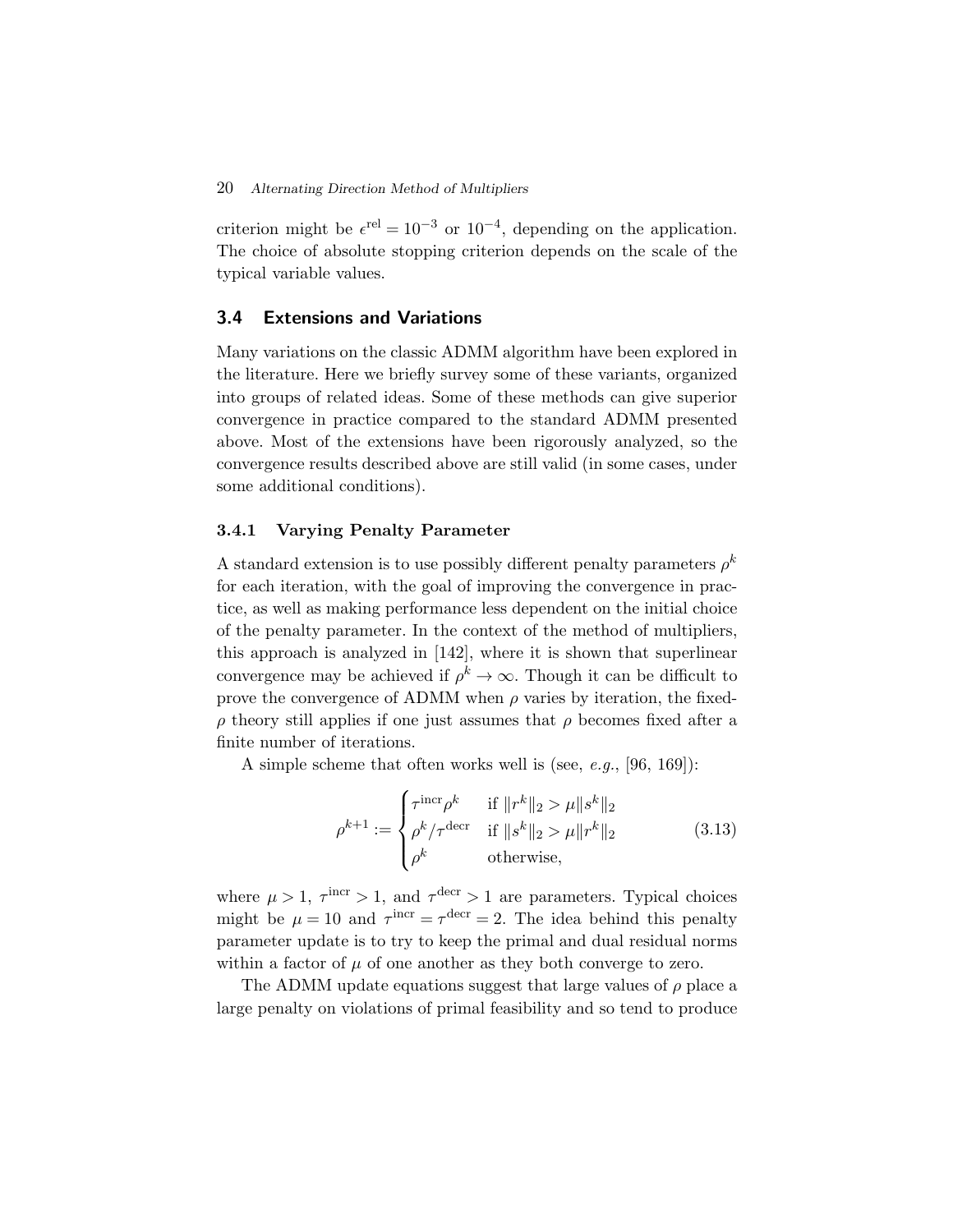criterion might be $\epsilon^{\text{rel}} = 10^{-3}$ or $10^{-4}$, depending on the application. The choice of absolute stopping criterion depends on the scale of the typical variable values.

## 3.4 Extensions and Variations

Many variations on the classic ADMM algorithm have been explored in the literature. Here we briefly survey some of these variants, organized into groups of related ideas. Some of these methods can give superior convergence in practice compared to the standard ADMM presented above. Most of the extensions have been rigorously analyzed, so the convergence results described above are still valid (in some cases, under some additional conditions).

### 3.4.1 Varying Penalty Parameter

A standard extension is to use possibly different penalty parameters $\rho^k$ for each iteration, with the goal of improving the convergence in practice, as well as making performance less dependent on the initial choice of the penalty parameter. In the context of the method of multipliers, this approach is analyzed in [142], where it is shown that superlinear convergence may be achieved if $\rho^k \to \infty$. Though it can be difficult to prove the convergence of ADMM when $\rho$ varies by iteration, the fixed-$\rho$ theory still applies if one just assumes that $\rho$ becomes fixed after a finite number of iterations.

A simple scheme that often works well is (see, *e.g.*, [96, 169]):

$$\rho^{k+1} := \begin{cases} \tau^{\text{incr}} \rho^k & \text{if } \|r^k\|_2 > \mu \|s^k\|_2 \\ \rho^k / \tau^{\text{decr}} & \text{if } \|s^k\|_2 > \mu \|r^k\|_2 \\ \rho^k & \text{otherwise,} \end{cases} \tag{3.13}$$

where $\mu > 1$, $\tau^{\text{incr}} > 1$, and $\tau^{\text{decr}} > 1$ are parameters. Typical choices might be $\mu = 10$ and $\tau^{\text{incr}} = \tau^{\text{decr}} = 2$. The idea behind this penalty parameter update is to try to keep the primal and dual residual norms within a factor of $\mu$ of one another as they both converge to zero.

The ADMM update equations suggest that large values of $\rho$ place a large penalty on violations of primal feasibility and so tend to produce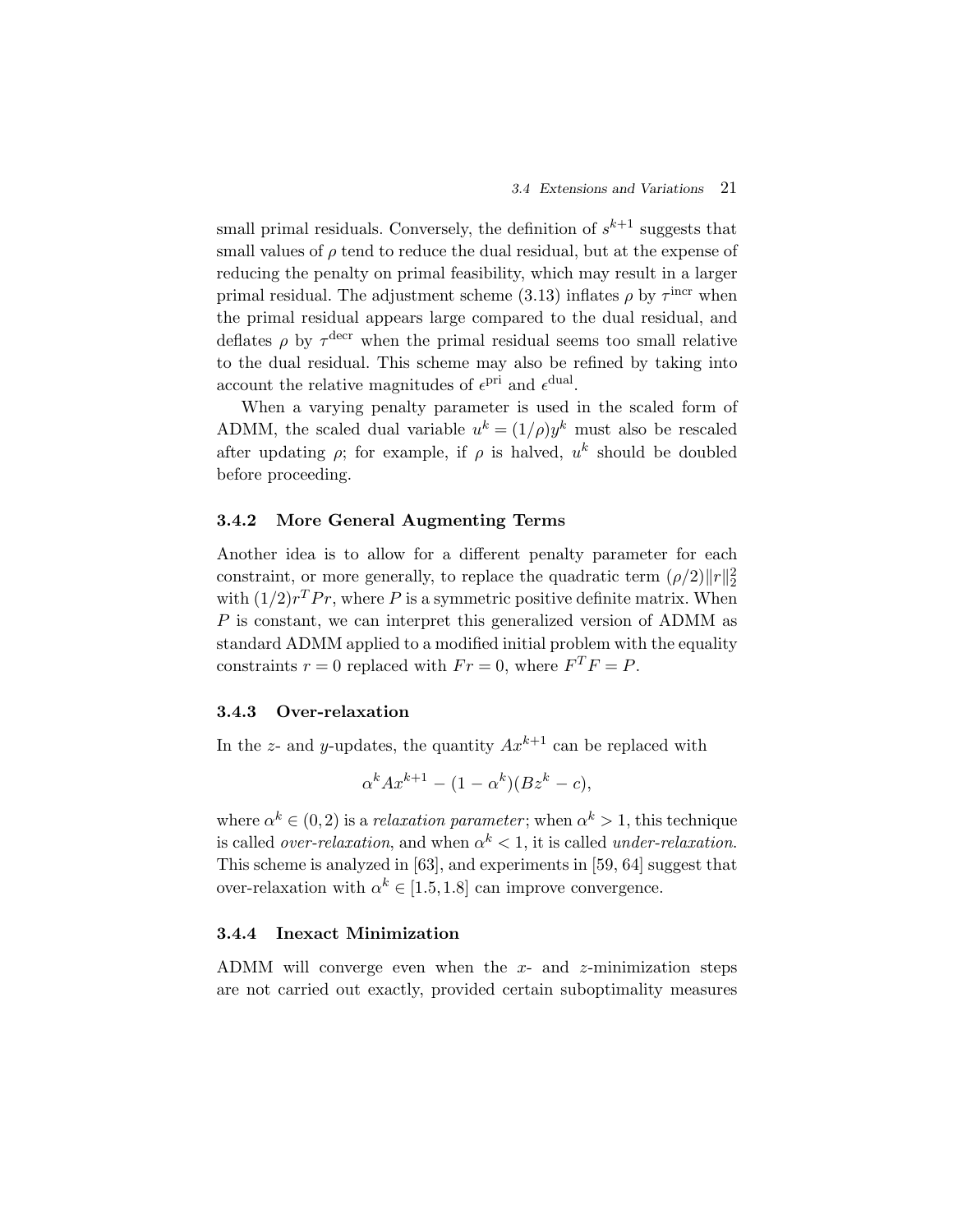small primal residuals. Conversely, the definition of $s^{k+1}$ suggests that small values of $\rho$ tend to reduce the dual residual, but at the expense of reducing the penalty on primal feasibility, which may result in a larger primal residual. The adjustment scheme (3.13) inflates $\rho$ by $\tau^{\text{incr}}$ when the primal residual appears large compared to the dual residual, and deflates $\rho$ by $\tau^{\text{decr}}$ when the primal residual seems too small relative to the dual residual. This scheme may also be refined by taking into account the relative magnitudes of $\epsilon^{\text{pri}}$ and $\epsilon^{\text{dual}}$.

When a varying penalty parameter is used in the scaled form of ADMM, the scaled dual variable $u^k = (1/\rho)y^k$ must also be rescaled after updating $\rho$; for example, if $\rho$ is halved, $u^k$ should be doubled before proceeding.

### 3.4.2 More General Augmenting Terms

Another idea is to allow for a different penalty parameter for each constraint, or more generally, to replace the quadratic term $(\rho/2)\|r\|_2^2$ with $(1/2)r^T P r$, where $P$ is a symmetric positive definite matrix. When $P$ is constant, we can interpret this generalized version of ADMM as standard ADMM applied to a modified initial problem with the equality constraints $r = 0$ replaced with $Fr = 0$, where $F^T F = P$.

### 3.4.3 Over-relaxation

In the $z$- and $y$-updates, the quantity $Ax^{k+1}$ can be replaced with

$$\alpha^k A x^{k+1} - (1 - \alpha^k)(Bz^k - c),$$

where $\alpha^k \in (0, 2)$ is a *relaxation parameter*; when $\alpha^k > 1$, this technique is called *over-relaxation*, and when $\alpha^k < 1$, it is called *under-relaxation.* This scheme is analyzed in [63], and experiments in [59, 64] suggest that over-relaxation with $\alpha^k \in [1.5, 1.8]$ can improve convergence.

### 3.4.4 Inexact Minimization

ADMM will converge even when the $x$- and $z$-minimization steps are not carried out exactly, provided certain suboptimality measures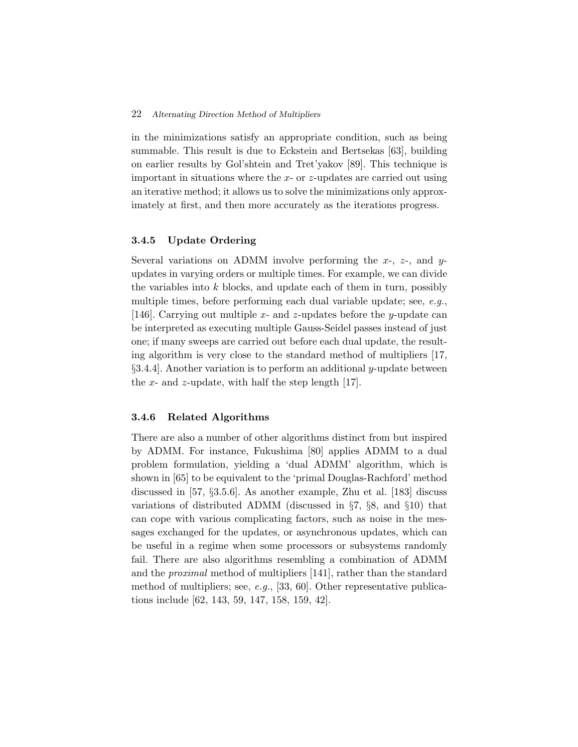in the minimizations satisfy an appropriate condition, such as being summable. This result is due to Eckstein and Bertsekas [63], building on earlier results by Gol'shtein and Tret'yakov [89]. This technique is important in situations where the $x$- or $z$-updates are carried out using an iterative method; it allows us to solve the minimizations only approximately at first, and then more accurately as the iterations progress.

### 3.4.5 Update Ordering

Several variations on ADMM involve performing the $x$-, $z$-, and $y$-updates in varying orders or multiple times. For example, we can divide the variables into $k$ blocks, and update each of them in turn, possibly multiple times, before performing each dual variable update; see, *e.g.*, [146]. Carrying out multiple $x$- and $z$-updates before the $y$-update can be interpreted as executing multiple Gauss-Seidel passes instead of just one; if many sweeps are carried out before each dual update, the resulting algorithm is very close to the standard method of multipliers [17, §3.4.4]. Another variation is to perform an additional $y$-update between the $x$- and $z$-update, with half the step length [17].

### 3.4.6 Related Algorithms

There are also a number of other algorithms distinct from but inspired by ADMM. For instance, Fukushima [80] applies ADMM to a dual problem formulation, yielding a 'dual ADMM' algorithm, which is shown in [65] to be equivalent to the 'primal Douglas-Rachford' method discussed in [57, §3.5.6]. As another example, Zhu et al. [183] discuss variations of distributed ADMM (discussed in §7, §8, and §10) that can cope with various complicating factors, such as noise in the messages exchanged for the updates, or asynchronous updates, which can be useful in a regime when some processors or subsystems randomly fail. There are also algorithms resembling a combination of ADMM and the *proximal* method of multipliers [141], rather than the standard method of multipliers; see, *e.g.*, [33, 60]. Other representative publications include [62, 143, 59, 147, 158, 159, 42].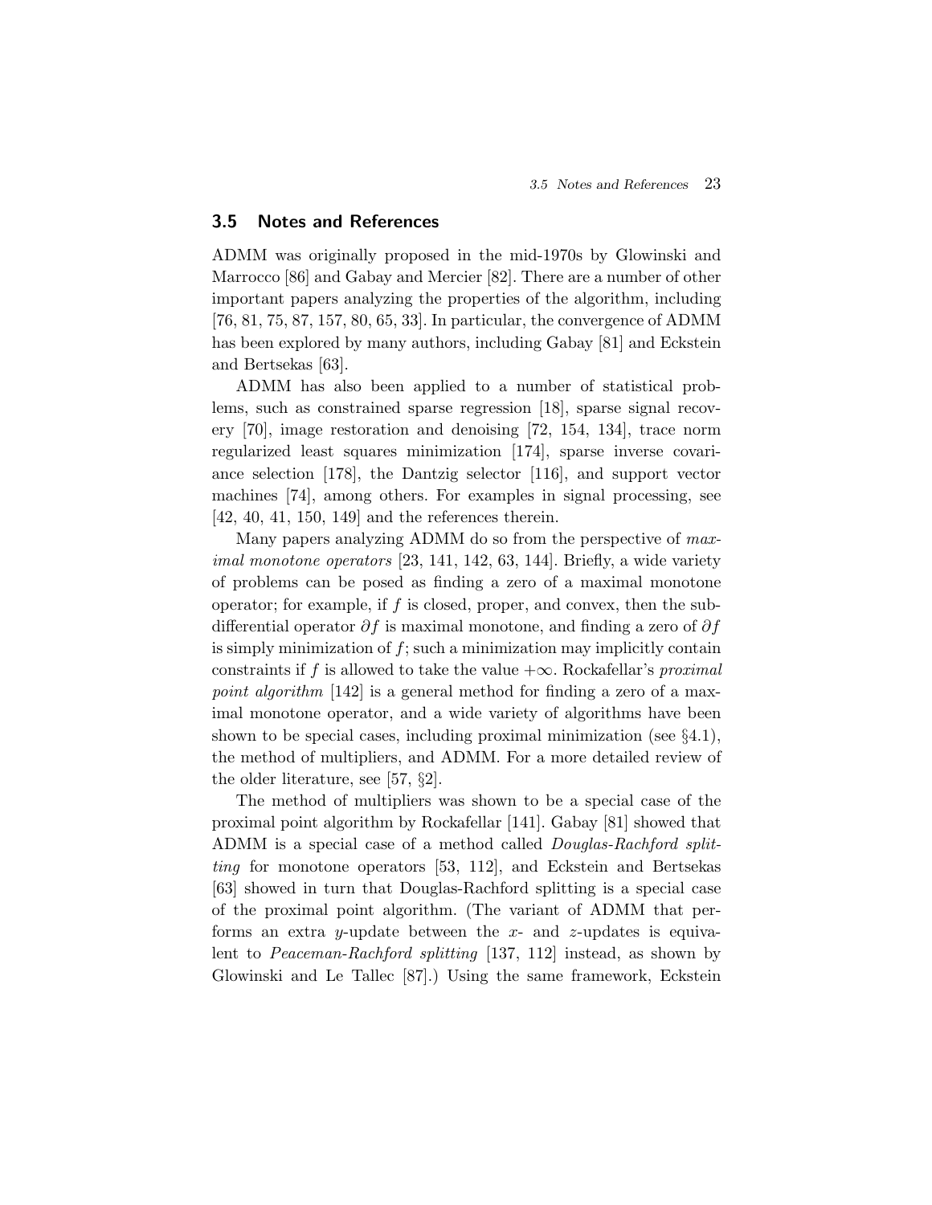## 3.5 Notes and References

ADMM was originally proposed in the mid-1970s by Glowinski and Marrocco [86] and Gabay and Mercier [82]. There are a number of other important papers analyzing the properties of the algorithm, including [76, 81, 75, 87, 157, 80, 65, 33]. In particular, the convergence of ADMM has been explored by many authors, including Gabay [81] and Eckstein and Bertsekas [63].

ADMM has also been applied to a number of statistical problems, such as constrained sparse regression [18], sparse signal recovery [70], image restoration and denoising [72, 154, 134], trace norm regularized least squares minimization [174], sparse inverse covariance selection [178], the Dantzig selector [116], and support vector machines [74], among others. For examples in signal processing, see [42, 40, 41, 150, 149] and the references therein.

Many papers analyzing ADMM do so from the perspective of *maximal monotone operators* [23, 141, 142, 63, 144]. Briefly, a wide variety of problems can be posed as finding a zero of a maximal monotone operator; for example, if $f$ is closed, proper, and convex, then the subdifferential operator $\partial f$ is maximal monotone, and finding a zero of $\partial f$ is simply minimization of $f$; such a minimization may implicitly contain constraints if $f$ is allowed to take the value $+\infty$. Rockafellar's *proximal point algorithm* [142] is a general method for finding a zero of a maximal monotone operator, and a wide variety of algorithms have been shown to be special cases, including proximal minimization (see §4.1), the method of multipliers, and ADMM. For a more detailed review of the older literature, see [57, §2].

The method of multipliers was shown to be a special case of the proximal point algorithm by Rockafellar [141]. Gabay [81] showed that ADMM is a special case of a method called *Douglas-Rachford splitting* for monotone operators [53, 112], and Eckstein and Bertsekas [63] showed in turn that Douglas-Rachford splitting is a special case of the proximal point algorithm. (The variant of ADMM that performs an extra $y$-update between the $x$- and $z$-updates is equivalent to *Peaceman-Rachford splitting* [137, 112] instead, as shown by Glowinski and Le Tallec [87].) Using the same framework, Eckstein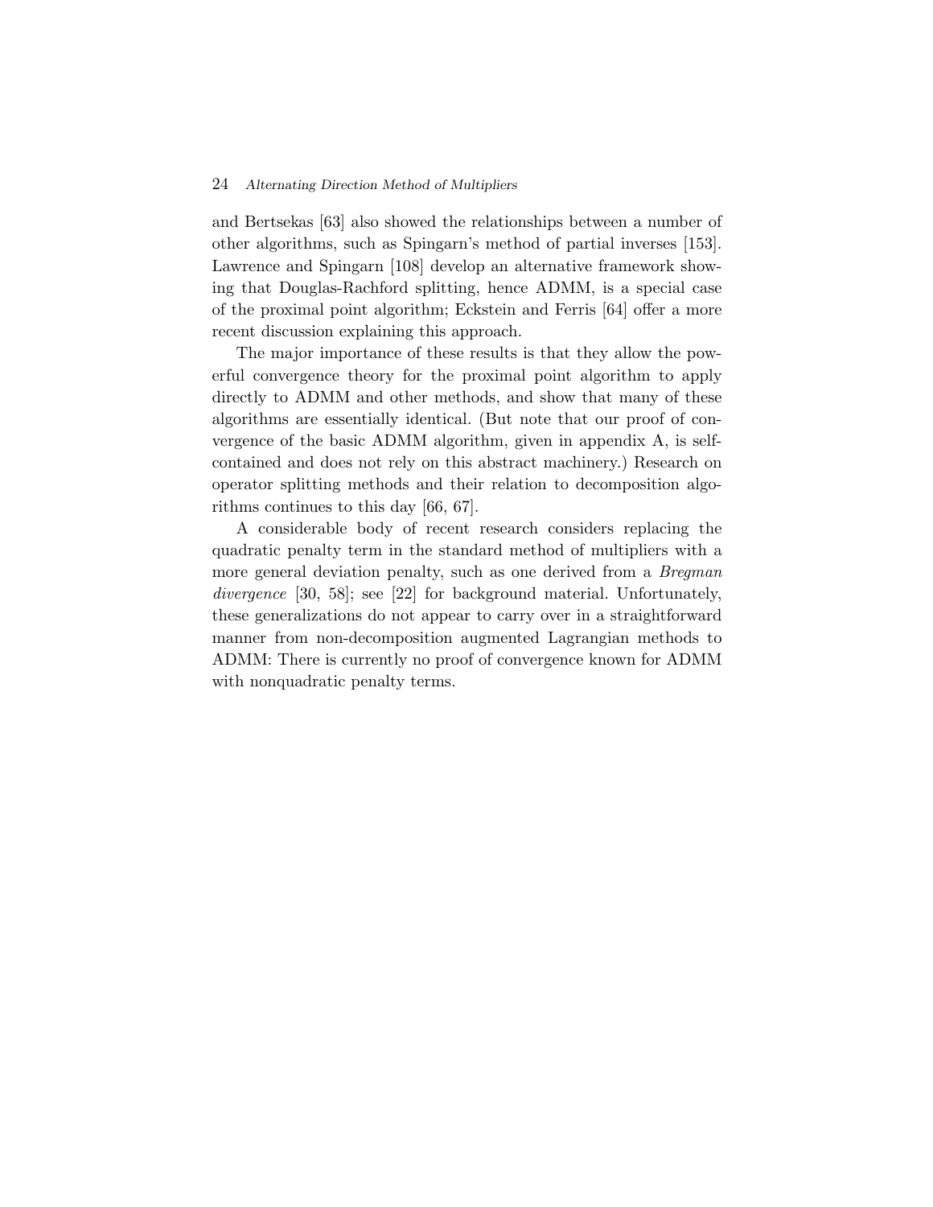and Bertsekas [63] also showed the relationships between a number of other algorithms, such as Spingarn's method of partial inverses [153]. Lawrence and Spingarn [108] develop an alternative framework showing that Douglas-Rachford splitting, hence ADMM, is a special case of the proximal point algorithm; Eckstein and Ferris [64] offer a more recent discussion explaining this approach.

The major importance of these results is that they allow the powerful convergence theory for the proximal point algorithm to apply directly to ADMM and other methods, and show that many of these algorithms are essentially identical. (But note that our proof of convergence of the basic ADMM algorithm, given in appendix A, is self-contained and does not rely on this abstract machinery.) Research on operator splitting methods and their relation to decomposition algorithms continues to this day [66, 67].

A considerable body of recent research considers replacing the quadratic penalty term in the standard method of multipliers with a more general deviation penalty, such as one derived from a *Bregman divergence* [30, 58]; see [22] for background material. Unfortunately, these generalizations do not appear to carry over in a straightforward manner from non-decomposition augmented Lagrangian methods to ADMM: There is currently no proof of convergence known for ADMM with nonquadratic penalty terms.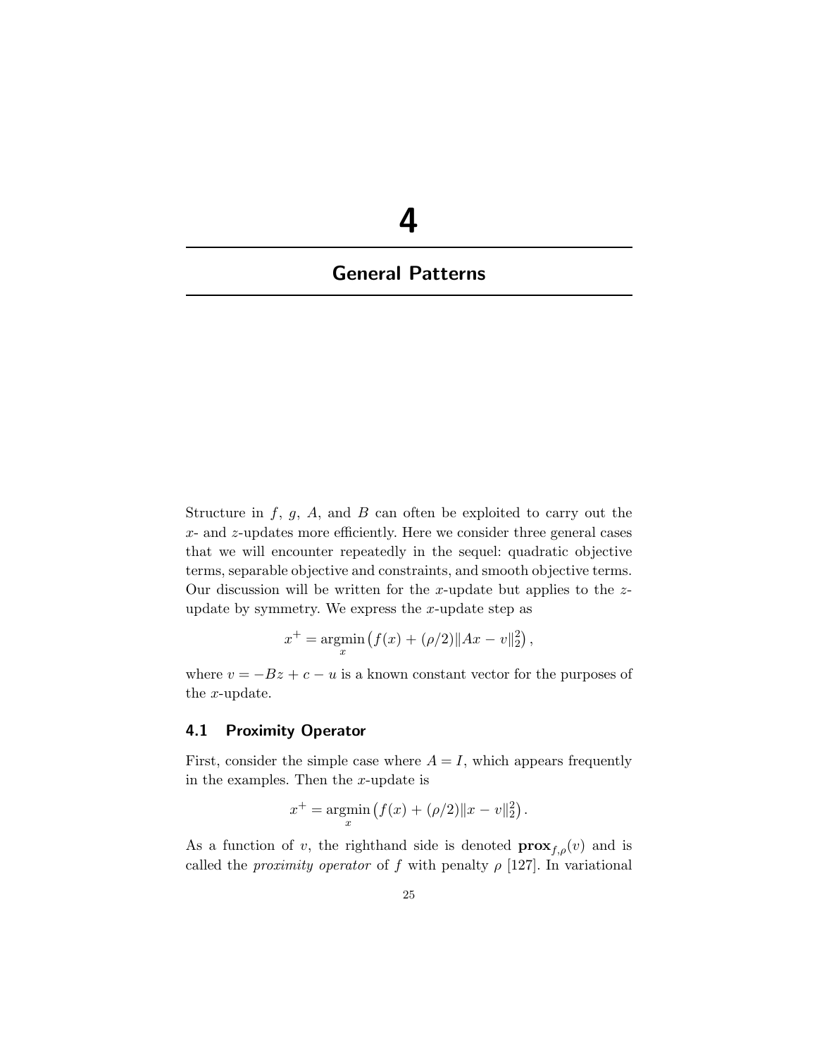# 4

# General Patterns

Structure in $f$, $g$, $A$, and $B$ can often be exploited to carry out the $x$- and $z$-updates more efficiently. Here we consider three general cases that we will encounter repeatedly in the sequel: quadratic objective terms, separable objective and constraints, and smooth objective terms. Our discussion will be written for the $x$-update but applies to the $z$-update by symmetry. We express the $x$-update step as

$$x^+ = \underset{x}{\operatorname{argmin}} \left( f(x) + (\rho/2)\|Ax - v\|_2^2 \right),$$

where $v = -Bz + c - u$ is a known constant vector for the purposes of the $x$-update.

## 4.1 Proximity Operator

First, consider the simple case where $A = I$, which appears frequently in the examples. Then the $x$-update is

$$x^+ = \underset{x}{\operatorname{argmin}} \left( f(x) + (\rho/2)\|x - v\|_2^2 \right).$$

As a function of $v$, the righthand side is denoted $\mathbf{prox}_{f,\rho}(v)$ and is called the *proximity operator* of $f$ with penalty $\rho$ [127]. In variational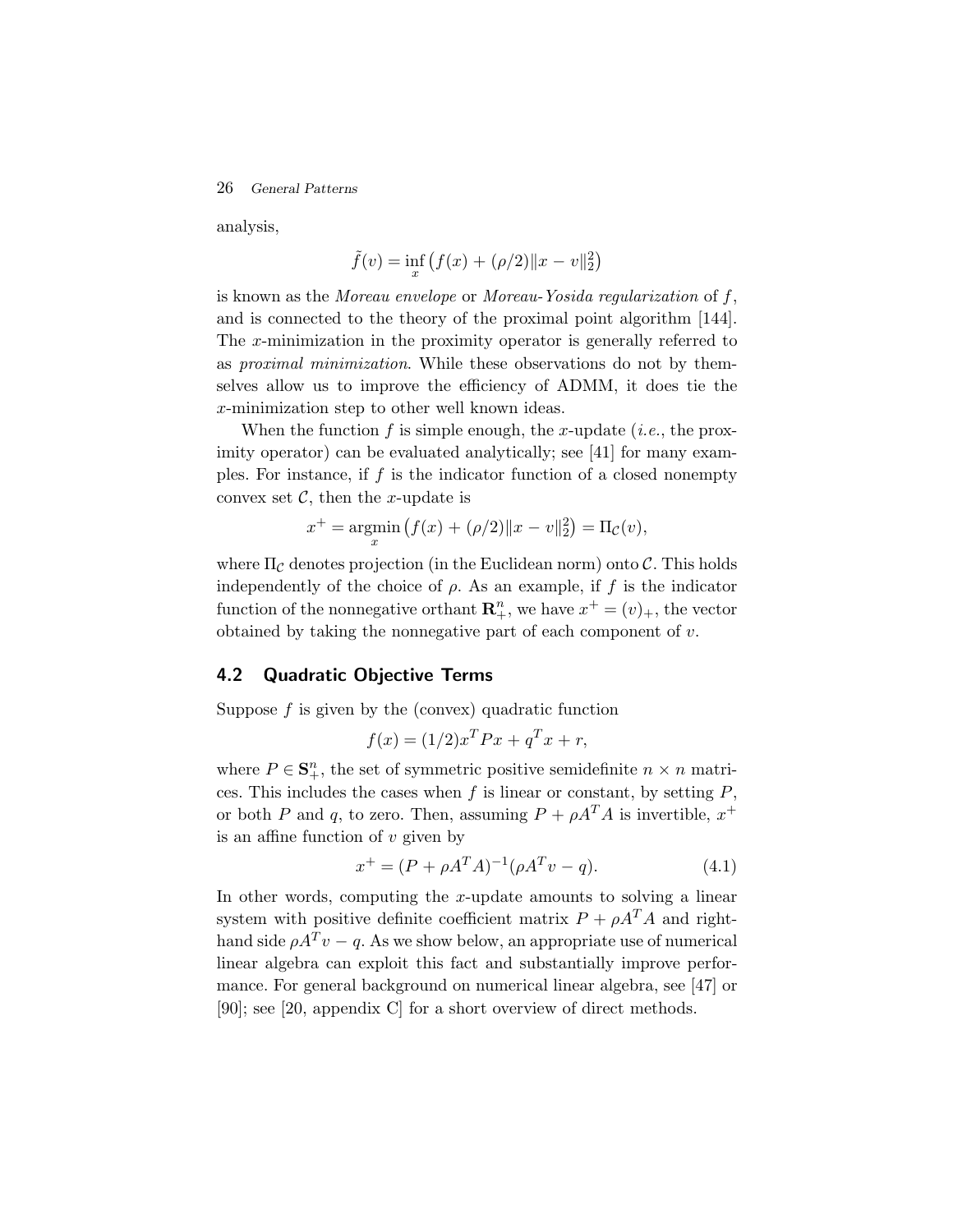analysis,

$$\tilde{f}(v) = \inf_x \left( f(x) + (\rho/2)\|x - v\|_2^2 \right)$$

is known as the *Moreau envelope* or *Moreau-Yosida regularization* of $f$, and is connected to the theory of the proximal point algorithm [144]. The $x$-minimization in the proximity operator is generally referred to as *proximal minimization*. While these observations do not by themselves allow us to improve the efficiency of ADMM, it does tie the $x$-minimization step to other well known ideas.

When the function $f$ is simple enough, the $x$-update (*i.e.*, the proximity operator) can be evaluated analytically; see [41] for many examples. For instance, if $f$ is the indicator function of a closed nonempty convex set $\mathcal{C}$, then the $x$-update is

$$x^+ = \operatorname*{argmin}_x \left( f(x) + (\rho/2)\|x - v\|_2^2 \right) = \Pi_{\mathcal{C}}(v),$$

where $\Pi_{\mathcal{C}}$ denotes projection (in the Euclidean norm) onto $\mathcal{C}$. This holds independently of the choice of $\rho$. As an example, if $f$ is the indicator function of the nonnegative orthant $\mathbf{R}^n_+$, we have $x^+ = (v)_+$, the vector obtained by taking the nonnegative part of each component of $v$.

## 4.2 Quadratic Objective Terms

Suppose $f$ is given by the (convex) quadratic function

$$f(x) = (1/2)x^T P x + q^T x + r,$$

where $P \in \mathbf{S}^n_+$, the set of symmetric positive semidefinite $n \times n$ matrices. This includes the cases when $f$ is linear or constant, by setting $P$, or both $P$ and $q$, to zero. Then, assuming $P + \rho A^T A$ is invertible, $x^+$ is an affine function of $v$ given by

$$x^+ = (P + \rho A^T A)^{-1}(\rho A^T v - q). \tag{4.1}$$

In other words, computing the $x$-update amounts to solving a linear system with positive definite coefficient matrix $P + \rho A^T A$ and right-hand side $\rho A^T v - q$. As we show below, an appropriate use of numerical linear algebra can exploit this fact and substantially improve performance. For general background on numerical linear algebra, see [47] or [90]; see [20, appendix C] for a short overview of direct methods.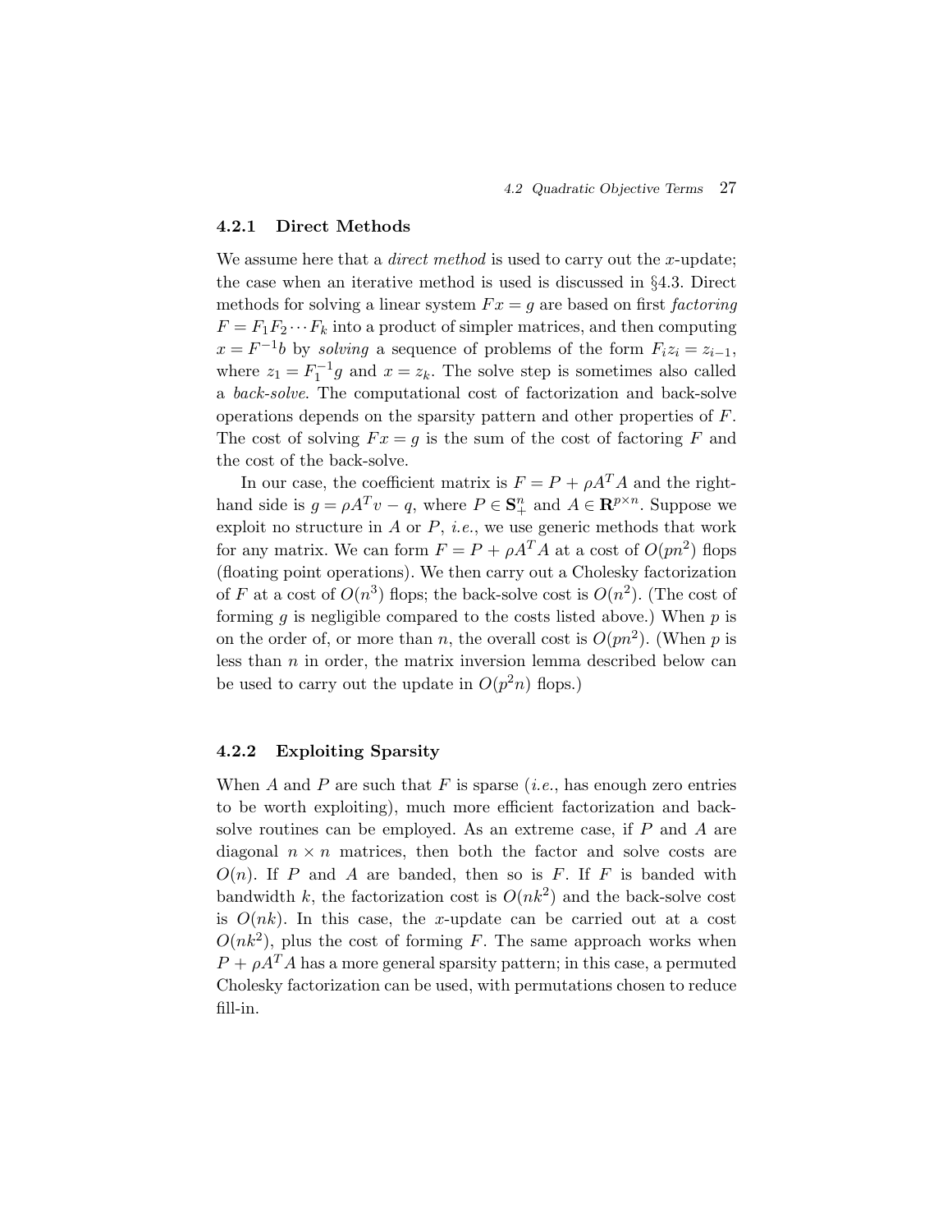### 4.2.1 Direct Methods

We assume here that a *direct method* is used to carry out the $x$-update; the case when an iterative method is used is discussed in §4.3. Direct methods for solving a linear system $Fx = g$ are based on first *factoring* $F = F_1 F_2 \cdots F_k$ into a product of simpler matrices, and then computing $x = F^{-1}b$ by *solving* a sequence of problems of the form $F_i z_i = z_{i-1}$, where $z_1 = F_1^{-1}g$ and $x = z_k$. The solve step is sometimes also called a *back-solve*. The computational cost of factorization and back-solve operations depends on the sparsity pattern and other properties of $F$. The cost of solving $Fx = g$ is the sum of the cost of factoring $F$ and the cost of the back-solve.

In our case, the coefficient matrix is $F = P + \rho A^T A$ and the right-hand side is $g = \rho A^T v - q$, where $P \in \mathbf{S}^n_+$ and $A \in \mathbf{R}^{p \times n}$. Suppose we exploit no structure in $A$ or $P$, *i.e.*, we use generic methods that work for any matrix. We can form $F = P + \rho A^T A$ at a cost of $O(pn^2)$ flops (floating point operations). We then carry out a Cholesky factorization of $F$ at a cost of $O(n^3)$ flops; the back-solve cost is $O(n^2)$. (The cost of forming $g$ is negligible compared to the costs listed above.) When $p$ is on the order of, or more than $n$, the overall cost is $O(pn^2)$. (When $p$ is less than $n$ in order, the matrix inversion lemma described below can be used to carry out the update in $O(p^2 n)$ flops.)

### 4.2.2 Exploiting Sparsity

When $A$ and $P$ are such that $F$ is sparse (*i.e.*, has enough zero entries to be worth exploiting), much more efficient factorization and back-solve routines can be employed. As an extreme case, if $P$ and $A$ are diagonal $n \times n$ matrices, then both the factor and solve costs are $O(n)$. If $P$ and $A$ are banded, then so is $F$. If $F$ is banded with bandwidth $k$, the factorization cost is $O(nk^2)$ and the back-solve cost is $O(nk)$. In this case, the $x$-update can be carried out at a cost $O(nk^2)$, plus the cost of forming $F$. The same approach works when $P + \rho A^T A$ has a more general sparsity pattern; in this case, a permuted Cholesky factorization can be used, with permutations chosen to reduce fill-in.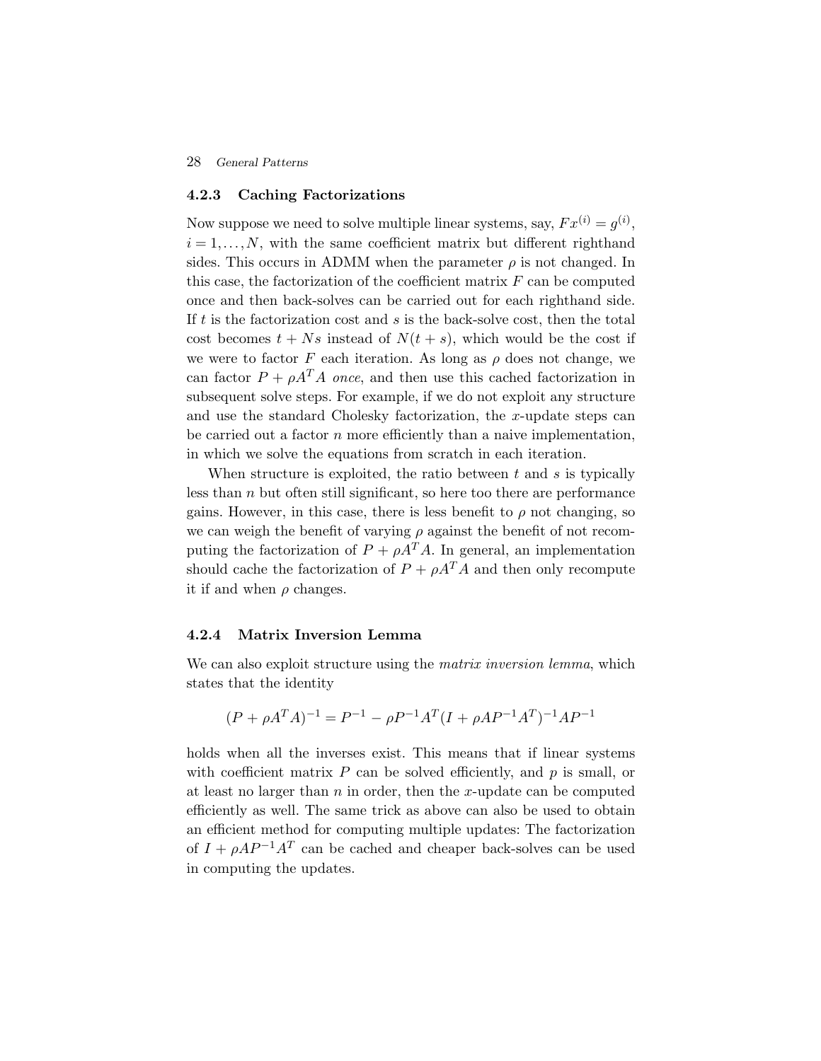### 4.2.3 Caching Factorizations

Now suppose we need to solve multiple linear systems, say, $Fx^{(i)} = g^{(i)}$, $i = 1, \ldots, N$, with the same coefficient matrix but different righthand sides. This occurs in ADMM when the parameter $\rho$ is not changed. In this case, the factorization of the coefficient matrix $F$ can be computed once and then back-solves can be carried out for each righthand side. If $t$ is the factorization cost and $s$ is the back-solve cost, then the total cost becomes $t + Ns$ instead of $N(t + s)$, which would be the cost if we were to factor $F$ each iteration. As long as $\rho$ does not change, we can factor $P + \rho A^T A$ *once*, and then use this cached factorization in subsequent solve steps. For example, if we do not exploit any structure and use the standard Cholesky factorization, the $x$-update steps can be carried out a factor $n$ more efficiently than a naive implementation, in which we solve the equations from scratch in each iteration.

When structure is exploited, the ratio between $t$ and $s$ is typically less than $n$ but often still significant, so here too there are performance gains. However, in this case, there is less benefit to $\rho$ not changing, so we can weigh the benefit of varying $\rho$ against the benefit of not recomputing the factorization of $P + \rho A^T A$. In general, an implementation should cache the factorization of $P + \rho A^T A$ and then only recompute it if and when $\rho$ changes.

### 4.2.4 Matrix Inversion Lemma

We can also exploit structure using the *matrix inversion lemma*, which states that the identity

$$(P + \rho A^T A)^{-1} = P^{-1} - \rho P^{-1} A^T (I + \rho A P^{-1} A^T)^{-1} A P^{-1}$$

holds when all the inverses exist. This means that if linear systems with coefficient matrix $P$ can be solved efficiently, and $p$ is small, or at least no larger than $n$ in order, then the $x$-update can be computed efficiently as well. The same trick as above can also be used to obtain an efficient method for computing multiple updates: The factorization of $I + \rho A P^{-1} A^T$ can be cached and cheaper back-solves can be used in computing the updates.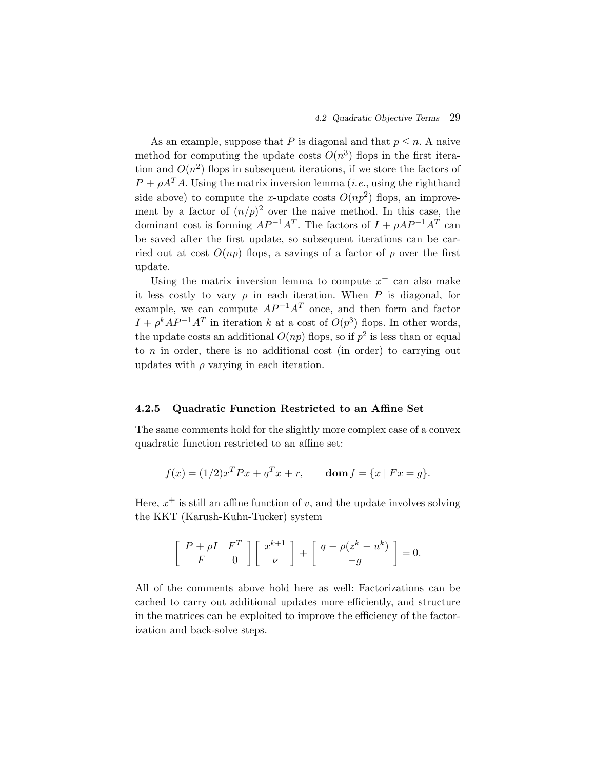As an example, suppose that $P$ is diagonal and that $p \leq n$. A naive method for computing the update costs $O(n^3)$ flops in the first iteration and $O(n^2)$ flops in subsequent iterations, if we store the factors of $P + \rho A^T A$. Using the matrix inversion lemma (*i.e.*, using the righthand side above) to compute the $x$-update costs $O(np^2)$ flops, an improvement by a factor of $(n/p)^2$ over the naive method. In this case, the dominant cost is forming $AP^{-1}A^T$. The factors of $I + \rho AP^{-1}A^T$ can be saved after the first update, so subsequent iterations can be carried out at cost $O(np)$ flops, a savings of a factor of $p$ over the first update.

Using the matrix inversion lemma to compute $x^+$ can also make it less costly to vary $\rho$ in each iteration. When $P$ is diagonal, for example, we can compute $AP^{-1}A^T$ once, and then form and factor $I + \rho^k AP^{-1}A^T$ in iteration $k$ at a cost of $O(p^3)$ flops. In other words, the update costs an additional $O(np)$ flops, so if $p^2$ is less than or equal to $n$ in order, there is no additional cost (in order) to carrying out updates with $\rho$ varying in each iteration.

### 4.2.5 Quadratic Function Restricted to an Affine Set

The same comments hold for the slightly more complex case of a convex quadratic function restricted to an affine set:

$$f(x) = (1/2)x^T Px + q^T x + r, \qquad \mathbf{dom}\, f = \{x \mid Fx = g\}.$$

Here, $x^+$ is still an affine function of $v$, and the update involves solving the KKT (Karush-Kuhn-Tucker) system

$$\begin{bmatrix} P + \rho I & F^T \\ F & 0 \end{bmatrix} \begin{bmatrix} x^{k+1} \\ \nu \end{bmatrix} + \begin{bmatrix} q - \rho(z^k - u^k) \\ -g \end{bmatrix} = 0.$$

All of the comments above hold here as well: Factorizations can be cached to carry out additional updates more efficiently, and structure in the matrices can be exploited to improve the efficiency of the factorization and back-solve steps.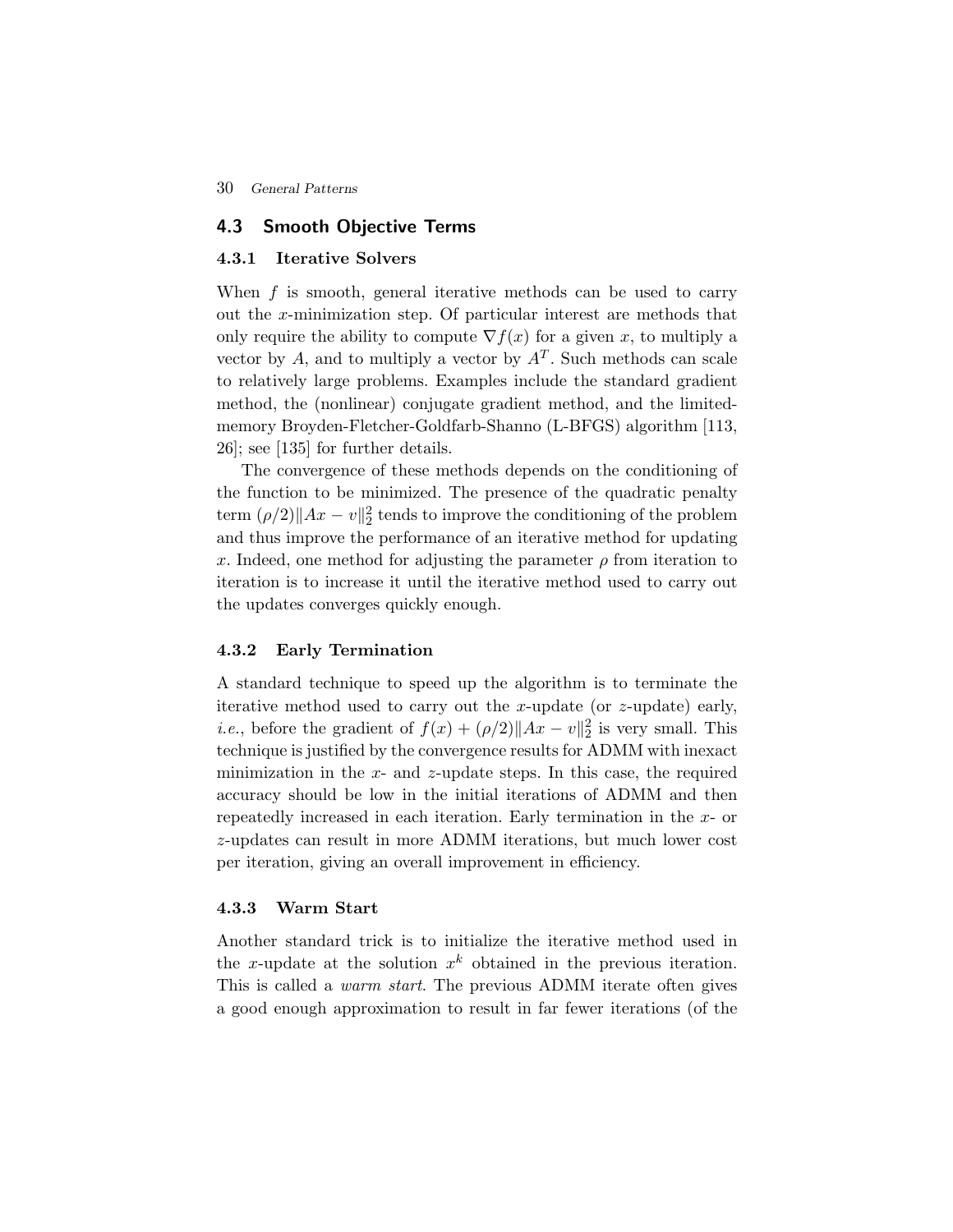## 4.3 Smooth Objective Terms

### 4.3.1 Iterative Solvers

When $f$ is smooth, general iterative methods can be used to carry out the $x$-minimization step. Of particular interest are methods that only require the ability to compute $\nabla f(x)$ for a given $x$, to multiply a vector by $A$, and to multiply a vector by $A^T$. Such methods can scale to relatively large problems. Examples include the standard gradient method, the (nonlinear) conjugate gradient method, and the limited-memory Broyden-Fletcher-Goldfarb-Shanno (L-BFGS) algorithm [113, 26]; see [135] for further details.

The convergence of these methods depends on the conditioning of the function to be minimized. The presence of the quadratic penalty term $(\rho/2)\|Ax - v\|_2^2$ tends to improve the conditioning of the problem and thus improve the performance of an iterative method for updating $x$. Indeed, one method for adjusting the parameter $\rho$ from iteration to iteration is to increase it until the iterative method used to carry out the updates converges quickly enough.

### 4.3.2 Early Termination

A standard technique to speed up the algorithm is to terminate the iterative method used to carry out the $x$-update (or $z$-update) early, *i.e.*, before the gradient of $f(x) + (\rho/2)\|Ax - v\|_2^2$ is very small. This technique is justified by the convergence results for ADMM with inexact minimization in the $x$- and $z$-update steps. In this case, the required accuracy should be low in the initial iterations of ADMM and then repeatedly increased in each iteration. Early termination in the $x$- or $z$-updates can result in more ADMM iterations, but much lower cost per iteration, giving an overall improvement in efficiency.

### 4.3.3 Warm Start

Another standard trick is to initialize the iterative method used in the $x$-update at the solution $x^k$ obtained in the previous iteration. This is called a *warm start*. The previous ADMM iterate often gives a good enough approximation to result in far fewer iterations (of the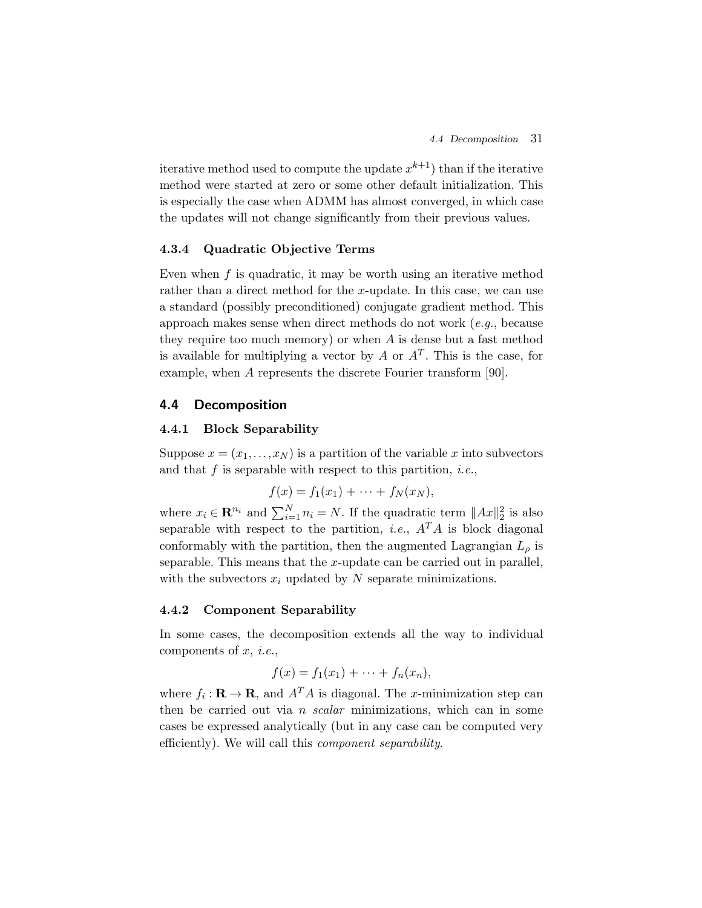iterative method used to compute the update $x^{k+1}$) than if the iterative method were started at zero or some other default initialization. This is especially the case when ADMM has almost converged, in which case the updates will not change significantly from their previous values.

### 4.3.4 Quadratic Objective Terms

Even when $f$ is quadratic, it may be worth using an iterative method rather than a direct method for the $x$-update. In this case, we can use a standard (possibly preconditioned) conjugate gradient method. This approach makes sense when direct methods do not work (*e.g.*, because they require too much memory) or when $A$ is dense but a fast method is available for multiplying a vector by $A$ or $A^T$. This is the case, for example, when $A$ represents the discrete Fourier transform [90].

## 4.4 Decomposition

### 4.4.1 Block Separability

Suppose $x = (x_1, \ldots, x_N)$ is a partition of the variable $x$ into subvectors and that $f$ is separable with respect to this partition, *i.e.*,

$$f(x) = f_1(x_1) + \cdots + f_N(x_N),$$

where $x_i \in \mathbf{R}^{n_i}$ and $\sum_{i=1}^{N} n_i = N$. If the quadratic term $\|Ax\|_2^2$ is also separable with respect to the partition, *i.e.*, $A^TA$ is block diagonal conformably with the partition, then the augmented Lagrangian $L_\rho$ is separable. This means that the $x$-update can be carried out in parallel, with the subvectors $x_i$ updated by $N$ separate minimizations.

### 4.4.2 Component Separability

In some cases, the decomposition extends all the way to individual components of $x$, *i.e.*,

$$f(x) = f_1(x_1) + \cdots + f_n(x_n),$$

where $f_i : \mathbf{R} \to \mathbf{R}$, and $A^TA$ is diagonal. The $x$-minimization step can then be carried out via $n$ *scalar* minimizations, which can in some cases be expressed analytically (but in any case can be computed very efficiently). We will call this *component separability*.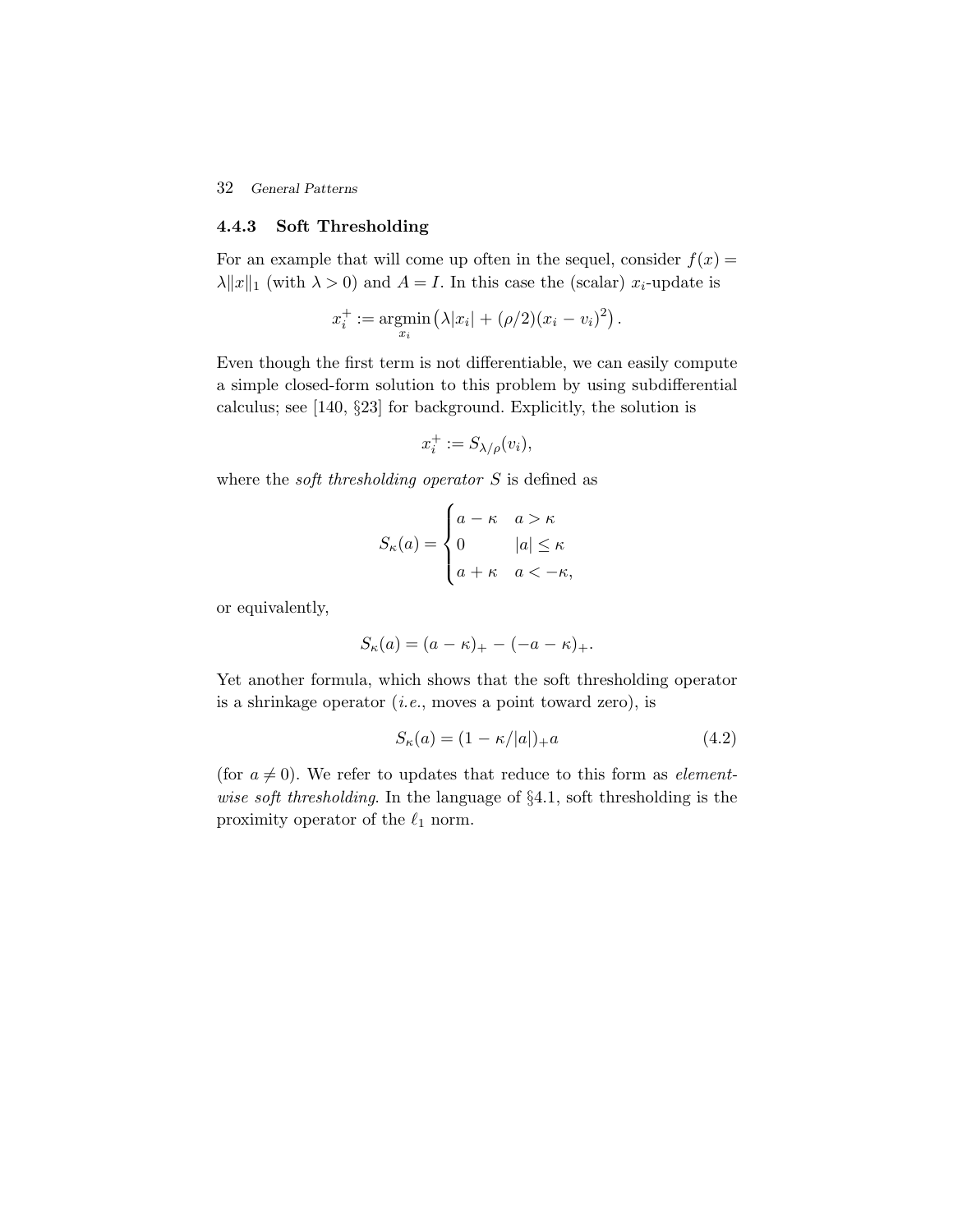### 4.4.3 Soft Thresholding

For an example that will come up often in the sequel, consider $f(x) = \lambda\|x\|_1$ (with $\lambda > 0$) and $A = I$. In this case the (scalar) $x_i$-update is

$$x_i^+ := \operatorname*{argmin}_{x_i} \left(\lambda|x_i| + (\rho/2)(x_i - v_i)^2\right).$$

Even though the first term is not differentiable, we can easily compute a simple closed-form solution to this problem by using subdifferential calculus; see [140, §23] for background. Explicitly, the solution is

$$x_i^+ := S_{\lambda/\rho}(v_i),$$

where the *soft thresholding operator* $S$ is defined as

$$S_\kappa(a) = \begin{cases} a - \kappa & a > \kappa \\ 0 & |a| \leq \kappa \\ a + \kappa & a < -\kappa, \end{cases}$$

or equivalently,

$$S_\kappa(a) = (a - \kappa)_+ - (-a - \kappa)_+.$$

Yet another formula, which shows that the soft thresholding operator is a shrinkage operator (*i.e.*, moves a point toward zero), is

$$S_\kappa(a) = (1 - \kappa/|a|)_+ a \tag{4.2}$$

(for $a \neq 0$). We refer to updates that reduce to this form as *elementwise soft thresholding*. In the language of §4.1, soft thresholding is the proximity operator of the $\ell_1$ norm.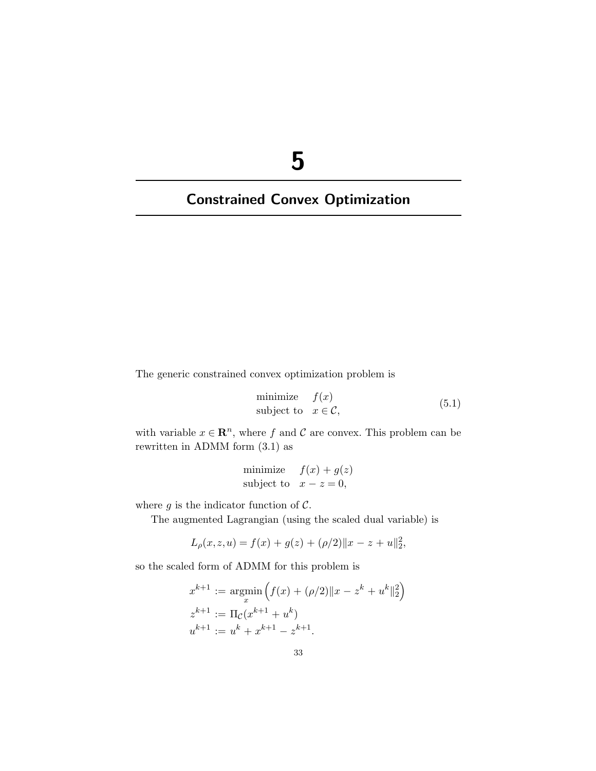# 5

## Constrained Convex Optimization

The generic constrained convex optimization problem is

$$\begin{array}{ll} \text{minimize} & f(x) \\ \text{subject to} & x \in \mathcal{C}, \end{array} \tag{5.1}$$

with variable $x \in \mathbf{R}^n$, where $f$ and $\mathcal{C}$ are convex. This problem can be rewritten in ADMM form (3.1) as

$$\begin{array}{ll} \text{minimize} & f(x) + g(z) \\ \text{subject to} & x - z = 0, \end{array}$$

where $g$ is the indicator function of $\mathcal{C}$.

The augmented Lagrangian (using the scaled dual variable) is

$$L_\rho(x, z, u) = f(x) + g(z) + (\rho/2)\|x - z + u\|_2^2,$$

so the scaled form of ADMM for this problem is

$$\begin{aligned} x^{k+1} &:= \operatorname*{argmin}_x \left( f(x) + (\rho/2)\|x - z^k + u^k\|_2^2 \right) \\ z^{k+1} &:= \Pi_{\mathcal{C}}(x^{k+1} + u^k) \\ u^{k+1} &:= u^k + x^{k+1} - z^{k+1}. \end{aligned}$$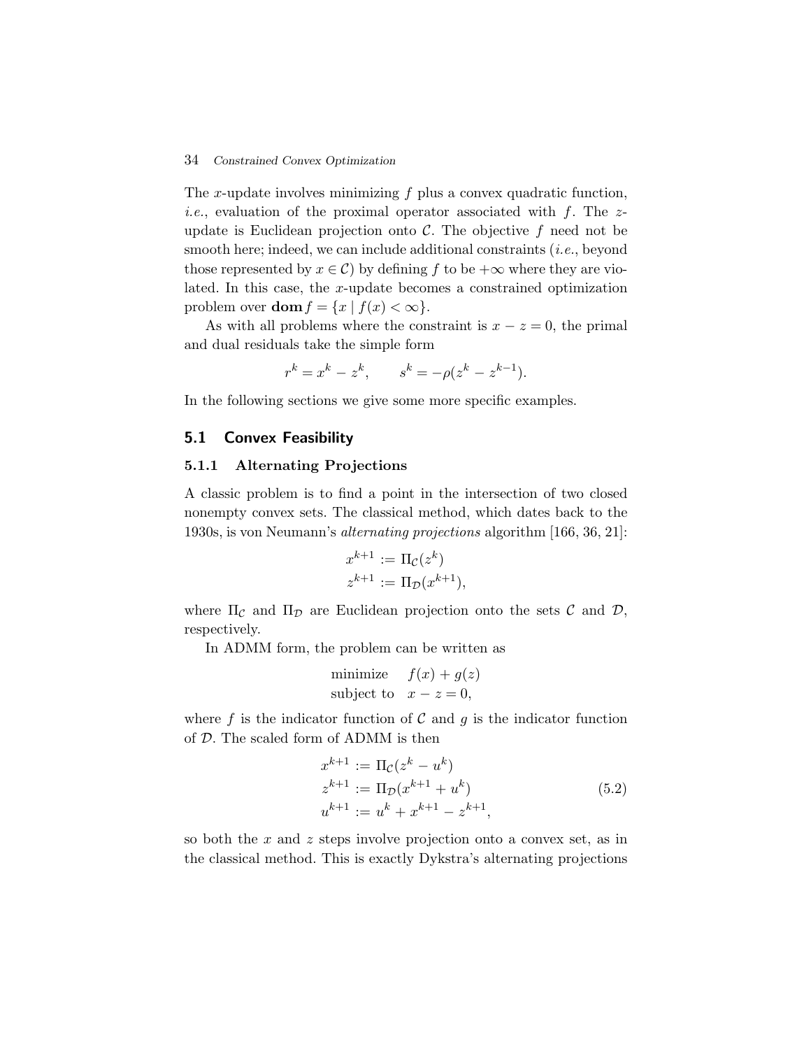The $x$-update involves minimizing $f$ plus a convex quadratic function, *i.e.*, evaluation of the proximal operator associated with $f$. The $z$-update is Euclidean projection onto $\mathcal{C}$. The objective $f$ need not be smooth here; indeed, we can include additional constraints (*i.e.*, beyond those represented by $x \in \mathcal{C}$) by defining $f$ to be $+\infty$ where they are violated. In this case, the $x$-update becomes a constrained optimization problem over $\mathbf{dom}\, f = \{x \mid f(x) < \infty\}$.

As with all problems where the constraint is $x - z = 0$, the primal and dual residuals take the simple form

$$r^k = x^k - z^k, \qquad s^k = -\rho(z^k - z^{k-1}).$$

In the following sections we give some more specific examples.

## 5.1 Convex Feasibility

### 5.1.1 Alternating Projections

A classic problem is to find a point in the intersection of two closed nonempty convex sets. The classical method, which dates back to the 1930s, is von Neumann's *alternating projections* algorithm [166, 36, 21]:

$$\begin{aligned}
x^{k+1} &:= \Pi_{\mathcal{C}}(z^k) \\
z^{k+1} &:= \Pi_{\mathcal{D}}(x^{k+1}),
\end{aligned}$$

where $\Pi_{\mathcal{C}}$ and $\Pi_{\mathcal{D}}$ are Euclidean projection onto the sets $\mathcal{C}$ and $\mathcal{D}$, respectively.

In ADMM form, the problem can be written as

$$\begin{array}{ll}
\text{minimize} & f(x) + g(z) \\
\text{subject to} & x - z = 0,
\end{array}$$

where $f$ is the indicator function of $\mathcal{C}$ and $g$ is the indicator function of $\mathcal{D}$. The scaled form of ADMM is then

$$\begin{aligned}
x^{k+1} &:= \Pi_{\mathcal{C}}(z^k - u^k) \\
z^{k+1} &:= \Pi_{\mathcal{D}}(x^{k+1} + u^k) \\
u^{k+1} &:= u^k + x^{k+1} - z^{k+1},
\end{aligned} \tag{5.2}$$

so both the $x$ and $z$ steps involve projection onto a convex set, as in the classical method. This is exactly Dykstra's alternating projections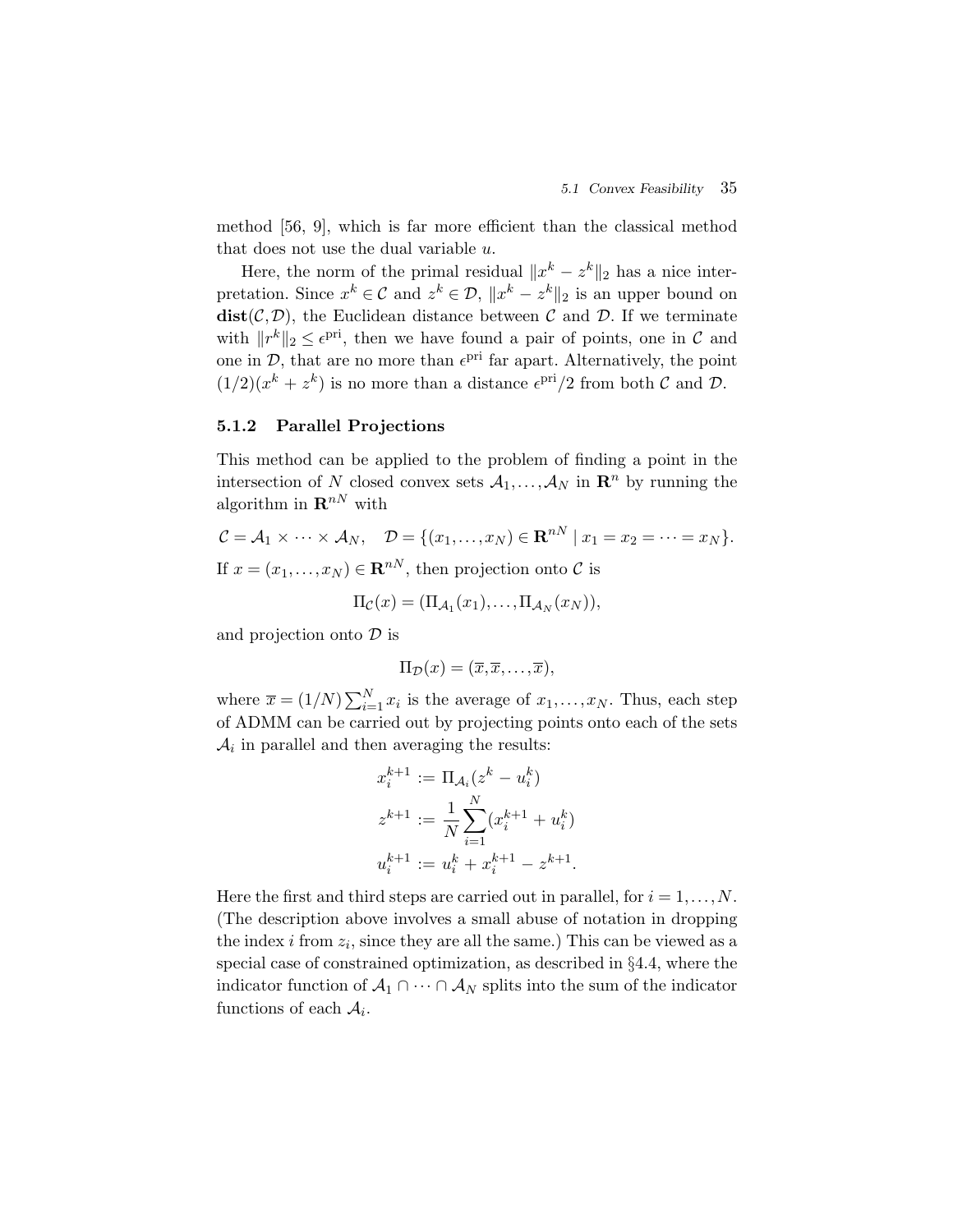method [56, 9], which is far more efficient than the classical method that does not use the dual variable $u$.

Here, the norm of the primal residual $\|x^k - z^k\|_2$ has a nice interpretation. Since $x^k \in \mathcal{C}$ and $z^k \in \mathcal{D}$, $\|x^k - z^k\|_2$ is an upper bound on $\mathbf{dist}(\mathcal{C}, \mathcal{D})$, the Euclidean distance between $\mathcal{C}$ and $\mathcal{D}$. If we terminate with $\|r^k\|_2 \le \epsilon^{\rm pri}$, then we have found a pair of points, one in $\mathcal{C}$ and one in $\mathcal{D}$, that are no more than $\epsilon^{\rm pri}$ far apart. Alternatively, the point $(1/2)(x^k + z^k)$ is no more than a distance $\epsilon^{\rm pri}/2$ from both $\mathcal{C}$ and $\mathcal{D}$.

### 5.1.2 Parallel Projections

This method can be applied to the problem of finding a point in the intersection of $N$ closed convex sets $\mathcal{A}_1, \ldots, \mathcal{A}_N$ in $\mathbf{R}^n$ by running the algorithm in $\mathbf{R}^{nN}$ with

$$\mathcal{C} = \mathcal{A}_1 \times \cdots \times \mathcal{A}_N, \quad \mathcal{D} = \{(x_1, \ldots, x_N) \in \mathbf{R}^{nN} \mid x_1 = x_2 = \cdots = x_N\}.$$

If $x = (x_1, \ldots, x_N) \in \mathbf{R}^{nN}$, then projection onto $\mathcal{C}$ is

$$\Pi_{\mathcal{C}}(x) = (\Pi_{\mathcal{A}_1}(x_1), \ldots, \Pi_{\mathcal{A}_N}(x_N)),$$

and projection onto $\mathcal{D}$ is

$$\Pi_{\mathcal{D}}(x) = (\overline{x}, \overline{x}, \ldots, \overline{x}),$$

where $\overline{x} = (1/N)\sum_{i=1}^N x_i$ is the average of $x_1, \ldots, x_N$. Thus, each step of ADMM can be carried out by projecting points onto each of the sets $\mathcal{A}_i$ in parallel and then averaging the results:

$$\begin{aligned}
x_i^{k+1} &:= \Pi_{\mathcal{A}_i}(z^k - u_i^k) \\
z^{k+1} &:= \frac{1}{N}\sum_{i=1}^N (x_i^{k+1} + u_i^k) \\
u_i^{k+1} &:= u_i^k + x_i^{k+1} - z^{k+1}.
\end{aligned}$$

Here the first and third steps are carried out in parallel, for $i = 1, \ldots, N$. (The description above involves a small abuse of notation in dropping the index $i$ from $z_i$, since they are all the same.) This can be viewed as a special case of constrained optimization, as described in §4.4, where the indicator function of $\mathcal{A}_1 \cap \cdots \cap \mathcal{A}_N$ splits into the sum of the indicator functions of each $\mathcal{A}_i$.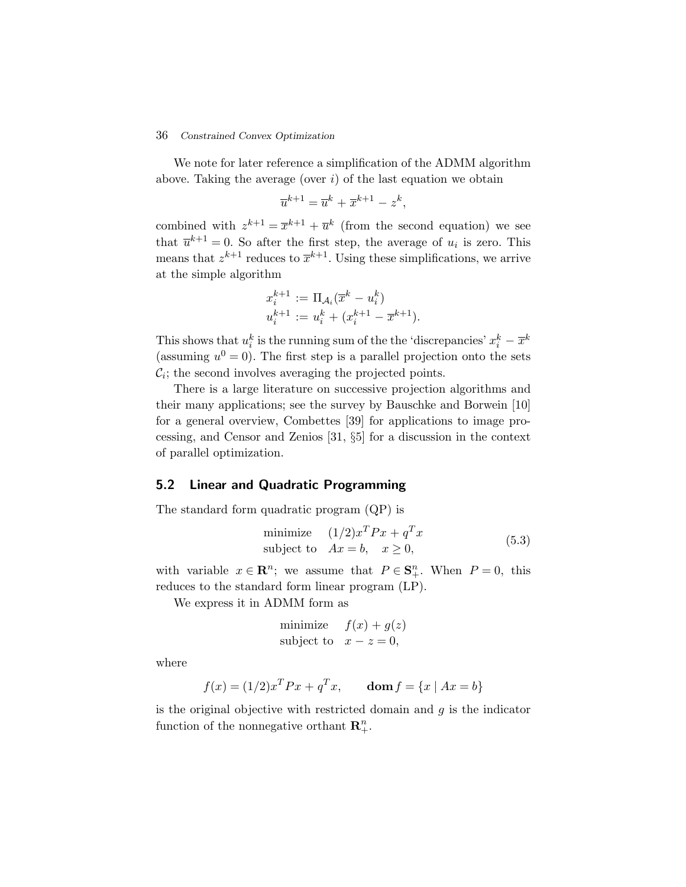We note for later reference a simplification of the ADMM algorithm above. Taking the average (over $i$) of the last equation we obtain

$$\overline{u}^{k+1} = \overline{u}^k + \overline{x}^{k+1} - z^k,$$

combined with $z^{k+1} = \overline{x}^{k+1} + \overline{u}^k$ (from the second equation) we see that $\overline{u}^{k+1} = 0$. So after the first step, the average of $u_i$ is zero. This means that $z^{k+1}$ reduces to $\overline{x}^{k+1}$. Using these simplifications, we arrive at the simple algorithm

$$\begin{aligned}
x_i^{k+1} &:= \Pi_{\mathcal{A}_i}(\overline{x}^k - u_i^k) \\
u_i^{k+1} &:= u_i^k + (x_i^{k+1} - \overline{x}^{k+1}).
\end{aligned}$$

This shows that $u_i^k$ is the running sum of the the 'discrepancies' $x_i^k - \overline{x}^k$ (assuming $u^0 = 0$). The first step is a parallel projection onto the sets $\mathcal{C}_i$; the second involves averaging the projected points.

There is a large literature on successive projection algorithms and their many applications; see the survey by Bauschke and Borwein [10] for a general overview, Combettes [39] for applications to image processing, and Censor and Zenios [31, §5] for a discussion in the context of parallel optimization.

## 5.2 Linear and Quadratic Programming

The standard form quadratic program (QP) is

$$\begin{array}{ll}
\text{minimize} & (1/2)x^T P x + q^T x \\
\text{subject to} & Ax = b, \quad x \geq 0,
\end{array} \tag{5.3}$$

with variable $x \in \mathbf{R}^n$; we assume that $P \in \mathbf{S}_+^n$. When $P = 0$, this reduces to the standard form linear program (LP).

We express it in ADMM form as

$$\begin{array}{ll}
\text{minimize} & f(x) + g(z) \\
\text{subject to} & x - z = 0,
\end{array}$$

where

$$f(x) = (1/2)x^T P x + q^T x, \qquad \mathbf{dom}\, f = \{x \mid Ax = b\}$$

is the original objective with restricted domain and $g$ is the indicator function of the nonnegative orthant $\mathbf{R}_+^n$.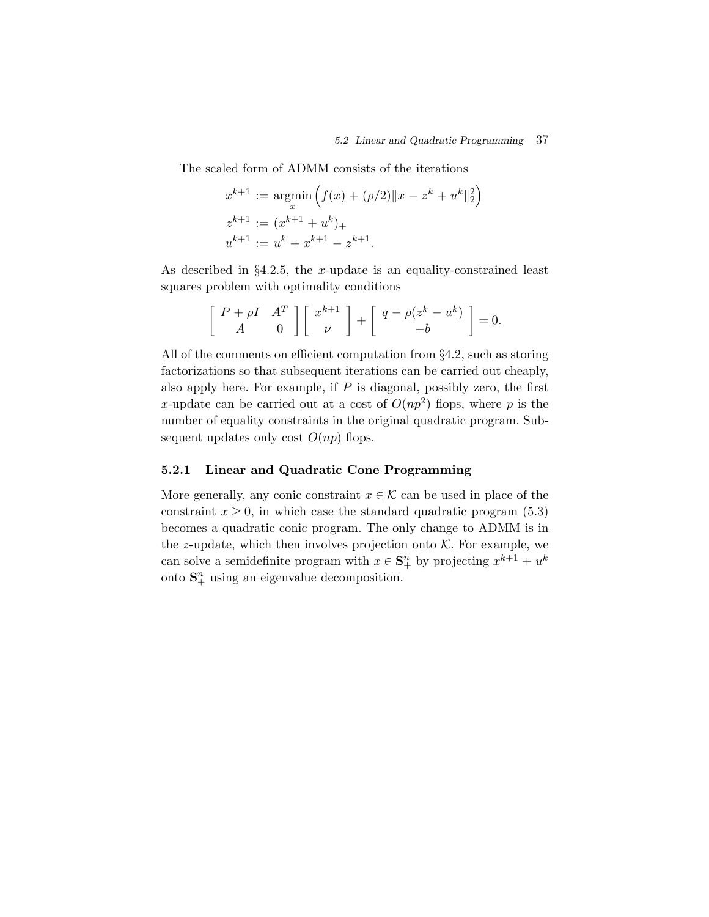The scaled form of ADMM consists of the iterations

$$
\begin{aligned}
x^{k+1} &:= \underset{x}{\operatorname{argmin}} \left( f(x) + (\rho/2)\|x - z^k + u^k\|_2^2 \right) \\
z^{k+1} &:= (x^{k+1} + u^k)_+ \\
u^{k+1} &:= u^k + x^{k+1} - z^{k+1}.
\end{aligned}
$$

As described in §4.2.5, the $x$-update is an equality-constrained least squares problem with optimality conditions

$$
\begin{bmatrix} P + \rho I & A^T \\ A & 0 \end{bmatrix} \begin{bmatrix} x^{k+1} \\ \nu \end{bmatrix} + \begin{bmatrix} q - \rho(z^k - u^k) \\ -b \end{bmatrix} = 0.
$$

All of the comments on efficient computation from §4.2, such as storing factorizations so that subsequent iterations can be carried out cheaply, also apply here. For example, if $P$ is diagonal, possibly zero, the first $x$-update can be carried out at a cost of $O(np^2)$ flops, where $p$ is the number of equality constraints in the original quadratic program. Subsequent updates only cost $O(np)$ flops.

### 5.2.1 Linear and Quadratic Cone Programming

More generally, any conic constraint $x \in \mathcal{K}$ can be used in place of the constraint $x \geq 0$, in which case the standard quadratic program (5.3) becomes a quadratic conic program. The only change to ADMM is in the $z$-update, which then involves projection onto $\mathcal{K}$. For example, we can solve a semidefinite program with $x \in \mathbf{S}_+^n$ by projecting $x^{k+1} + u^k$ onto $\mathbf{S}_+^n$ using an eigenvalue decomposition.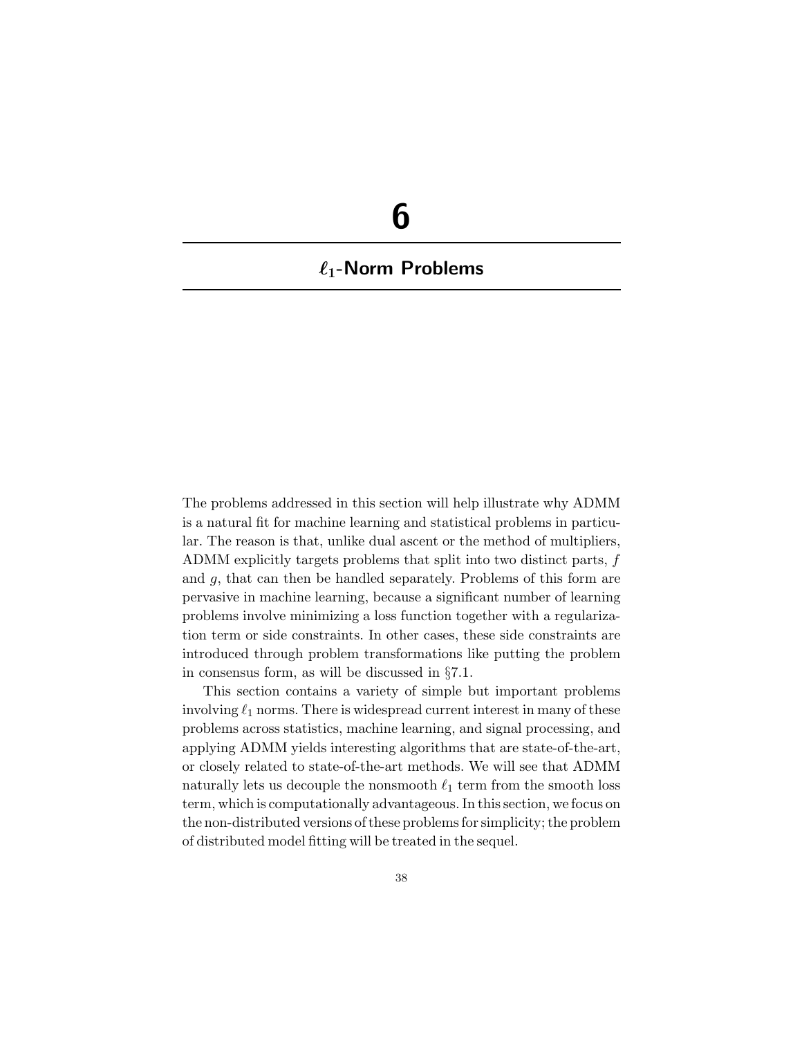# 6

# $\ell_1$-Norm Problems

The problems addressed in this section will help illustrate why ADMM is a natural fit for machine learning and statistical problems in particular. The reason is that, unlike dual ascent or the method of multipliers, ADMM explicitly targets problems that split into two distinct parts, $f$ and $g$, that can then be handled separately. Problems of this form are pervasive in machine learning, because a significant number of learning problems involve minimizing a loss function together with a regularization term or side constraints. In other cases, these side constraints are introduced through problem transformations like putting the problem in consensus form, as will be discussed in §7.1.

This section contains a variety of simple but important problems involving $\ell_1$ norms. There is widespread current interest in many of these problems across statistics, machine learning, and signal processing, and applying ADMM yields interesting algorithms that are state-of-the-art, or closely related to state-of-the-art methods. We will see that ADMM naturally lets us decouple the nonsmooth $\ell_1$ term from the smooth loss term, which is computationally advantageous. In this section, we focus on the non-distributed versions of these problems for simplicity; the problem of distributed model fitting will be treated in the sequel.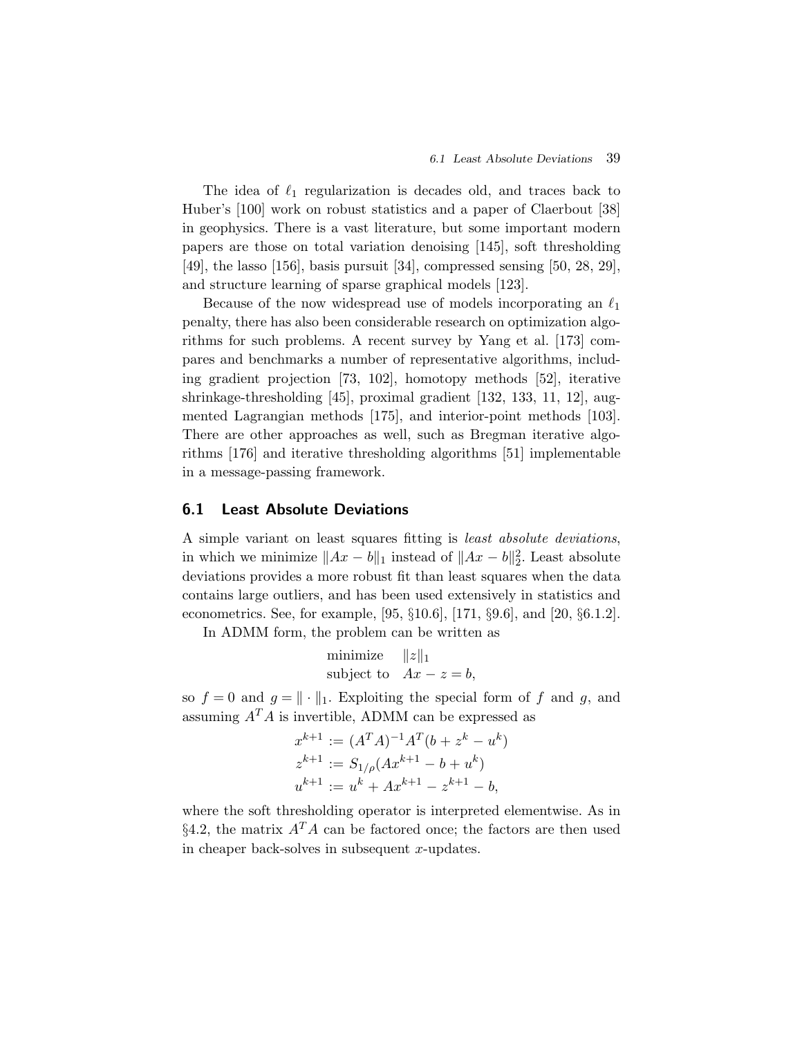The idea of $\ell_1$ regularization is decades old, and traces back to Huber's [100] work on robust statistics and a paper of Claerbout [38] in geophysics. There is a vast literature, but some important modern papers are those on total variation denoising [145], soft thresholding [49], the lasso [156], basis pursuit [34], compressed sensing [50, 28, 29], and structure learning of sparse graphical models [123].

Because of the now widespread use of models incorporating an $\ell_1$ penalty, there has also been considerable research on optimization algorithms for such problems. A recent survey by Yang et al. [173] compares and benchmarks a number of representative algorithms, including gradient projection [73, 102], homotopy methods [52], iterative shrinkage-thresholding [45], proximal gradient [132, 133, 11, 12], augmented Lagrangian methods [175], and interior-point methods [103]. There are other approaches as well, such as Bregman iterative algorithms [176] and iterative thresholding algorithms [51] implementable in a message-passing framework.

## 6.1 Least Absolute Deviations

A simple variant on least squares fitting is *least absolute deviations*, in which we minimize $\|Ax - b\|_1$ instead of $\|Ax - b\|_2^2$. Least absolute deviations provides a more robust fit than least squares when the data contains large outliers, and has been used extensively in statistics and econometrics. See, for example, [95, §10.6], [171, §9.6], and [20, §6.1.2].

In ADMM form, the problem can be written as

$$\begin{array}{ll} \text{minimize} & \|z\|_1 \\ \text{subject to} & Ax - z = b, \end{array}$$

so $f = 0$ and $g = \|\cdot\|_1$. Exploiting the special form of $f$ and $g$, and assuming $A^TA$ is invertible, ADMM can be expressed as

$$\begin{aligned} x^{k+1} &:= (A^TA)^{-1}A^T(b + z^k - u^k) \\ z^{k+1} &:= S_{1/\rho}(Ax^{k+1} - b + u^k) \\ u^{k+1} &:= u^k + Ax^{k+1} - z^{k+1} - b, \end{aligned}$$

where the soft thresholding operator is interpreted elementwise. As in §4.2, the matrix $A^TA$ can be factored once; the factors are then used in cheaper back-solves in subsequent $x$-updates.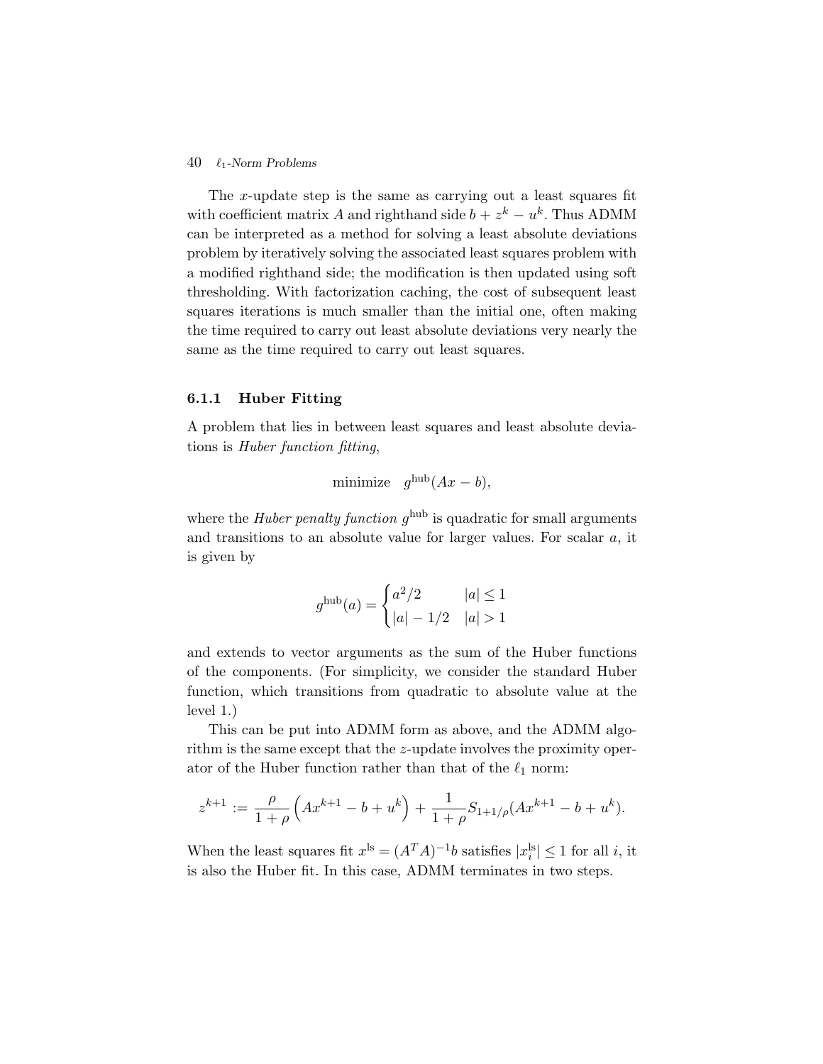The $x$-update step is the same as carrying out a least squares fit with coefficient matrix $A$ and righthand side $b + z^k - u^k$. Thus ADMM can be interpreted as a method for solving a least absolute deviations problem by iteratively solving the associated least squares problem with a modified righthand side; the modification is then updated using soft thresholding. With factorization caching, the cost of subsequent least squares iterations is much smaller than the initial one, often making the time required to carry out least absolute deviations very nearly the same as the time required to carry out least squares.

### 6.1.1 Huber Fitting

A problem that lies in between least squares and least absolute deviations is *Huber function fitting*,

$$\text{minimize} \quad g^{\text{hub}}(Ax - b),$$

where the *Huber penalty function* $g^{\text{hub}}$ is quadratic for small arguments and transitions to an absolute value for larger values. For scalar $a$, it is given by

$$g^{\text{hub}}(a) = \begin{cases} a^2/2 & |a| \leq 1 \\ |a| - 1/2 & |a| > 1 \end{cases}$$

and extends to vector arguments as the sum of the Huber functions of the components. (For simplicity, we consider the standard Huber function, which transitions from quadratic to absolute value at the level 1.)

This can be put into ADMM form as above, and the ADMM algorithm is the same except that the $z$-update involves the proximity operator of the Huber function rather than that of the $\ell_1$ norm:

$$z^{k+1} := \frac{\rho}{1+\rho}\left(Ax^{k+1} - b + u^k\right) + \frac{1}{1+\rho} S_{1+1/\rho}(Ax^{k+1} - b + u^k).$$

When the least squares fit $x^{\text{ls}} = (A^T A)^{-1} b$ satisfies $|x_i^{\text{ls}}| \leq 1$ for all $i$, it is also the Huber fit. In this case, ADMM terminates in two steps.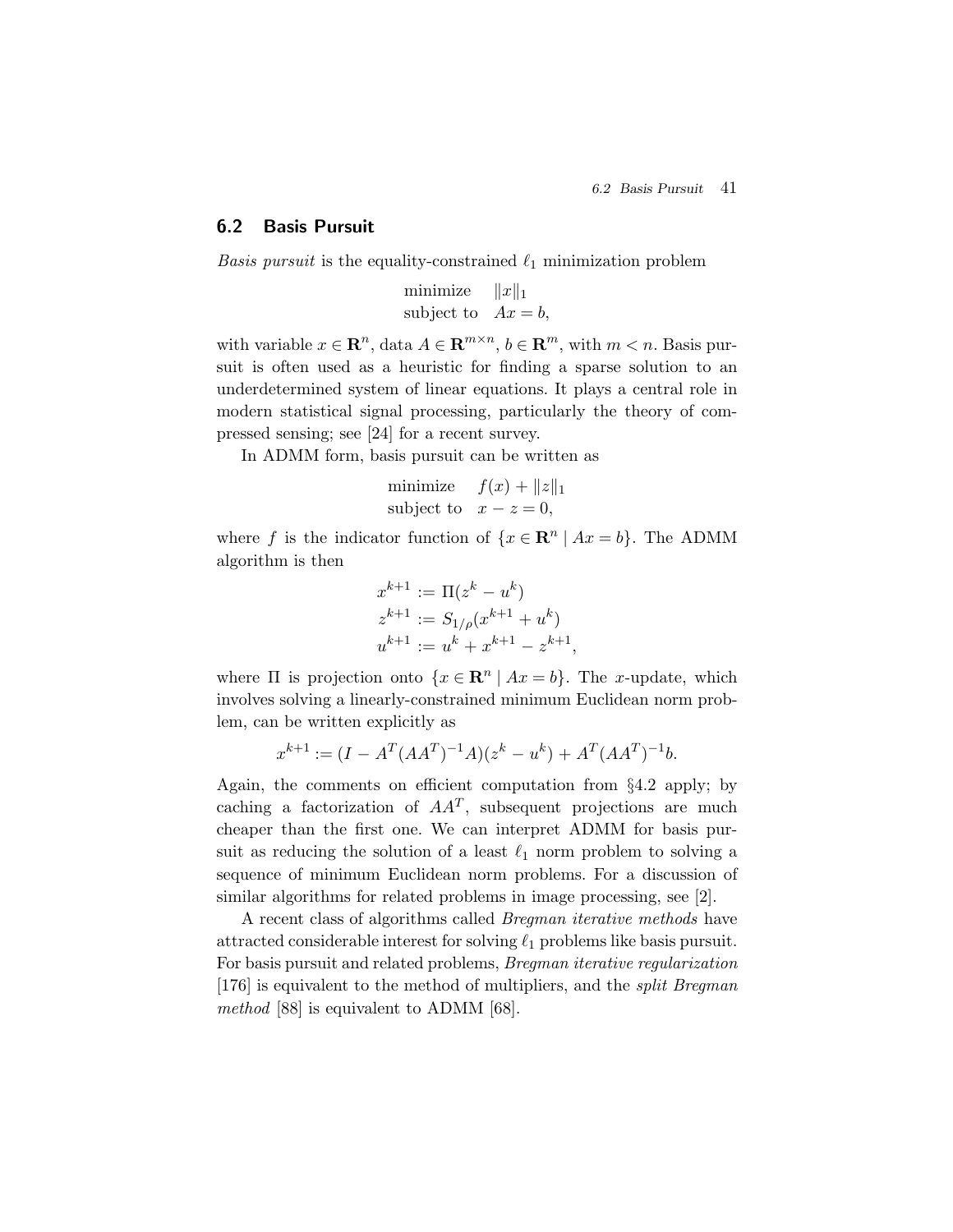## 6.2 Basis Pursuit

*Basis pursuit* is the equality-constrained $\ell_1$ minimization problem

$$
\begin{array}{ll}
\text{minimize} & \|x\|_1 \\
\text{subject to} & Ax = b,
\end{array}
$$

with variable $x \in \mathbf{R}^n$, data $A \in \mathbf{R}^{m \times n}$, $b \in \mathbf{R}^m$, with $m < n$. Basis pursuit is often used as a heuristic for finding a sparse solution to an underdetermined system of linear equations. It plays a central role in modern statistical signal processing, particularly the theory of compressed sensing; see [24] for a recent survey.

In ADMM form, basis pursuit can be written as

$$
\begin{array}{ll}
\text{minimize} & f(x) + \|z\|_1 \\
\text{subject to} & x - z = 0,
\end{array}
$$

where $f$ is the indicator function of $\{x \in \mathbf{R}^n \mid Ax = b\}$. The ADMM algorithm is then

$$
\begin{aligned}
x^{k+1} &:= \Pi(z^k - u^k) \\
z^{k+1} &:= S_{1/\rho}(x^{k+1} + u^k) \\
u^{k+1} &:= u^k + x^{k+1} - z^{k+1},
\end{aligned}
$$

where $\Pi$ is projection onto $\{x \in \mathbf{R}^n \mid Ax = b\}$. The $x$-update, which involves solving a linearly-constrained minimum Euclidean norm problem, can be written explicitly as

$$
x^{k+1} := (I - A^T(AA^T)^{-1}A)(z^k - u^k) + A^T(AA^T)^{-1}b.
$$

Again, the comments on efficient computation from §4.2 apply; by caching a factorization of $AA^T$, subsequent projections are much cheaper than the first one. We can interpret ADMM for basis pursuit as reducing the solution of a least $\ell_1$ norm problem to solving a sequence of minimum Euclidean norm problems. For a discussion of similar algorithms for related problems in image processing, see [2].

A recent class of algorithms called *Bregman iterative methods* have attracted considerable interest for solving $\ell_1$ problems like basis pursuit. For basis pursuit and related problems, *Bregman iterative regularization* [176] is equivalent to the method of multipliers, and the *split Bregman method* [88] is equivalent to ADMM [68].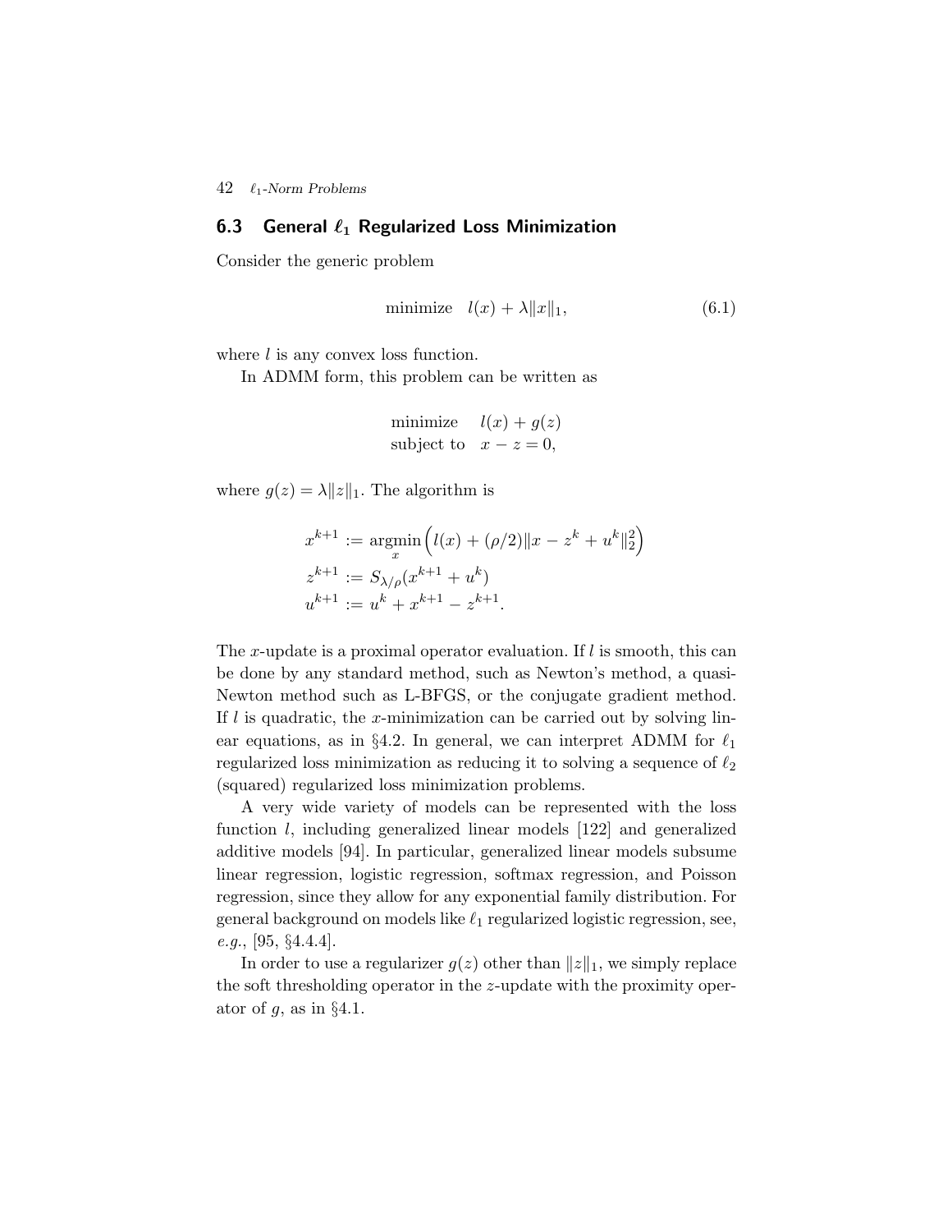## 6.3 General $\ell_1$ Regularized Loss Minimization

Consider the generic problem

$$\text{minimize} \quad l(x) + \lambda\|x\|_1, \tag{6.1}$$

where $l$ is any convex loss function.

In ADMM form, this problem can be written as

$$\begin{array}{ll} \text{minimize} & l(x) + g(z) \\ \text{subject to} & x - z = 0, \end{array}$$

where $g(z) = \lambda\|z\|_1$. The algorithm is

$$\begin{aligned} x^{k+1} &:= \operatorname*{argmin}_x \left( l(x) + (\rho/2)\|x - z^k + u^k\|_2^2 \right) \\ z^{k+1} &:= S_{\lambda/\rho}(x^{k+1} + u^k) \\ u^{k+1} &:= u^k + x^{k+1} - z^{k+1}. \end{aligned}$$

The $x$-update is a proximal operator evaluation. If $l$ is smooth, this can be done by any standard method, such as Newton's method, a quasi-Newton method such as L-BFGS, or the conjugate gradient method. If $l$ is quadratic, the $x$-minimization can be carried out by solving linear equations, as in §4.2. In general, we can interpret ADMM for $\ell_1$ regularized loss minimization as reducing it to solving a sequence of $\ell_2$ (squared) regularized loss minimization problems.

A very wide variety of models can be represented with the loss function $l$, including generalized linear models [122] and generalized additive models [94]. In particular, generalized linear models subsume linear regression, logistic regression, softmax regression, and Poisson regression, since they allow for any exponential family distribution. For general background on models like $\ell_1$ regularized logistic regression, see, *e.g.*, [95, §4.4.4].

In order to use a regularizer $g(z)$ other than $\|z\|_1$, we simply replace the soft thresholding operator in the $z$-update with the proximity operator of $g$, as in §4.1.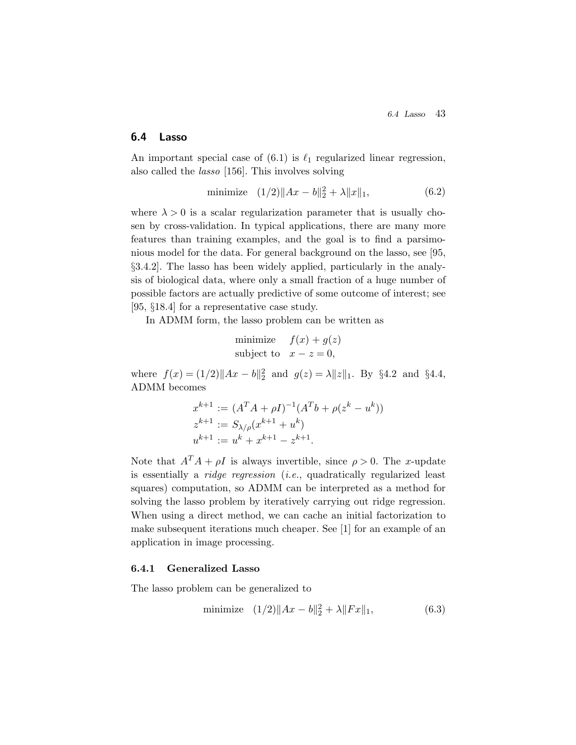## 6.4 Lasso

An important special case of (6.1) is $\ell_1$ regularized linear regression, also called the *lasso* [156]. This involves solving

$$\text{minimize} \quad (1/2)\|Ax - b\|_2^2 + \lambda\|x\|_1, \tag{6.2}$$

where $\lambda > 0$ is a scalar regularization parameter that is usually chosen by cross-validation. In typical applications, there are many more features than training examples, and the goal is to find a parsimonious model for the data. For general background on the lasso, see [95, §3.4.2]. The lasso has been widely applied, particularly in the analysis of biological data, where only a small fraction of a huge number of possible factors are actually predictive of some outcome of interest; see [95, §18.4] for a representative case study.

In ADMM form, the lasso problem can be written as

$$\begin{array}{ll} \text{minimize} & f(x) + g(z) \\ \text{subject to} & x - z = 0, \end{array}$$

where $f(x) = (1/2)\|Ax - b\|_2^2$ and $g(z) = \lambda\|z\|_1$. By §4.2 and §4.4, ADMM becomes

$$\begin{aligned} x^{k+1} &:= (A^TA + \rho I)^{-1}(A^Tb + \rho(z^k - u^k)) \\ z^{k+1} &:= S_{\lambda/\rho}(x^{k+1} + u^k) \\ u^{k+1} &:= u^k + x^{k+1} - z^{k+1}. \end{aligned}$$

Note that $A^TA + \rho I$ is always invertible, since $\rho > 0$. The $x$-update is essentially a *ridge regression* (*i.e.*, quadratically regularized least squares) computation, so ADMM can be interpreted as a method for solving the lasso problem by iteratively carrying out ridge regression. When using a direct method, we can cache an initial factorization to make subsequent iterations much cheaper. See [1] for an example of an application in image processing.

### 6.4.1 Generalized Lasso

The lasso problem can be generalized to

$$\text{minimize} \quad (1/2)\|Ax - b\|_2^2 + \lambda\|Fx\|_1, \tag{6.3}$$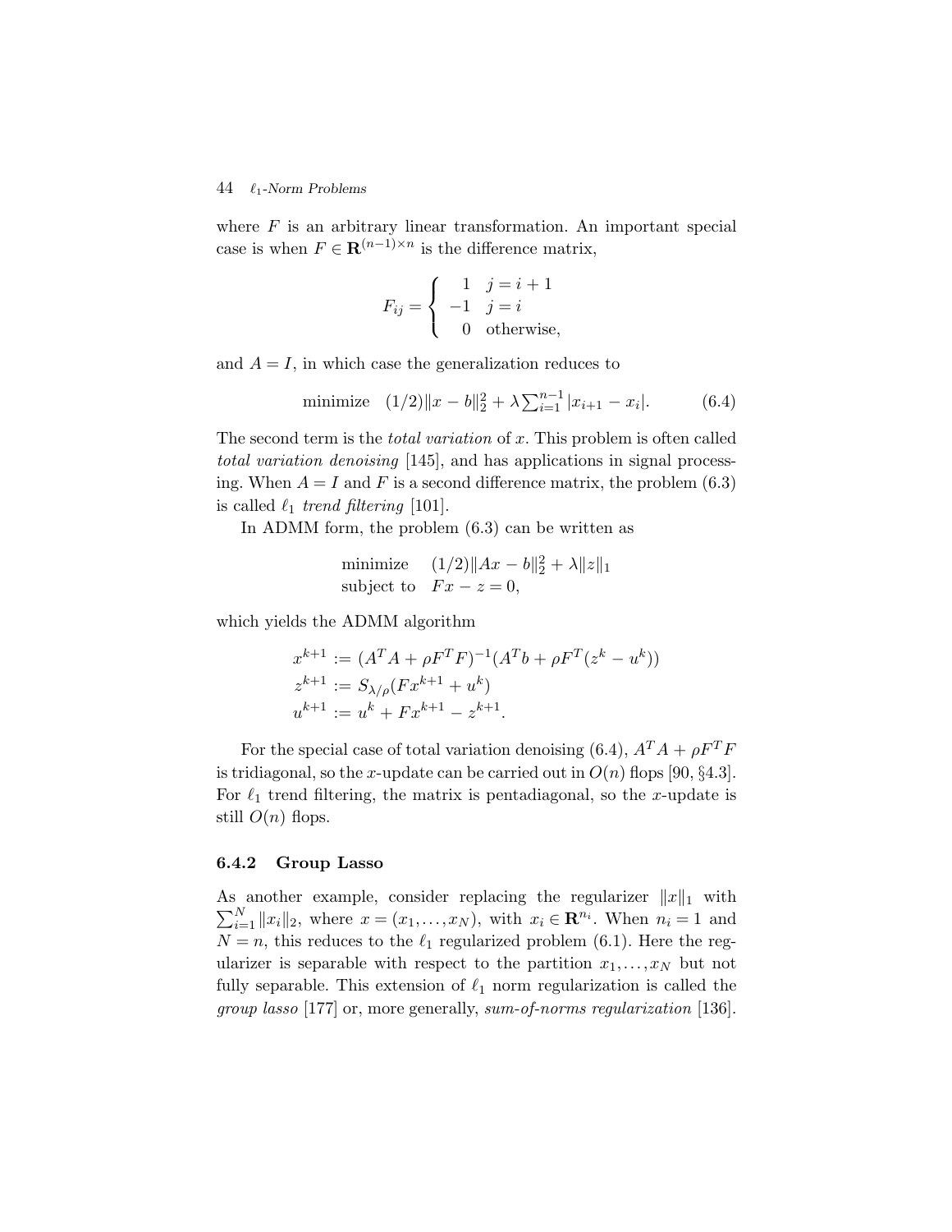where $F$ is an arbitrary linear transformation. An important special case is when $F \in \mathbf{R}^{(n-1)\times n}$ is the difference matrix,

$$F_{ij} = \begin{cases} 1 & j = i+1 \\ -1 & j = i \\ 0 & \text{otherwise,} \end{cases}$$

and $A = I$, in which case the generalization reduces to

$$\text{minimize} \quad (1/2)\|x - b\|_2^2 + \lambda \textstyle\sum_{i=1}^{n-1} |x_{i+1} - x_i|. \tag{6.4}$$

The second term is the *total variation* of $x$. This problem is often called *total variation denoising* [145], and has applications in signal processing. When $A = I$ and $F$ is a second difference matrix, the problem (6.3) is called $\ell_1$ *trend filtering* [101].

In ADMM form, the problem (6.3) can be written as

$$\begin{array}{ll} \text{minimize} & (1/2)\|Ax - b\|_2^2 + \lambda\|z\|_1 \\ \text{subject to} & Fx - z = 0, \end{array}$$

which yields the ADMM algorithm

$$\begin{aligned} x^{k+1} &:= (A^TA + \rho F^TF)^{-1}(A^Tb + \rho F^T(z^k - u^k)) \\ z^{k+1} &:= S_{\lambda/\rho}(Fx^{k+1} + u^k) \\ u^{k+1} &:= u^k + Fx^{k+1} - z^{k+1}. \end{aligned}$$

For the special case of total variation denoising (6.4), $A^TA + \rho F^TF$ is tridiagonal, so the $x$-update can be carried out in $O(n)$ flops [90, §4.3]. For $\ell_1$ trend filtering, the matrix is pentadiagonal, so the $x$-update is still $O(n)$ flops.

### 6.4.2 Group Lasso

As another example, consider replacing the regularizer $\|x\|_1$ with $\sum_{i=1}^N \|x_i\|_2$, where $x = (x_1, \ldots, x_N)$, with $x_i \in \mathbf{R}^{n_i}$. When $n_i = 1$ and $N = n$, this reduces to the $\ell_1$ regularized problem (6.1). Here the regularizer is separable with respect to the partition $x_1, \ldots, x_N$ but not fully separable. This extension of $\ell_1$ norm regularization is called the *group lasso* [177] or, more generally, *sum-of-norms regularization* [136].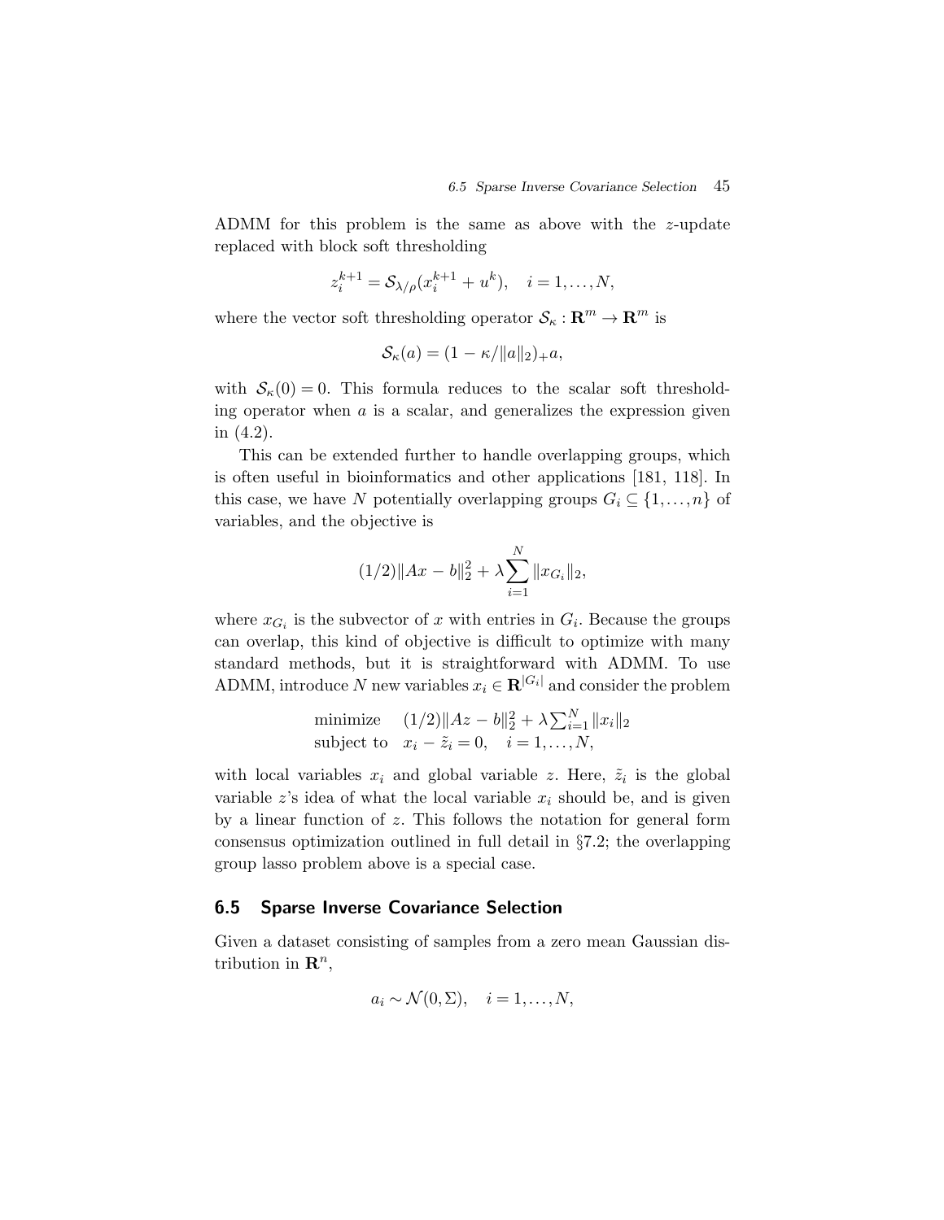ADMM for this problem is the same as above with the $z$-update replaced with block soft thresholding

$$z_i^{k+1} = \mathcal{S}_{\lambda/\rho}(x_i^{k+1} + u^k), \quad i = 1, \ldots, N,$$

where the vector soft thresholding operator $\mathcal{S}_\kappa : \mathbf{R}^m \to \mathbf{R}^m$ is

$$\mathcal{S}_\kappa(a) = (1 - \kappa/\|a\|_2)_+ a,$$

with $\mathcal{S}_\kappa(0) = 0$. This formula reduces to the scalar soft thresholding operator when $a$ is a scalar, and generalizes the expression given in (4.2).

This can be extended further to handle overlapping groups, which is often useful in bioinformatics and other applications [181, 118]. In this case, we have $N$ potentially overlapping groups $G_i \subseteq \{1, \ldots, n\}$ of variables, and the objective is

$$(1/2)\|Ax - b\|_2^2 + \lambda \sum_{i=1}^{N} \|x_{G_i}\|_2,$$

where $x_{G_i}$ is the subvector of $x$ with entries in $G_i$. Because the groups can overlap, this kind of objective is difficult to optimize with many standard methods, but it is straightforward with ADMM. To use ADMM, introduce $N$ new variables $x_i \in \mathbf{R}^{|G_i|}$ and consider the problem

$$\begin{array}{ll} \text{minimize} & (1/2)\|Az - b\|_2^2 + \lambda \sum_{i=1}^{N} \|x_i\|_2 \\ \text{subject to} & x_i - \tilde{z}_i = 0, \quad i = 1, \ldots, N, \end{array}$$

with local variables $x_i$ and global variable $z$. Here, $\tilde{z}_i$ is the global variable $z$'s idea of what the local variable $x_i$ should be, and is given by a linear function of $z$. This follows the notation for general form consensus optimization outlined in full detail in §7.2; the overlapping group lasso problem above is a special case.

## 6.5 Sparse Inverse Covariance Selection

Given a dataset consisting of samples from a zero mean Gaussian distribution in $\mathbf{R}^n$,

$$a_i \sim \mathcal{N}(0, \Sigma), \quad i = 1, \ldots, N,$$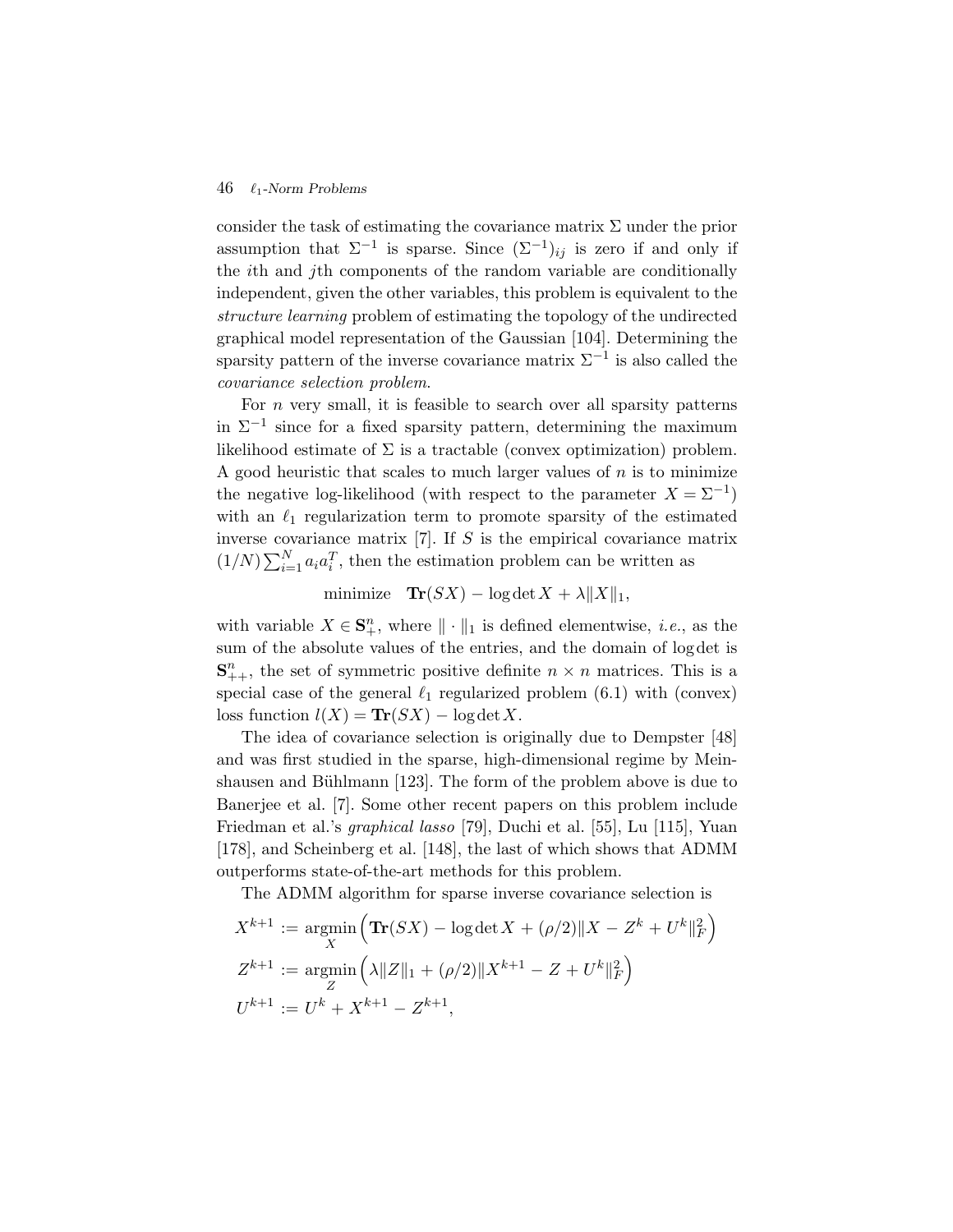consider the task of estimating the covariance matrix $\Sigma$ under the prior assumption that $\Sigma^{-1}$ is sparse. Since $(\Sigma^{-1})_{ij}$ is zero if and only if the $i$th and $j$th components of the random variable are conditionally independent, given the other variables, this problem is equivalent to the *structure learning* problem of estimating the topology of the undirected graphical model representation of the Gaussian [104]. Determining the sparsity pattern of the inverse covariance matrix $\Sigma^{-1}$ is also called the *covariance selection problem*.

For $n$ very small, it is feasible to search over all sparsity patterns in $\Sigma^{-1}$ since for a fixed sparsity pattern, determining the maximum likelihood estimate of $\Sigma$ is a tractable (convex optimization) problem. A good heuristic that scales to much larger values of $n$ is to minimize the negative log-likelihood (with respect to the parameter $X = \Sigma^{-1}$) with an $\ell_1$ regularization term to promote sparsity of the estimated inverse covariance matrix [7]. If $S$ is the empirical covariance matrix $(1/N)\sum_{i=1}^{N} a_i a_i^T$, then the estimation problem can be written as

$$\text{minimize} \quad \mathbf{Tr}(SX) - \log\det X + \lambda\|X\|_1,$$

with variable $X \in \mathbf{S}_+^n$, where $\|\cdot\|_1$ is defined elementwise, *i.e.*, as the sum of the absolute values of the entries, and the domain of $\log\det$ is $\mathbf{S}_{++}^n$, the set of symmetric positive definite $n \times n$ matrices. This is a special case of the general $\ell_1$ regularized problem (6.1) with (convex) loss function $l(X) = \mathbf{Tr}(SX) - \log\det X$.

The idea of covariance selection is originally due to Dempster [48] and was first studied in the sparse, high-dimensional regime by Meinshausen and Bühlmann [123]. The form of the problem above is due to Banerjee et al. [7]. Some other recent papers on this problem include Friedman et al.'s *graphical lasso* [79], Duchi et al. [55], Lu [115], Yuan [178], and Scheinberg et al. [148], the last of which shows that ADMM outperforms state-of-the-art methods for this problem.

The ADMM algorithm for sparse inverse covariance selection is

$$\begin{aligned}
X^{k+1} &:= \operatorname*{argmin}_X \left( \mathbf{Tr}(SX) - \log\det X + (\rho/2)\|X - Z^k + U^k\|_F^2 \right) \\
Z^{k+1} &:= \operatorname*{argmin}_Z \left( \lambda\|Z\|_1 + (\rho/2)\|X^{k+1} - Z + U^k\|_F^2 \right) \\
U^{k+1} &:= U^k + X^{k+1} - Z^{k+1},
\end{aligned}$$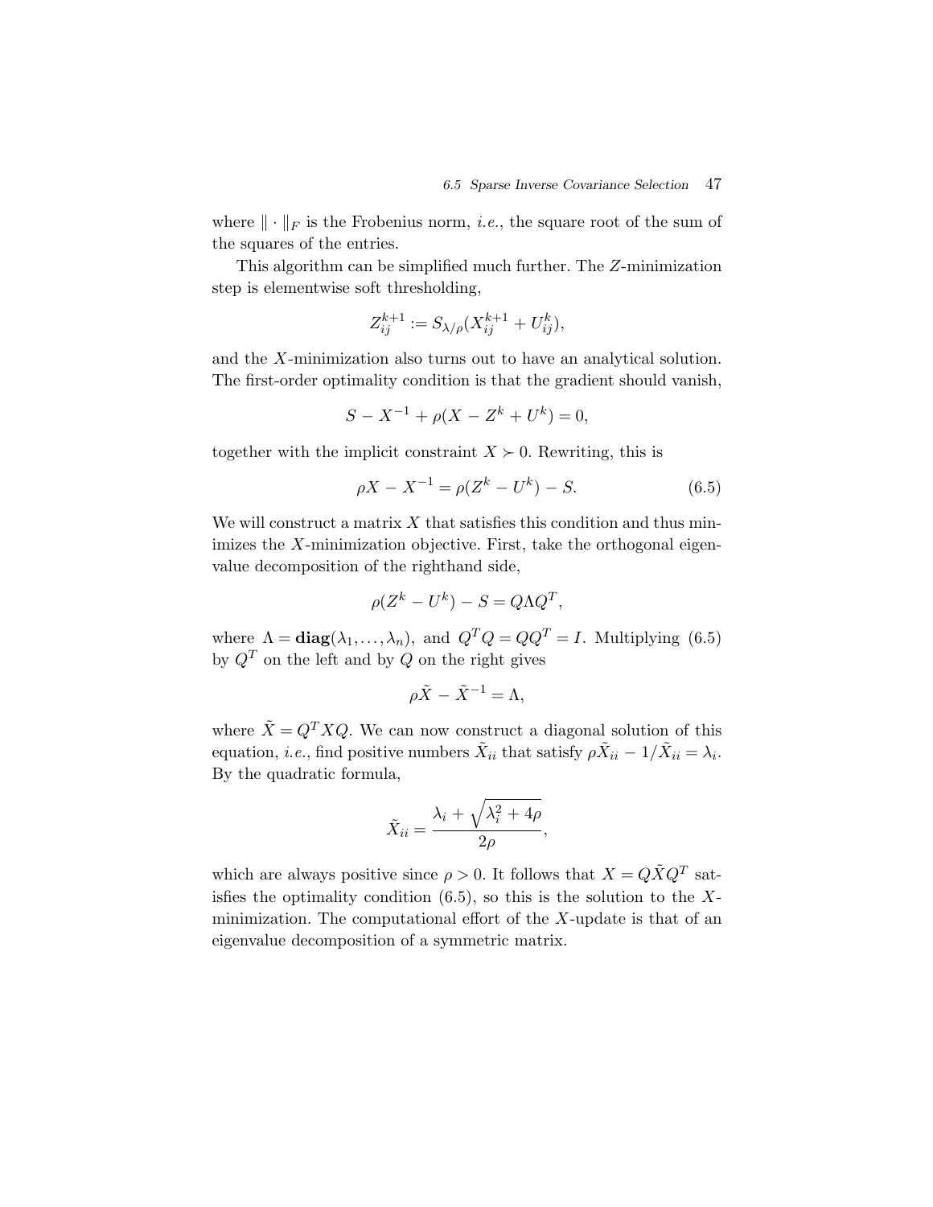where $\| \cdot \|_F$ is the Frobenius norm, *i.e.*, the square root of the sum of the squares of the entries.

This algorithm can be simplified much further. The $Z$-minimization step is elementwise soft thresholding,

$$Z_{ij}^{k+1} := S_{\lambda/\rho}(X_{ij}^{k+1} + U_{ij}^k),$$

and the $X$-minimization also turns out to have an analytical solution. The first-order optimality condition is that the gradient should vanish,

$$S - X^{-1} + \rho(X - Z^k + U^k) = 0,$$

together with the implicit constraint $X \succ 0$. Rewriting, this is

$$\rho X - X^{-1} = \rho(Z^k - U^k) - S. \tag{6.5}$$

We will construct a matrix $X$ that satisfies this condition and thus minimizes the $X$-minimization objective. First, take the orthogonal eigenvalue decomposition of the righthand side,

$$\rho(Z^k - U^k) - S = Q\Lambda Q^T,$$

where $\Lambda = \mathbf{diag}(\lambda_1, \ldots, \lambda_n)$, and $Q^T Q = Q Q^T = I$. Multiplying (6.5) by $Q^T$ on the left and by $Q$ on the right gives

$$\rho \tilde{X} - \tilde{X}^{-1} = \Lambda,$$

where $\tilde{X} = Q^T X Q$. We can now construct a diagonal solution of this equation, *i.e.*, find positive numbers $\tilde{X}_{ii}$ that satisfy $\rho \tilde{X}_{ii} - 1/\tilde{X}_{ii} = \lambda_i$. By the quadratic formula,

$$\tilde{X}_{ii} = \frac{\lambda_i + \sqrt{\lambda_i^2 + 4\rho}}{2\rho},$$

which are always positive since $\rho > 0$. It follows that $X = Q\tilde{X}Q^T$ satisfies the optimality condition (6.5), so this is the solution to the $X$-minimization. The computational effort of the $X$-update is that of an eigenvalue decomposition of a symmetric matrix.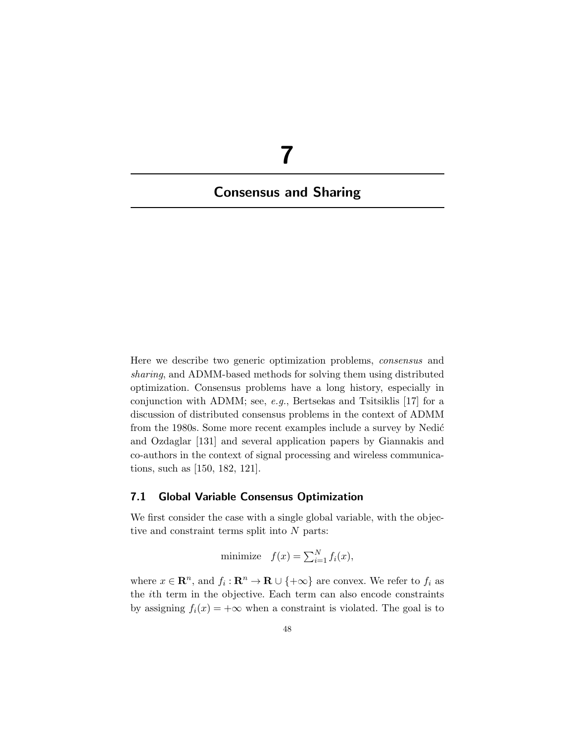# 7

# Consensus and Sharing

Here we describe two generic optimization problems, *consensus* and *sharing*, and ADMM-based methods for solving them using distributed optimization. Consensus problems have a long history, especially in conjunction with ADMM; see, *e.g.*, Bertsekas and Tsitsiklis [17] for a discussion of distributed consensus problems in the context of ADMM from the 1980s. Some more recent examples include a survey by Nedić and Ozdaglar [131] and several application papers by Giannakis and co-authors in the context of signal processing and wireless communications, such as [150, 182, 121].

## 7.1 Global Variable Consensus Optimization

We first consider the case with a single global variable, with the objective and constraint terms split into $N$ parts:

$$\text{minimize} \quad f(x) = \sum_{i=1}^{N} f_i(x),$$

where $x \in \mathbf{R}^n$, and $f_i : \mathbf{R}^n \to \mathbf{R} \cup \{+\infty\}$ are convex. We refer to $f_i$ as the $i$th term in the objective. Each term can also encode constraints by assigning $f_i(x) = +\infty$ when a constraint is violated. The goal is to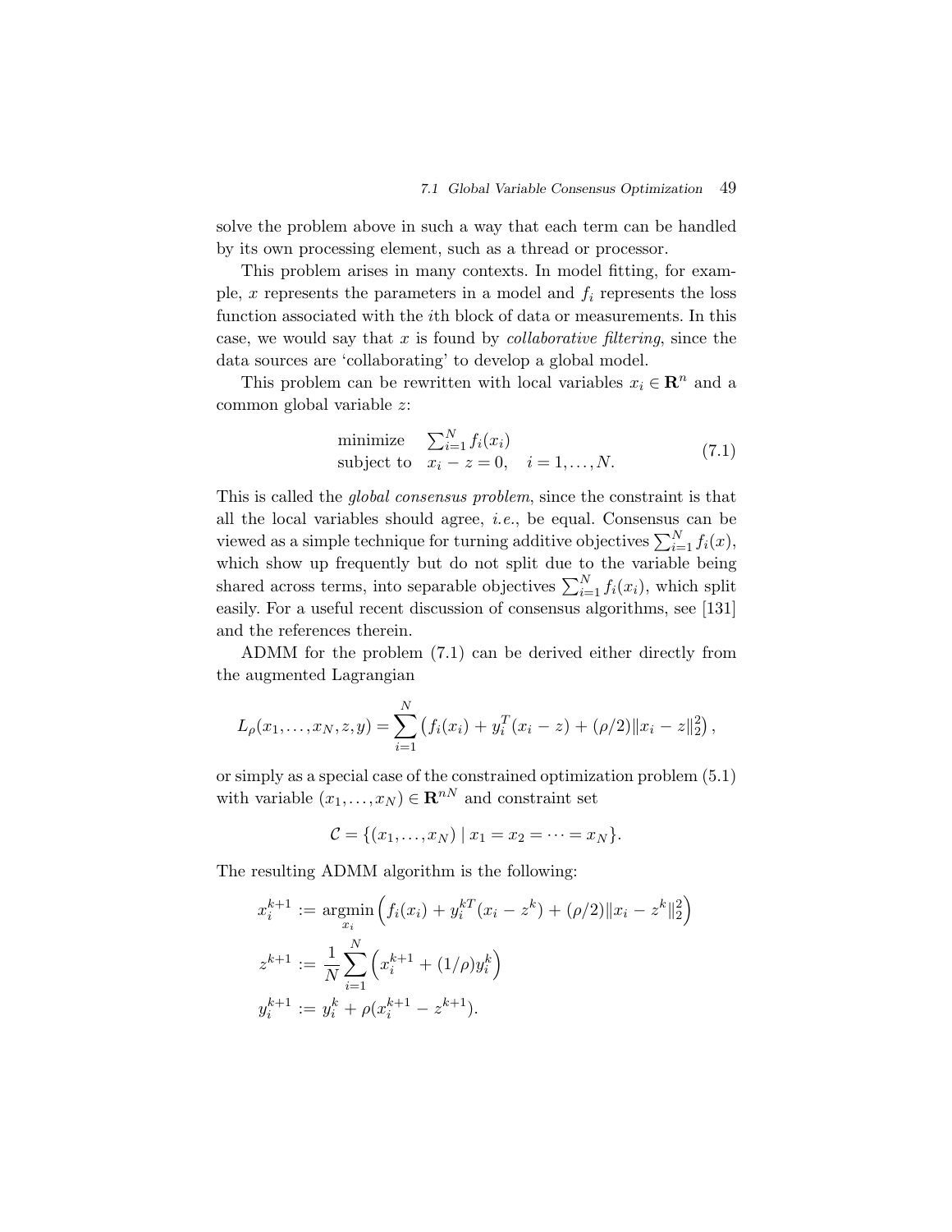solve the problem above in such a way that each term can be handled by its own processing element, such as a thread or processor.

This problem arises in many contexts. In model fitting, for example, $x$ represents the parameters in a model and $f_i$ represents the loss function associated with the $i$th block of data or measurements. In this case, we would say that $x$ is found by *collaborative filtering*, since the data sources are 'collaborating' to develop a global model.

This problem can be rewritten with local variables $x_i \in \mathbf{R}^n$ and a common global variable $z$:

$$
\begin{array}{ll}
\text{minimize} & \sum_{i=1}^{N} f_i(x_i) \\
\text{subject to} & x_i - z = 0, \quad i = 1, \dots, N.
\end{array}
\tag{7.1}
$$

This is called the *global consensus problem*, since the constraint is that all the local variables should agree, *i.e.*, be equal. Consensus can be viewed as a simple technique for turning additive objectives $\sum_{i=1}^{N} f_i(x)$, which show up frequently but do not split due to the variable being shared across terms, into separable objectives $\sum_{i=1}^{N} f_i(x_i)$, which split easily. For a useful recent discussion of consensus algorithms, see [131] and the references therein.

ADMM for the problem (7.1) can be derived either directly from the augmented Lagrangian

$$
L_\rho(x_1, \dots, x_N, z, y) = \sum_{i=1}^{N} \left( f_i(x_i) + y_i^T (x_i - z) + (\rho/2)\|x_i - z\|_2^2 \right),
$$

or simply as a special case of the constrained optimization problem (5.1) with variable $(x_1, \dots, x_N) \in \mathbf{R}^{nN}$ and constraint set

$$
\mathcal{C} = \{(x_1, \dots, x_N) \mid x_1 = x_2 = \dots = x_N\}.
$$

The resulting ADMM algorithm is the following:

$$
\begin{aligned}
x_i^{k+1} &:= \operatorname*{argmin}_{x_i} \left( f_i(x_i) + y_i^{kT}(x_i - z^k) + (\rho/2)\|x_i - z^k\|_2^2 \right) \\
z^{k+1} &:= \frac{1}{N} \sum_{i=1}^{N} \left( x_i^{k+1} + (1/\rho) y_i^k \right) \\
y_i^{k+1} &:= y_i^k + \rho(x_i^{k+1} - z^{k+1}).
\end{aligned}
$$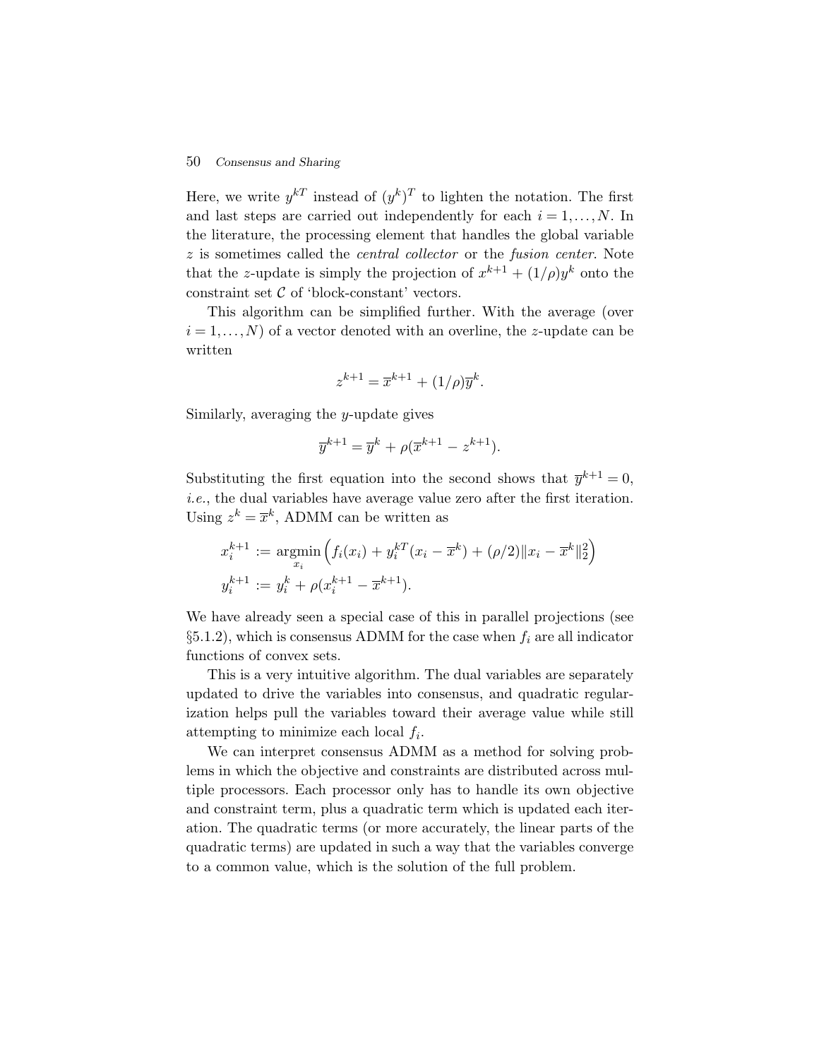Here, we write $y^{kT}$ instead of $(y^k)^T$ to lighten the notation. The first and last steps are carried out independently for each $i = 1, \ldots, N$. In the literature, the processing element that handles the global variable $z$ is sometimes called the *central collector* or the *fusion center*. Note that the $z$-update is simply the projection of $x^{k+1} + (1/\rho)y^k$ onto the constraint set $\mathcal{C}$ of 'block-constant' vectors.

This algorithm can be simplified further. With the average (over $i = 1, \ldots, N$) of a vector denoted with an overline, the $z$-update can be written

$$z^{k+1} = \overline{x}^{k+1} + (1/\rho)\overline{y}^k.$$

Similarly, averaging the $y$-update gives

$$\overline{y}^{k+1} = \overline{y}^k + \rho(\overline{x}^{k+1} - z^{k+1}).$$

Substituting the first equation into the second shows that $\overline{y}^{k+1} = 0$, *i.e.*, the dual variables have average value zero after the first iteration. Using $z^k = \overline{x}^k$, ADMM can be written as

$$\begin{aligned} x_i^{k+1} &:= \operatorname*{argmin}_{x_i} \left( f_i(x_i) + y_i^{kT}(x_i - \overline{x}^k) + (\rho/2)\|x_i - \overline{x}^k\|_2^2 \right) \\ y_i^{k+1} &:= y_i^k + \rho(x_i^{k+1} - \overline{x}^{k+1}). \end{aligned}$$

We have already seen a special case of this in parallel projections (see §5.1.2), which is consensus ADMM for the case when $f_i$ are all indicator functions of convex sets.

This is a very intuitive algorithm. The dual variables are separately updated to drive the variables into consensus, and quadratic regularization helps pull the variables toward their average value while still attempting to minimize each local $f_i$.

We can interpret consensus ADMM as a method for solving problems in which the objective and constraints are distributed across multiple processors. Each processor only has to handle its own objective and constraint term, plus a quadratic term which is updated each iteration. The quadratic terms (or more accurately, the linear parts of the quadratic terms) are updated in such a way that the variables converge to a common value, which is the solution of the full problem.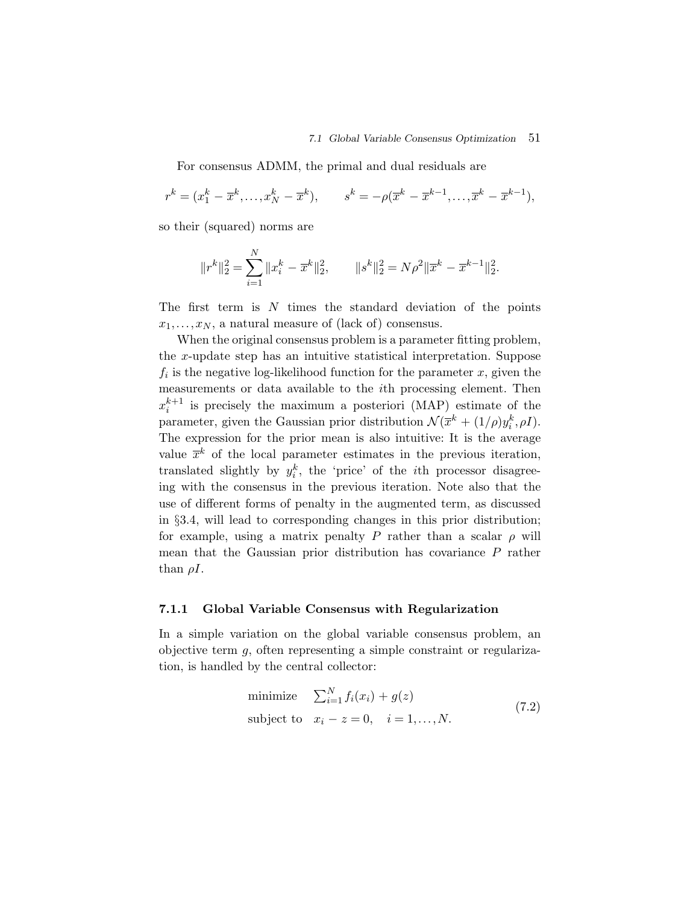For consensus ADMM, the primal and dual residuals are

$$r^k = (x_1^k - \overline{x}^k, \dots, x_N^k - \overline{x}^k), \qquad s^k = -\rho(\overline{x}^k - \overline{x}^{k-1}, \dots, \overline{x}^k - \overline{x}^{k-1}),$$

so their (squared) norms are

$$\|r^k\|_2^2 = \sum_{i=1}^N \|x_i^k - \overline{x}^k\|_2^2, \qquad \|s^k\|_2^2 = N\rho^2 \|\overline{x}^k - \overline{x}^{k-1}\|_2^2.$$

The first term is $N$ times the standard deviation of the points $x_1, \dots, x_N$, a natural measure of (lack of) consensus.

When the original consensus problem is a parameter fitting problem, the $x$-update step has an intuitive statistical interpretation. Suppose $f_i$ is the negative log-likelihood function for the parameter $x$, given the measurements or data available to the $i$th processing element. Then $x_i^{k+1}$ is precisely the maximum a posteriori (MAP) estimate of the parameter, given the Gaussian prior distribution $\mathcal{N}(\overline{x}^k + (1/\rho)y_i^k, \rho I)$. The expression for the prior mean is also intuitive: It is the average value $\overline{x}^k$ of the local parameter estimates in the previous iteration, translated slightly by $y_i^k$, the 'price' of the $i$th processor disagreeing with the consensus in the previous iteration. Note also that the use of different forms of penalty in the augmented term, as discussed in §3.4, will lead to corresponding changes in this prior distribution; for example, using a matrix penalty $P$ rather than a scalar $\rho$ will mean that the Gaussian prior distribution has covariance $P$ rather than $\rho I$.

### 7.1.1 Global Variable Consensus with Regularization

In a simple variation on the global variable consensus problem, an objective term $g$, often representing a simple constraint or regularization, is handled by the central collector:

$$\begin{array}{ll} \text{minimize} & \sum_{i=1}^N f_i(x_i) + g(z) \\ \text{subject to} & x_i - z = 0, \quad i = 1, \dots, N. \end{array} \tag{7.2}$$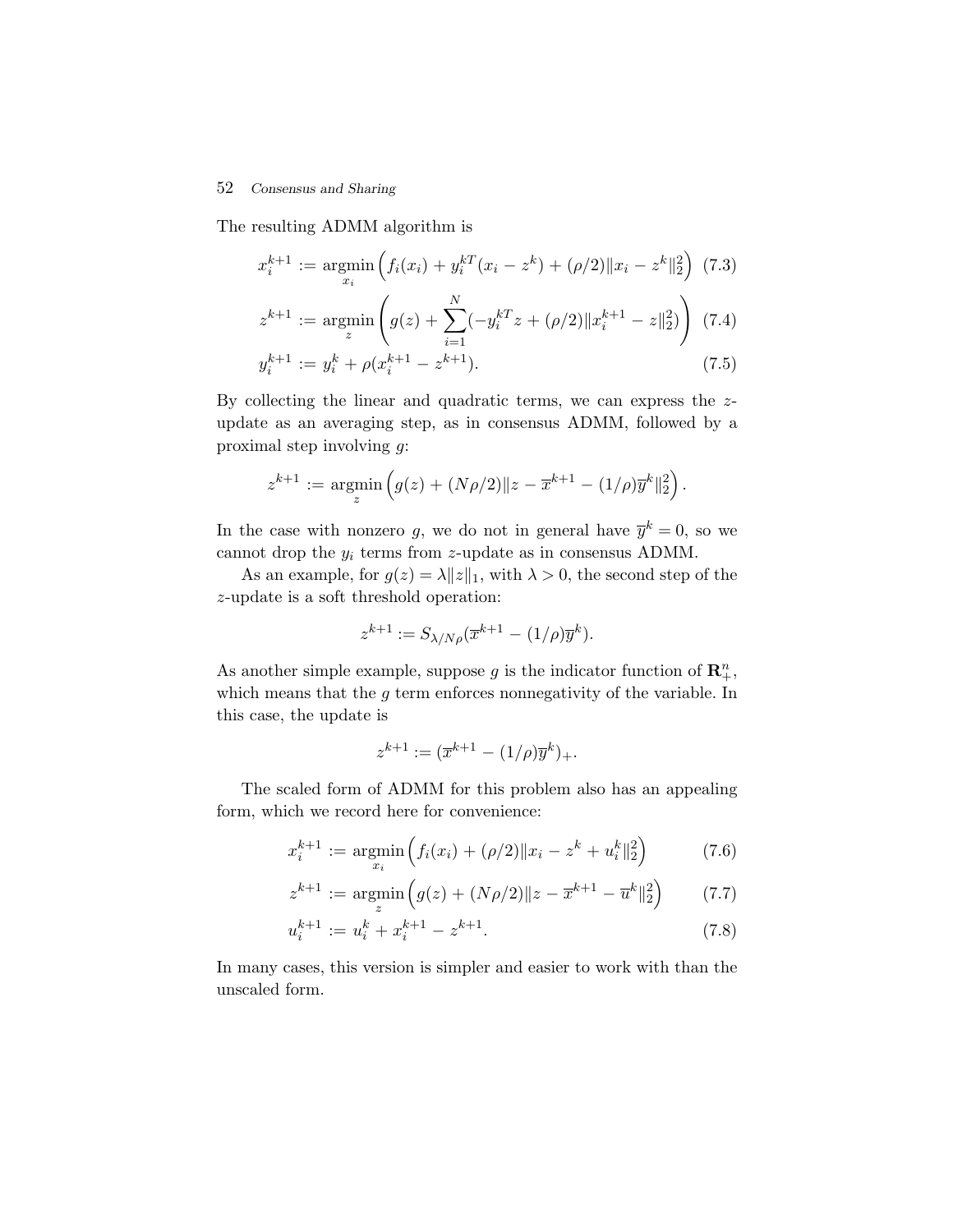The resulting ADMM algorithm is

$$x_i^{k+1} := \operatorname*{argmin}_{x_i} \left( f_i(x_i) + y_i^{kT}(x_i - z^k) + (\rho/2)\|x_i - z^k\|_2^2 \right) \quad (7.3)$$

$$z^{k+1} := \operatorname*{argmin}_{z} \left( g(z) + \sum_{i=1}^{N} (-y_i^{kT} z + (\rho/2)\|x_i^{k+1} - z\|_2^2) \right) \quad (7.4)$$

$$y_i^{k+1} := y_i^k + \rho(x_i^{k+1} - z^{k+1}). \quad (7.5)$$

By collecting the linear and quadratic terms, we can express the $z$-update as an averaging step, as in consensus ADMM, followed by a proximal step involving $g$:

$$z^{k+1} := \operatorname*{argmin}_{z} \left( g(z) + (N\rho/2)\|z - \overline{x}^{k+1} - (1/\rho)\overline{y}^k\|_2^2 \right).$$

In the case with nonzero $g$, we do not in general have $\overline{y}^k = 0$, so we cannot drop the $y_i$ terms from $z$-update as in consensus ADMM.

As an example, for $g(z) = \lambda\|z\|_1$, with $\lambda > 0$, the second step of the $z$-update is a soft threshold operation:

$$z^{k+1} := S_{\lambda/N\rho}(\overline{x}^{k+1} - (1/\rho)\overline{y}^k).$$

As another simple example, suppose $g$ is the indicator function of $\mathbf{R}_+^n$, which means that the $g$ term enforces nonnegativity of the variable. In this case, the update is

$$z^{k+1} := (\overline{x}^{k+1} - (1/\rho)\overline{y}^k)_+.$$

The scaled form of ADMM for this problem also has an appealing form, which we record here for convenience:

$$x_i^{k+1} := \operatorname*{argmin}_{x_i} \left( f_i(x_i) + (\rho/2)\|x_i - z^k + u_i^k\|_2^2 \right) \quad (7.6)$$

$$z^{k+1} := \operatorname*{argmin}_{z} \left( g(z) + (N\rho/2)\|z - \overline{x}^{k+1} - \overline{u}^k\|_2^2 \right) \quad (7.7)$$

$$u_i^{k+1} := u_i^k + x_i^{k+1} - z^{k+1}. \quad (7.8)$$

In many cases, this version is simpler and easier to work with than the unscaled form.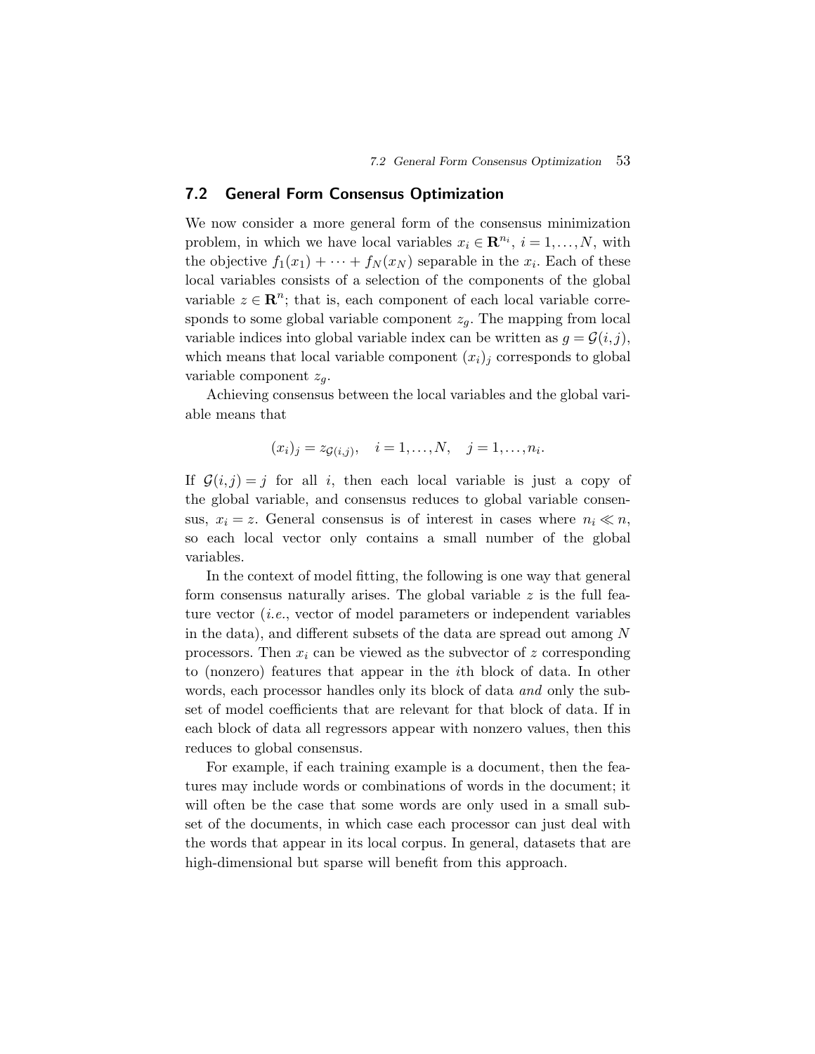## 7.2 General Form Consensus Optimization

We now consider a more general form of the consensus minimization problem, in which we have local variables $x_i \in \mathbf{R}^{n_i}$, $i = 1, \ldots, N$, with the objective $f_1(x_1) + \cdots + f_N(x_N)$ separable in the $x_i$. Each of these local variables consists of a selection of the components of the global variable $z \in \mathbf{R}^n$; that is, each component of each local variable corresponds to some global variable component $z_g$. The mapping from local variable indices into global variable index can be written as $g = \mathcal{G}(i,j)$, which means that local variable component $(x_i)_j$ corresponds to global variable component $z_g$.

Achieving consensus between the local variables and the global variable means that

$$(x_i)_j = z_{\mathcal{G}(i,j)}, \quad i = 1, \ldots, N, \quad j = 1, \ldots, n_i.$$

If $\mathcal{G}(i,j) = j$ for all $i$, then each local variable is just a copy of the global variable, and consensus reduces to global variable consensus, $x_i = z$. General consensus is of interest in cases where $n_i \ll n$, so each local vector only contains a small number of the global variables.

In the context of model fitting, the following is one way that general form consensus naturally arises. The global variable $z$ is the full feature vector (*i.e.*, vector of model parameters or independent variables in the data), and different subsets of the data are spread out among $N$ processors. Then $x_i$ can be viewed as the subvector of $z$ corresponding to (nonzero) features that appear in the $i$th block of data. In other words, each processor handles only its block of data *and* only the subset of model coefficients that are relevant for that block of data. If in each block of data all regressors appear with nonzero values, then this reduces to global consensus.

For example, if each training example is a document, then the features may include words or combinations of words in the document; it will often be the case that some words are only used in a small subset of the documents, in which case each processor can just deal with the words that appear in its local corpus. In general, datasets that are high-dimensional but sparse will benefit from this approach.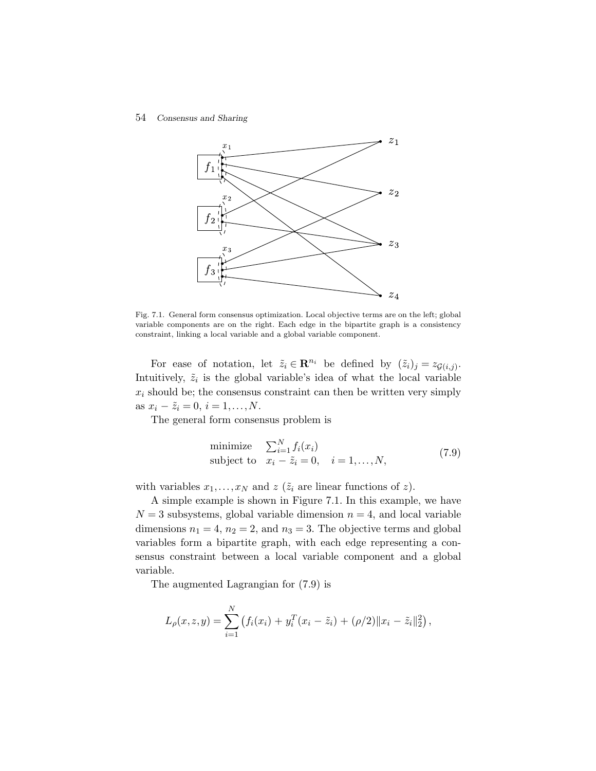$x_1$

$f_1$

$x_2$

$f_2$

$x_3$

$f_3$

$z_1$

$z_2$

$z_3$

$z_4$

Fig. 7.1. General form consensus optimization. Local objective terms are on the left; global variable components are on the right. Each edge in the bipartite graph is a consistency constraint, linking a local variable and a global variable component.

For ease of notation, let $\tilde{z}_i \in \mathbf{R}^{n_i}$ be defined by $(\tilde{z}_i)_j = z_{\mathcal{G}(i,j)}$. Intuitively, $\tilde{z}_i$ is the global variable's idea of what the local variable $x_i$ should be; the consensus constraint can then be written very simply as $x_i - \tilde{z}_i = 0$, $i = 1, \ldots, N$.

The general form consensus problem is

$$
\begin{array}{ll}
\text{minimize} & \sum_{i=1}^{N} f_i(x_i) \\
\text{subject to} & x_i - \tilde{z}_i = 0, \quad i = 1, \ldots, N,
\end{array}
\tag{7.9}
$$

with variables $x_1, \ldots, x_N$ and $z$ ($\tilde{z}_i$ are linear functions of $z$).

A simple example is shown in Figure 7.1. In this example, we have $N = 3$ subsystems, global variable dimension $n = 4$, and local variable dimensions $n_1 = 4$, $n_2 = 2$, and $n_3 = 3$. The objective terms and global variables form a bipartite graph, with each edge representing a consensus constraint between a local variable component and a global variable.

The augmented Lagrangian for (7.9) is

$$
L_\rho(x, z, y) = \sum_{i=1}^{N} \left( f_i(x_i) + y_i^T (x_i - \tilde{z}_i) + (\rho/2) \|x_i - \tilde{z}_i\|_2^2 \right),
$$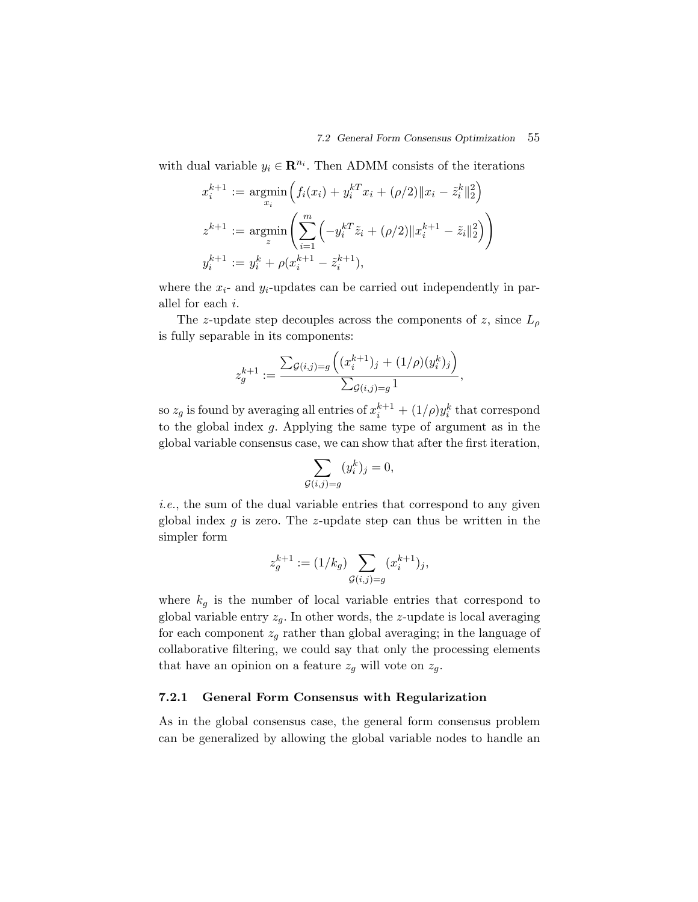with dual variable $y_i \in \mathbf{R}^{n_i}$. Then ADMM consists of the iterations

$$
\begin{aligned}
x_i^{k+1} &:= \underset{x_i}{\operatorname{argmin}} \left( f_i(x_i) + y_i^{kT} x_i + (\rho/2)\|x_i - \tilde{z}_i^k\|_2^2 \right) \\
z^{k+1} &:= \underset{z}{\operatorname{argmin}} \left( \sum_{i=1}^m \left( -y_i^{kT} \tilde{z}_i + (\rho/2)\|x_i^{k+1} - \tilde{z}_i\|_2^2 \right) \right) \\
y_i^{k+1} &:= y_i^k + \rho(x_i^{k+1} - \tilde{z}_i^{k+1}),
\end{aligned}
$$

where the $x_i$- and $y_i$-updates can be carried out independently in parallel for each $i$.

The $z$-update step decouples across the components of $z$, since $L_\rho$ is fully separable in its components:

$$
z_g^{k+1} := \frac{\sum_{\mathcal{G}(i,j)=g} \left( (x_i^{k+1})_j + (1/\rho)(y_i^k)_j \right)}{\sum_{\mathcal{G}(i,j)=g} 1},
$$

so $z_g$ is found by averaging all entries of $x_i^{k+1} + (1/\rho) y_i^k$ that correspond to the global index $g$. Applying the same type of argument as in the global variable consensus case, we can show that after the first iteration,

$$
\sum_{\mathcal{G}(i,j)=g} (y_i^k)_j = 0,
$$

*i.e.*, the sum of the dual variable entries that correspond to any given global index $g$ is zero. The $z$-update step can thus be written in the simpler form

$$
z_g^{k+1} := (1/k_g) \sum_{\mathcal{G}(i,j)=g} (x_i^{k+1})_j,
$$

where $k_g$ is the number of local variable entries that correspond to global variable entry $z_g$. In other words, the $z$-update is local averaging for each component $z_g$ rather than global averaging; in the language of collaborative filtering, we could say that only the processing elements that have an opinion on a feature $z_g$ will vote on $z_g$.

### 7.2.1 General Form Consensus with Regularization

As in the global consensus case, the general form consensus problem can be generalized by allowing the global variable nodes to handle an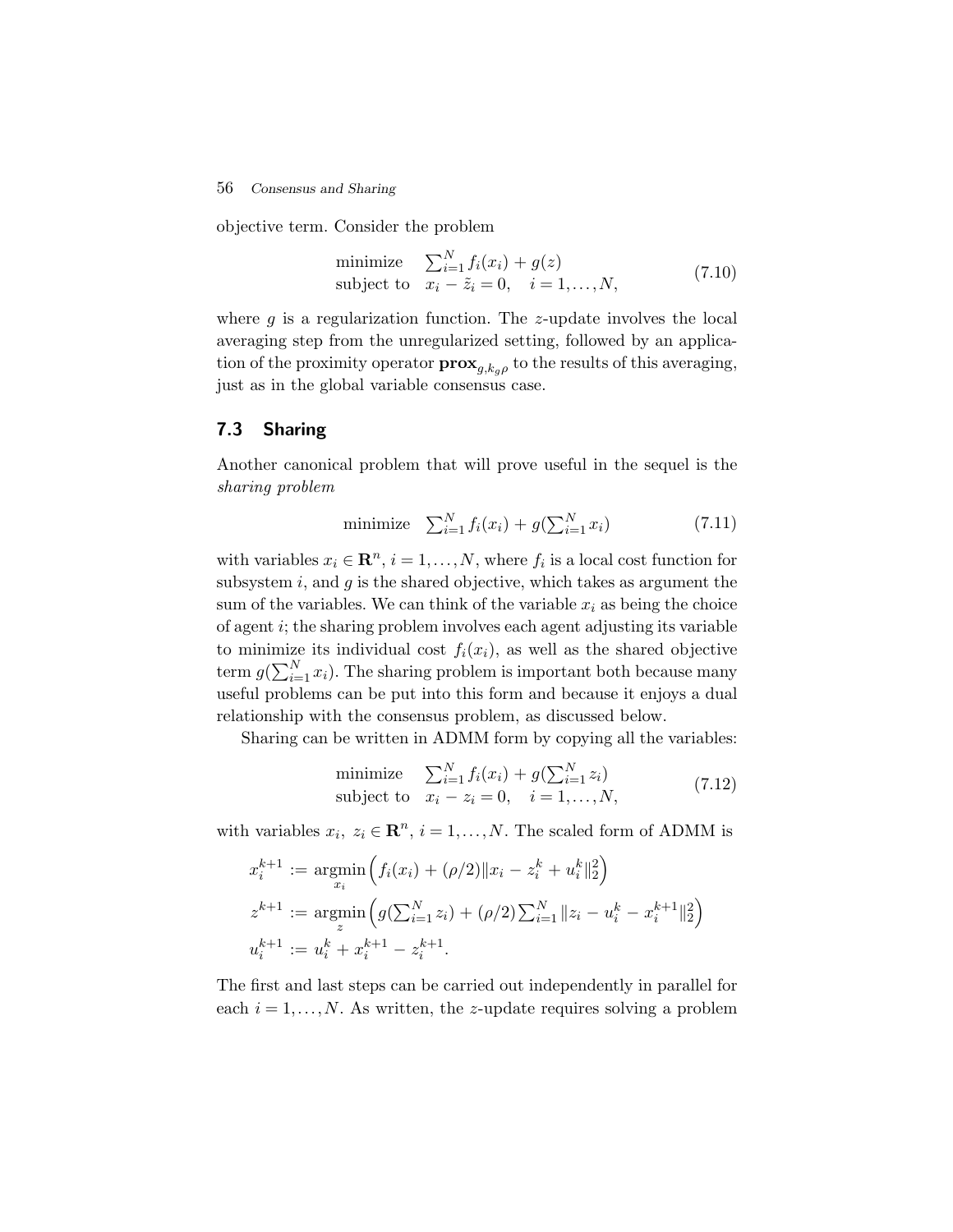objective term. Consider the problem

$$
\begin{array}{ll}
\text{minimize} & \sum_{i=1}^N f_i(x_i) + g(z) \\
\text{subject to} & x_i - \tilde{z}_i = 0, \quad i = 1, \ldots, N,
\end{array}
\tag{7.10}
$$

where $g$ is a regularization function. The $z$-update involves the local averaging step from the unregularized setting, followed by an application of the proximity operator $\mathbf{prox}_{g,k_g\rho}$ to the results of this averaging, just as in the global variable consensus case.

## 7.3 Sharing

Another canonical problem that will prove useful in the sequel is the *sharing problem*

$$
\text{minimize} \quad \sum_{i=1}^N f_i(x_i) + g(\textstyle\sum_{i=1}^N x_i)
\tag{7.11}
$$

with variables $x_i \in \mathbf{R}^n$, $i = 1, \ldots, N$, where $f_i$ is a local cost function for subsystem $i$, and $g$ is the shared objective, which takes as argument the sum of the variables. We can think of the variable $x_i$ as being the choice of agent $i$; the sharing problem involves each agent adjusting its variable to minimize its individual cost $f_i(x_i)$, as well as the shared objective term $g(\sum_{i=1}^N x_i)$. The sharing problem is important both because many useful problems can be put into this form and because it enjoys a dual relationship with the consensus problem, as discussed below.

Sharing can be written in ADMM form by copying all the variables:

$$
\begin{array}{ll}
\text{minimize} & \sum_{i=1}^N f_i(x_i) + g(\sum_{i=1}^N z_i) \\
\text{subject to} & x_i - z_i = 0, \quad i = 1, \ldots, N,
\end{array}
\tag{7.12}
$$

with variables $x_i,\ z_i \in \mathbf{R}^n$, $i = 1, \ldots, N$. The scaled form of ADMM is

$$
\begin{aligned}
x_i^{k+1} &:= \operatorname*{argmin}_{x_i} \Big( f_i(x_i) + (\rho/2)\|x_i - z_i^k + u_i^k\|_2^2 \Big) \\
z^{k+1} &:= \operatorname*{argmin}_{z} \Big( g(\textstyle\sum_{i=1}^N z_i) + (\rho/2)\sum_{i=1}^N \|z_i - u_i^k - x_i^{k+1}\|_2^2 \Big) \\
u_i^{k+1} &:= u_i^k + x_i^{k+1} - z_i^{k+1}.
\end{aligned}
$$

The first and last steps can be carried out independently in parallel for each $i = 1, \ldots, N$. As written, the $z$-update requires solving a problem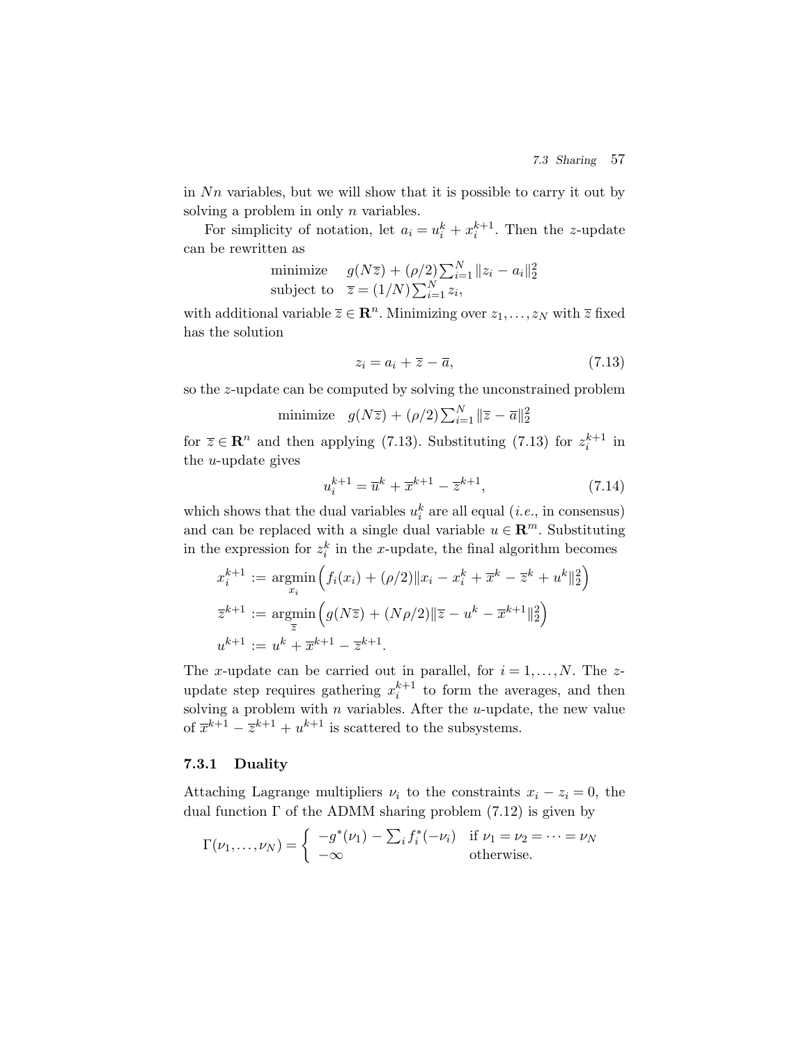in $Nn$ variables, but we will show that it is possible to carry it out by solving a problem in only $n$ variables.

For simplicity of notation, let $a_i = u_i^k + x_i^{k+1}$. Then the $z$-update can be rewritten as

$$
\begin{array}{ll}
\text{minimize} & g(N\overline{z}) + (\rho/2)\sum_{i=1}^N \|z_i - a_i\|_2^2 \\
\text{subject to} & \overline{z} = (1/N)\sum_{i=1}^N z_i,
\end{array}
$$

with additional variable $\overline{z} \in \mathbf{R}^n$. Minimizing over $z_1, \ldots, z_N$ with $\overline{z}$ fixed has the solution

$$
z_i = a_i + \overline{z} - \overline{a}, \tag{7.13}
$$

so the $z$-update can be computed by solving the unconstrained problem

$$
\text{minimize} \quad g(N\overline{z}) + (\rho/2)\sum_{i=1}^N \|\overline{z} - \overline{a}\|_2^2
$$

for $\overline{z} \in \mathbf{R}^n$ and then applying (7.13). Substituting (7.13) for $z_i^{k+1}$ in the $u$-update gives

$$
u_i^{k+1} = \overline{u}^k + \overline{x}^{k+1} - \overline{z}^{k+1}, \tag{7.14}
$$

which shows that the dual variables $u_i^k$ are all equal (*i.e.*, in consensus) and can be replaced with a single dual variable $u \in \mathbf{R}^m$. Substituting in the expression for $z_i^k$ in the $x$-update, the final algorithm becomes

$$
\begin{aligned}
x_i^{k+1} &:= \underset{x_i}{\operatorname{argmin}} \left( f_i(x_i) + (\rho/2)\|x_i - x_i^k + \overline{x}^k - \overline{z}^k + u^k\|_2^2 \right) \\
\overline{z}^{k+1} &:= \underset{\overline{z}}{\operatorname{argmin}} \left( g(N\overline{z}) + (N\rho/2)\|\overline{z} - u^k - \overline{x}^{k+1}\|_2^2 \right) \\
u^{k+1} &:= u^k + \overline{x}^{k+1} - \overline{z}^{k+1}.
\end{aligned}
$$

The $x$-update can be carried out in parallel, for $i = 1, \ldots, N$. The $z$-update step requires gathering $x_i^{k+1}$ to form the averages, and then solving a problem with $n$ variables. After the $u$-update, the new value of $\overline{x}^{k+1} - \overline{z}^{k+1} + u^{k+1}$ is scattered to the subsystems.

### 7.3.1 Duality

Attaching Lagrange multipliers $\nu_i$ to the constraints $x_i - z_i = 0$, the dual function $\Gamma$ of the ADMM sharing problem (7.12) is given by

$$
\Gamma(\nu_1, \ldots, \nu_N) = \begin{cases} -g^*(\nu_1) - \sum_i f_i^*(-\nu_i) & \text{if } \nu_1 = \nu_2 = \cdots = \nu_N \\ -\infty & \text{otherwise.} \end{cases}
$$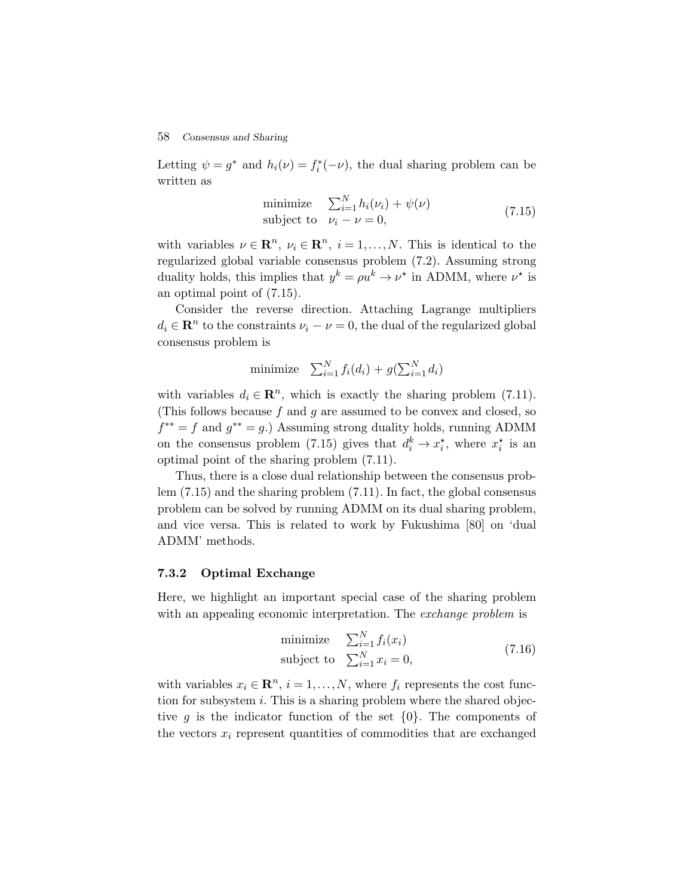Letting $\psi = g^*$ and $h_i(\nu) = f_i^*(-\nu)$, the dual sharing problem can be written as

$$\begin{array}{ll} \text{minimize} & \sum_{i=1}^N h_i(\nu_i) + \psi(\nu) \\ \text{subject to} & \nu_i - \nu = 0, \end{array} \tag{7.15}$$

with variables $\nu \in \mathbf{R}^n$, $\nu_i \in \mathbf{R}^n$, $i = 1, \ldots, N$. This is identical to the regularized global variable consensus problem (7.2). Assuming strong duality holds, this implies that $y^k = \rho u^k \to \nu^\star$ in ADMM, where $\nu^\star$ is an optimal point of (7.15).

Consider the reverse direction. Attaching Lagrange multipliers $d_i \in \mathbf{R}^n$ to the constraints $\nu_i - \nu = 0$, the dual of the regularized global consensus problem is

$$\text{minimize} \quad \sum_{i=1}^N f_i(d_i) + g(\sum_{i=1}^N d_i)$$

with variables $d_i \in \mathbf{R}^n$, which is exactly the sharing problem (7.11). (This follows because $f$ and $g$ are assumed to be convex and closed, so $f^{**} = f$ and $g^{**} = g$.) Assuming strong duality holds, running ADMM on the consensus problem (7.15) gives that $d_i^k \to x_i^\star$, where $x_i^\star$ is an optimal point of the sharing problem (7.11).

Thus, there is a close dual relationship between the consensus problem (7.15) and the sharing problem (7.11). In fact, the global consensus problem can be solved by running ADMM on its dual sharing problem, and vice versa. This is related to work by Fukushima [80] on 'dual ADMM' methods.

### 7.3.2 Optimal Exchange

Here, we highlight an important special case of the sharing problem with an appealing economic interpretation. The *exchange problem* is

$$\begin{array}{ll} \text{minimize} & \sum_{i=1}^N f_i(x_i) \\ \text{subject to} & \sum_{i=1}^N x_i = 0, \end{array} \tag{7.16}$$

with variables $x_i \in \mathbf{R}^n$, $i = 1, \ldots, N$, where $f_i$ represents the cost function for subsystem $i$. This is a sharing problem where the shared objective $g$ is the indicator function of the set $\{0\}$. The components of the vectors $x_i$ represent quantities of commodities that are exchanged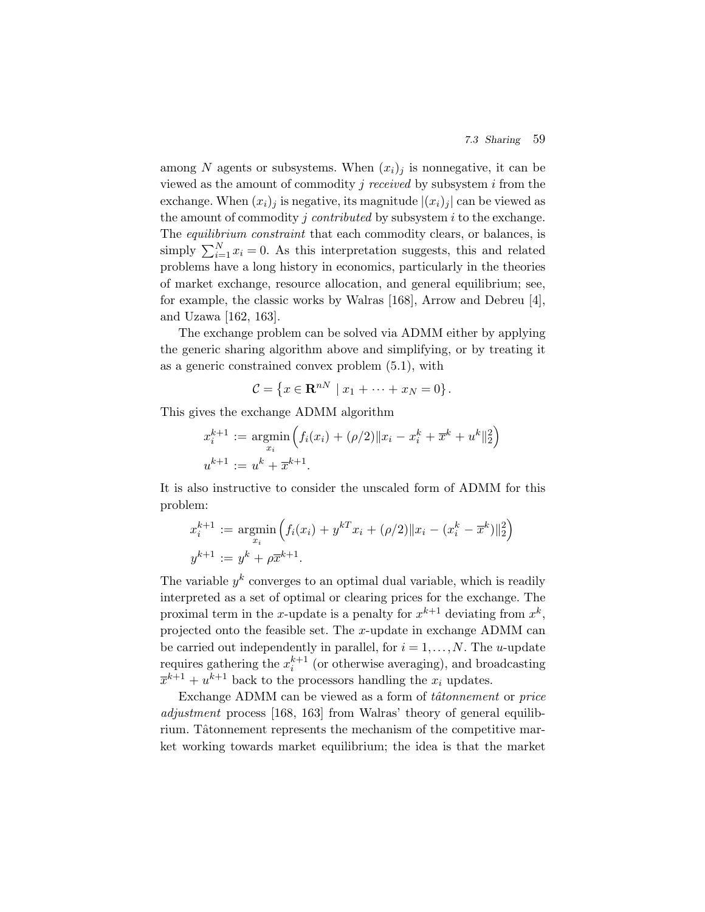among $N$ agents or subsystems. When $(x_i)_j$ is nonnegative, it can be viewed as the amount of commodity $j$ *received* by subsystem $i$ from the exchange. When $(x_i)_j$ is negative, its magnitude $|(x_i)_j|$ can be viewed as the amount of commodity $j$ *contributed* by subsystem $i$ to the exchange. The *equilibrium constraint* that each commodity clears, or balances, is simply $\sum_{i=1}^N x_i = 0$. As this interpretation suggests, this and related problems have a long history in economics, particularly in the theories of market exchange, resource allocation, and general equilibrium; see, for example, the classic works by Walras [168], Arrow and Debreu [4], and Uzawa [162, 163].

The exchange problem can be solved via ADMM either by applying the generic sharing algorithm above and simplifying, or by treating it as a generic constrained convex problem (5.1), with

$$\mathcal{C} = \left\{ x \in \mathbf{R}^{nN} \mid x_1 + \cdots + x_N = 0 \right\}.$$

This gives the exchange ADMM algorithm

$$\begin{aligned} x_i^{k+1} &:= \underset{x_i}{\operatorname{argmin}} \left( f_i(x_i) + (\rho/2)\|x_i - x_i^k + \overline{x}^k + u^k\|_2^2 \right) \\ u^{k+1} &:= u^k + \overline{x}^{k+1}. \end{aligned}$$

It is also instructive to consider the unscaled form of ADMM for this problem:

$$\begin{aligned} x_i^{k+1} &:= \underset{x_i}{\operatorname{argmin}} \left( f_i(x_i) + y^{kT} x_i + (\rho/2)\|x_i - (x_i^k - \overline{x}^k)\|_2^2 \right) \\ y^{k+1} &:= y^k + \rho \overline{x}^{k+1}. \end{aligned}$$

The variable $y^k$ converges to an optimal dual variable, which is readily interpreted as a set of optimal or clearing prices for the exchange. The proximal term in the $x$-update is a penalty for $x^{k+1}$ deviating from $x^k$, projected onto the feasible set. The $x$-update in exchange ADMM can be carried out independently in parallel, for $i = 1, \ldots, N$. The $u$-update requires gathering the $x_i^{k+1}$ (or otherwise averaging), and broadcasting $\overline{x}^{k+1} + u^{k+1}$ back to the processors handling the $x_i$ updates.

Exchange ADMM can be viewed as a form of *tâtonnement* or *price adjustment* process [168, 163] from Walras' theory of general equilibrium. Tâtonnement represents the mechanism of the competitive market working towards market equilibrium; the idea is that the market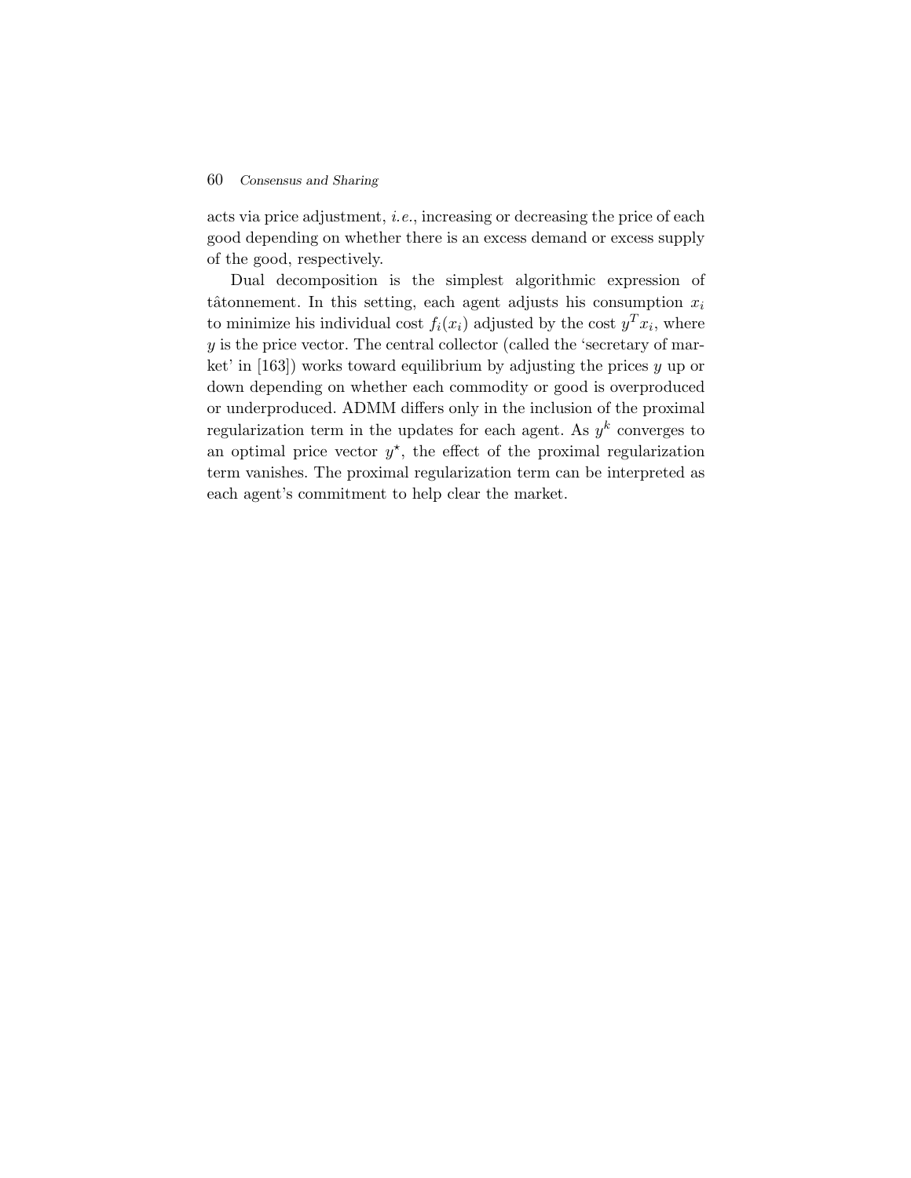acts via price adjustment, *i.e.*, increasing or decreasing the price of each good depending on whether there is an excess demand or excess supply of the good, respectively.

Dual decomposition is the simplest algorithmic expression of tâtonnement. In this setting, each agent adjusts his consumption $x_i$ to minimize his individual cost $f_i(x_i)$ adjusted by the cost $y^T x_i$, where $y$ is the price vector. The central collector (called the 'secretary of market' in [163]) works toward equilibrium by adjusting the prices $y$ up or down depending on whether each commodity or good is overproduced or underproduced. ADMM differs only in the inclusion of the proximal regularization term in the updates for each agent. As $y^k$ converges to an optimal price vector $y^\star$, the effect of the proximal regularization term vanishes. The proximal regularization term can be interpreted as each agent's commitment to help clear the market.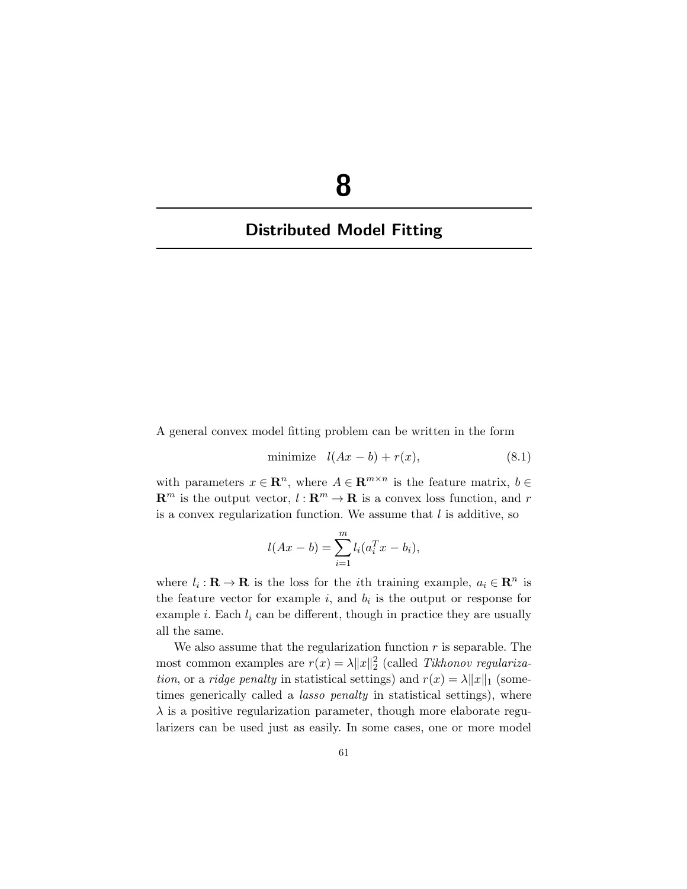# 8

## Distributed Model Fitting

A general convex model fitting problem can be written in the form

$$\text{minimize} \quad l(Ax - b) + r(x), \tag{8.1}$$

with parameters $x \in \mathbf{R}^n$, where $A \in \mathbf{R}^{m \times n}$ is the feature matrix, $b \in \mathbf{R}^m$ is the output vector, $l : \mathbf{R}^m \to \mathbf{R}$ is a convex loss function, and $r$ is a convex regularization function. We assume that $l$ is additive, so

$$l(Ax - b) = \sum_{i=1}^{m} l_i(a_i^T x - b_i),$$

where $l_i : \mathbf{R} \to \mathbf{R}$ is the loss for the $i$th training example, $a_i \in \mathbf{R}^n$ is the feature vector for example $i$, and $b_i$ is the output or response for example $i$. Each $l_i$ can be different, though in practice they are usually all the same.

We also assume that the regularization function $r$ is separable. The most common examples are $r(x) = \lambda \|x\|_2^2$ (called *Tikhonov regularization*, or a *ridge penalty* in statistical settings) and $r(x) = \lambda \|x\|_1$ (sometimes generically called a *lasso penalty* in statistical settings), where $\lambda$ is a positive regularization parameter, though more elaborate regularizers can be used just as easily. In some cases, one or more model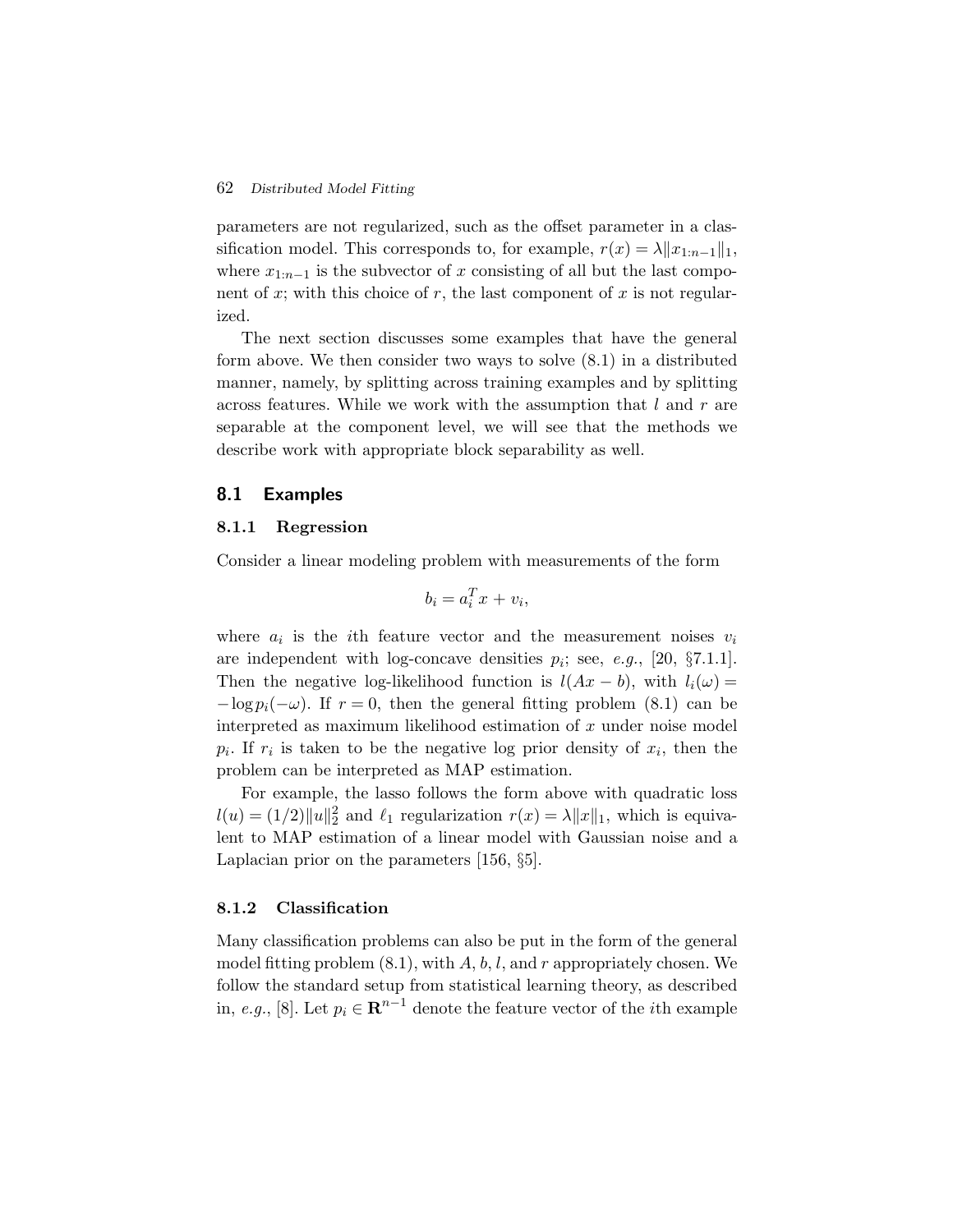parameters are not regularized, such as the offset parameter in a classification model. This corresponds to, for example, $r(x) = \lambda \|x_{1:n-1}\|_1$, where $x_{1:n-1}$ is the subvector of $x$ consisting of all but the last component of $x$; with this choice of $r$, the last component of $x$ is not regularized.

The next section discusses some examples that have the general form above. We then consider two ways to solve (8.1) in a distributed manner, namely, by splitting across training examples and by splitting across features. While we work with the assumption that $l$ and $r$ are separable at the component level, we will see that the methods we describe work with appropriate block separability as well.

## 8.1 Examples

### 8.1.1 Regression

Consider a linear modeling problem with measurements of the form

$$b_i = a_i^T x + v_i,$$

where $a_i$ is the $i$th feature vector and the measurement noises $v_i$ are independent with log-concave densities $p_i$; see, *e.g.*, [20, §7.1.1]. Then the negative log-likelihood function is $l(Ax - b)$, with $l_i(\omega) = -\log p_i(-\omega)$. If $r = 0$, then the general fitting problem (8.1) can be interpreted as maximum likelihood estimation of $x$ under noise model $p_i$. If $r_i$ is taken to be the negative log prior density of $x_i$, then the problem can be interpreted as MAP estimation.

For example, the lasso follows the form above with quadratic loss $l(u) = (1/2)\|u\|_2^2$ and $\ell_1$ regularization $r(x) = \lambda \|x\|_1$, which is equivalent to MAP estimation of a linear model with Gaussian noise and a Laplacian prior on the parameters [156, §5].

### 8.1.2 Classification

Many classification problems can also be put in the form of the general model fitting problem (8.1), with $A$, $b$, $l$, and $r$ appropriately chosen. We follow the standard setup from statistical learning theory, as described in, *e.g.*, [8]. Let $p_i \in \mathbf{R}^{n-1}$ denote the feature vector of the $i$th example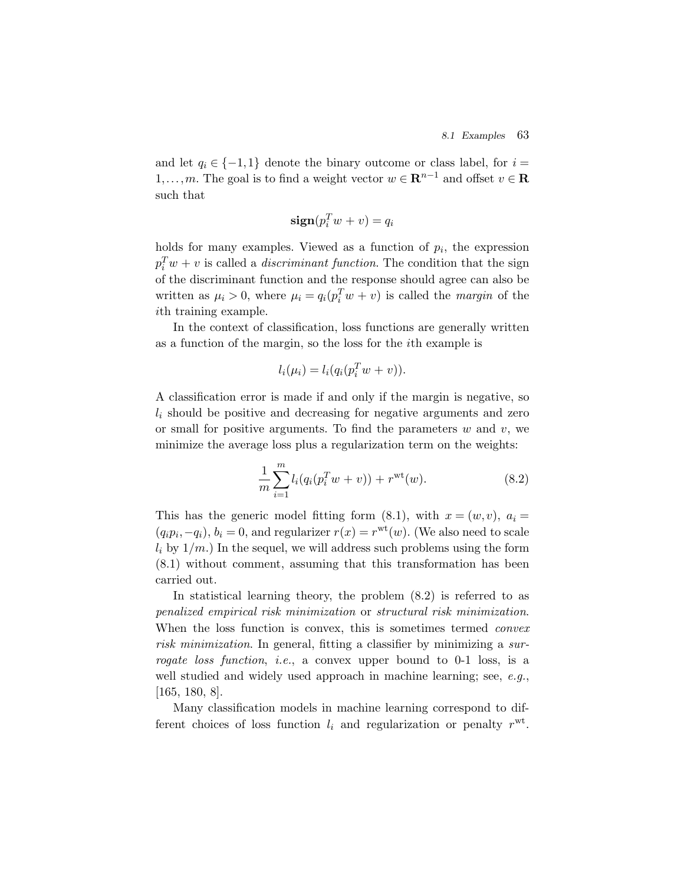and let $q_i \in \{-1,1\}$ denote the binary outcome or class label, for $i = 1,\ldots,m$. The goal is to find a weight vector $w \in \mathbf{R}^{n-1}$ and offset $v \in \mathbf{R}$ such that

$$\mathbf{sign}(p_i^T w + v) = q_i$$

holds for many examples. Viewed as a function of $p_i$, the expression $p_i^T w + v$ is called a *discriminant function*. The condition that the sign of the discriminant function and the response should agree can also be written as $\mu_i > 0$, where $\mu_i = q_i(p_i^T w + v)$ is called the *margin* of the $i$th training example.

In the context of classification, loss functions are generally written as a function of the margin, so the loss for the $i$th example is

$$l_i(\mu_i) = l_i(q_i(p_i^T w + v)).$$

A classification error is made if and only if the margin is negative, so $l_i$ should be positive and decreasing for negative arguments and zero or small for positive arguments. To find the parameters $w$ and $v$, we minimize the average loss plus a regularization term on the weights:

$$\frac{1}{m}\sum_{i=1}^{m} l_i(q_i(p_i^T w + v)) + r^{\mathrm{wt}}(w). \tag{8.2}$$

This has the generic model fitting form (8.1), with $x = (w,v)$, $a_i = (q_i p_i, -q_i)$, $b_i = 0$, and regularizer $r(x) = r^{\mathrm{wt}}(w)$. (We also need to scale $l_i$ by $1/m$.) In the sequel, we will address such problems using the form (8.1) without comment, assuming that this transformation has been carried out.

In statistical learning theory, the problem (8.2) is referred to as *penalized empirical risk minimization* or *structural risk minimization*. When the loss function is convex, this is sometimes termed *convex risk minimization*. In general, fitting a classifier by minimizing a *surrogate loss function*, *i.e.*, a convex upper bound to 0-1 loss, is a well studied and widely used approach in machine learning; see, *e.g.*, [165, 180, 8].

Many classification models in machine learning correspond to different choices of loss function $l_i$ and regularization or penalty $r^{\mathrm{wt}}$.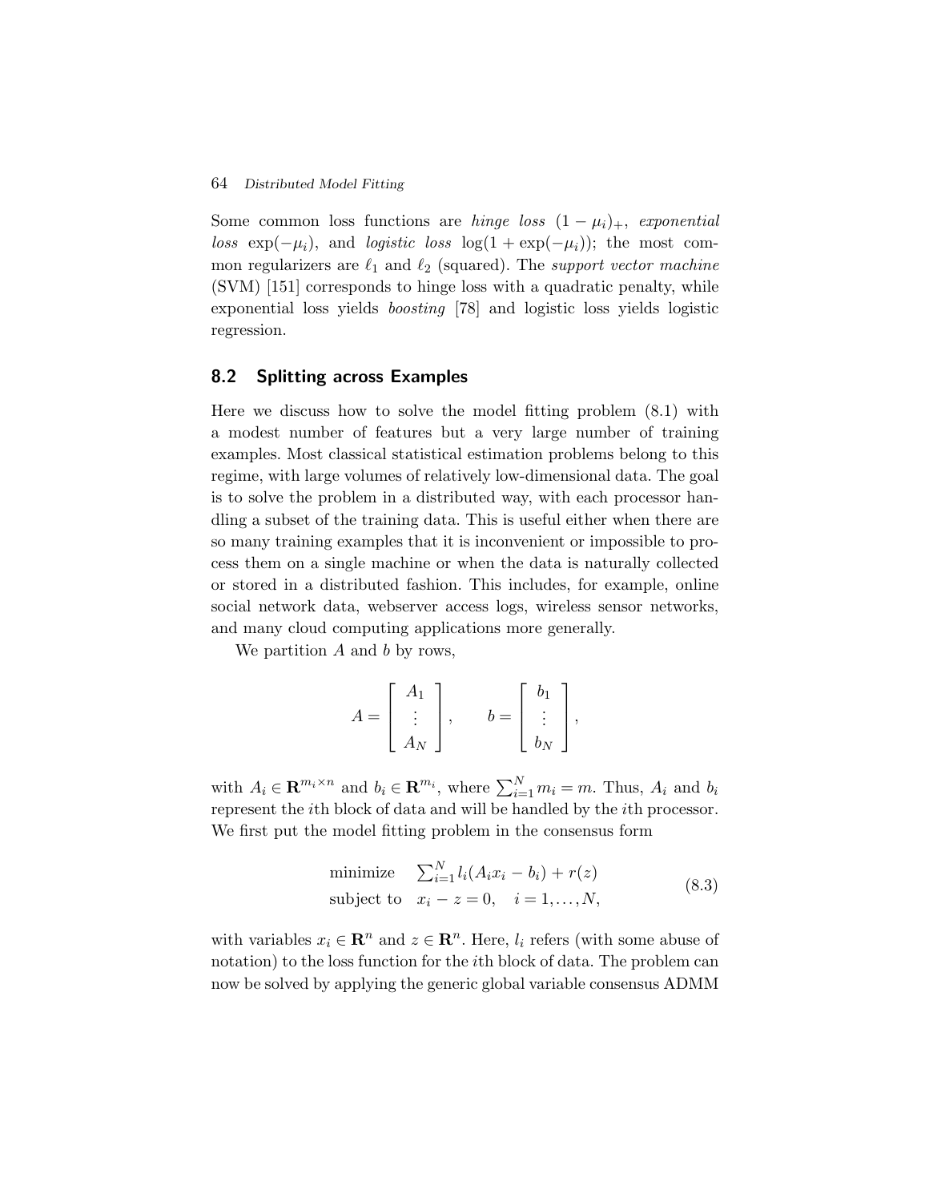Some common loss functions are *hinge loss* $(1 - \mu_i)_+$, *exponential loss* $\exp(-\mu_i)$, and *logistic loss* $\log(1 + \exp(-\mu_i))$; the most common regularizers are $\ell_1$ and $\ell_2$ (squared). The *support vector machine* (SVM) [151] corresponds to hinge loss with a quadratic penalty, while exponential loss yields *boosting* [78] and logistic loss yields logistic regression.

## 8.2 Splitting across Examples

Here we discuss how to solve the model fitting problem (8.1) with a modest number of features but a very large number of training examples. Most classical statistical estimation problems belong to this regime, with large volumes of relatively low-dimensional data. The goal is to solve the problem in a distributed way, with each processor handling a subset of the training data. This is useful either when there are so many training examples that it is inconvenient or impossible to process them on a single machine or when the data is naturally collected or stored in a distributed fashion. This includes, for example, online social network data, webserver access logs, wireless sensor networks, and many cloud computing applications more generally.

We partition $A$ and $b$ by rows,

$$A = \begin{bmatrix} A_1 \\ \vdots \\ A_N \end{bmatrix}, \qquad b = \begin{bmatrix} b_1 \\ \vdots \\ b_N \end{bmatrix},$$

with $A_i \in \mathbf{R}^{m_i \times n}$ and $b_i \in \mathbf{R}^{m_i}$, where $\sum_{i=1}^N m_i = m$. Thus, $A_i$ and $b_i$ represent the $i$th block of data and will be handled by the $i$th processor. We first put the model fitting problem in the consensus form

$$\begin{array}{ll} \text{minimize} & \sum_{i=1}^N l_i(A_i x_i - b_i) + r(z) \\ \text{subject to} & x_i - z = 0, \quad i = 1, \ldots, N, \end{array} \tag{8.3}$$

with variables $x_i \in \mathbf{R}^n$ and $z \in \mathbf{R}^n$. Here, $l_i$ refers (with some abuse of notation) to the loss function for the $i$th block of data. The problem can now be solved by applying the generic global variable consensus ADMM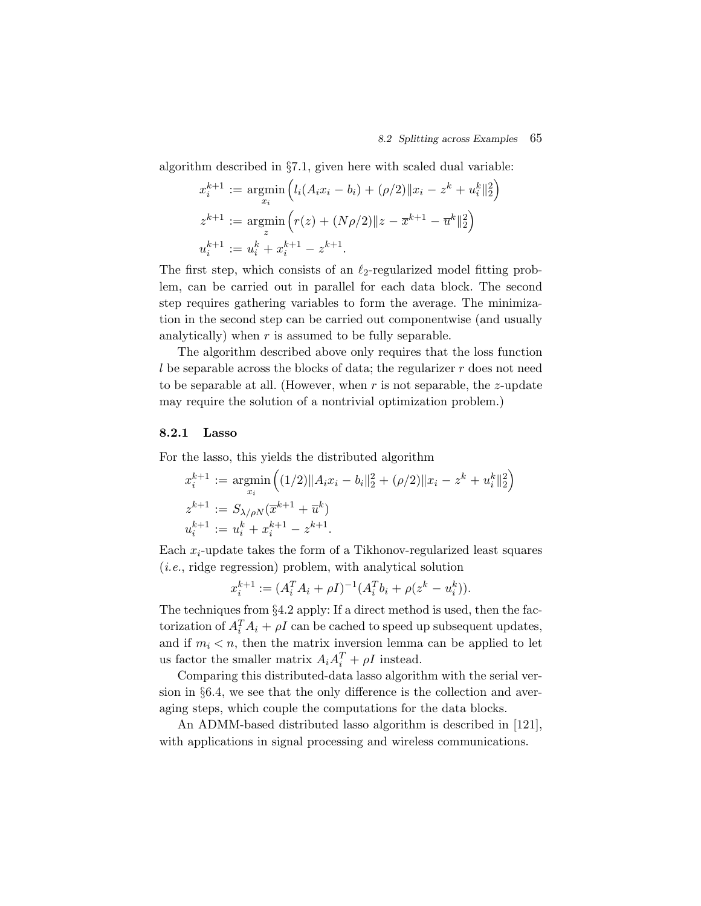algorithm described in §7.1, given here with scaled dual variable:

$$
\begin{aligned}
x_i^{k+1} &:= \underset{x_i}{\operatorname{argmin}} \left( l_i(A_i x_i - b_i) + (\rho/2)\|x_i - z^k + u_i^k\|_2^2 \right) \\
z^{k+1} &:= \underset{z}{\operatorname{argmin}} \left( r(z) + (N\rho/2)\|z - \overline{x}^{k+1} - \overline{u}^k\|_2^2 \right) \\
u_i^{k+1} &:= u_i^k + x_i^{k+1} - z^{k+1}.
\end{aligned}
$$

The first step, which consists of an $\ell_2$-regularized model fitting problem, can be carried out in parallel for each data block. The second step requires gathering variables to form the average. The minimization in the second step can be carried out componentwise (and usually analytically) when $r$ is assumed to be fully separable.

The algorithm described above only requires that the loss function $l$ be separable across the blocks of data; the regularizer $r$ does not need to be separable at all. (However, when $r$ is not separable, the $z$-update may require the solution of a nontrivial optimization problem.)

### 8.2.1 Lasso

For the lasso, this yields the distributed algorithm

$$
\begin{aligned}
x_i^{k+1} &:= \underset{x_i}{\operatorname{argmin}} \left( (1/2)\|A_i x_i - b_i\|_2^2 + (\rho/2)\|x_i - z^k + u_i^k\|_2^2 \right) \\
z^{k+1} &:= S_{\lambda/\rho N}(\overline{x}^{k+1} + \overline{u}^k) \\
u_i^{k+1} &:= u_i^k + x_i^{k+1} - z^{k+1}.
\end{aligned}
$$

Each $x_i$-update takes the form of a Tikhonov-regularized least squares (*i.e.*, ridge regression) problem, with analytical solution

$$
x_i^{k+1} := (A_i^T A_i + \rho I)^{-1}(A_i^T b_i + \rho(z^k - u_i^k)).
$$

The techniques from §4.2 apply: If a direct method is used, then the factorization of $A_i^T A_i + \rho I$ can be cached to speed up subsequent updates, and if $m_i < n$, then the matrix inversion lemma can be applied to let us factor the smaller matrix $A_i A_i^T + \rho I$ instead.

Comparing this distributed-data lasso algorithm with the serial version in §6.4, we see that the only difference is the collection and averaging steps, which couple the computations for the data blocks.

An ADMM-based distributed lasso algorithm is described in [121], with applications in signal processing and wireless communications.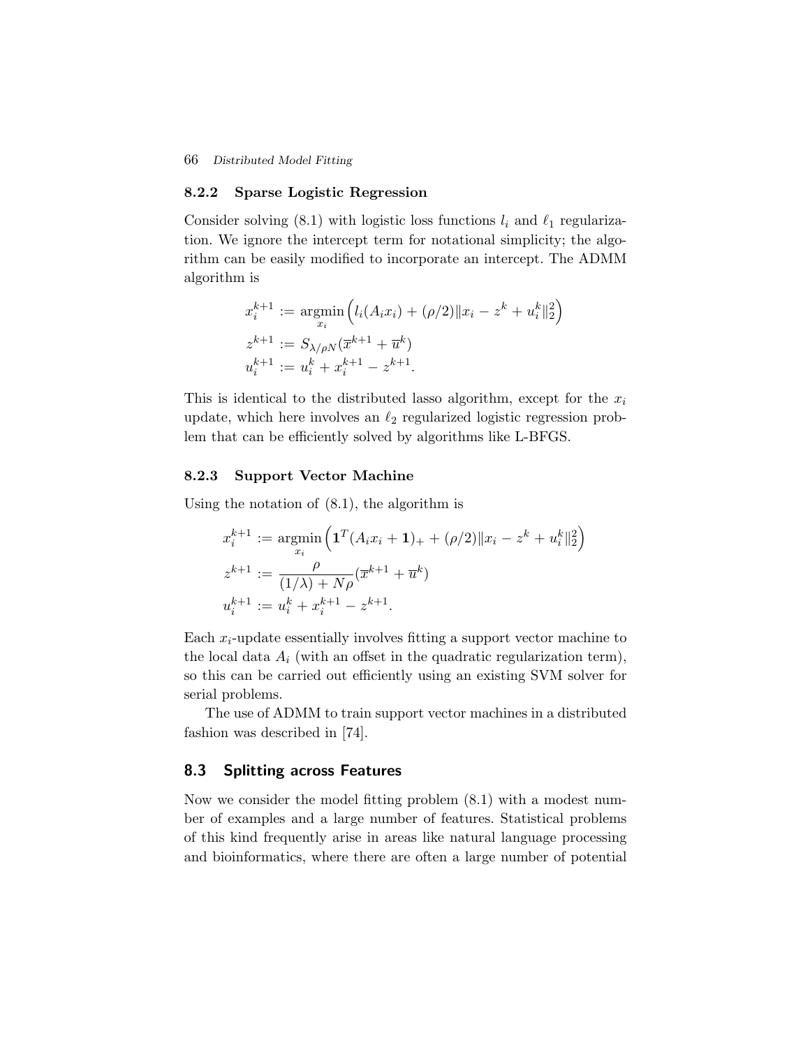### 8.2.2 Sparse Logistic Regression

Consider solving (8.1) with logistic loss functions $l_i$ and $\ell_1$ regularization. We ignore the intercept term for notational simplicity; the algorithm can be easily modified to incorporate an intercept. The ADMM algorithm is

$$
\begin{aligned}
x_i^{k+1} &:= \operatorname*{argmin}_{x_i} \Big( l_i(A_i x_i) + (\rho/2)\|x_i - z^k + u_i^k\|_2^2 \Big) \\
z^{k+1} &:= S_{\lambda/\rho N}(\overline{x}^{k+1} + \overline{u}^k) \\
u_i^{k+1} &:= u_i^k + x_i^{k+1} - z^{k+1}.
\end{aligned}
$$

This is identical to the distributed lasso algorithm, except for the $x_i$ update, which here involves an $\ell_2$ regularized logistic regression problem that can be efficiently solved by algorithms like L-BFGS.

### 8.2.3 Support Vector Machine

Using the notation of (8.1), the algorithm is

$$
\begin{aligned}
x_i^{k+1} &:= \operatorname*{argmin}_{x_i} \Big( \mathbf{1}^T (A_i x_i + \mathbf{1})_+ + (\rho/2)\|x_i - z^k + u_i^k\|_2^2 \Big) \\
z^{k+1} &:= \frac{\rho}{(1/\lambda) + N\rho}(\overline{x}^{k+1} + \overline{u}^k) \\
u_i^{k+1} &:= u_i^k + x_i^{k+1} - z^{k+1}.
\end{aligned}
$$

Each $x_i$-update essentially involves fitting a support vector machine to the local data $A_i$ (with an offset in the quadratic regularization term), so this can be carried out efficiently using an existing SVM solver for serial problems.

The use of ADMM to train support vector machines in a distributed fashion was described in [74].

## 8.3 Splitting across Features

Now we consider the model fitting problem (8.1) with a modest number of examples and a large number of features. Statistical problems of this kind frequently arise in areas like natural language processing and bioinformatics, where there are often a large number of potential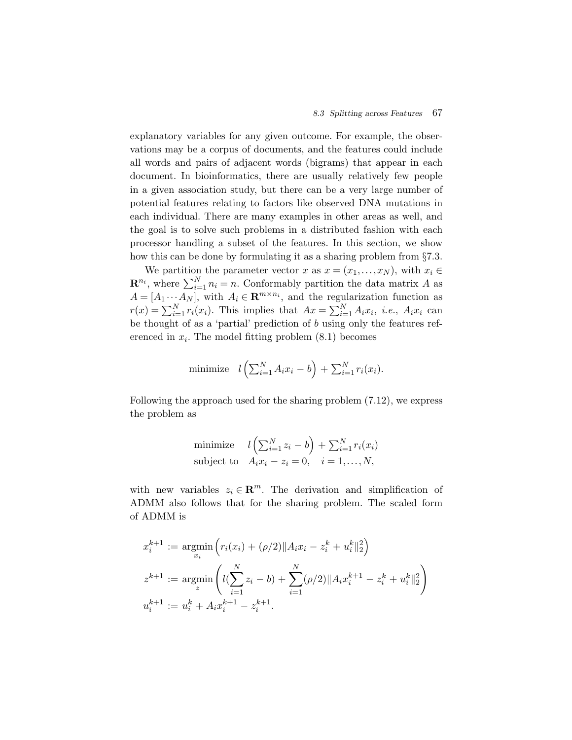explanatory variables for any given outcome. For example, the observations may be a corpus of documents, and the features could include all words and pairs of adjacent words (bigrams) that appear in each document. In bioinformatics, there are usually relatively few people in a given association study, but there can be a very large number of potential features relating to factors like observed DNA mutations in each individual. There are many examples in other areas as well, and the goal is to solve such problems in a distributed fashion with each processor handling a subset of the features. In this section, we show how this can be done by formulating it as a sharing problem from §7.3.

We partition the parameter vector $x$ as $x = (x_1, \ldots, x_N)$, with $x_i \in \mathbf{R}^{n_i}$, where $\sum_{i=1}^N n_i = n$. Conformably partition the data matrix $A$ as $A = [A_1 \cdots A_N]$, with $A_i \in \mathbf{R}^{m \times n_i}$, and the regularization function as $r(x) = \sum_{i=1}^N r_i(x_i)$. This implies that $Ax = \sum_{i=1}^N A_i x_i$, *i.e.*, $A_i x_i$ can be thought of as a 'partial' prediction of $b$ using only the features referenced in $x_i$. The model fitting problem (8.1) becomes

$$\text{minimize} \quad l\left(\sum_{i=1}^N A_i x_i - b\right) + \sum_{i=1}^N r_i(x_i).$$

Following the approach used for the sharing problem (7.12), we express the problem as

$$\begin{array}{ll} \text{minimize} & l\left(\sum_{i=1}^N z_i - b\right) + \sum_{i=1}^N r_i(x_i) \\ \text{subject to} & A_i x_i - z_i = 0, \quad i = 1, \ldots, N, \end{array}$$

with new variables $z_i \in \mathbf{R}^m$. The derivation and simplification of ADMM also follows that for the sharing problem. The scaled form of ADMM is

$$\begin{aligned} x_i^{k+1} &:= \underset{x_i}{\operatorname{argmin}} \left( r_i(x_i) + (\rho/2)\|A_i x_i - z_i^k + u_i^k\|_2^2 \right) \\ z^{k+1} &:= \underset{z}{\operatorname{argmin}} \left( l(\sum_{i=1}^N z_i - b) + \sum_{i=1}^N (\rho/2)\|A_i x_i^{k+1} - z_i^k + u_i^k\|_2^2 \right) \\ u_i^{k+1} &:= u_i^k + A_i x_i^{k+1} - z_i^{k+1}. \end{aligned}$$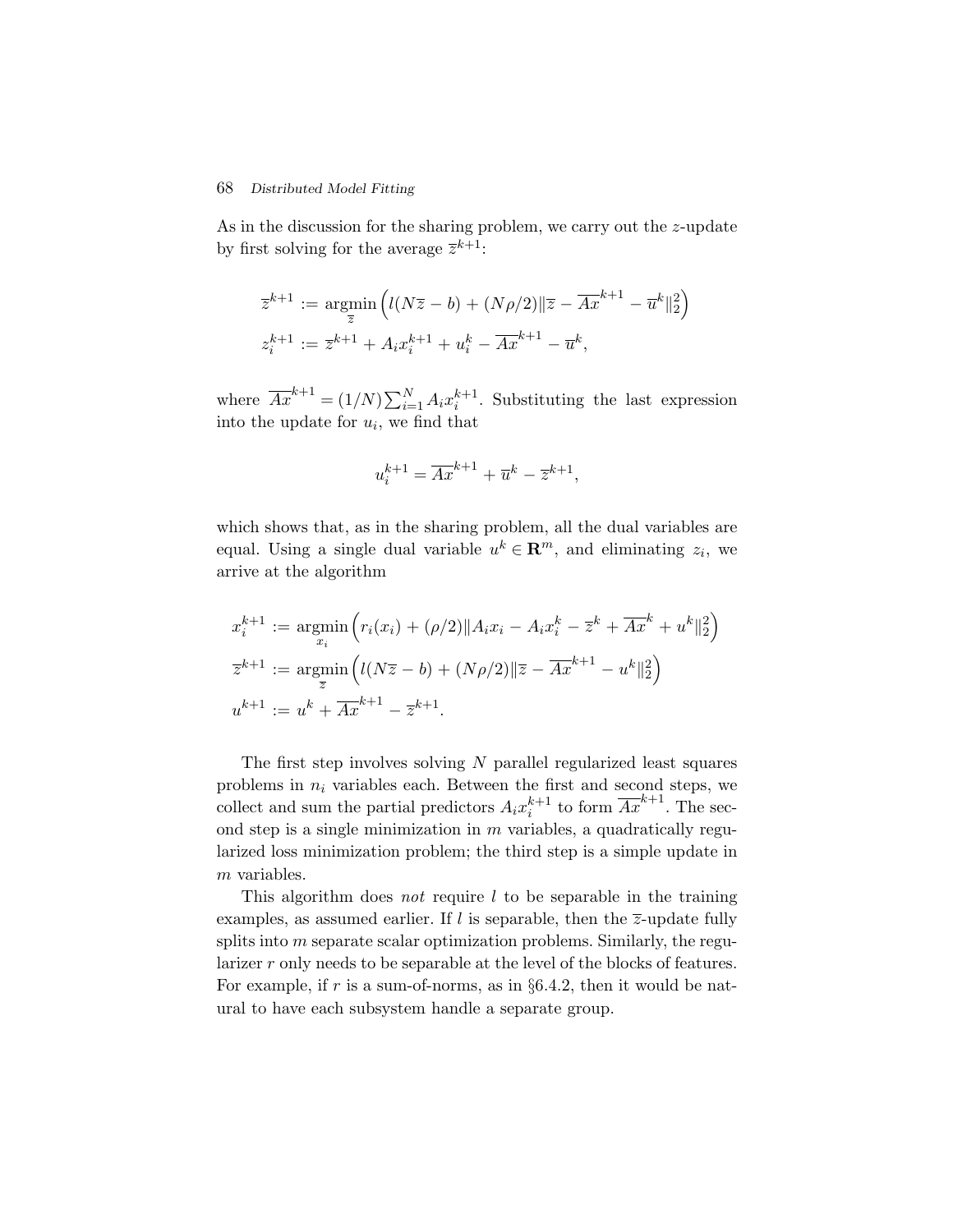As in the discussion for the sharing problem, we carry out the $z$-update by first solving for the average $\overline{z}^{k+1}$:

$$\overline{z}^{k+1} := \underset{\overline{z}}{\operatorname{argmin}} \left( l(N\overline{z} - b) + (N\rho/2)\|\overline{z} - \overline{Ax}^{k+1} - \overline{u}^k\|_2^2 \right)$$
$$z_i^{k+1} := \overline{z}^{k+1} + A_i x_i^{k+1} + u_i^k - \overline{Ax}^{k+1} - \overline{u}^k,$$

where $\overline{Ax}^{k+1} = (1/N)\sum_{i=1}^N A_i x_i^{k+1}$. Substituting the last expression into the update for $u_i$, we find that

$$u_i^{k+1} = \overline{Ax}^{k+1} + \overline{u}^k - \overline{z}^{k+1},$$

which shows that, as in the sharing problem, all the dual variables are equal. Using a single dual variable $u^k \in \mathbf{R}^m$, and eliminating $z_i$, we arrive at the algorithm

$$x_i^{k+1} := \underset{x_i}{\operatorname{argmin}} \left( r_i(x_i) + (\rho/2)\|A_i x_i - A_i x_i^k - \overline{z}^k + \overline{Ax}^k + u^k\|_2^2 \right)$$
$$\overline{z}^{k+1} := \underset{\overline{z}}{\operatorname{argmin}} \left( l(N\overline{z} - b) + (N\rho/2)\|\overline{z} - \overline{Ax}^{k+1} - u^k\|_2^2 \right)$$
$$u^{k+1} := u^k + \overline{Ax}^{k+1} - \overline{z}^{k+1}.$$

The first step involves solving $N$ parallel regularized least squares problems in $n_i$ variables each. Between the first and second steps, we collect and sum the partial predictors $A_i x_i^{k+1}$ to form $\overline{Ax}^{k+1}$. The second step is a single minimization in $m$ variables, a quadratically regularized loss minimization problem; the third step is a simple update in $m$ variables.

This algorithm does *not* require $l$ to be separable in the training examples, as assumed earlier. If $l$ is separable, then the $\overline{z}$-update fully splits into $m$ separate scalar optimization problems. Similarly, the regularizer $r$ only needs to be separable at the level of the blocks of features. For example, if $r$ is a sum-of-norms, as in §6.4.2, then it would be natural to have each subsystem handle a separate group.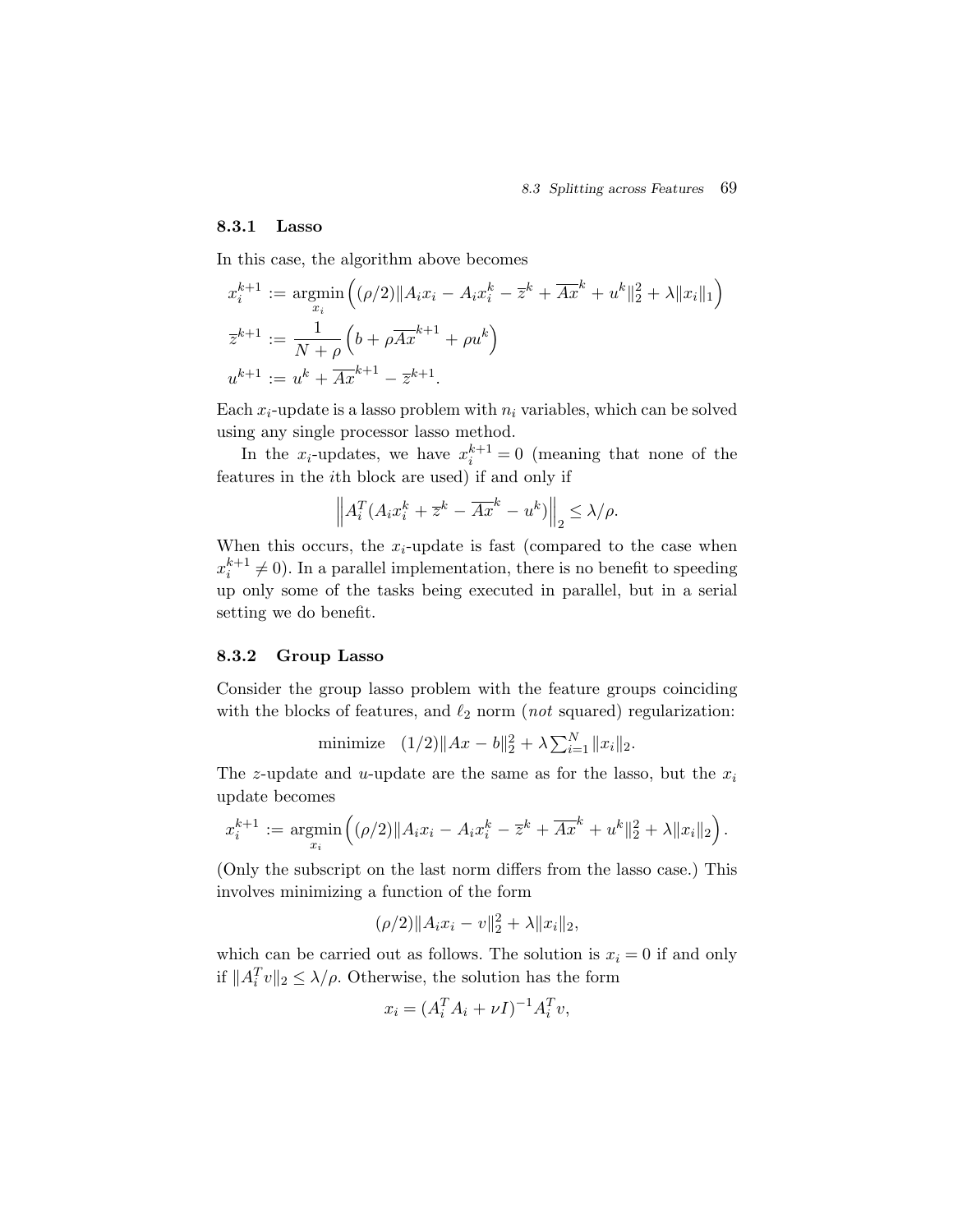### 8.3.1 Lasso

In this case, the algorithm above becomes

$$
\begin{aligned}
x_i^{k+1} &:= \operatorname*{argmin}_{x_i} \Big( (\rho/2)\|A_i x_i - A_i x_i^k - \overline{z}^k + \overline{Ax}^k + u^k\|_2^2 + \lambda\|x_i\|_1 \Big) \\
\overline{z}^{k+1} &:= \frac{1}{N+\rho}\left( b + \rho\overline{Ax}^{k+1} + \rho u^k \right) \\
u^{k+1} &:= u^k + \overline{Ax}^{k+1} - \overline{z}^{k+1}.
\end{aligned}
$$

Each $x_i$-update is a lasso problem with $n_i$ variables, which can be solved using any single processor lasso method.

In the $x_i$-updates, we have $x_i^{k+1} = 0$ (meaning that none of the features in the $i$th block are used) if and only if

$$
\left\| A_i^T (A_i x_i^k + \overline{z}^k - \overline{Ax}^k - u^k) \right\|_2 \leq \lambda/\rho.
$$

When this occurs, the $x_i$-update is fast (compared to the case when $x_i^{k+1} \neq 0$). In a parallel implementation, there is no benefit to speeding up only some of the tasks being executed in parallel, but in a serial setting we do benefit.

### 8.3.2 Group Lasso

Consider the group lasso problem with the feature groups coinciding with the blocks of features, and $\ell_2$ norm (*not* squared) regularization:

$$
\text{minimize} \quad (1/2)\|Ax - b\|_2^2 + \lambda \textstyle\sum_{i=1}^N \|x_i\|_2.
$$

The $z$-update and $u$-update are the same as for the lasso, but the $x_i$ update becomes

$$
x_i^{k+1} := \operatorname*{argmin}_{x_i} \Big( (\rho/2)\|A_i x_i - A_i x_i^k - \overline{z}^k + \overline{Ax}^k + u^k\|_2^2 + \lambda\|x_i\|_2 \Big).
$$

(Only the subscript on the last norm differs from the lasso case.) This involves minimizing a function of the form

$$
(\rho/2)\|A_i x_i - v\|_2^2 + \lambda\|x_i\|_2,
$$

which can be carried out as follows. The solution is $x_i = 0$ if and only if $\|A_i^T v\|_2 \leq \lambda/\rho$. Otherwise, the solution has the form

$$
x_i = (A_i^T A_i + \nu I)^{-1} A_i^T v,
$$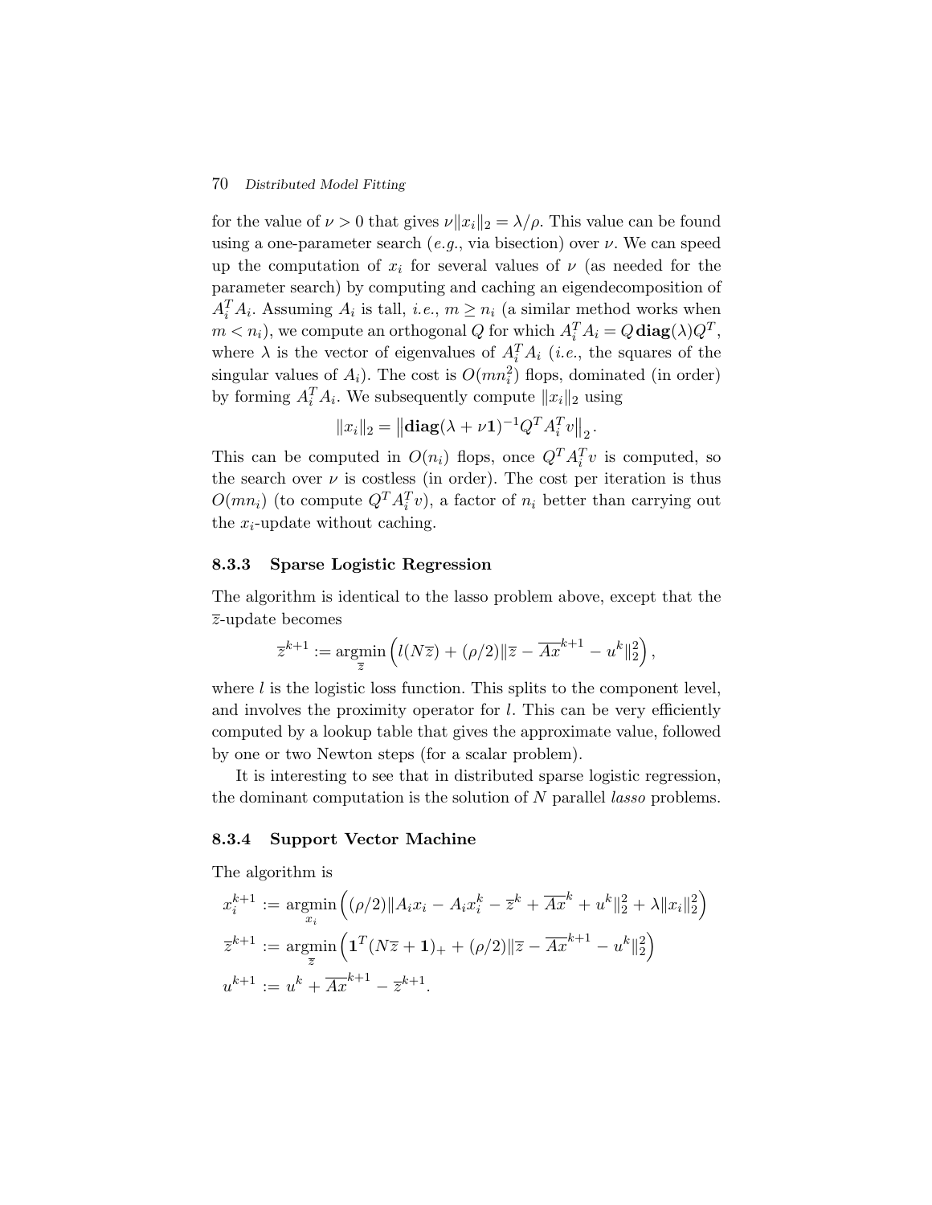for the value of $\nu > 0$ that gives $\nu\|x_i\|_2 = \lambda/\rho$. This value can be found using a one-parameter search (*e.g.*, via bisection) over $\nu$. We can speed up the computation of $x_i$ for several values of $\nu$ (as needed for the parameter search) by computing and caching an eigendecomposition of $A_i^T A_i$. Assuming $A_i$ is tall, *i.e.*, $m \geq n_i$ (a similar method works when $m < n_i$), we compute an orthogonal $Q$ for which $A_i^T A_i = Q\,\mathbf{diag}(\lambda)Q^T$, where $\lambda$ is the vector of eigenvalues of $A_i^T A_i$ (*i.e.*, the squares of the singular values of $A_i$). The cost is $O(mn_i^2)$ flops, dominated (in order) by forming $A_i^T A_i$. We subsequently compute $\|x_i\|_2$ using

$$\|x_i\|_2 = \left\|\mathbf{diag}(\lambda + \nu\mathbf{1})^{-1} Q^T A_i^T v\right\|_2.$$

This can be computed in $O(n_i)$ flops, once $Q^T A_i^T v$ is computed, so the search over $\nu$ is costless (in order). The cost per iteration is thus $O(mn_i)$ (to compute $Q^T A_i^T v$), a factor of $n_i$ better than carrying out the $x_i$-update without caching.

### 8.3.3 Sparse Logistic Regression

The algorithm is identical to the lasso problem above, except that the $\overline{z}$-update becomes

$$\overline{z}^{k+1} := \operatorname*{argmin}_{\overline{z}} \left( l(N\overline{z}) + (\rho/2)\|\overline{z} - \overline{Ax}^{k+1} - u^k\|_2^2 \right),$$

where $l$ is the logistic loss function. This splits to the component level, and involves the proximity operator for $l$. This can be very efficiently computed by a lookup table that gives the approximate value, followed by one or two Newton steps (for a scalar problem).

It is interesting to see that in distributed sparse logistic regression, the dominant computation is the solution of $N$ parallel *lasso* problems.

### 8.3.4 Support Vector Machine

The algorithm is

$$\begin{aligned}
x_i^{k+1} &:= \operatorname*{argmin}_{x_i} \left( (\rho/2)\|A_i x_i - A_i x_i^k - \overline{z}^k + \overline{Ax}^k + u^k\|_2^2 + \lambda\|x_i\|_2^2 \right) \\
\overline{z}^{k+1} &:= \operatorname*{argmin}_{\overline{z}} \left( \mathbf{1}^T (N\overline{z} + \mathbf{1})_+ + (\rho/2)\|\overline{z} - \overline{Ax}^{k+1} - u^k\|_2^2 \right) \\
u^{k+1} &:= u^k + \overline{Ax}^{k+1} - \overline{z}^{k+1}.
\end{aligned}$$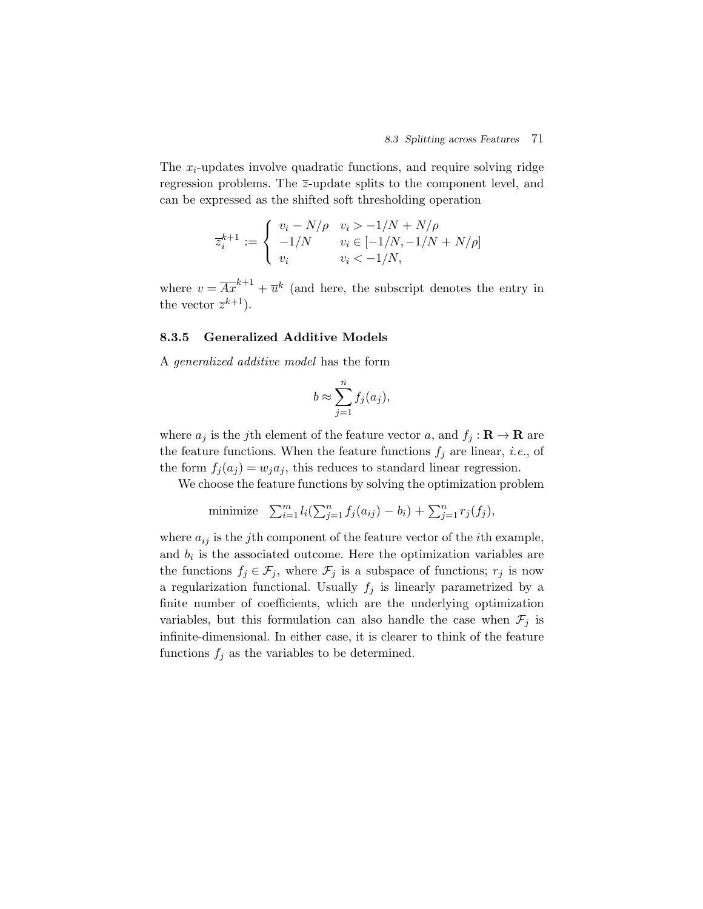The $x_i$-updates involve quadratic functions, and require solving ridge regression problems. The $\overline{z}$-update splits to the component level, and can be expressed as the shifted soft thresholding operation

$$
\overline{z}_i^{k+1} := \begin{cases} v_i - N/\rho & v_i > -1/N + N/\rho \\ -1/N & v_i \in [-1/N, -1/N + N/\rho] \\ v_i & v_i < -1/N, \end{cases}
$$

where $v = \overline{Ax}^{k+1} + \overline{u}^k$ (and here, the subscript denotes the entry in the vector $\overline{z}^{k+1}$).

### 8.3.5 Generalized Additive Models

A *generalized additive model* has the form

$$
b \approx \sum_{j=1}^{n} f_j(a_j),
$$

where $a_j$ is the $j$th element of the feature vector $a$, and $f_j : \mathbf{R} \to \mathbf{R}$ are the feature functions. When the feature functions $f_j$ are linear, *i.e.*, of the form $f_j(a_j) = w_j a_j$, this reduces to standard linear regression.

We choose the feature functions by solving the optimization problem

$$
\text{minimize} \quad \textstyle\sum_{i=1}^{m} l_i(\sum_{j=1}^{n} f_j(a_{ij}) - b_i) + \sum_{j=1}^{n} r_j(f_j),
$$

where $a_{ij}$ is the $j$th component of the feature vector of the $i$th example, and $b_i$ is the associated outcome. Here the optimization variables are the functions $f_j \in \mathcal{F}_j$, where $\mathcal{F}_j$ is a subspace of functions; $r_j$ is now a regularization functional. Usually $f_j$ is linearly parametrized by a finite number of coefficients, which are the underlying optimization variables, but this formulation can also handle the case when $\mathcal{F}_j$ is infinite-dimensional. In either case, it is clearer to think of the feature functions $f_j$ as the variables to be determined.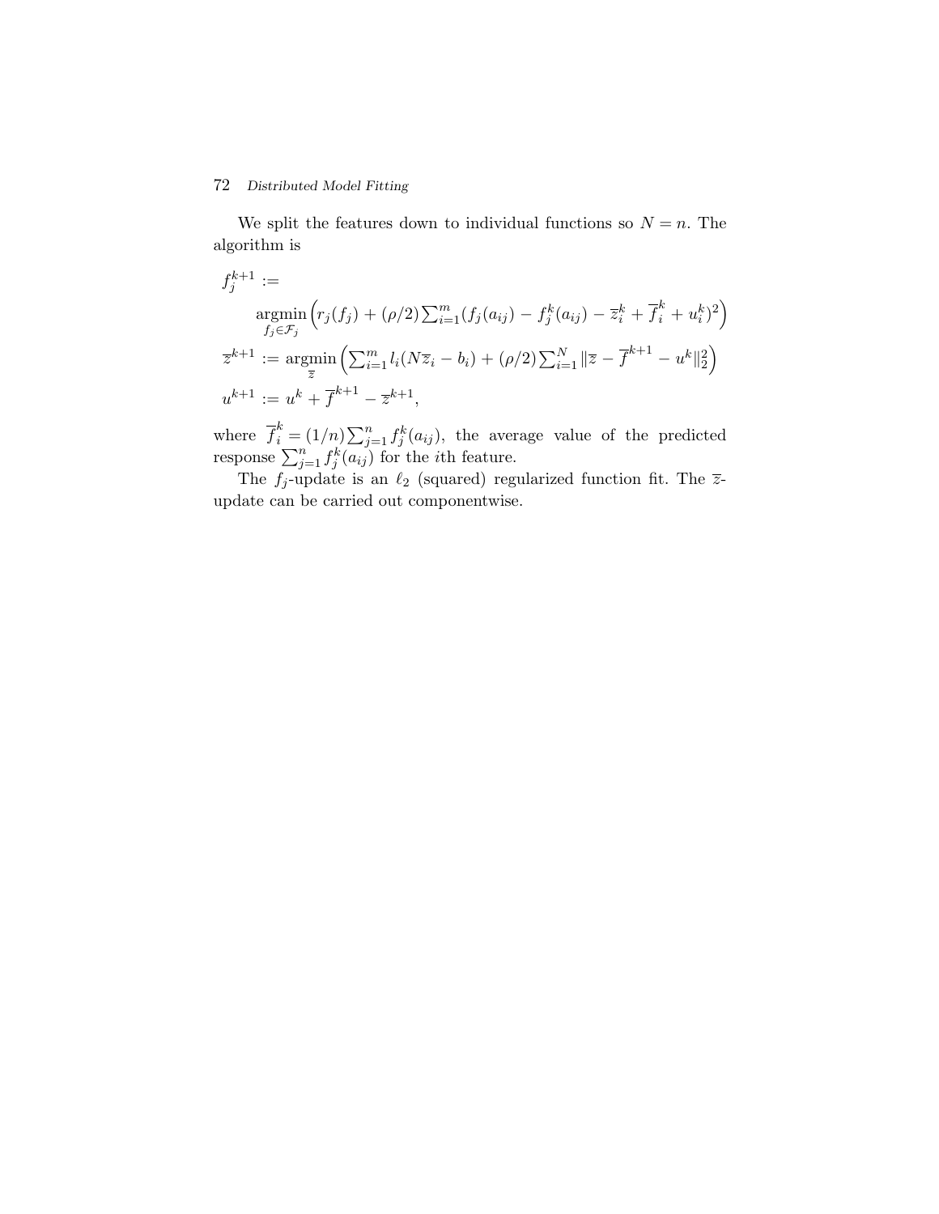We split the features down to individual functions so $N = n$. The algorithm is

$$
\begin{aligned}
f_j^{k+1} &:= \\
&\quad \mathop{\rm argmin}_{f_j \in \mathcal{F}_j} \Big( r_j(f_j) + (\rho/2) \textstyle\sum_{i=1}^m (f_j(a_{ij}) - f_j^k(a_{ij}) - \overline{z}_i^k + \overline{f}_i^k + u_i^k)^2 \Big) \\
\overline{z}^{k+1} &:= \mathop{\rm argmin}_{\overline{z}} \Big( \textstyle\sum_{i=1}^m l_i(N\overline{z}_i - b_i) + (\rho/2) \sum_{i=1}^N \|\overline{z} - \overline{f}^{k+1} - u^k\|_2^2 \Big) \\
u^{k+1} &:= u^k + \overline{f}^{k+1} - \overline{z}^{k+1},
\end{aligned}
$$

where $\overline{f}_i^k = (1/n) \sum_{j=1}^n f_j^k(a_{ij})$, the average value of the predicted response $\sum_{j=1}^n f_j^k(a_{ij})$ for the $i$th feature.

The $f_j$-update is an $\ell_2$ (squared) regularized function fit. The $\overline{z}$-update can be carried out componentwise.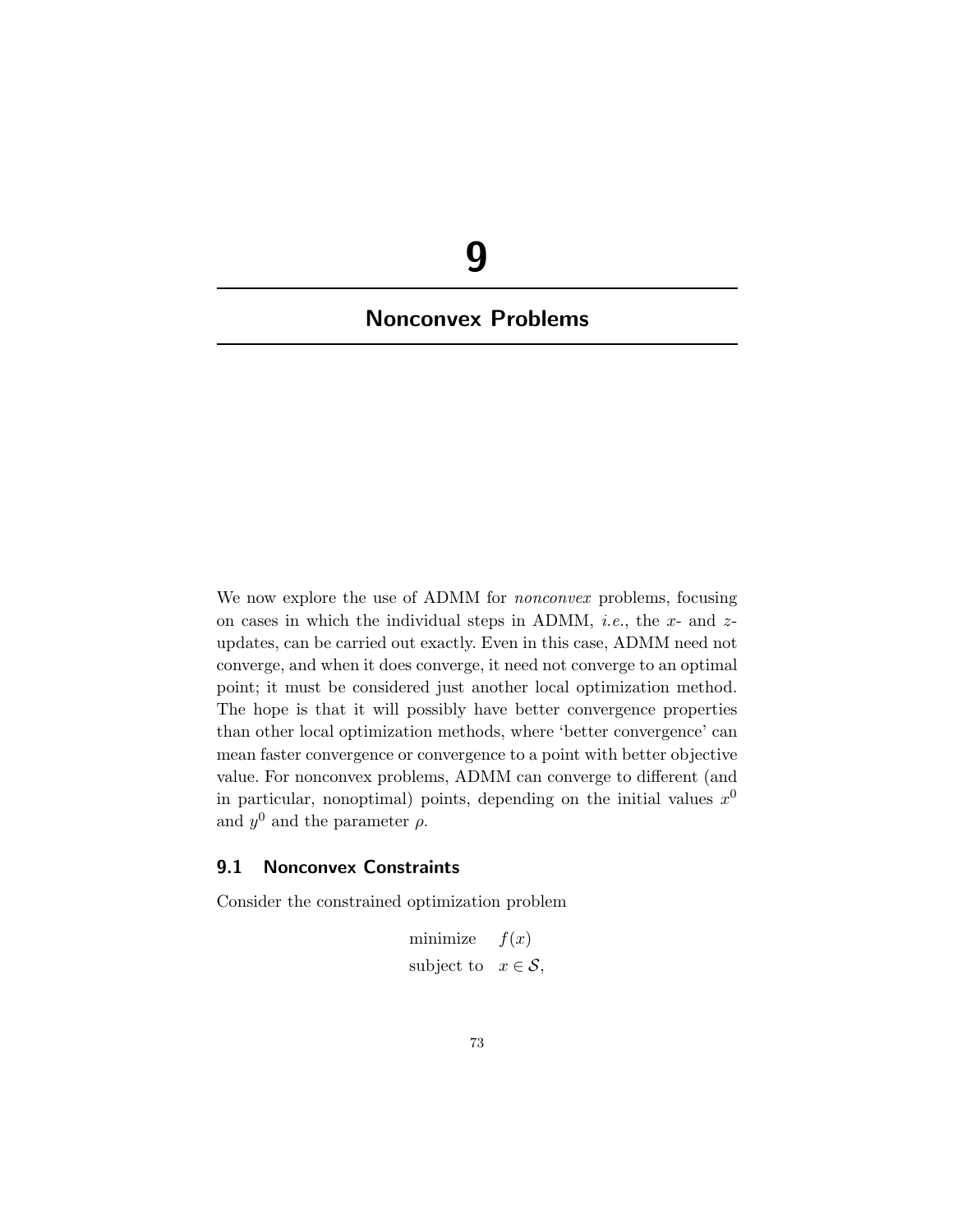# 9

# Nonconvex Problems

We now explore the use of ADMM for *nonconvex* problems, focusing on cases in which the individual steps in ADMM, *i.e.*, the $x$- and $z$-updates, can be carried out exactly. Even in this case, ADMM need not converge, and when it does converge, it need not converge to an optimal point; it must be considered just another local optimization method. The hope is that it will possibly have better convergence properties than other local optimization methods, where 'better convergence' can mean faster convergence or convergence to a point with better objective value. For nonconvex problems, ADMM can converge to different (and in particular, nonoptimal) points, depending on the initial values $x^0$ and $y^0$ and the parameter $\rho$.

## 9.1 Nonconvex Constraints

Consider the constrained optimization problem

$$
\begin{array}{ll}
\text{minimize} & f(x) \\
\text{subject to} & x \in \mathcal{S},
\end{array}
$$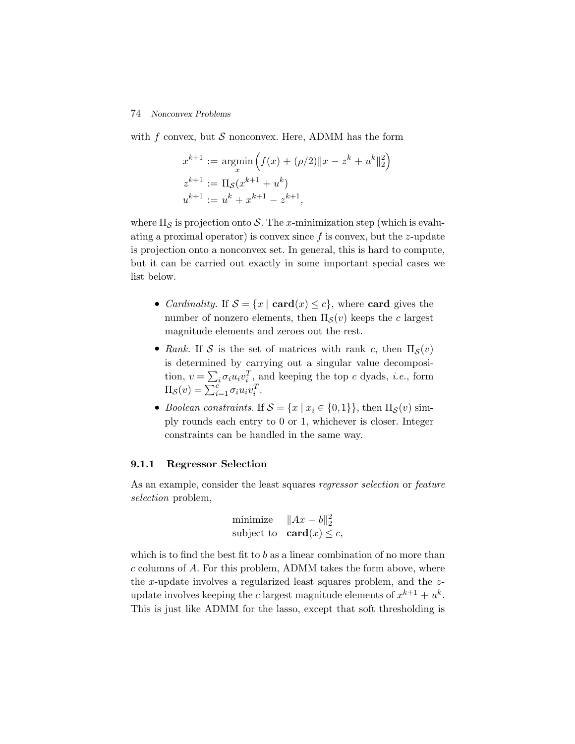with $f$ convex, but $\mathcal{S}$ nonconvex. Here, ADMM has the form

$$
\begin{aligned}
x^{k+1} &:= \operatorname*{argmin}_x \left( f(x) + (\rho/2)\|x - z^k + u^k\|_2^2 \right) \\
z^{k+1} &:= \Pi_{\mathcal{S}}(x^{k+1} + u^k) \\
u^{k+1} &:= u^k + x^{k+1} - z^{k+1},
\end{aligned}
$$

where $\Pi_{\mathcal{S}}$ is projection onto $\mathcal{S}$. The $x$-minimization step (which is evaluating a proximal operator) is convex since $f$ is convex, but the $z$-update is projection onto a nonconvex set. In general, this is hard to compute, but it can be carried out exactly in some important special cases we list below.

- *Cardinality.* If $\mathcal{S} = \{x \mid \mathbf{card}(x) \le c\}$, where **card** gives the number of nonzero elements, then $\Pi_{\mathcal{S}}(v)$ keeps the $c$ largest magnitude elements and zeroes out the rest.
- *Rank.* If $\mathcal{S}$ is the set of matrices with rank $c$, then $\Pi_{\mathcal{S}}(v)$ is determined by carrying out a singular value decomposition, $v = \sum_i \sigma_i u_i v_i^T$, and keeping the top $c$ dyads, *i.e.*, form $\Pi_{\mathcal{S}}(v) = \sum_{i=1}^{c} \sigma_i u_i v_i^T$.
- *Boolean constraints.* If $\mathcal{S} = \{x \mid x_i \in \{0,1\}\}$, then $\Pi_{\mathcal{S}}(v)$ simply rounds each entry to 0 or 1, whichever is closer. Integer constraints can be handled in the same way.

### 9.1.1 Regressor Selection

As an example, consider the least squares *regressor selection* or *feature selection* problem,

$$
\begin{array}{ll}
\text{minimize} & \|Ax - b\|_2^2 \\
\text{subject to} & \mathbf{card}(x) \le c,
\end{array}
$$

which is to find the best fit to $b$ as a linear combination of no more than $c$ columns of $A$. For this problem, ADMM takes the form above, where the $x$-update involves a regularized least squares problem, and the $z$-update involves keeping the $c$ largest magnitude elements of $x^{k+1} + u^k$. This is just like ADMM for the lasso, except that soft thresholding is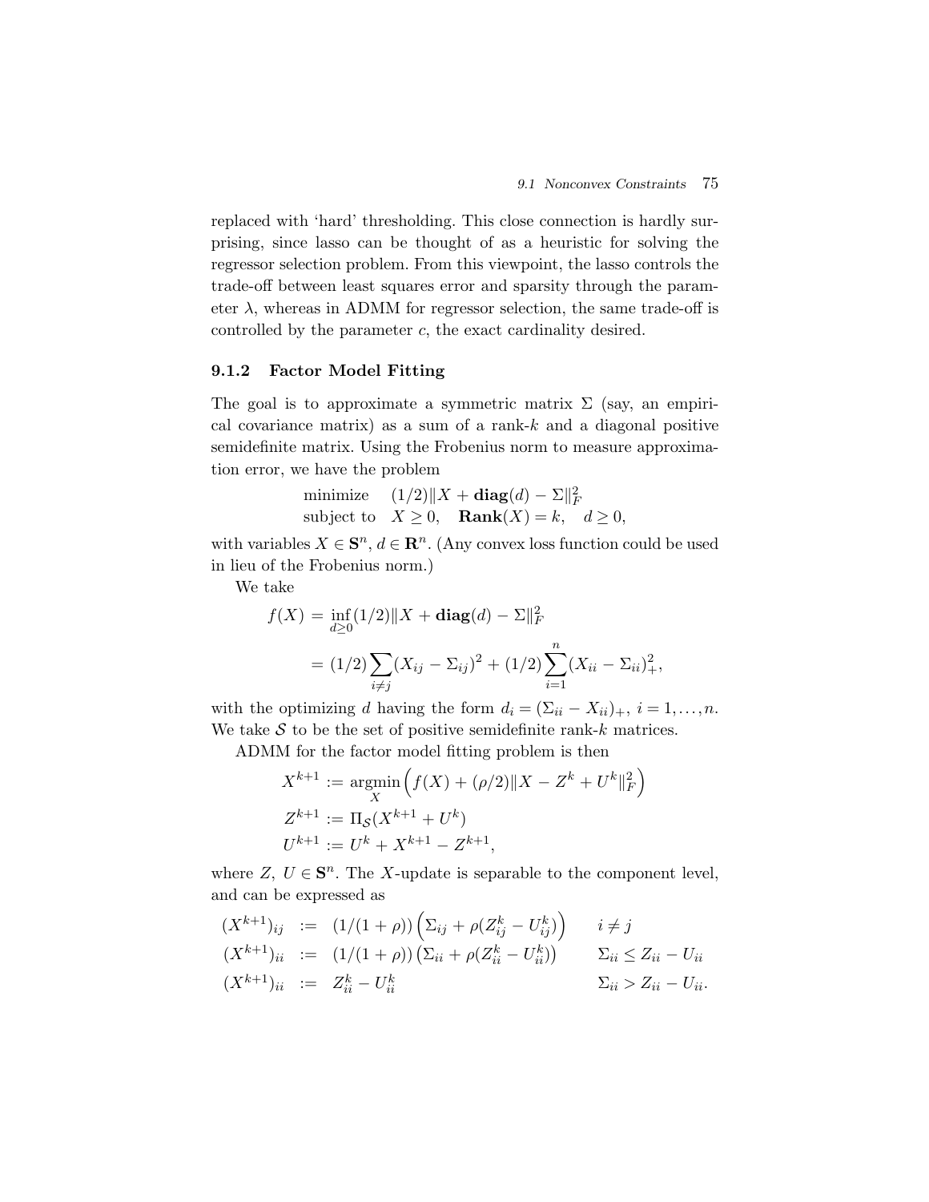replaced with 'hard' thresholding. This close connection is hardly surprising, since lasso can be thought of as a heuristic for solving the regressor selection problem. From this viewpoint, the lasso controls the trade-off between least squares error and sparsity through the parameter $\lambda$, whereas in ADMM for regressor selection, the same trade-off is controlled by the parameter $c$, the exact cardinality desired.

### 9.1.2 Factor Model Fitting

The goal is to approximate a symmetric matrix $\Sigma$ (say, an empirical covariance matrix) as a sum of a rank-$k$ and a diagonal positive semidefinite matrix. Using the Frobenius norm to measure approximation error, we have the problem

$$
\begin{array}{ll}
\text{minimize} & (1/2)\|X + \mathbf{diag}(d) - \Sigma\|_F^2 \\
\text{subject to} & X \succeq 0, \quad \mathbf{Rank}(X) = k, \quad d \geq 0,
\end{array}
$$

with variables $X \in \mathbf{S}^n$, $d \in \mathbf{R}^n$. (Any convex loss function could be used in lieu of the Frobenius norm.)

We take

$$
\begin{aligned}
f(X) &= \inf_{d \geq 0} (1/2)\|X + \mathbf{diag}(d) - \Sigma\|_F^2 \\
&= (1/2)\sum_{i \neq j}(X_{ij} - \Sigma_{ij})^2 + (1/2)\sum_{i=1}^{n}(X_{ii} - \Sigma_{ii})_+^2,
\end{aligned}
$$

with the optimizing $d$ having the form $d_i = (\Sigma_{ii} - X_{ii})_+$, $i = 1, \ldots, n$. We take $\mathcal{S}$ to be the set of positive semidefinite rank-$k$ matrices.

ADMM for the factor model fitting problem is then

$$
\begin{aligned}
X^{k+1} &:= \underset{X}{\operatorname{argmin}} \left( f(X) + (\rho/2)\|X - Z^k + U^k\|_F^2 \right) \\
Z^{k+1} &:= \Pi_{\mathcal{S}}(X^{k+1} + U^k) \\
U^{k+1} &:= U^k + X^{k+1} - Z^{k+1},
\end{aligned}
$$

where $Z$, $U \in \mathbf{S}^n$. The $X$-update is separable to the component level, and can be expressed as

$$
\begin{array}{lll}
(X^{k+1})_{ij} & := & (1/(1+\rho))\left(\Sigma_{ij} + \rho(Z_{ij}^k - U_{ij}^k)\right) \qquad i \neq j \\
(X^{k+1})_{ii} & := & (1/(1+\rho))\left(\Sigma_{ii} + \rho(Z_{ii}^k - U_{ii}^k)\right) \qquad \Sigma_{ii} \leq Z_{ii} - U_{ii} \\
(X^{k+1})_{ii} & := & Z_{ii}^k - U_{ii}^k \qquad \Sigma_{ii} > Z_{ii} - U_{ii}.
\end{array}
$$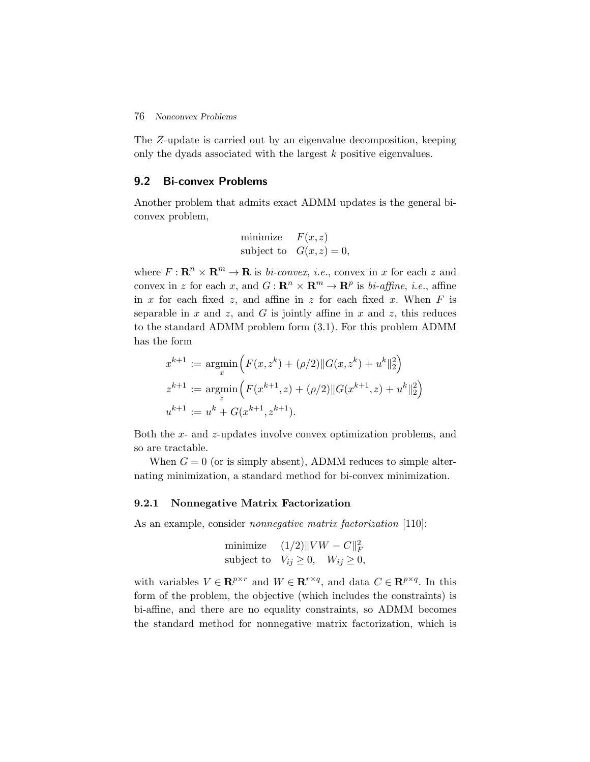The $Z$-update is carried out by an eigenvalue decomposition, keeping only the dyads associated with the largest $k$ positive eigenvalues.

## 9.2 Bi-convex Problems

Another problem that admits exact ADMM updates is the general bi-convex problem,

$$
\begin{array}{ll}
\text{minimize} & F(x,z) \\
\text{subject to} & G(x,z) = 0,
\end{array}
$$

where $F : \mathbf{R}^n \times \mathbf{R}^m \to \mathbf{R}$ is *bi-convex*, *i.e.*, convex in $x$ for each $z$ and convex in $z$ for each $x$, and $G : \mathbf{R}^n \times \mathbf{R}^m \to \mathbf{R}^p$ is *bi-affine*, *i.e.*, affine in $x$ for each fixed $z$, and affine in $z$ for each fixed $x$. When $F$ is separable in $x$ and $z$, and $G$ is jointly affine in $x$ and $z$, this reduces to the standard ADMM problem form (3.1). For this problem ADMM has the form

$$
\begin{aligned}
x^{k+1} &:= \operatorname*{argmin}_x \Big( F(x, z^k) + (\rho/2)\|G(x, z^k) + u^k\|_2^2 \Big) \\
z^{k+1} &:= \operatorname*{argmin}_z \Big( F(x^{k+1}, z) + (\rho/2)\|G(x^{k+1}, z) + u^k\|_2^2 \Big) \\
u^{k+1} &:= u^k + G(x^{k+1}, z^{k+1}).
\end{aligned}
$$

Both the $x$- and $z$-updates involve convex optimization problems, and so are tractable.

When $G = 0$ (or is simply absent), ADMM reduces to simple alternating minimization, a standard method for bi-convex minimization.

### 9.2.1 Nonnegative Matrix Factorization

As an example, consider *nonnegative matrix factorization* [110]:

$$
\begin{array}{ll}
\text{minimize} & (1/2)\|VW - C\|_F^2 \\
\text{subject to} & V_{ij} \geq 0, \quad W_{ij} \geq 0,
\end{array}
$$

with variables $V \in \mathbf{R}^{p \times r}$ and $W \in \mathbf{R}^{r \times q}$, and data $C \in \mathbf{R}^{p \times q}$. In this form of the problem, the objective (which includes the constraints) is bi-affine, and there are no equality constraints, so ADMM becomes the standard method for nonnegative matrix factorization, which is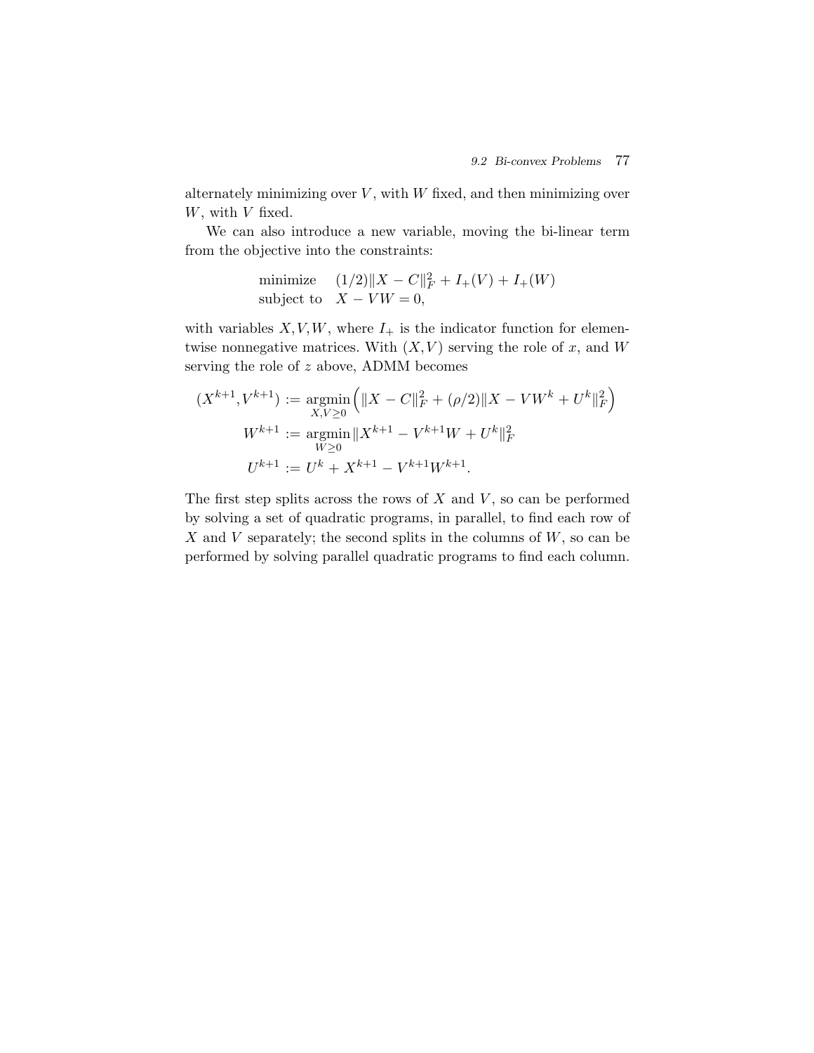alternately minimizing over $V$, with $W$ fixed, and then minimizing over $W$, with $V$ fixed.

We can also introduce a new variable, moving the bi-linear term from the objective into the constraints:

$$
\begin{array}{ll}
\text{minimize} & (1/2)\|X - C\|_F^2 + I_+(V) + I_+(W) \\
\text{subject to} & X - VW = 0,
\end{array}
$$

with variables $X, V, W$, where $I_+$ is the indicator function for elementwise nonnegative matrices. With $(X, V)$ serving the role of $x$, and $W$ serving the role of $z$ above, ADMM becomes

$$
\begin{aligned}
(X^{k+1}, V^{k+1}) &:= \underset{X, V \geq 0}{\operatorname{argmin}} \Big( \|X - C\|_F^2 + (\rho/2)\|X - VW^k + U^k\|_F^2 \Big) \\
W^{k+1} &:= \underset{W \geq 0}{\operatorname{argmin}} \|X^{k+1} - V^{k+1}W + U^k\|_F^2 \\
U^{k+1} &:= U^k + X^{k+1} - V^{k+1}W^{k+1}.
\end{aligned}
$$

The first step splits across the rows of $X$ and $V$, so can be performed by solving a set of quadratic programs, in parallel, to find each row of $X$ and $V$ separately; the second splits in the columns of $W$, so can be performed by solving parallel quadratic programs to find each column.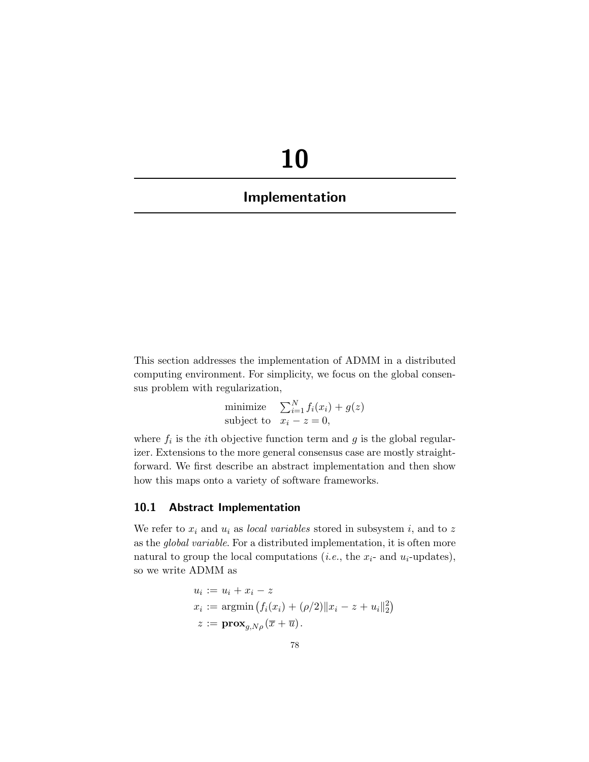# 10

# Implementation

This section addresses the implementation of ADMM in a distributed computing environment. For simplicity, we focus on the global consensus problem with regularization,

$$
\begin{array}{ll}
\text{minimize} & \sum_{i=1}^{N} f_i(x_i) + g(z) \\
\text{subject to} & x_i - z = 0,
\end{array}
$$

where $f_i$ is the $i$th objective function term and $g$ is the global regularizer. Extensions to the more general consensus case are mostly straightforward. We first describe an abstract implementation and then show how this maps onto a variety of software frameworks.

## 10.1 Abstract Implementation

We refer to $x_i$ and $u_i$ as *local variables* stored in subsystem $i$, and to $z$ as the *global variable*. For a distributed implementation, it is often more natural to group the local computations (*i.e.*, the $x_i$- and $u_i$-updates), so we write ADMM as

$$
\begin{aligned}
u_i &:= u_i + x_i - z \\
x_i &:= \operatorname{argmin}\left(f_i(x_i) + (\rho/2)\|x_i - z + u_i\|_2^2\right) \\
z &:= \mathbf{prox}_{g,N\rho}\left(\overline{x} + \overline{u}\right).
\end{aligned}
$$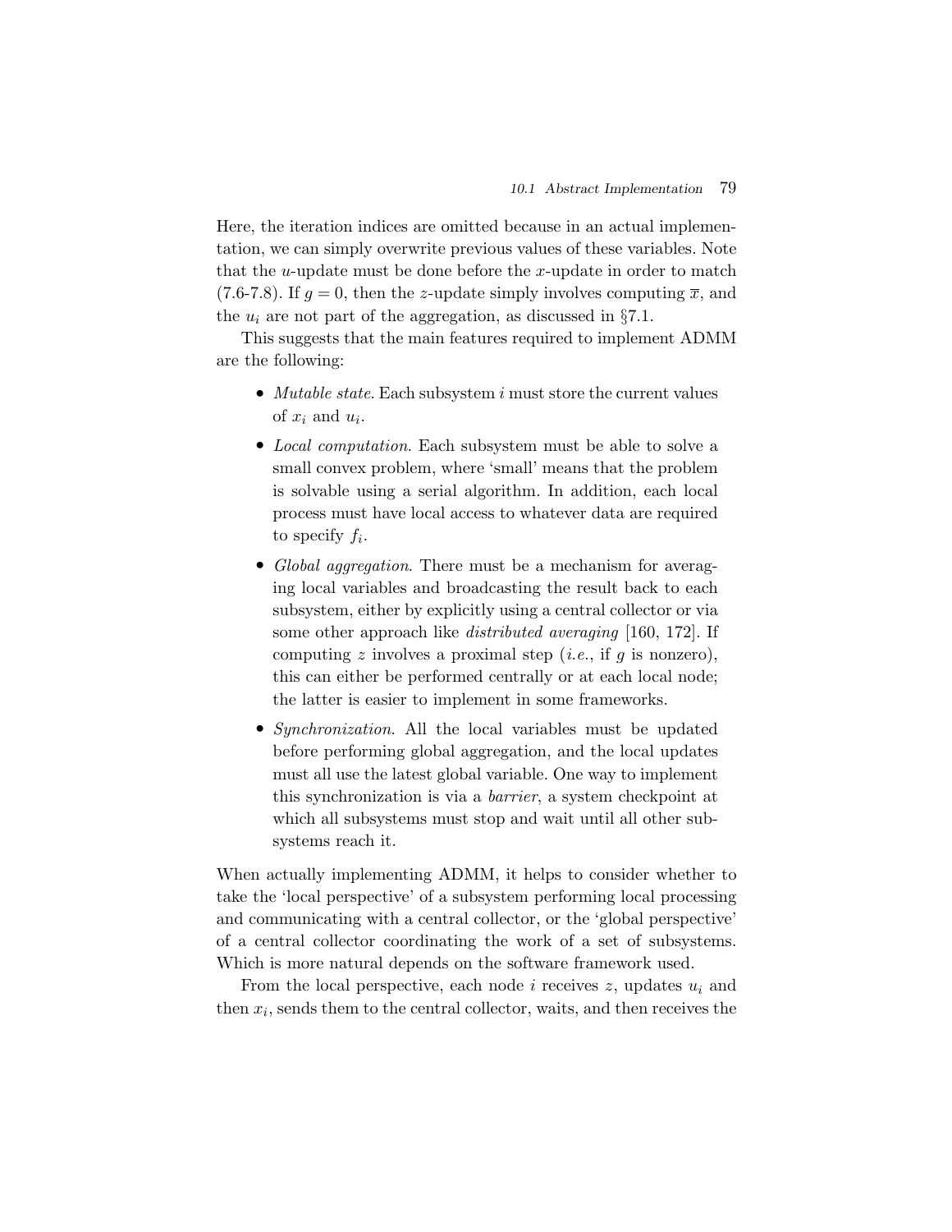Here, the iteration indices are omitted because in an actual implementation, we can simply overwrite previous values of these variables. Note that the $u$-update must be done before the $x$-update in order to match (7.6-7.8). If $g = 0$, then the $z$-update simply involves computing $\overline{x}$, and the $u_i$ are not part of the aggregation, as discussed in §7.1.

This suggests that the main features required to implement ADMM are the following:

- *Mutable state.* Each subsystem $i$ must store the current values of $x_i$ and $u_i$.
- *Local computation.* Each subsystem must be able to solve a small convex problem, where 'small' means that the problem is solvable using a serial algorithm. In addition, each local process must have local access to whatever data are required to specify $f_i$.
- *Global aggregation.* There must be a mechanism for averaging local variables and broadcasting the result back to each subsystem, either by explicitly using a central collector or via some other approach like *distributed averaging* [160, 172]. If computing $z$ involves a proximal step (*i.e.*, if $g$ is nonzero), this can either be performed centrally or at each local node; the latter is easier to implement in some frameworks.
- *Synchronization.* All the local variables must be updated before performing global aggregation, and the local updates must all use the latest global variable. One way to implement this synchronization is via a *barrier*, a system checkpoint at which all subsystems must stop and wait until all other subsystems reach it.

When actually implementing ADMM, it helps to consider whether to take the 'local perspective' of a subsystem performing local processing and communicating with a central collector, or the 'global perspective' of a central collector coordinating the work of a set of subsystems. Which is more natural depends on the software framework used.

From the local perspective, each node $i$ receives $z$, updates $u_i$ and then $x_i$, sends them to the central collector, waits, and then receives the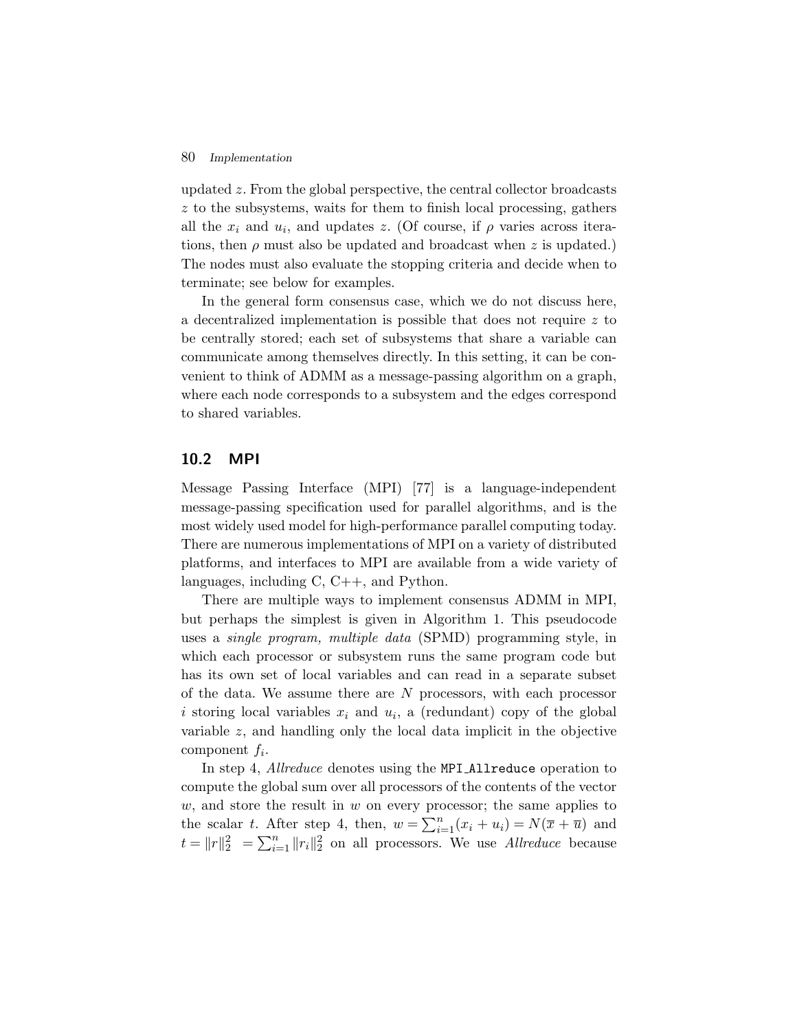updated $z$. From the global perspective, the central collector broadcasts $z$ to the subsystems, waits for them to finish local processing, gathers all the $x_i$ and $u_i$, and updates $z$. (Of course, if $\rho$ varies across iterations, then $\rho$ must also be updated and broadcast when $z$ is updated.) The nodes must also evaluate the stopping criteria and decide when to terminate; see below for examples.

In the general form consensus case, which we do not discuss here, a decentralized implementation is possible that does not require $z$ to be centrally stored; each set of subsystems that share a variable can communicate among themselves directly. In this setting, it can be convenient to think of ADMM as a message-passing algorithm on a graph, where each node corresponds to a subsystem and the edges correspond to shared variables.

## 10.2 MPI

Message Passing Interface (MPI) [77] is a language-independent message-passing specification used for parallel algorithms, and is the most widely used model for high-performance parallel computing today. There are numerous implementations of MPI on a variety of distributed platforms, and interfaces to MPI are available from a wide variety of languages, including C, C++, and Python.

There are multiple ways to implement consensus ADMM in MPI, but perhaps the simplest is given in Algorithm 1. This pseudocode uses a *single program, multiple data* (SPMD) programming style, in which each processor or subsystem runs the same program code but has its own set of local variables and can read in a separate subset of the data. We assume there are $N$ processors, with each processor $i$ storing local variables $x_i$ and $u_i$, a (redundant) copy of the global variable $z$, and handling only the local data implicit in the objective component $f_i$.

In step 4, *Allreduce* denotes using the `MPI_Allreduce` operation to compute the global sum over all processors of the contents of the vector $w$, and store the result in $w$ on every processor; the same applies to the scalar $t$. After step 4, then, $w = \sum_{i=1}^{n}(x_i + u_i) = N(\overline{x} + \overline{u})$ and $t = \|r\|_2^2 = \sum_{i=1}^{n}\|r_i\|_2^2$ on all processors. We use *Allreduce* because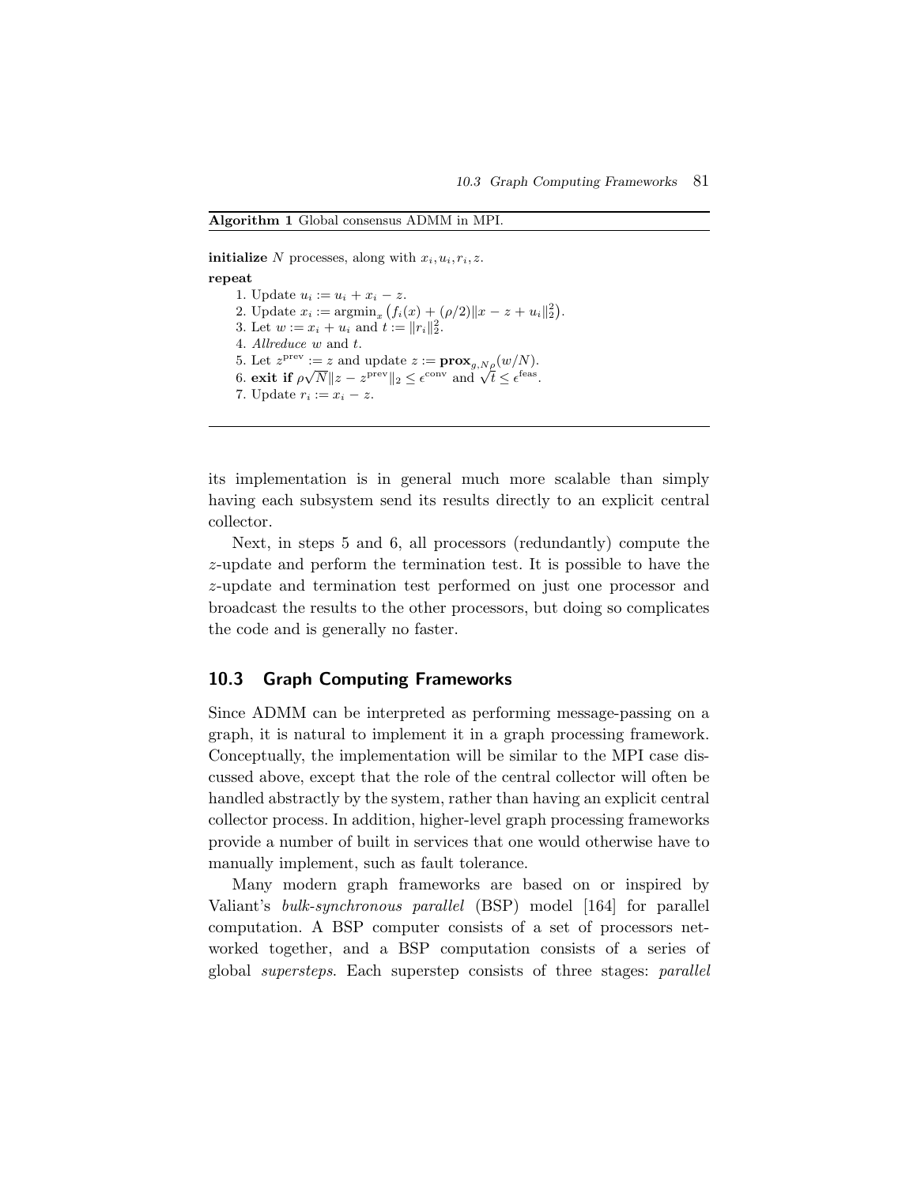**Algorithm 1** Global consensus ADMM in MPI.

**initialize** $N$ processes, along with $x_i, u_i, r_i, z$.

**repeat**

1. Update $u_i := u_i + x_i - z$.
2. Update $x_i := \mathrm{argmin}_x \left(f_i(x) + (\rho/2)\|x - z + u_i\|_2^2\right)$.
3. Let $w := x_i + u_i$ and $t := \|r_i\|_2^2$.
4. *Allreduce* $w$ and $t$.
5. Let $z^{\mathrm{prev}} := z$ and update $z := \mathbf{prox}_{g,N\rho}(w/N)$.
6. **exit if** $\rho\sqrt{N}\|z - z^{\mathrm{prev}}\|_2 \leq \epsilon^{\mathrm{conv}}$ and $\sqrt{t} \leq \epsilon^{\mathrm{feas}}$.
7. Update $r_i := x_i - z$.

its implementation is in general much more scalable than simply having each subsystem send its results directly to an explicit central collector.

Next, in steps 5 and 6, all processors (redundantly) compute the $z$-update and perform the termination test. It is possible to have the $z$-update and termination test performed on just one processor and broadcast the results to the other processors, but doing so complicates the code and is generally no faster.

## 10.3 Graph Computing Frameworks

Since ADMM can be interpreted as performing message-passing on a graph, it is natural to implement it in a graph processing framework. Conceptually, the implementation will be similar to the MPI case discussed above, except that the role of the central collector will often be handled abstractly by the system, rather than having an explicit central collector process. In addition, higher-level graph processing frameworks provide a number of built in services that one would otherwise have to manually implement, such as fault tolerance.

Many modern graph frameworks are based on or inspired by Valiant's *bulk-synchronous parallel* (BSP) model [164] for parallel computation. A BSP computer consists of a set of processors networked together, and a BSP computation consists of a series of global *supersteps*. Each superstep consists of three stages: *parallel*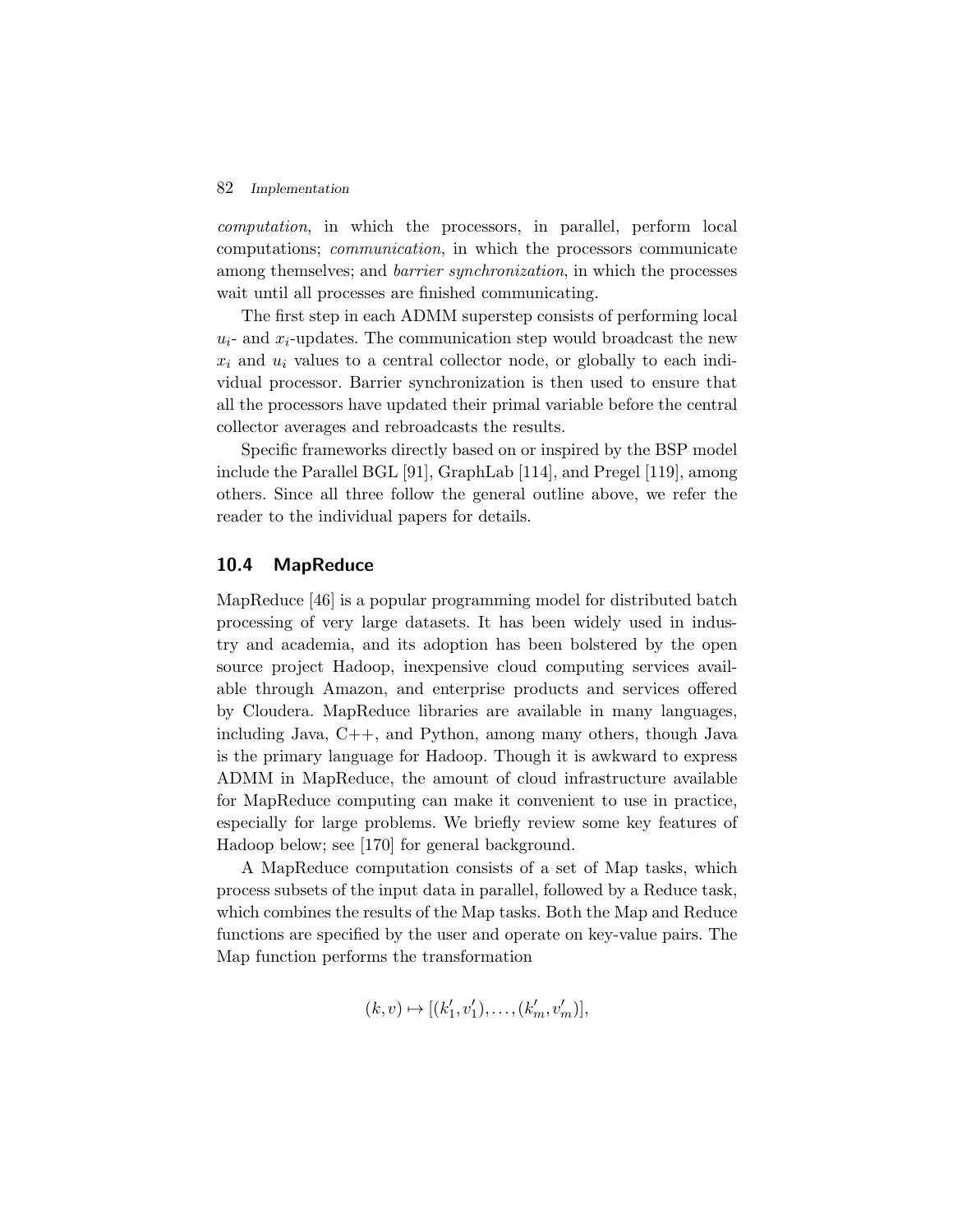*computation*, in which the processors, in parallel, perform local computations; *communication*, in which the processors communicate among themselves; and *barrier synchronization*, in which the processes wait until all processes are finished communicating.

The first step in each ADMM superstep consists of performing local $u_i$- and $x_i$-updates. The communication step would broadcast the new $x_i$ and $u_i$ values to a central collector node, or globally to each individual processor. Barrier synchronization is then used to ensure that all the processors have updated their primal variable before the central collector averages and rebroadcasts the results.

Specific frameworks directly based on or inspired by the BSP model include the Parallel BGL [91], GraphLab [114], and Pregel [119], among others. Since all three follow the general outline above, we refer the reader to the individual papers for details.

## 10.4 MapReduce

MapReduce [46] is a popular programming model for distributed batch processing of very large datasets. It has been widely used in industry and academia, and its adoption has been bolstered by the open source project Hadoop, inexpensive cloud computing services available through Amazon, and enterprise products and services offered by Cloudera. MapReduce libraries are available in many languages, including Java, C++, and Python, among many others, though Java is the primary language for Hadoop. Though it is awkward to express ADMM in MapReduce, the amount of cloud infrastructure available for MapReduce computing can make it convenient to use in practice, especially for large problems. We briefly review some key features of Hadoop below; see [170] for general background.

A MapReduce computation consists of a set of Map tasks, which process subsets of the input data in parallel, followed by a Reduce task, which combines the results of the Map tasks. Both the Map and Reduce functions are specified by the user and operate on key-value pairs. The Map function performs the transformation

$$(k, v) \mapsto [(k'_1, v'_1), \ldots, (k'_m, v'_m)],$$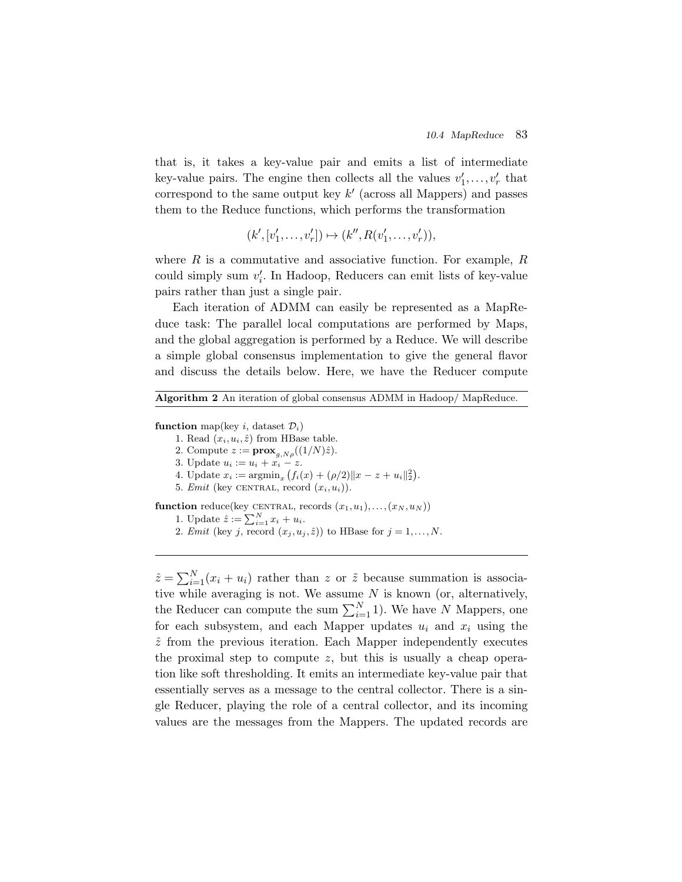that is, it takes a key-value pair and emits a list of intermediate key-value pairs. The engine then collects all the values $v'_1, \ldots, v'_r$ that correspond to the same output key $k'$ (across all Mappers) and passes them to the Reduce functions, which performs the transformation

$$(k', [v'_1, \ldots, v'_r]) \mapsto (k'', R(v'_1, \ldots, v'_r)),$$

where $R$ is a commutative and associative function. For example, $R$ could simply sum $v'_i$. In Hadoop, Reducers can emit lists of key-value pairs rather than just a single pair.

Each iteration of ADMM can easily be represented as a MapReduce task: The parallel local computations are performed by Maps, and the global aggregation is performed by a Reduce. We will describe a simple global consensus implementation to give the general flavor and discuss the details below. Here, we have the Reducer compute

---

**Algorithm 2** An iteration of global consensus ADMM in Hadoop/ MapReduce.

---

**function** map(key $i$, dataset $\mathcal{D}_i$)

1. Read $(x_i, u_i, \hat{z})$ from HBase table.
2. Compute $z := \mathbf{prox}_{g,N\rho}((1/N)\hat{z})$.
3. Update $u_i := u_i + x_i - z$.
4. Update $x_i := \mathrm{argmin}_x \left(f_i(x) + (\rho/2)\|x - z + u_i\|_2^2\right)$.
5. *Emit* (key CENTRAL, record $(x_i, u_i)$).

**function** reduce(key CENTRAL, records $(x_1, u_1), \ldots, (x_N, u_N)$)

1. Update $\hat{z} := \sum_{i=1}^N x_i + u_i$.
2. *Emit* (key $j$, record $(x_j, u_j, \hat{z})$) to HBase for $j = 1, \ldots, N$.

---

$\hat{z} = \sum_{i=1}^N (x_i + u_i)$ rather than $z$ or $\tilde{z}$ because summation is associative while averaging is not. We assume $N$ is known (or, alternatively, the Reducer can compute the sum $\sum_{i=1}^N 1$). We have $N$ Mappers, one for each subsystem, and each Mapper updates $u_i$ and $x_i$ using the $\hat{z}$ from the previous iteration. Each Mapper independently executes the proximal step to compute $z$, but this is usually a cheap operation like soft thresholding. It emits an intermediate key-value pair that essentially serves as a message to the central collector. There is a single Reducer, playing the role of a central collector, and its incoming values are the messages from the Mappers. The updated records are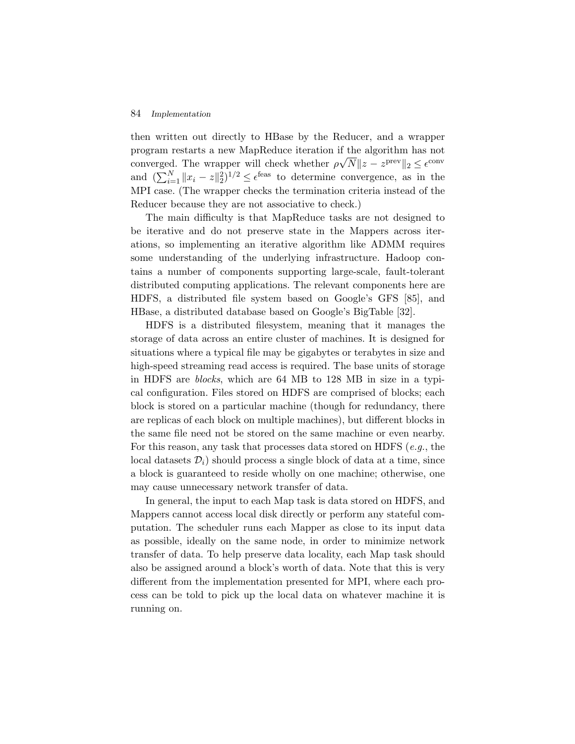then written out directly to HBase by the Reducer, and a wrapper program restarts a new MapReduce iteration if the algorithm has not converged. The wrapper will check whether $\rho\sqrt{N}\|z - z^{\text{prev}}\|_2 \leq \epsilon^{\text{conv}}$ and $(\sum_{i=1}^{N} \|x_i - z\|_2^2)^{1/2} \leq \epsilon^{\text{feas}}$ to determine convergence, as in the MPI case. (The wrapper checks the termination criteria instead of the Reducer because they are not associative to check.)

The main difficulty is that MapReduce tasks are not designed to be iterative and do not preserve state in the Mappers across iterations, so implementing an iterative algorithm like ADMM requires some understanding of the underlying infrastructure. Hadoop contains a number of components supporting large-scale, fault-tolerant distributed computing applications. The relevant components here are HDFS, a distributed file system based on Google's GFS [85], and HBase, a distributed database based on Google's BigTable [32].

HDFS is a distributed filesystem, meaning that it manages the storage of data across an entire cluster of machines. It is designed for situations where a typical file may be gigabytes or terabytes in size and high-speed streaming read access is required. The base units of storage in HDFS are *blocks*, which are 64 MB to 128 MB in size in a typical configuration. Files stored on HDFS are comprised of blocks; each block is stored on a particular machine (though for redundancy, there are replicas of each block on multiple machines), but different blocks in the same file need not be stored on the same machine or even nearby. For this reason, any task that processes data stored on HDFS (*e.g.*, the local datasets $\mathcal{D}_i$) should process a single block of data at a time, since a block is guaranteed to reside wholly on one machine; otherwise, one may cause unnecessary network transfer of data.

In general, the input to each Map task is data stored on HDFS, and Mappers cannot access local disk directly or perform any stateful computation. The scheduler runs each Mapper as close to its input data as possible, ideally on the same node, in order to minimize network transfer of data. To help preserve data locality, each Map task should also be assigned around a block's worth of data. Note that this is very different from the implementation presented for MPI, where each process can be told to pick up the local data on whatever machine it is running on.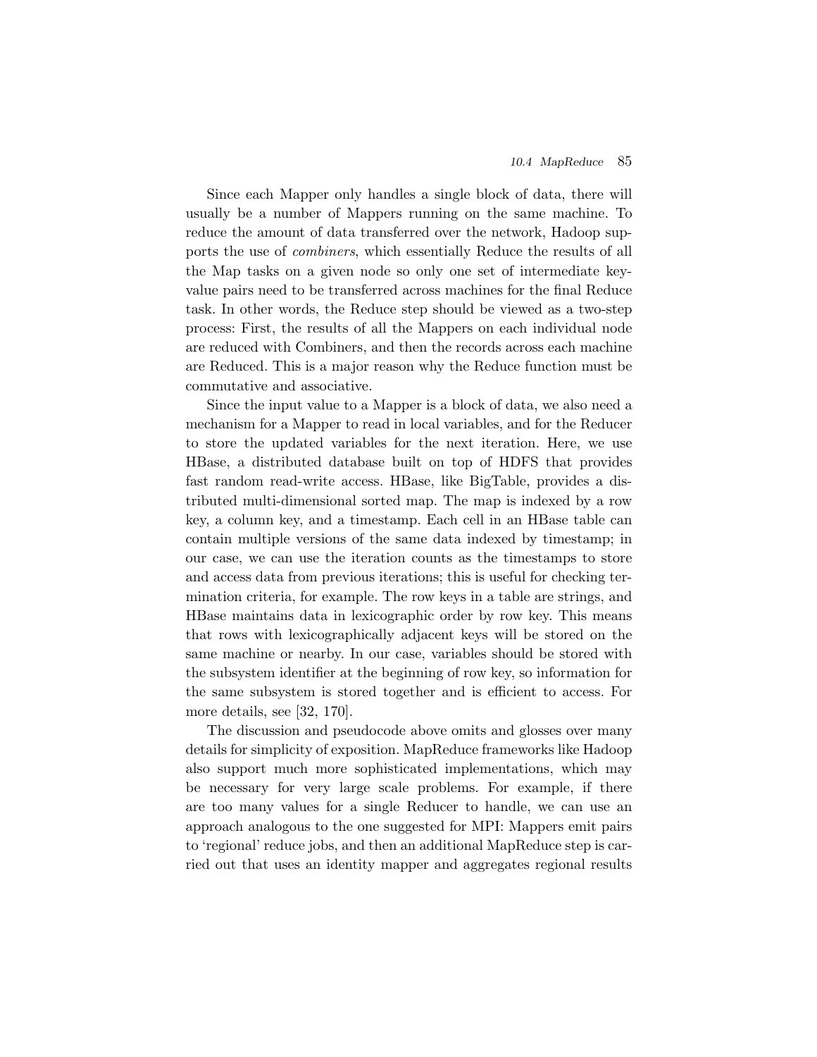Since each Mapper only handles a single block of data, there will usually be a number of Mappers running on the same machine. To reduce the amount of data transferred over the network, Hadoop supports the use of *combiners*, which essentially Reduce the results of all the Map tasks on a given node so only one set of intermediate key-value pairs need to be transferred across machines for the final Reduce task. In other words, the Reduce step should be viewed as a two-step process: First, the results of all the Mappers on each individual node are reduced with Combiners, and then the records across each machine are Reduced. This is a major reason why the Reduce function must be commutative and associative.

Since the input value to a Mapper is a block of data, we also need a mechanism for a Mapper to read in local variables, and for the Reducer to store the updated variables for the next iteration. Here, we use HBase, a distributed database built on top of HDFS that provides fast random read-write access. HBase, like BigTable, provides a distributed multi-dimensional sorted map. The map is indexed by a row key, a column key, and a timestamp. Each cell in an HBase table can contain multiple versions of the same data indexed by timestamp; in our case, we can use the iteration counts as the timestamps to store and access data from previous iterations; this is useful for checking termination criteria, for example. The row keys in a table are strings, and HBase maintains data in lexicographic order by row key. This means that rows with lexicographically adjacent keys will be stored on the same machine or nearby. In our case, variables should be stored with the subsystem identifier at the beginning of row key, so information for the same subsystem is stored together and is efficient to access. For more details, see [32, 170].

The discussion and pseudocode above omits and glosses over many details for simplicity of exposition. MapReduce frameworks like Hadoop also support much more sophisticated implementations, which may be necessary for very large scale problems. For example, if there are too many values for a single Reducer to handle, we can use an approach analogous to the one suggested for MPI: Mappers emit pairs to 'regional' reduce jobs, and then an additional MapReduce step is carried out that uses an identity mapper and aggregates regional results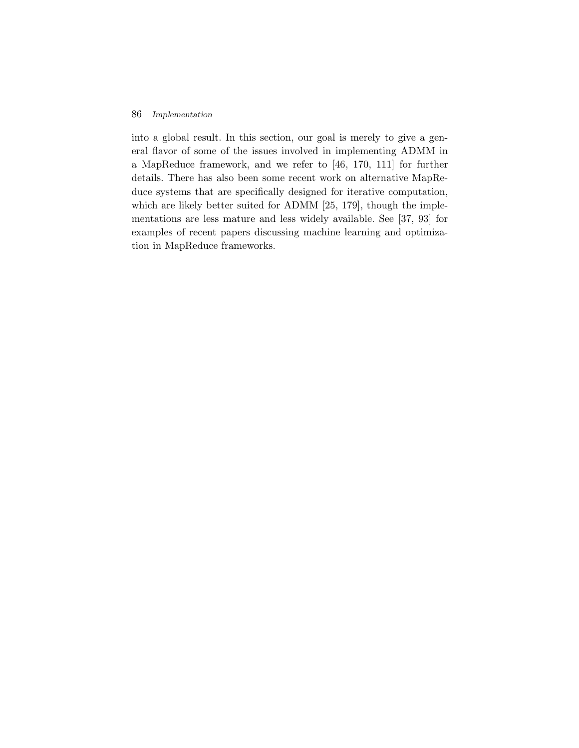into a global result. In this section, our goal is merely to give a general flavor of some of the issues involved in implementing ADMM in a MapReduce framework, and we refer to [46, 170, 111] for further details. There has also been some recent work on alternative MapReduce systems that are specifically designed for iterative computation, which are likely better suited for ADMM [25, 179], though the implementations are less mature and less widely available. See [37, 93] for examples of recent papers discussing machine learning and optimization in MapReduce frameworks.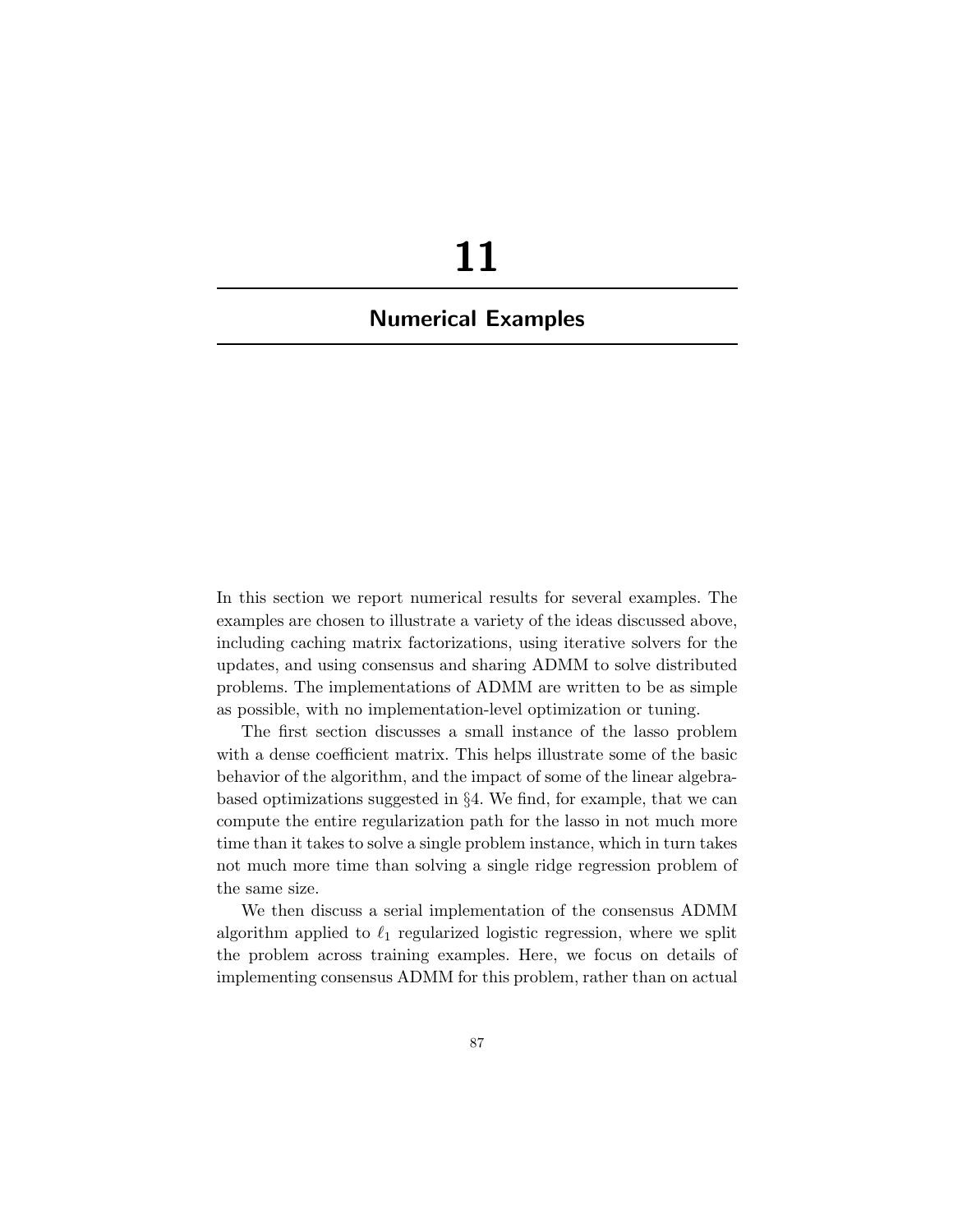# 11

## Numerical Examples

In this section we report numerical results for several examples. The examples are chosen to illustrate a variety of the ideas discussed above, including caching matrix factorizations, using iterative solvers for the updates, and using consensus and sharing ADMM to solve distributed problems. The implementations of ADMM are written to be as simple as possible, with no implementation-level optimization or tuning.

The first section discusses a small instance of the lasso problem with a dense coefficient matrix. This helps illustrate some of the basic behavior of the algorithm, and the impact of some of the linear algebra-based optimizations suggested in §4. We find, for example, that we can compute the entire regularization path for the lasso in not much more time than it takes to solve a single problem instance, which in turn takes not much more time than solving a single ridge regression problem of the same size.

We then discuss a serial implementation of the consensus ADMM algorithm applied to $\ell_1$ regularized logistic regression, where we split the problem across training examples. Here, we focus on details of implementing consensus ADMM for this problem, rather than on actual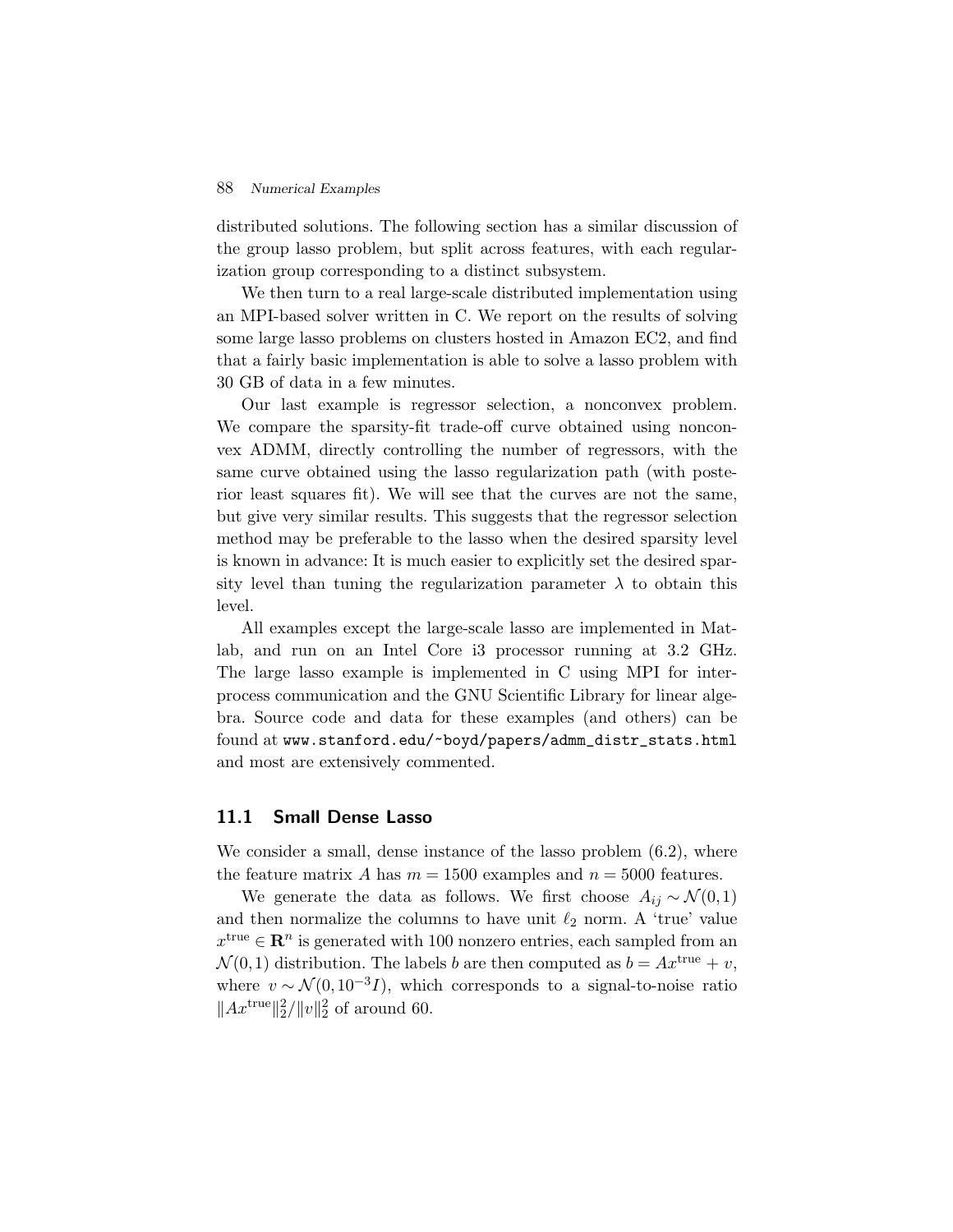distributed solutions. The following section has a similar discussion of the group lasso problem, but split across features, with each regularization group corresponding to a distinct subsystem.

We then turn to a real large-scale distributed implementation using an MPI-based solver written in C. We report on the results of solving some large lasso problems on clusters hosted in Amazon EC2, and find that a fairly basic implementation is able to solve a lasso problem with 30 GB of data in a few minutes.

Our last example is regressor selection, a nonconvex problem. We compare the sparsity-fit trade-off curve obtained using nonconvex ADMM, directly controlling the number of regressors, with the same curve obtained using the lasso regularization path (with posterior least squares fit). We will see that the curves are not the same, but give very similar results. This suggests that the regressor selection method may be preferable to the lasso when the desired sparsity level is known in advance: It is much easier to explicitly set the desired sparsity level than tuning the regularization parameter $\lambda$ to obtain this level.

All examples except the large-scale lasso are implemented in Matlab, and run on an Intel Core i3 processor running at 3.2 GHz. The large lasso example is implemented in C using MPI for interprocess communication and the GNU Scientific Library for linear algebra. Source code and data for these examples (and others) can be found at `www.stanford.edu/~boyd/papers/admm_distr_stats.html` and most are extensively commented.

## 11.1 Small Dense Lasso

We consider a small, dense instance of the lasso problem (6.2), where the feature matrix $A$ has $m = 1500$ examples and $n = 5000$ features.

We generate the data as follows. We first choose $A_{ij} \sim \mathcal{N}(0,1)$ and then normalize the columns to have unit $\ell_2$ norm. A 'true' value $x^{\text{true}} \in \mathbf{R}^n$ is generated with 100 nonzero entries, each sampled from an $\mathcal{N}(0,1)$ distribution. The labels $b$ are then computed as $b = Ax^{\text{true}} + v$, where $v \sim \mathcal{N}(0, 10^{-3}I)$, which corresponds to a signal-to-noise ratio $\|Ax^{\text{true}}\|_2^2 / \|v\|_2^2$ of around 60.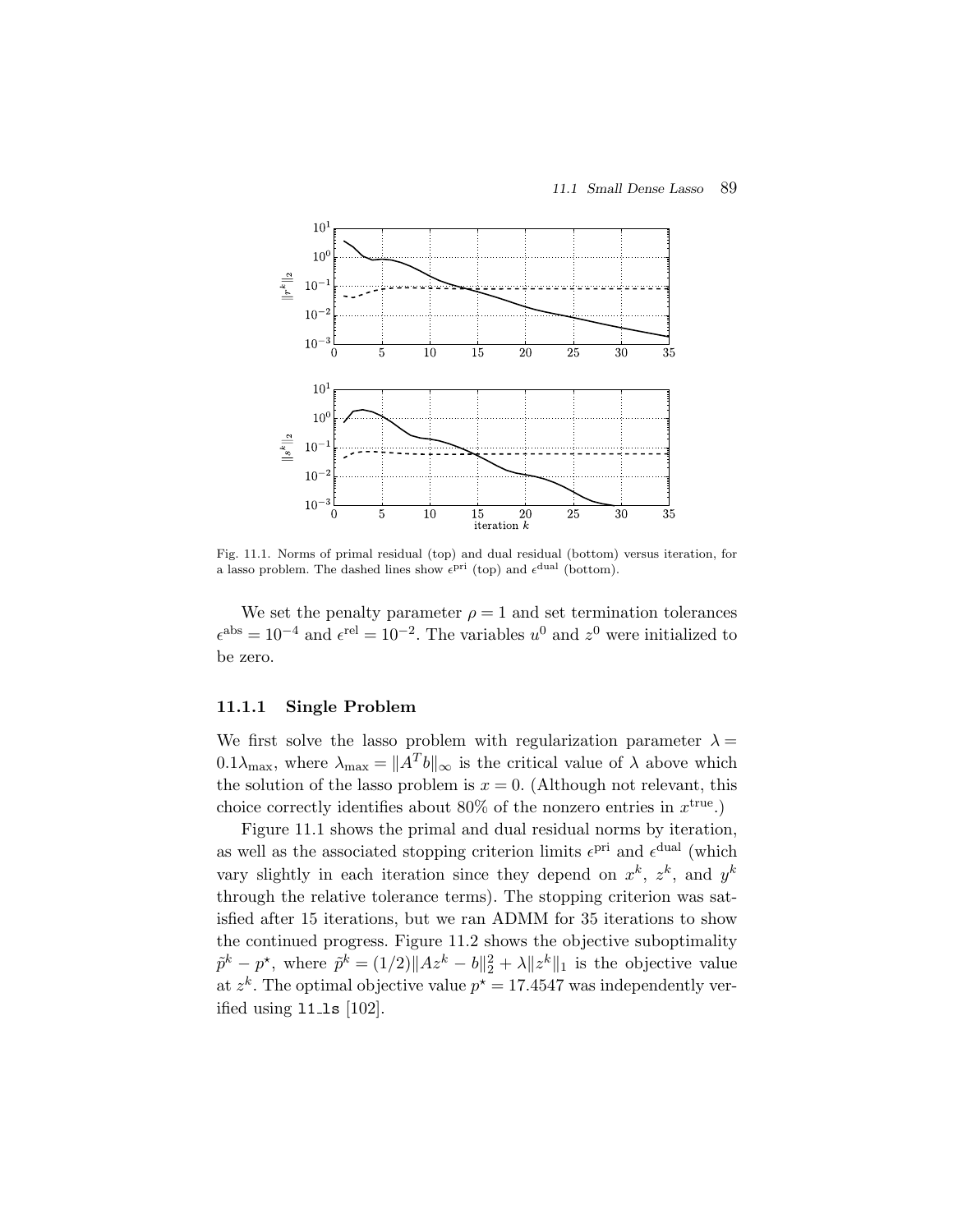$10^{1}$
$10^{0}$
$10^{-1}$
$10^{-2}$
$10^{-3}$
$\|r^k\|_2$
0 5 10 15 20 25 30 35

$10^{1}$
$10^{0}$
$10^{-1}$
$10^{-2}$
$10^{-3}$
$\|s^k\|_2$
0 5 10 15 20 25 30 35
iteration $k$

Fig. 11.1. Norms of primal residual (top) and dual residual (bottom) versus iteration, for a lasso problem. The dashed lines show $\epsilon^{\rm pri}$ (top) and $\epsilon^{\rm dual}$ (bottom).

We set the penalty parameter $\rho = 1$ and set termination tolerances $\epsilon^{\rm abs} = 10^{-4}$ and $\epsilon^{\rm rel} = 10^{-2}$. The variables $u^0$ and $z^0$ were initialized to be zero.

### 11.1.1 Single Problem

We first solve the lasso problem with regularization parameter $\lambda = 0.1\lambda_{\rm max}$, where $\lambda_{\rm max} = \|A^T b\|_\infty$ is the critical value of $\lambda$ above which the solution of the lasso problem is $x = 0$. (Although not relevant, this choice correctly identifies about 80% of the nonzero entries in $x^{\rm true}$.)

Figure 11.1 shows the primal and dual residual norms by iteration, as well as the associated stopping criterion limits $\epsilon^{\rm pri}$ and $\epsilon^{\rm dual}$ (which vary slightly in each iteration since they depend on $x^k$, $z^k$, and $y^k$ through the relative tolerance terms). The stopping criterion was satisfied after 15 iterations, but we ran ADMM for 35 iterations to show the continued progress. Figure 11.2 shows the objective suboptimality $\tilde{p}^k - p^\star$, where $\tilde{p}^k = (1/2)\|Az^k - b\|_2^2 + \lambda\|z^k\|_1$ is the objective value at $z^k$. The optimal objective value $p^\star = 17.4547$ was independently verified using `l1_ls` [102].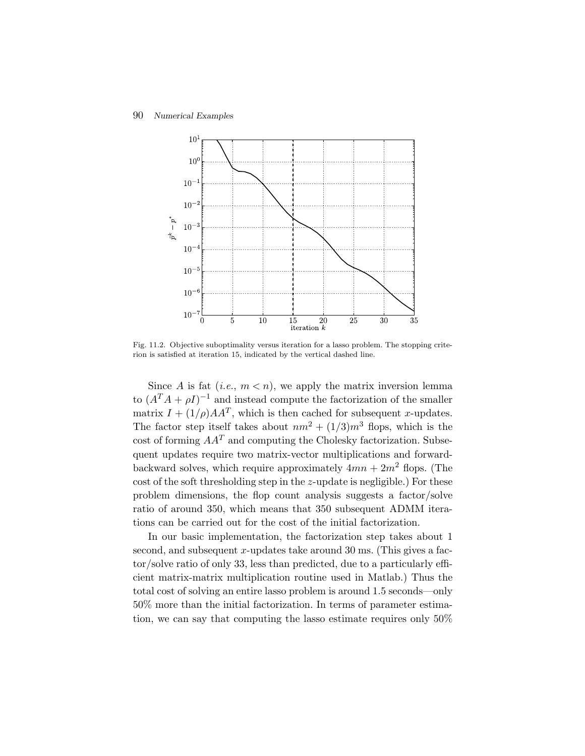$10^1$
$10^0$
$10^{-1}$
$10^{-2}$
$10^{-3}$
$10^{-4}$
$10^{-5}$
$10^{-6}$
$10^{-7}$

$\tilde{p}^k - p^*$

0 5 10 15 20 25 30 35

iteration $k$

Fig. 11.2. Objective suboptimality versus iteration for a lasso problem. The stopping criterion is satisfied at iteration 15, indicated by the vertical dashed line.

Since $A$ is fat (*i.e.*, $m < n$), we apply the matrix inversion lemma to $(A^TA + \rho I)^{-1}$ and instead compute the factorization of the smaller matrix $I + (1/\rho)AA^T$, which is then cached for subsequent $x$-updates. The factor step itself takes about $nm^2 + (1/3)m^3$ flops, which is the cost of forming $AA^T$ and computing the Cholesky factorization. Subsequent updates require two matrix-vector multiplications and forward-backward solves, which require approximately $4mn + 2m^2$ flops. (The cost of the soft thresholding step in the $z$-update is negligible.) For these problem dimensions, the flop count analysis suggests a factor/solve ratio of around 350, which means that 350 subsequent ADMM iterations can be carried out for the cost of the initial factorization.

In our basic implementation, the factorization step takes about 1 second, and subsequent $x$-updates take around 30 ms. (This gives a factor/solve ratio of only 33, less than predicted, due to a particularly efficient matrix-matrix multiplication routine used in Matlab.) Thus the total cost of solving an entire lasso problem is around 1.5 seconds—only 50% more than the initial factorization. In terms of parameter estimation, we can say that computing the lasso estimate requires only 50%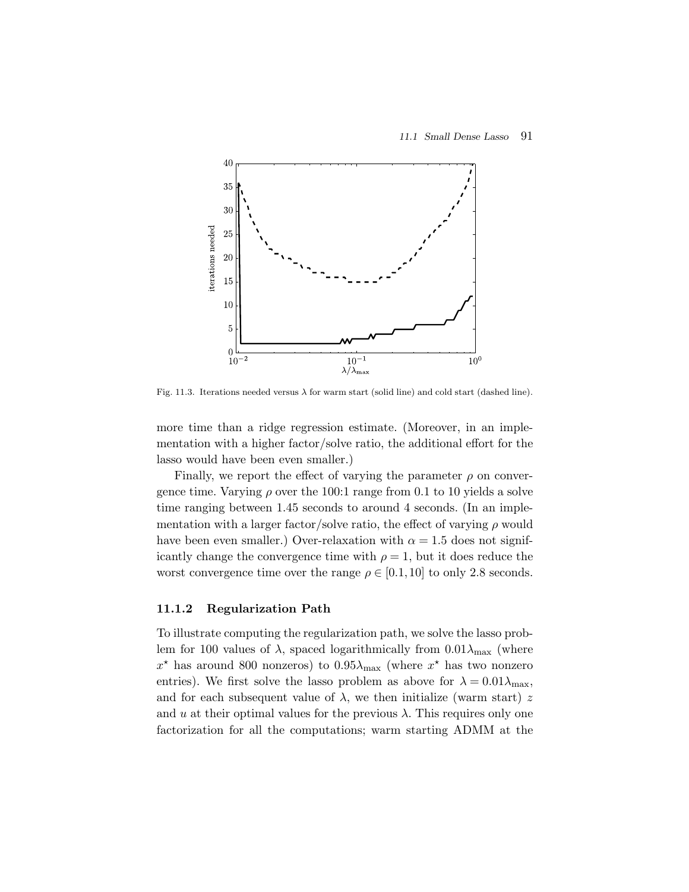40
35
30
25
20
15
10
5
0
iterations needed
$10^{-2}$
$10^{-1}$
$10^{0}$
$\lambda/\lambda_{\max}$

Fig. 11.3. Iterations needed versus $\lambda$ for warm start (solid line) and cold start (dashed line).

more time than a ridge regression estimate. (Moreover, in an implementation with a higher factor/solve ratio, the additional effort for the lasso would have been even smaller.)

Finally, we report the effect of varying the parameter $\rho$ on convergence time. Varying $\rho$ over the 100:1 range from 0.1 to 10 yields a solve time ranging between 1.45 seconds to around 4 seconds. (In an implementation with a larger factor/solve ratio, the effect of varying $\rho$ would have been even smaller.) Over-relaxation with $\alpha = 1.5$ does not significantly change the convergence time with $\rho = 1$, but it does reduce the worst convergence time over the range $\rho \in [0.1, 10]$ to only 2.8 seconds.

### 11.1.2 Regularization Path

To illustrate computing the regularization path, we solve the lasso problem for 100 values of $\lambda$, spaced logarithmically from $0.01\lambda_{\max}$ (where $x^\star$ has around 800 nonzeros) to $0.95\lambda_{\max}$ (where $x^\star$ has two nonzero entries). We first solve the lasso problem as above for $\lambda = 0.01\lambda_{\max}$, and for each subsequent value of $\lambda$, we then initialize (warm start) $z$ and $u$ at their optimal values for the previous $\lambda$. This requires only one factorization for all the computations; warm starting ADMM at the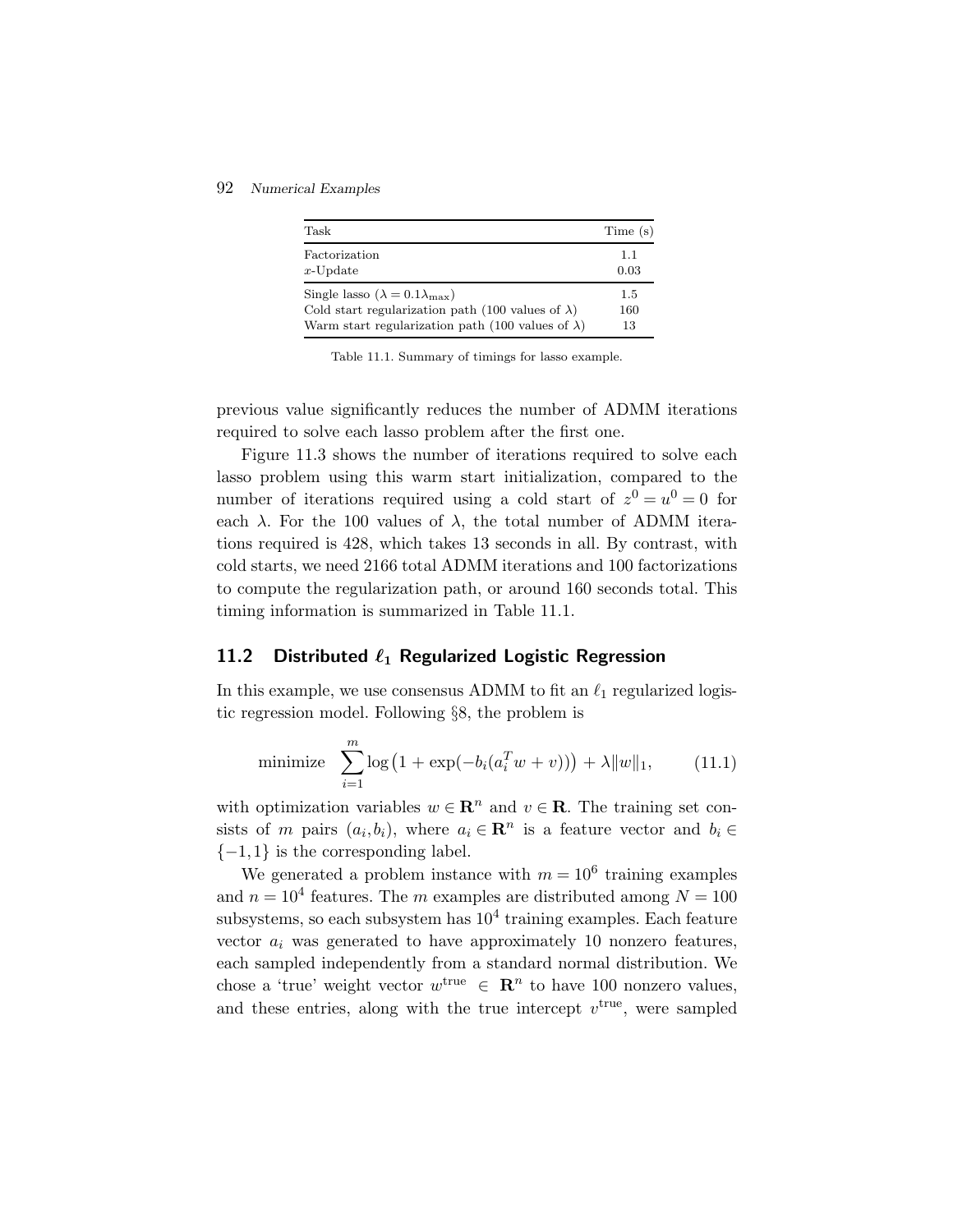| Task | Time (s) |
|---|---|
| Factorization | 1.1 |
| $x$-Update | 0.03 |
| Single lasso ($\lambda = 0.1\lambda_{\max}$) | 1.5 |
| Cold start regularization path (100 values of $\lambda$) | 160 |
| Warm start regularization path (100 values of $\lambda$) | 13 |

Table 11.1. Summary of timings for lasso example.

previous value significantly reduces the number of ADMM iterations required to solve each lasso problem after the first one.

Figure 11.3 shows the number of iterations required to solve each lasso problem using this warm start initialization, compared to the number of iterations required using a cold start of $z^0 = u^0 = 0$ for each $\lambda$. For the 100 values of $\lambda$, the total number of ADMM iterations required is 428, which takes 13 seconds in all. By contrast, with cold starts, we need 2166 total ADMM iterations and 100 factorizations to compute the regularization path, or around 160 seconds total. This timing information is summarized in Table 11.1.

## 11.2 Distributed $\ell_1$ Regularized Logistic Regression

In this example, we use consensus ADMM to fit an $\ell_1$ regularized logistic regression model. Following §8, the problem is

$$\text{minimize} \quad \sum_{i=1}^{m} \log\left(1 + \exp(-b_i(a_i^T w + v))\right) + \lambda \|w\|_1, \tag{11.1}$$

with optimization variables $w \in \mathbf{R}^n$ and $v \in \mathbf{R}$. The training set consists of $m$ pairs $(a_i, b_i)$, where $a_i \in \mathbf{R}^n$ is a feature vector and $b_i \in \{-1, 1\}$ is the corresponding label.

We generated a problem instance with $m = 10^6$ training examples and $n = 10^4$ features. The $m$ examples are distributed among $N = 100$ subsystems, so each subsystem has $10^4$ training examples. Each feature vector $a_i$ was generated to have approximately 10 nonzero features, each sampled independently from a standard normal distribution. We chose a 'true' weight vector $w^{\text{true}} \in \mathbf{R}^n$ to have 100 nonzero values, and these entries, along with the true intercept $v^{\text{true}}$, were sampled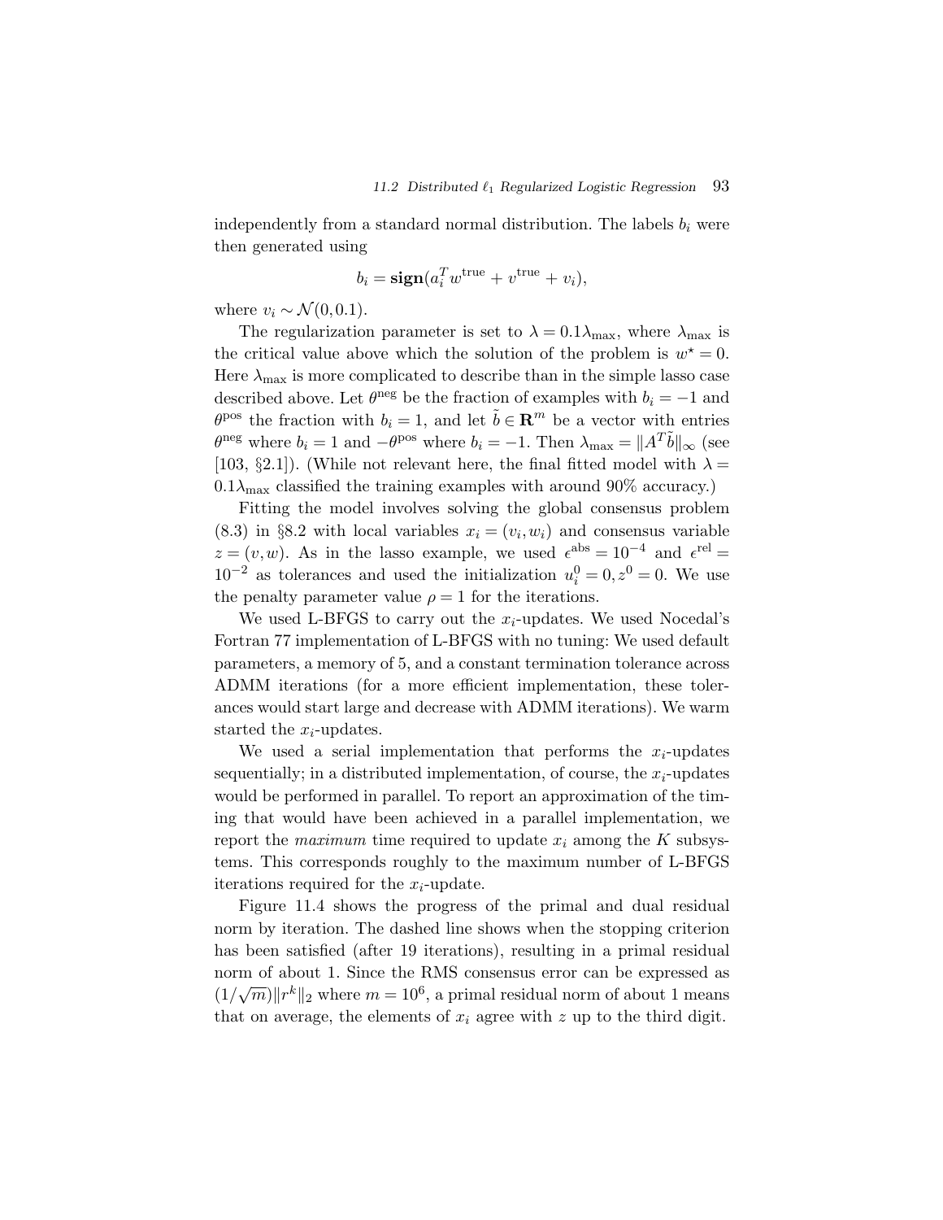independently from a standard normal distribution. The labels $b_i$ were then generated using

$$b_i = \mathbf{sign}(a_i^T w^{\text{true}} + v^{\text{true}} + v_i),$$

where $v_i \sim \mathcal{N}(0, 0.1)$.

The regularization parameter is set to $\lambda = 0.1\lambda_{\max}$, where $\lambda_{\max}$ is the critical value above which the solution of the problem is $w^\star = 0$. Here $\lambda_{\max}$ is more complicated to describe than in the simple lasso case described above. Let $\theta^{\text{neg}}$ be the fraction of examples with $b_i = -1$ and $\theta^{\text{pos}}$ the fraction with $b_i = 1$, and let $\tilde{b} \in \mathbf{R}^m$ be a vector with entries $\theta^{\text{neg}}$ where $b_i = 1$ and $-\theta^{\text{pos}}$ where $b_i = -1$. Then $\lambda_{\max} = \|A^T \tilde{b}\|_\infty$ (see [103, §2.1]). (While not relevant here, the final fitted model with $\lambda = 0.1\lambda_{\max}$ classified the training examples with around 90% accuracy.)

Fitting the model involves solving the global consensus problem (8.3) in §8.2 with local variables $x_i = (v_i, w_i)$ and consensus variable $z = (v, w)$. As in the lasso example, we used $\epsilon^{\text{abs}} = 10^{-4}$ and $\epsilon^{\text{rel}} = 10^{-2}$ as tolerances and used the initialization $u_i^0 = 0, z^0 = 0$. We use the penalty parameter value $\rho = 1$ for the iterations.

We used L-BFGS to carry out the $x_i$-updates. We used Nocedal's Fortran 77 implementation of L-BFGS with no tuning: We used default parameters, a memory of 5, and a constant termination tolerance across ADMM iterations (for a more efficient implementation, these tolerances would start large and decrease with ADMM iterations). We warm started the $x_i$-updates.

We used a serial implementation that performs the $x_i$-updates sequentially; in a distributed implementation, of course, the $x_i$-updates would be performed in parallel. To report an approximation of the timing that would have been achieved in a parallel implementation, we report the *maximum* time required to update $x_i$ among the $K$ subsystems. This corresponds roughly to the maximum number of L-BFGS iterations required for the $x_i$-update.

Figure 11.4 shows the progress of the primal and dual residual norm by iteration. The dashed line shows when the stopping criterion has been satisfied (after 19 iterations), resulting in a primal residual norm of about 1. Since the RMS consensus error can be expressed as $(1/\sqrt{m})\|r^k\|_2$ where $m = 10^6$, a primal residual norm of about 1 means that on average, the elements of $x_i$ agree with $z$ up to the third digit.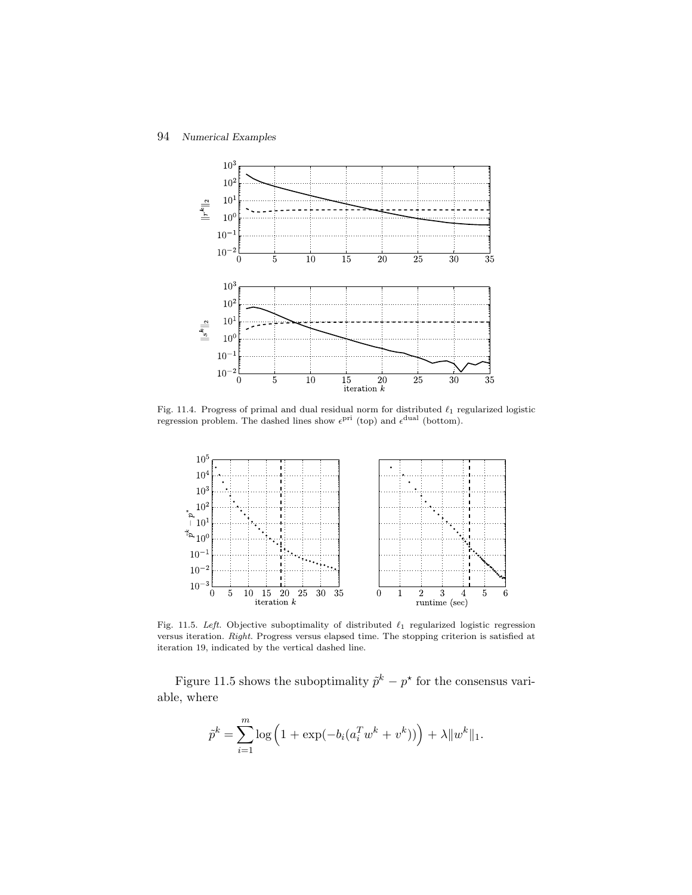$10^3$
$10^2$
$10^1$
$10^0$
$10^{-1}$
$10^{-2}$
0 5 10 15 20 25 30 35
$\|r^k\|_2$

$10^3$
$10^2$
$10^1$
$10^0$
$10^{-1}$
$10^{-2}$
0 5 10 15 20 25 30 35
iteration $k$
$\|s^k\|_2$

Fig. 11.4. Progress of primal and dual residual norm for distributed $\ell_1$ regularized logistic regression problem. The dashed lines show $\epsilon^{\rm pri}$ (top) and $\epsilon^{\rm dual}$ (bottom).

$10^5$
$10^4$
$10^3$
$10^2$
$10^1$
$10^0$
$10^{-1}$
$10^{-2}$
$10^{-3}$
$\tilde{p}^k - p^\star$
0 5 10 15 20 25 30 35
iteration $k$

0 1 2 3 4 5 6
runtime (sec)

Fig. 11.5. *Left.* Objective suboptimality of distributed $\ell_1$ regularized logistic regression versus iteration. *Right.* Progress versus elapsed time. The stopping criterion is satisfied at iteration 19, indicated by the vertical dashed line.

Figure 11.5 shows the suboptimality $\tilde{p}^k - p^\star$ for the consensus variable, where

$$\tilde{p}^k = \sum_{i=1}^{m} \log\Big(1 + \exp(-b_i(a_i^T w^k + v^k))\Big) + \lambda \|w^k\|_1.$$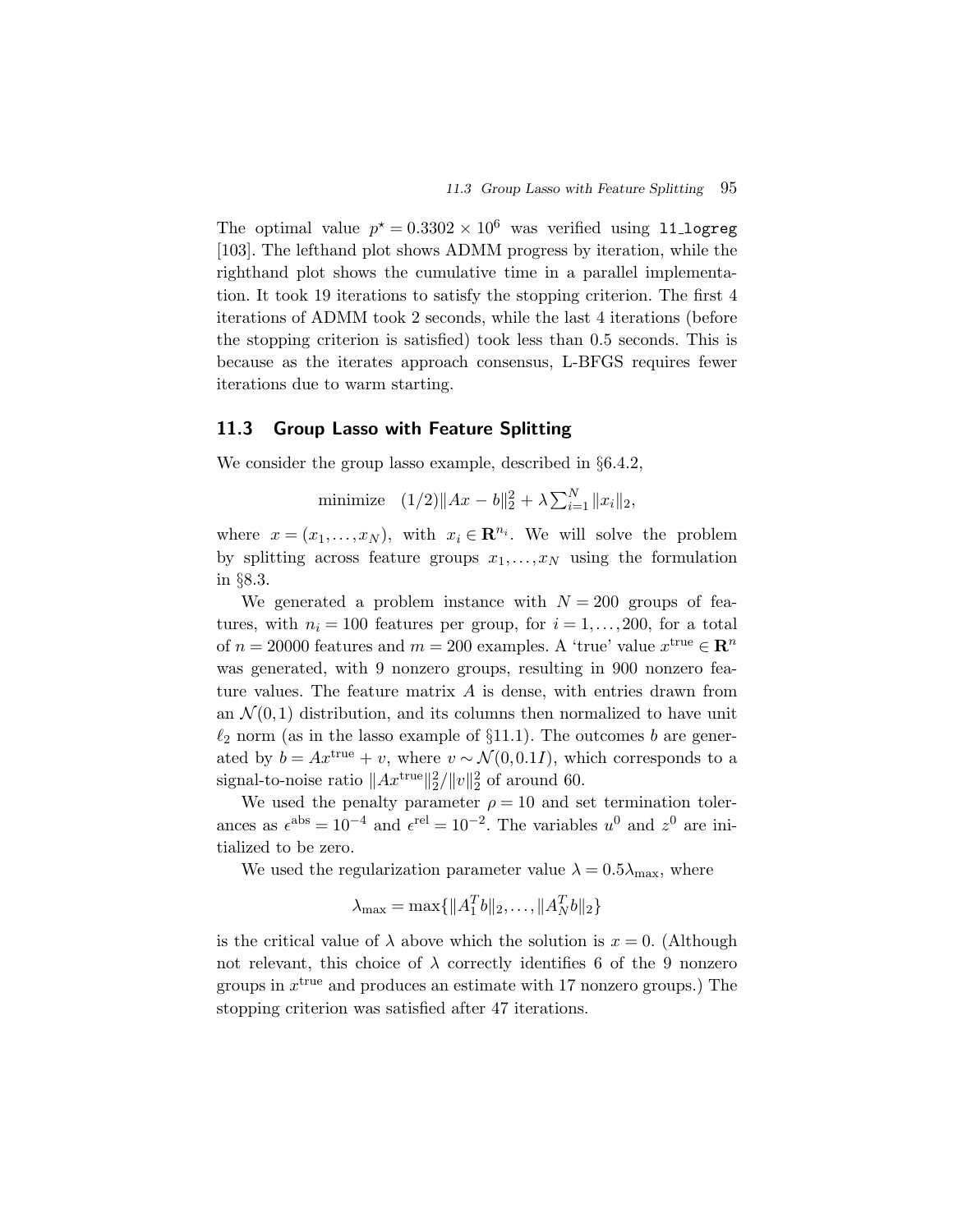The optimal value $p^\star = 0.3302 \times 10^6$ was verified using `l1_logreg` [103]. The lefthand plot shows ADMM progress by iteration, while the righthand plot shows the cumulative time in a parallel implementation. It took 19 iterations to satisfy the stopping criterion. The first 4 iterations of ADMM took 2 seconds, while the last 4 iterations (before the stopping criterion is satisfied) took less than 0.5 seconds. This is because as the iterates approach consensus, L-BFGS requires fewer iterations due to warm starting.

## 11.3 Group Lasso with Feature Splitting

We consider the group lasso example, described in §6.4.2,

$$\text{minimize} \quad (1/2)\|Ax - b\|_2^2 + \lambda \sum_{i=1}^N \|x_i\|_2,$$

where $x = (x_1, \ldots, x_N)$, with $x_i \in \mathbf{R}^{n_i}$. We will solve the problem by splitting across feature groups $x_1, \ldots, x_N$ using the formulation in §8.3.

We generated a problem instance with $N = 200$ groups of features, with $n_i = 100$ features per group, for $i = 1, \ldots, 200$, for a total of $n = 20000$ features and $m = 200$ examples. A 'true' value $x^{\text{true}} \in \mathbf{R}^n$ was generated, with 9 nonzero groups, resulting in 900 nonzero feature values. The feature matrix $A$ is dense, with entries drawn from an $\mathcal{N}(0, 1)$ distribution, and its columns then normalized to have unit $\ell_2$ norm (as in the lasso example of §11.1). The outcomes $b$ are generated by $b = Ax^{\text{true}} + v$, where $v \sim \mathcal{N}(0, 0.1I)$, which corresponds to a signal-to-noise ratio $\|Ax^{\text{true}}\|_2^2 / \|v\|_2^2$ of around 60.

We used the penalty parameter $\rho = 10$ and set termination tolerances as $\epsilon^{\text{abs}} = 10^{-4}$ and $\epsilon^{\text{rel}} = 10^{-2}$. The variables $u^0$ and $z^0$ are initialized to be zero.

We used the regularization parameter value $\lambda = 0.5\lambda_{\max}$, where

$$\lambda_{\max} = \max\{\|A_1^T b\|_2, \ldots, \|A_N^T b\|_2\}$$

is the critical value of $\lambda$ above which the solution is $x = 0$. (Although not relevant, this choice of $\lambda$ correctly identifies 6 of the 9 nonzero groups in $x^{\text{true}}$ and produces an estimate with 17 nonzero groups.) The stopping criterion was satisfied after 47 iterations.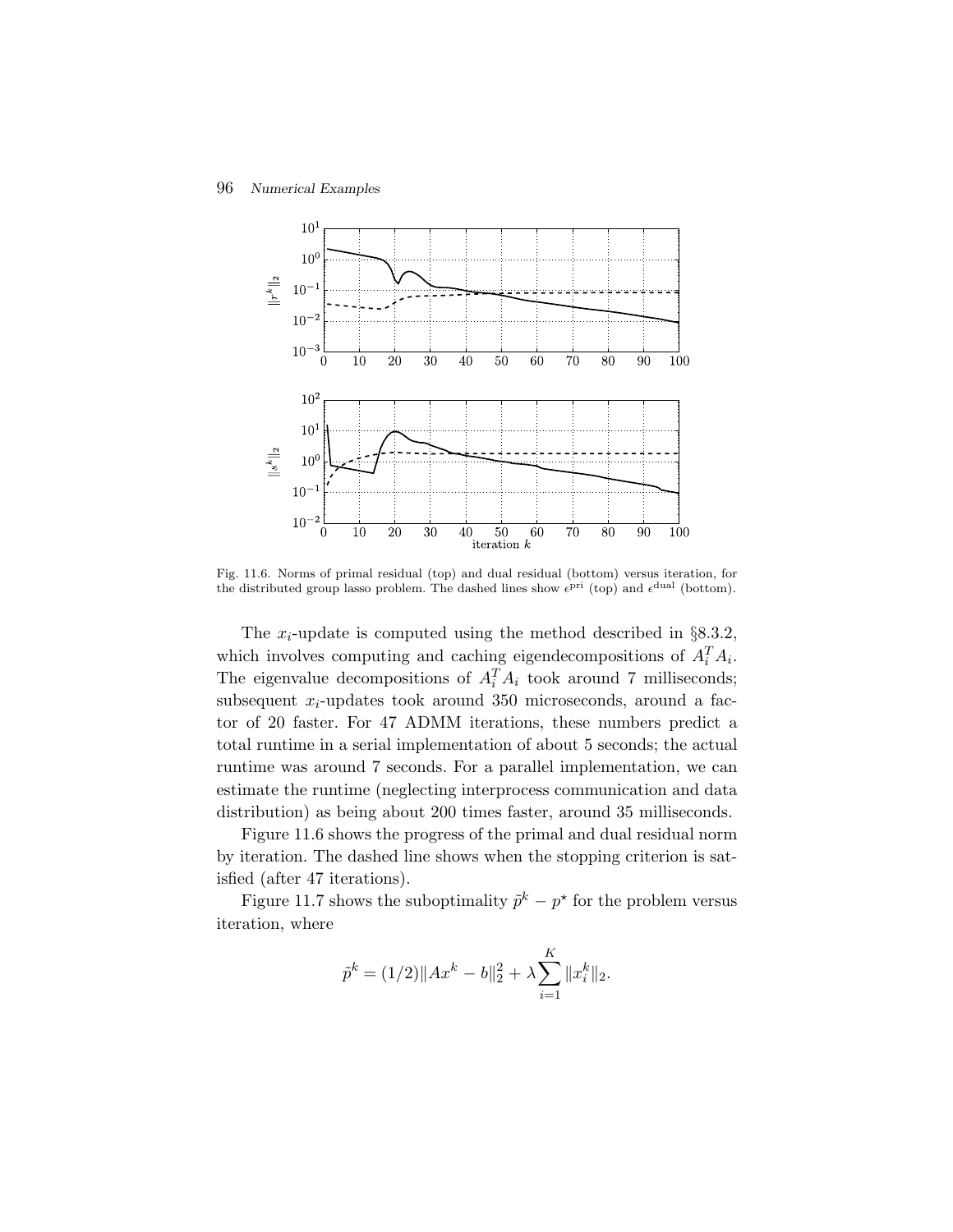Fig. 11.6. Norms of primal residual (top) and dual residual (bottom) versus iteration, for the distributed group lasso problem. The dashed lines show $\epsilon^{\text{pri}}$ (top) and $\epsilon^{\text{dual}}$ (bottom).

The $x_i$-update is computed using the method described in §8.3.2, which involves computing and caching eigendecompositions of $A_i^T A_i$. The eigenvalue decompositions of $A_i^T A_i$ took around 7 milliseconds; subsequent $x_i$-updates took around 350 microseconds, around a factor of 20 faster. For 47 ADMM iterations, these numbers predict a total runtime in a serial implementation of about 5 seconds; the actual runtime was around 7 seconds. For a parallel implementation, we can estimate the runtime (neglecting interprocess communication and data distribution) as being about 200 times faster, around 35 milliseconds.

Figure 11.6 shows the progress of the primal and dual residual norm by iteration. The dashed line shows when the stopping criterion is satisfied (after 47 iterations).

Figure 11.7 shows the suboptimality $\tilde{p}^k - p^\star$ for the problem versus iteration, where

$$\tilde{p}^k = (1/2)\|Ax^k - b\|_2^2 + \lambda \sum_{i=1}^{K} \|x_i^k\|_2.$$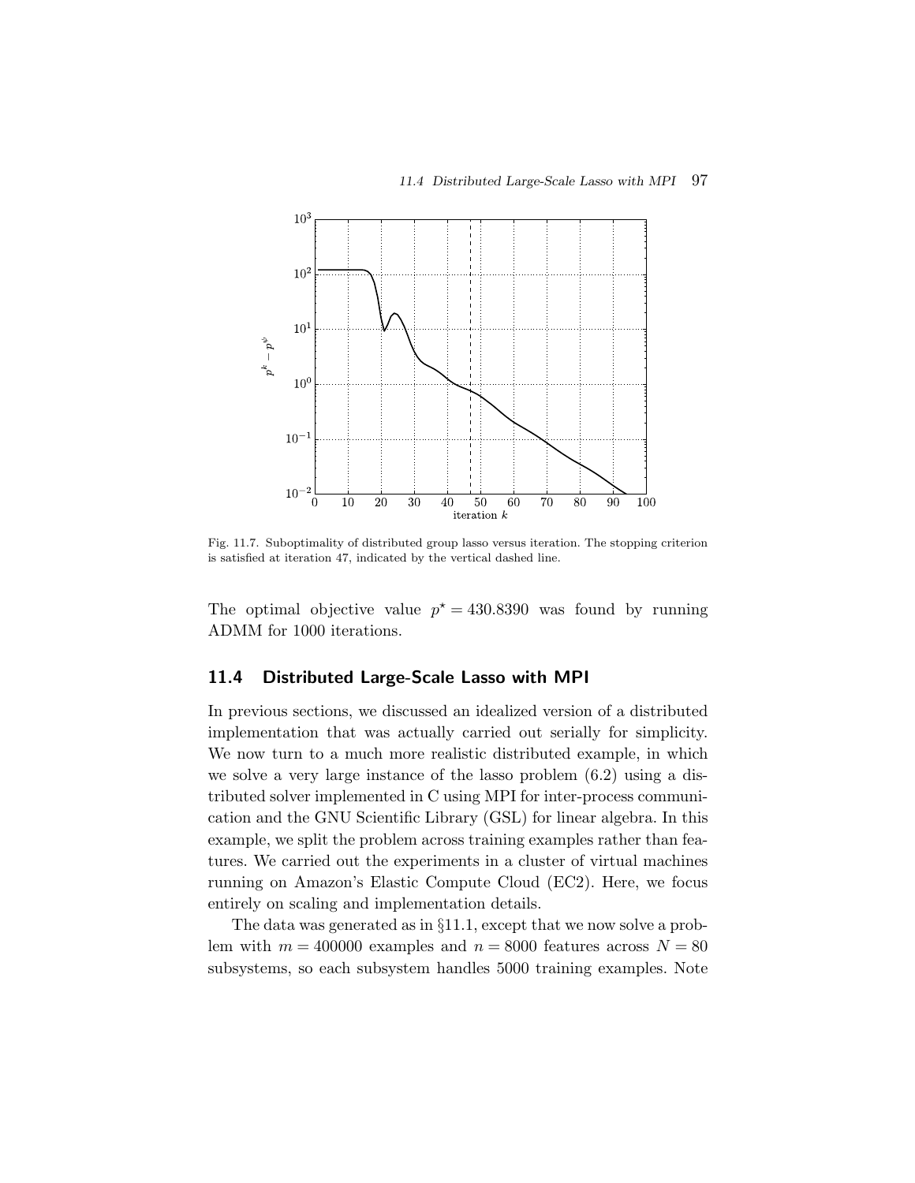$10^3$

$10^2$

$10^1$

$10^0$

$10^{-1}$

$10^{-2}$

$p^k - p^\star$

0 10 20 30 40 50 60 70 80 90 100

iteration $k$

Fig. 11.7. Suboptimality of distributed group lasso versus iteration. The stopping criterion is satisfied at iteration 47, indicated by the vertical dashed line.

The optimal objective value $p^\star = 430.8390$ was found by running ADMM for 1000 iterations.

## 11.4 Distributed Large-Scale Lasso with MPI

In previous sections, we discussed an idealized version of a distributed implementation that was actually carried out serially for simplicity. We now turn to a much more realistic distributed example, in which we solve a very large instance of the lasso problem (6.2) using a distributed solver implemented in C using MPI for inter-process communication and the GNU Scientific Library (GSL) for linear algebra. In this example, we split the problem across training examples rather than features. We carried out the experiments in a cluster of virtual machines running on Amazon's Elastic Compute Cloud (EC2). Here, we focus entirely on scaling and implementation details.

The data was generated as in §11.1, except that we now solve a problem with $m = 400000$ examples and $n = 8000$ features across $N = 80$ subsystems, so each subsystem handles 5000 training examples. Note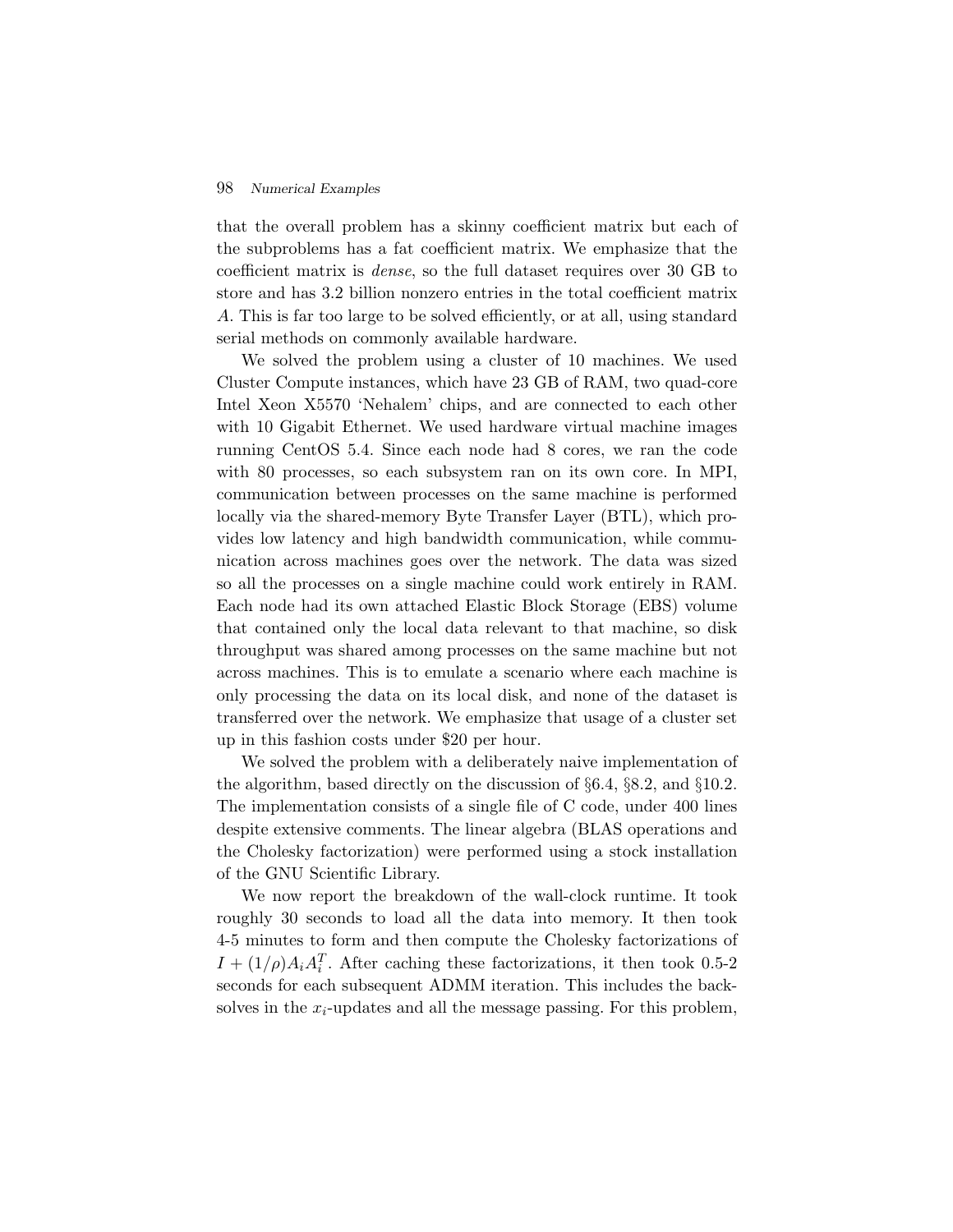that the overall problem has a skinny coefficient matrix but each of the subproblems has a fat coefficient matrix. We emphasize that the coefficient matrix is *dense*, so the full dataset requires over 30 GB to store and has 3.2 billion nonzero entries in the total coefficient matrix $A$. This is far too large to be solved efficiently, or at all, using standard serial methods on commonly available hardware.

We solved the problem using a cluster of 10 machines. We used Cluster Compute instances, which have 23 GB of RAM, two quad-core Intel Xeon X5570 'Nehalem' chips, and are connected to each other with 10 Gigabit Ethernet. We used hardware virtual machine images running CentOS 5.4. Since each node had 8 cores, we ran the code with 80 processes, so each subsystem ran on its own core. In MPI, communication between processes on the same machine is performed locally via the shared-memory Byte Transfer Layer (BTL), which provides low latency and high bandwidth communication, while communication across machines goes over the network. The data was sized so all the processes on a single machine could work entirely in RAM. Each node had its own attached Elastic Block Storage (EBS) volume that contained only the local data relevant to that machine, so disk throughput was shared among processes on the same machine but not across machines. This is to emulate a scenario where each machine is only processing the data on its local disk, and none of the dataset is transferred over the network. We emphasize that usage of a cluster set up in this fashion costs under $20 per hour.

We solved the problem with a deliberately naive implementation of the algorithm, based directly on the discussion of §6.4, §8.2, and §10.2. The implementation consists of a single file of C code, under 400 lines despite extensive comments. The linear algebra (BLAS operations and the Cholesky factorization) were performed using a stock installation of the GNU Scientific Library.

We now report the breakdown of the wall-clock runtime. It took roughly 30 seconds to load all the data into memory. It then took 4-5 minutes to form and then compute the Cholesky factorizations of $I + (1/\rho)A_iA_i^T$. After caching these factorizations, it then took 0.5-2 seconds for each subsequent ADMM iteration. This includes the backsolves in the $x_i$-updates and all the message passing. For this problem,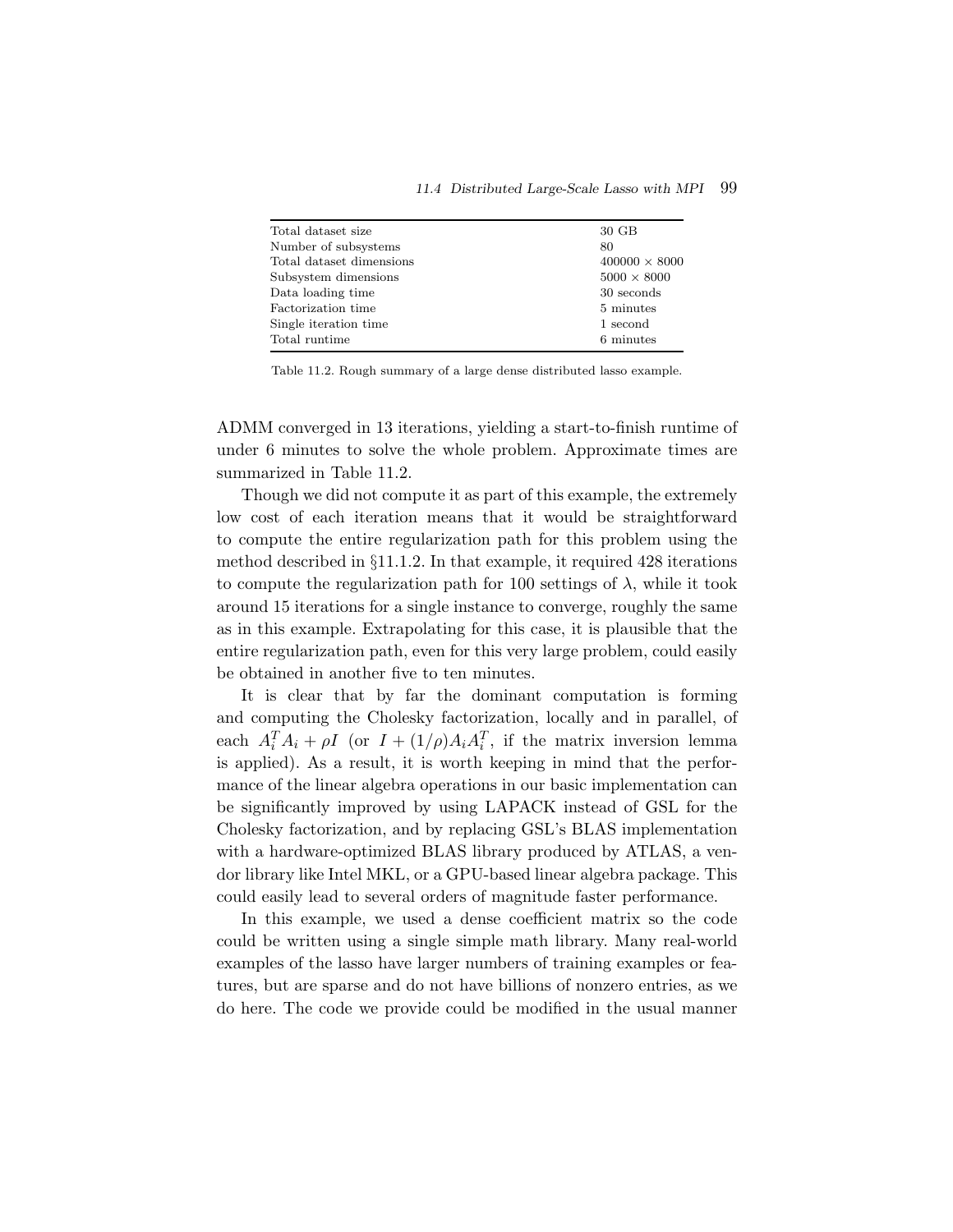| | |
|---|---|
| Total dataset size | 30 GB |
| Number of subsystems | 80 |
| Total dataset dimensions | $400000 \times 8000$ |
| Subsystem dimensions | $5000 \times 8000$ |
| Data loading time | 30 seconds |
| Factorization time | 5 minutes |
| Single iteration time | 1 second |
| Total runtime | 6 minutes |

Table 11.2. Rough summary of a large dense distributed lasso example.

ADMM converged in 13 iterations, yielding a start-to-finish runtime of under 6 minutes to solve the whole problem. Approximate times are summarized in Table 11.2.

Though we did not compute it as part of this example, the extremely low cost of each iteration means that it would be straightforward to compute the entire regularization path for this problem using the method described in §11.1.2. In that example, it required 428 iterations to compute the regularization path for 100 settings of $\lambda$, while it took around 15 iterations for a single instance to converge, roughly the same as in this example. Extrapolating for this case, it is plausible that the entire regularization path, even for this very large problem, could easily be obtained in another five to ten minutes.

It is clear that by far the dominant computation is forming and computing the Cholesky factorization, locally and in parallel, of each $A_i^T A_i + \rho I$ (or $I + (1/\rho) A_i A_i^T$, if the matrix inversion lemma is applied). As a result, it is worth keeping in mind that the performance of the linear algebra operations in our basic implementation can be significantly improved by using LAPACK instead of GSL for the Cholesky factorization, and by replacing GSL's BLAS implementation with a hardware-optimized BLAS library produced by ATLAS, a vendor library like Intel MKL, or a GPU-based linear algebra package. This could easily lead to several orders of magnitude faster performance.

In this example, we used a dense coefficient matrix so the code could be written using a single simple math library. Many real-world examples of the lasso have larger numbers of training examples or features, but are sparse and do not have billions of nonzero entries, as we do here. The code we provide could be modified in the usual manner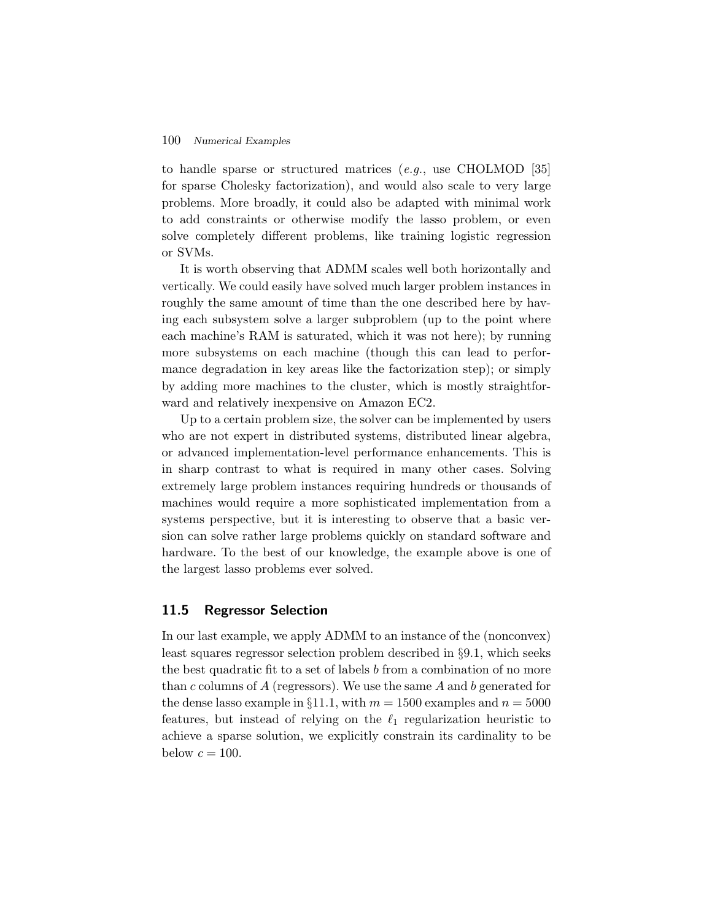to handle sparse or structured matrices (*e.g.*, use CHOLMOD [35] for sparse Cholesky factorization), and would also scale to very large problems. More broadly, it could also be adapted with minimal work to add constraints or otherwise modify the lasso problem, or even solve completely different problems, like training logistic regression or SVMs.

It is worth observing that ADMM scales well both horizontally and vertically. We could easily have solved much larger problem instances in roughly the same amount of time than the one described here by having each subsystem solve a larger subproblem (up to the point where each machine's RAM is saturated, which it was not here); by running more subsystems on each machine (though this can lead to performance degradation in key areas like the factorization step); or simply by adding more machines to the cluster, which is mostly straightforward and relatively inexpensive on Amazon EC2.

Up to a certain problem size, the solver can be implemented by users who are not expert in distributed systems, distributed linear algebra, or advanced implementation-level performance enhancements. This is in sharp contrast to what is required in many other cases. Solving extremely large problem instances requiring hundreds or thousands of machines would require a more sophisticated implementation from a systems perspective, but it is interesting to observe that a basic version can solve rather large problems quickly on standard software and hardware. To the best of our knowledge, the example above is one of the largest lasso problems ever solved.

## 11.5 Regressor Selection

In our last example, we apply ADMM to an instance of the (nonconvex) least squares regressor selection problem described in §9.1, which seeks the best quadratic fit to a set of labels $b$ from a combination of no more than $c$ columns of $A$ (regressors). We use the same $A$ and $b$ generated for the dense lasso example in §11.1, with $m = 1500$ examples and $n = 5000$ features, but instead of relying on the $\ell_1$ regularization heuristic to achieve a sparse solution, we explicitly constrain its cardinality to be below $c = 100$.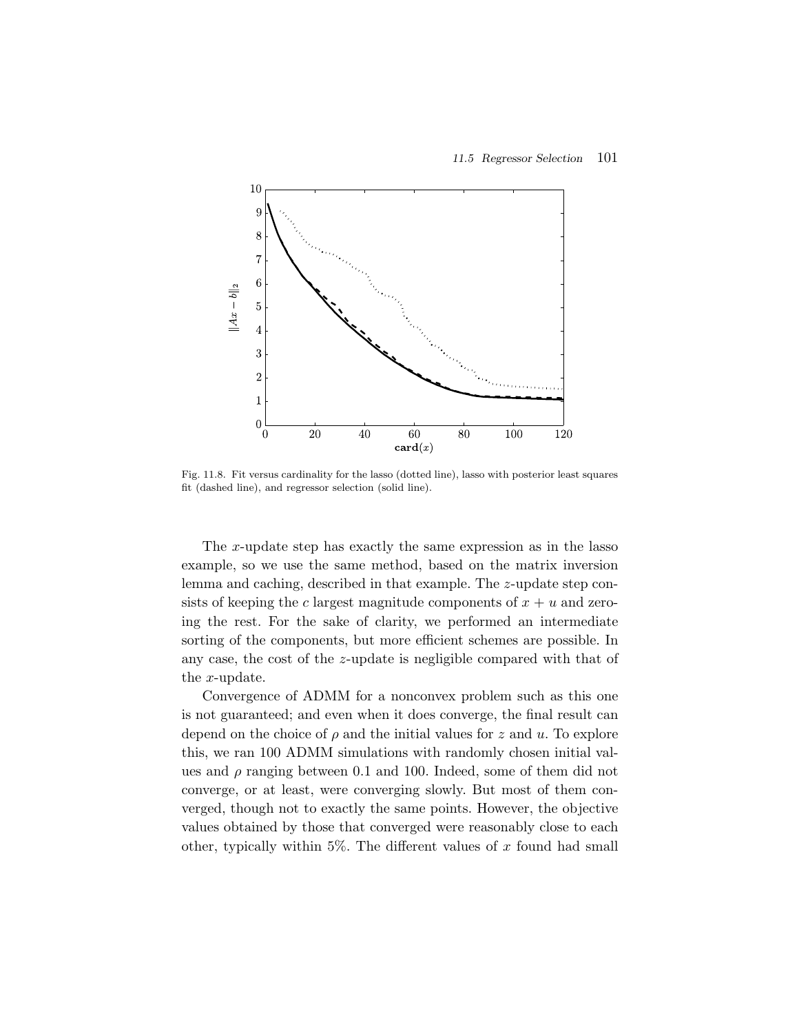10
9
8
7
6
5
4
3
2
1
0

0 20 40 60 80 100 120

$\|Ax - b\|_2$

$\mathbf{card}(x)$

Fig. 11.8. Fit versus cardinality for the lasso (dotted line), lasso with posterior least squares fit (dashed line), and regressor selection (solid line).

The $x$-update step has exactly the same expression as in the lasso example, so we use the same method, based on the matrix inversion lemma and caching, described in that example. The $z$-update step consists of keeping the $c$ largest magnitude components of $x + u$ and zeroing the rest. For the sake of clarity, we performed an intermediate sorting of the components, but more efficient schemes are possible. In any case, the cost of the $z$-update is negligible compared with that of the $x$-update.

Convergence of ADMM for a nonconvex problem such as this one is not guaranteed; and even when it does converge, the final result can depend on the choice of $\rho$ and the initial values for $z$ and $u$. To explore this, we ran 100 ADMM simulations with randomly chosen initial values and $\rho$ ranging between 0.1 and 100. Indeed, some of them did not converge, or at least, were converging slowly. But most of them converged, though not to exactly the same points. However, the objective values obtained by those that converged were reasonably close to each other, typically within 5%. The different values of $x$ found had small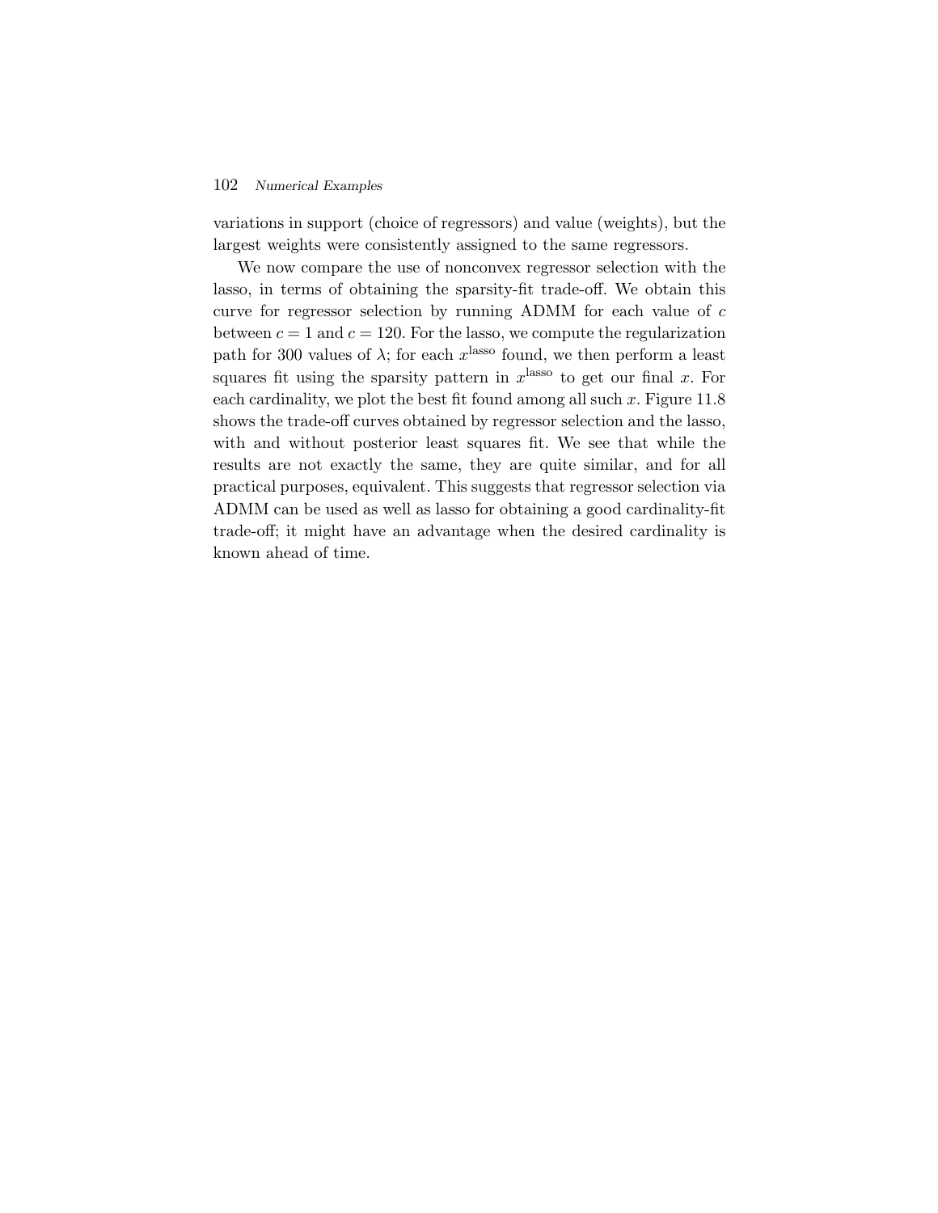variations in support (choice of regressors) and value (weights), but the largest weights were consistently assigned to the same regressors.

We now compare the use of nonconvex regressor selection with the lasso, in terms of obtaining the sparsity-fit trade-off. We obtain this curve for regressor selection by running ADMM for each value of $c$ between $c = 1$ and $c = 120$. For the lasso, we compute the regularization path for 300 values of $\lambda$; for each $x^{\text{lasso}}$ found, we then perform a least squares fit using the sparsity pattern in $x^{\text{lasso}}$ to get our final $x$. For each cardinality, we plot the best fit found among all such $x$. Figure 11.8 shows the trade-off curves obtained by regressor selection and the lasso, with and without posterior least squares fit. We see that while the results are not exactly the same, they are quite similar, and for all practical purposes, equivalent. This suggests that regressor selection via ADMM can be used as well as lasso for obtaining a good cardinality-fit trade-off; it might have an advantage when the desired cardinality is known ahead of time.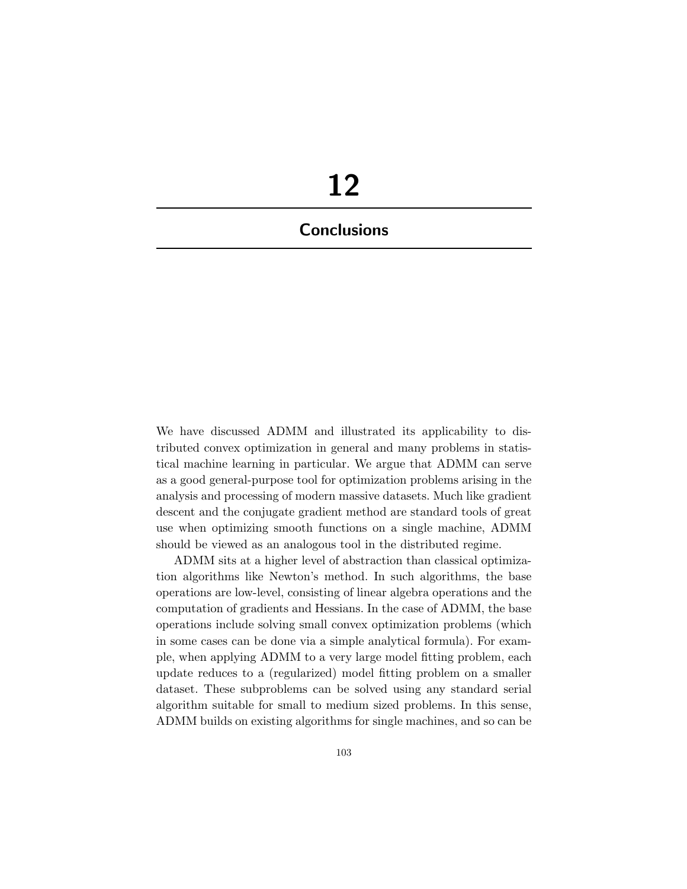# 12

## Conclusions

We have discussed ADMM and illustrated its applicability to distributed convex optimization in general and many problems in statistical machine learning in particular. We argue that ADMM can serve as a good general-purpose tool for optimization problems arising in the analysis and processing of modern massive datasets. Much like gradient descent and the conjugate gradient method are standard tools of great use when optimizing smooth functions on a single machine, ADMM should be viewed as an analogous tool in the distributed regime.

ADMM sits at a higher level of abstraction than classical optimization algorithms like Newton's method. In such algorithms, the base operations are low-level, consisting of linear algebra operations and the computation of gradients and Hessians. In the case of ADMM, the base operations include solving small convex optimization problems (which in some cases can be done via a simple analytical formula). For example, when applying ADMM to a very large model fitting problem, each update reduces to a (regularized) model fitting problem on a smaller dataset. These subproblems can be solved using any standard serial algorithm suitable for small to medium sized problems. In this sense, ADMM builds on existing algorithms for single machines, and so can be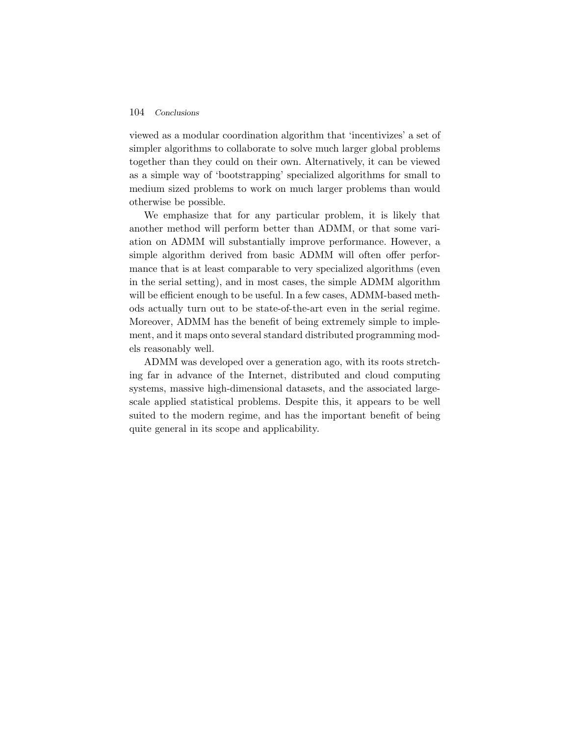viewed as a modular coordination algorithm that 'incentivizes' a set of simpler algorithms to collaborate to solve much larger global problems together than they could on their own. Alternatively, it can be viewed as a simple way of 'bootstrapping' specialized algorithms for small to medium sized problems to work on much larger problems than would otherwise be possible.

We emphasize that for any particular problem, it is likely that another method will perform better than ADMM, or that some variation on ADMM will substantially improve performance. However, a simple algorithm derived from basic ADMM will often offer performance that is at least comparable to very specialized algorithms (even in the serial setting), and in most cases, the simple ADMM algorithm will be efficient enough to be useful. In a few cases, ADMM-based methods actually turn out to be state-of-the-art even in the serial regime. Moreover, ADMM has the benefit of being extremely simple to implement, and it maps onto several standard distributed programming models reasonably well.

ADMM was developed over a generation ago, with its roots stretching far in advance of the Internet, distributed and cloud computing systems, massive high-dimensional datasets, and the associated large-scale applied statistical problems. Despite this, it appears to be well suited to the modern regime, and has the important benefit of being quite general in its scope and applicability.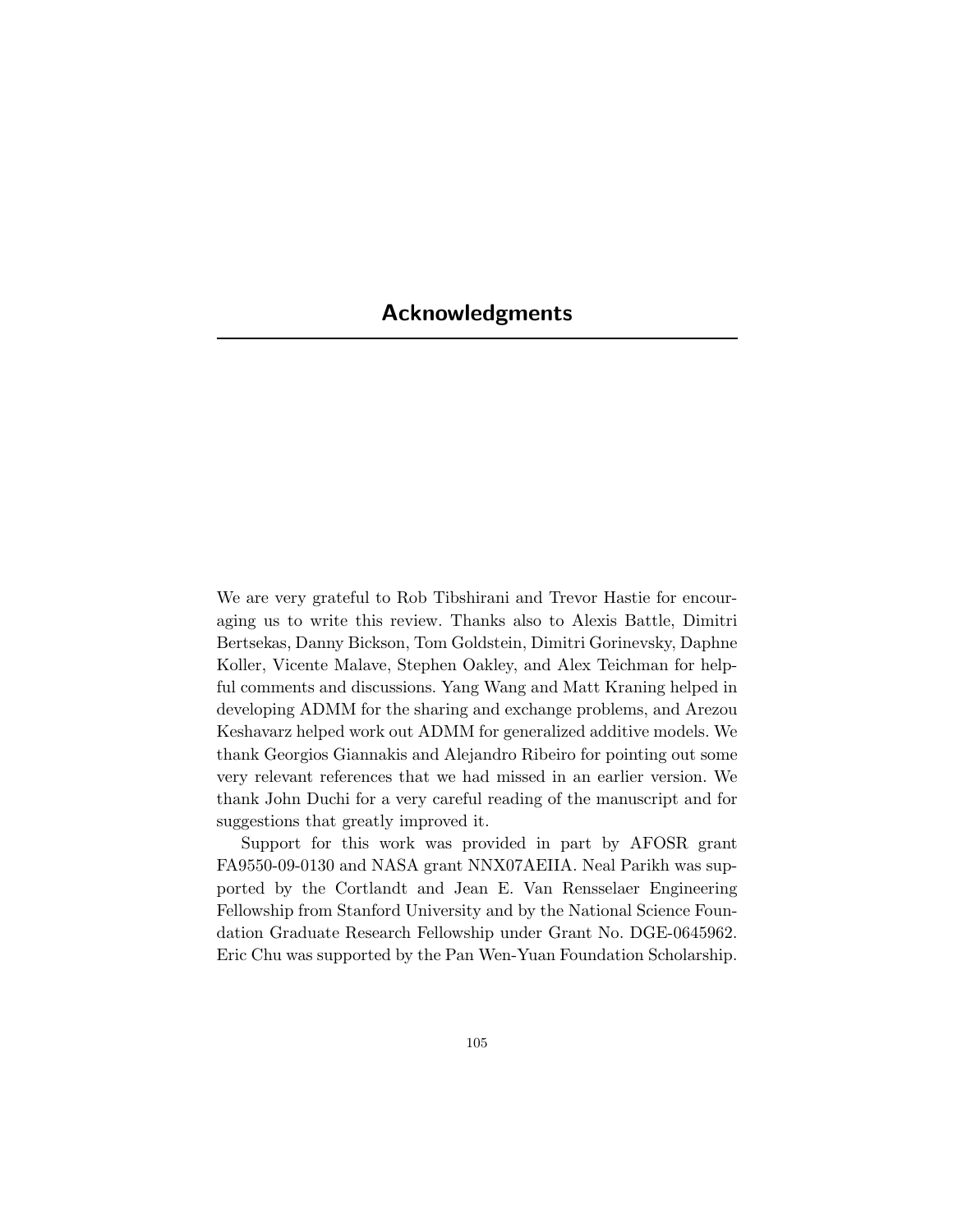# Acknowledgments

We are very grateful to Rob Tibshirani and Trevor Hastie for encouraging us to write this review. Thanks also to Alexis Battle, Dimitri Bertsekas, Danny Bickson, Tom Goldstein, Dimitri Gorinevsky, Daphne Koller, Vicente Malave, Stephen Oakley, and Alex Teichman for helpful comments and discussions. Yang Wang and Matt Kraning helped in developing ADMM for the sharing and exchange problems, and Arezou Keshavarz helped work out ADMM for generalized additive models. We thank Georgios Giannakis and Alejandro Ribeiro for pointing out some very relevant references that we had missed in an earlier version. We thank John Duchi for a very careful reading of the manuscript and for suggestions that greatly improved it.

Support for this work was provided in part by AFOSR grant FA9550-09-0130 and NASA grant NNX07AEIIA. Neal Parikh was supported by the Cortlandt and Jean E. Van Rensselaer Engineering Fellowship from Stanford University and by the National Science Foundation Graduate Research Fellowship under Grant No. DGE-0645962. Eric Chu was supported by the Pan Wen-Yuan Foundation Scholarship.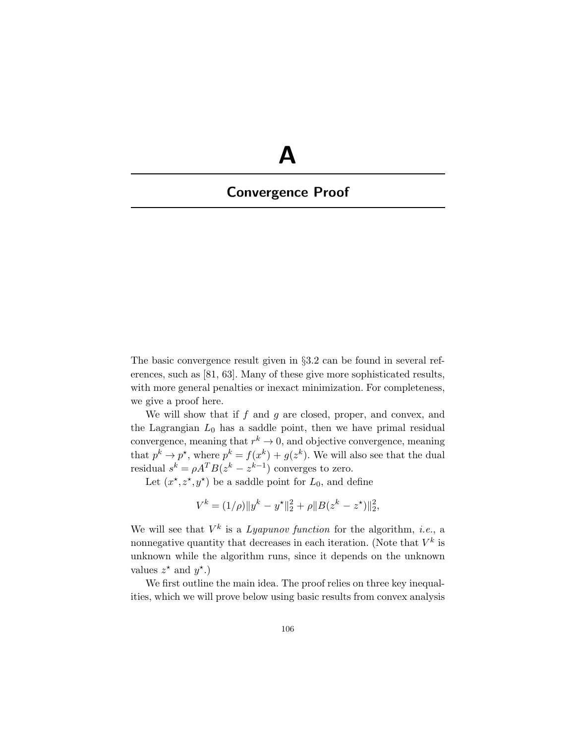# A

## Convergence Proof

The basic convergence result given in §3.2 can be found in several references, such as [81, 63]. Many of these give more sophisticated results, with more general penalties or inexact minimization. For completeness, we give a proof here.

We will show that if $f$ and $g$ are closed, proper, and convex, and the Lagrangian $L_0$ has a saddle point, then we have primal residual convergence, meaning that $r^k \to 0$, and objective convergence, meaning that $p^k \to p^\star$, where $p^k = f(x^k) + g(z^k)$. We will also see that the dual residual $s^k = \rho A^T B(z^k - z^{k-1})$ converges to zero.

Let $(x^\star, z^\star, y^\star)$ be a saddle point for $L_0$, and define

$$V^k = (1/\rho)\|y^k - y^\star\|_2^2 + \rho\|B(z^k - z^\star)\|_2^2,$$

We will see that $V^k$ is a *Lyapunov function* for the algorithm, *i.e.*, a nonnegative quantity that decreases in each iteration. (Note that $V^k$ is unknown while the algorithm runs, since it depends on the unknown values $z^\star$ and $y^\star$.)

We first outline the main idea. The proof relies on three key inequalities, which we will prove below using basic results from convex analysis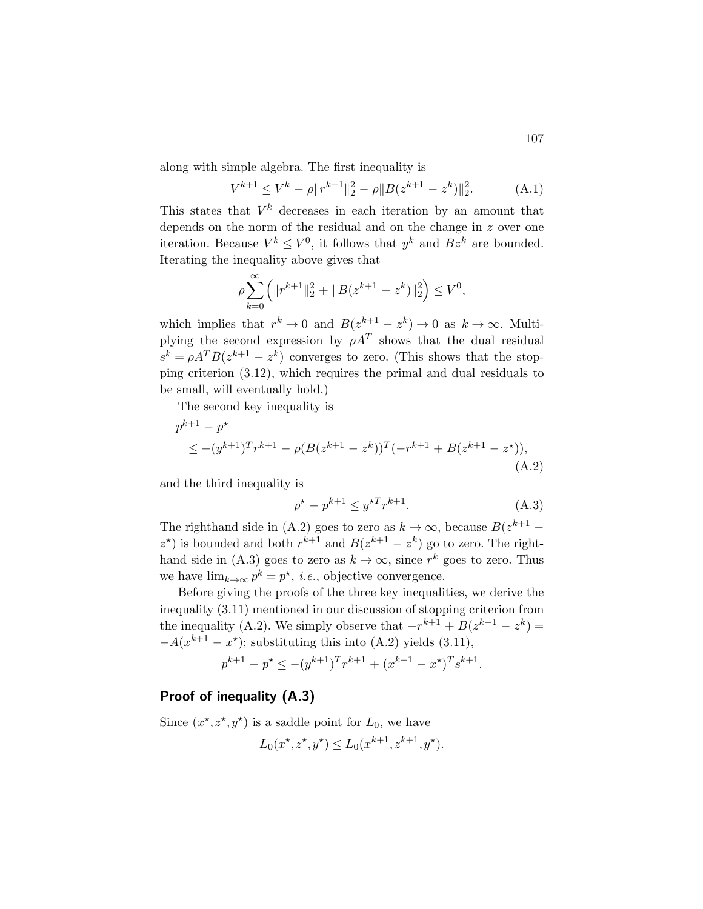along with simple algebra. The first inequality is

$$V^{k+1} \leq V^k - \rho\|r^{k+1}\|_2^2 - \rho\|B(z^{k+1} - z^k)\|_2^2. \tag{A.1}$$

This states that $V^k$ decreases in each iteration by an amount that depends on the norm of the residual and on the change in $z$ over one iteration. Because $V^k \leq V^0$, it follows that $y^k$ and $Bz^k$ are bounded. Iterating the inequality above gives that

$$\rho \sum_{k=0}^{\infty} \left( \|r^{k+1}\|_2^2 + \|B(z^{k+1} - z^k)\|_2^2 \right) \leq V^0,$$

which implies that $r^k \to 0$ and $B(z^{k+1} - z^k) \to 0$ as $k \to \infty$. Multiplying the second expression by $\rho A^T$ shows that the dual residual $s^k = \rho A^T B(z^{k+1} - z^k)$ converges to zero. (This shows that the stopping criterion (3.12), which requires the primal and dual residuals to be small, will eventually hold.)

The second key inequality is

$$p^{k+1} - p^\star \leq -(y^{k+1})^T r^{k+1} - \rho(B(z^{k+1} - z^k))^T(-r^{k+1} + B(z^{k+1} - z^\star)), \tag{A.2}$$

and the third inequality is

$$p^\star - p^{k+1} \leq y^{\star T} r^{k+1}. \tag{A.3}$$

The righthand side in (A.2) goes to zero as $k \to \infty$, because $B(z^{k+1} - z^\star)$ is bounded and both $r^{k+1}$ and $B(z^{k+1} - z^k)$ go to zero. The righthand side in (A.3) goes to zero as $k \to \infty$, since $r^k$ goes to zero. Thus we have $\lim_{k\to\infty} p^k = p^\star$, *i.e.*, objective convergence.

Before giving the proofs of the three key inequalities, we derive the inequality (3.11) mentioned in our discussion of stopping criterion from the inequality (A.2). We simply observe that $-r^{k+1} + B(z^{k+1} - z^k) = -A(x^{k+1} - x^\star)$; substituting this into (A.2) yields (3.11),

$$p^{k+1} - p^\star \leq -(y^{k+1})^T r^{k+1} + (x^{k+1} - x^\star)^T s^{k+1}.$$

## Proof of inequality (A.3)

Since $(x^\star, z^\star, y^\star)$ is a saddle point for $L_0$, we have

$$L_0(x^\star, z^\star, y^\star) \leq L_0(x^{k+1}, z^{k+1}, y^\star).$$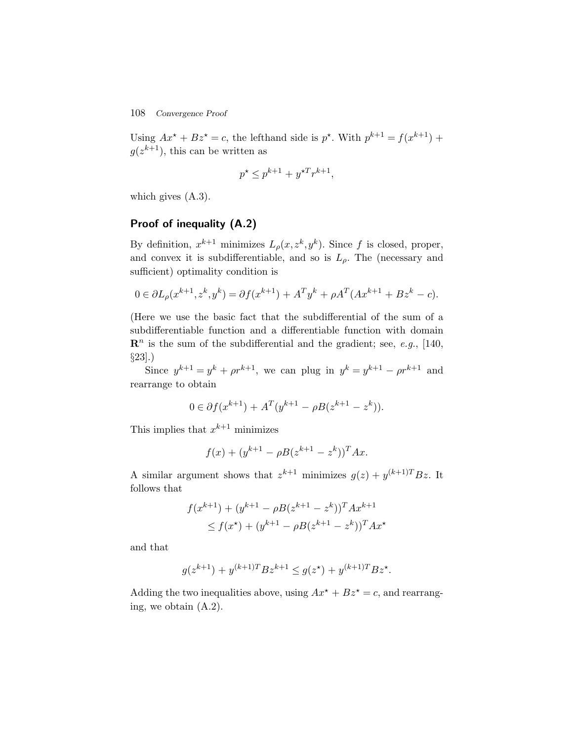Using $Ax^\star + Bz^\star = c$, the lefthand side is $p^\star$. With $p^{k+1} = f(x^{k+1}) + g(z^{k+1})$, this can be written as

$$p^\star \leq p^{k+1} + y^{\star T} r^{k+1},$$

which gives (A.3).

### Proof of inequality (A.2)

By definition, $x^{k+1}$ minimizes $L_\rho(x, z^k, y^k)$. Since $f$ is closed, proper, and convex it is subdifferentiable, and so is $L_\rho$. The (necessary and sufficient) optimality condition is

$$0 \in \partial L_\rho(x^{k+1}, z^k, y^k) = \partial f(x^{k+1}) + A^T y^k + \rho A^T (Ax^{k+1} + Bz^k - c).$$

(Here we use the basic fact that the subdifferential of the sum of a subdifferentiable function and a differentiable function with domain $\mathbf{R}^n$ is the sum of the subdifferential and the gradient; see, *e.g.*, [140, §23].)

Since $y^{k+1} = y^k + \rho r^{k+1}$, we can plug in $y^k = y^{k+1} - \rho r^{k+1}$ and rearrange to obtain

$$0 \in \partial f(x^{k+1}) + A^T (y^{k+1} - \rho B(z^{k+1} - z^k)).$$

This implies that $x^{k+1}$ minimizes

$$f(x) + (y^{k+1} - \rho B(z^{k+1} - z^k))^T Ax.$$

A similar argument shows that $z^{k+1}$ minimizes $g(z) + y^{(k+1)T} Bz$. It follows that

$$\begin{aligned} f(x^{k+1}) &+ (y^{k+1} - \rho B(z^{k+1} - z^k))^T Ax^{k+1} \\ &\leq f(x^\star) + (y^{k+1} - \rho B(z^{k+1} - z^k))^T Ax^\star \end{aligned}$$

and that

$$g(z^{k+1}) + y^{(k+1)T} Bz^{k+1} \leq g(z^\star) + y^{(k+1)T} Bz^\star.$$

Adding the two inequalities above, using $Ax^\star + Bz^\star = c$, and rearranging, we obtain (A.2).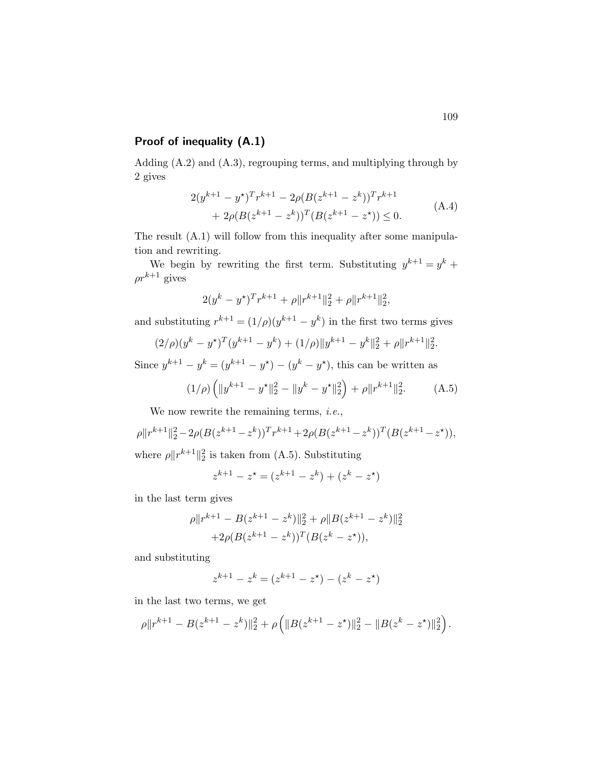## Proof of inequality (A.1)

Adding (A.2) and (A.3), regrouping terms, and multiplying through by 2 gives

$$
\begin{aligned}
2(y^{k+1} - y^\star)^T r^{k+1} - 2\rho(B(z^{k+1} - z^k))^T r^{k+1} \\
+ 2\rho(B(z^{k+1} - z^k))^T (B(z^{k+1} - z^\star)) \le 0.
\end{aligned}
\tag{A.4}
$$

The result (A.1) will follow from this inequality after some manipulation and rewriting.

We begin by rewriting the first term. Substituting $y^{k+1} = y^k + \rho r^{k+1}$ gives

$$
2(y^k - y^\star)^T r^{k+1} + \rho \|r^{k+1}\|_2^2 + \rho \|r^{k+1}\|_2^2,
$$

and substituting $r^{k+1} = (1/\rho)(y^{k+1} - y^k)$ in the first two terms gives

$$
(2/\rho)(y^k - y^\star)^T (y^{k+1} - y^k) + (1/\rho)\|y^{k+1} - y^k\|_2^2 + \rho\|r^{k+1}\|_2^2.
$$

Since $y^{k+1} - y^k = (y^{k+1} - y^\star) - (y^k - y^\star)$, this can be written as

$$
(1/\rho)\left(\|y^{k+1} - y^\star\|_2^2 - \|y^k - y^\star\|_2^2\right) + \rho\|r^{k+1}\|_2^2.
\tag{A.5}
$$

We now rewrite the remaining terms, *i.e.*,

$$
\rho\|r^{k+1}\|_2^2 - 2\rho(B(z^{k+1} - z^k))^T r^{k+1} + 2\rho(B(z^{k+1} - z^k))^T (B(z^{k+1} - z^\star)),
$$

where $\rho\|r^{k+1}\|_2^2$ is taken from (A.5). Substituting

$$
z^{k+1} - z^\star = (z^{k+1} - z^k) + (z^k - z^\star)
$$

in the last term gives

$$
\begin{aligned}
\rho\|r^{k+1} - B(z^{k+1} - z^k)\|_2^2 + \rho\|B(z^{k+1} - z^k)\|_2^2 \\
+ 2\rho(B(z^{k+1} - z^k))^T (B(z^k - z^\star)),
\end{aligned}
$$

and substituting

$$
z^{k+1} - z^k = (z^{k+1} - z^\star) - (z^k - z^\star)
$$

in the last two terms, we get

$$
\rho\|r^{k+1} - B(z^{k+1} - z^k)\|_2^2 + \rho\left(\|B(z^{k+1} - z^\star)\|_2^2 - \|B(z^k - z^\star)\|_2^2\right).
$$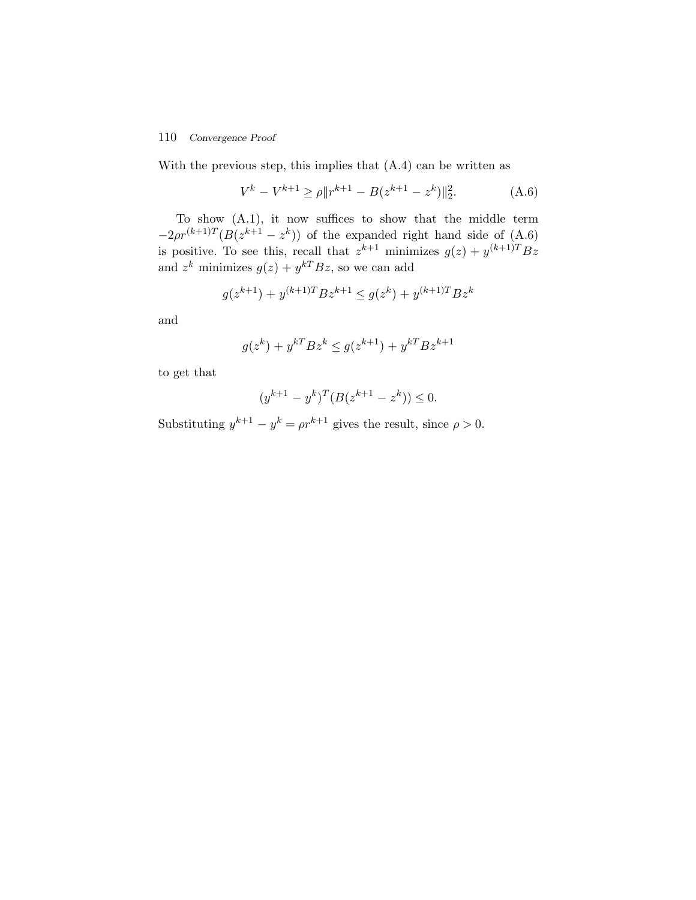With the previous step, this implies that (A.4) can be written as

$$V^k - V^{k+1} \geq \rho \|r^{k+1} - B(z^{k+1} - z^k)\|_2^2. \tag{A.6}$$

To show (A.1), it now suffices to show that the middle term $-2\rho r^{(k+1)T}(B(z^{k+1} - z^k))$ of the expanded right hand side of (A.6) is positive. To see this, recall that $z^{k+1}$ minimizes $g(z) + y^{(k+1)T}Bz$ and $z^k$ minimizes $g(z) + y^{kT}Bz$, so we can add

$$g(z^{k+1}) + y^{(k+1)T}Bz^{k+1} \leq g(z^k) + y^{(k+1)T}Bz^k$$

and

$$g(z^k) + y^{kT}Bz^k \leq g(z^{k+1}) + y^{kT}Bz^{k+1}$$

to get that

$$(y^{k+1} - y^k)^T(B(z^{k+1} - z^k)) \leq 0.$$

Substituting $y^{k+1} - y^k = \rho r^{k+1}$ gives the result, since $\rho > 0$.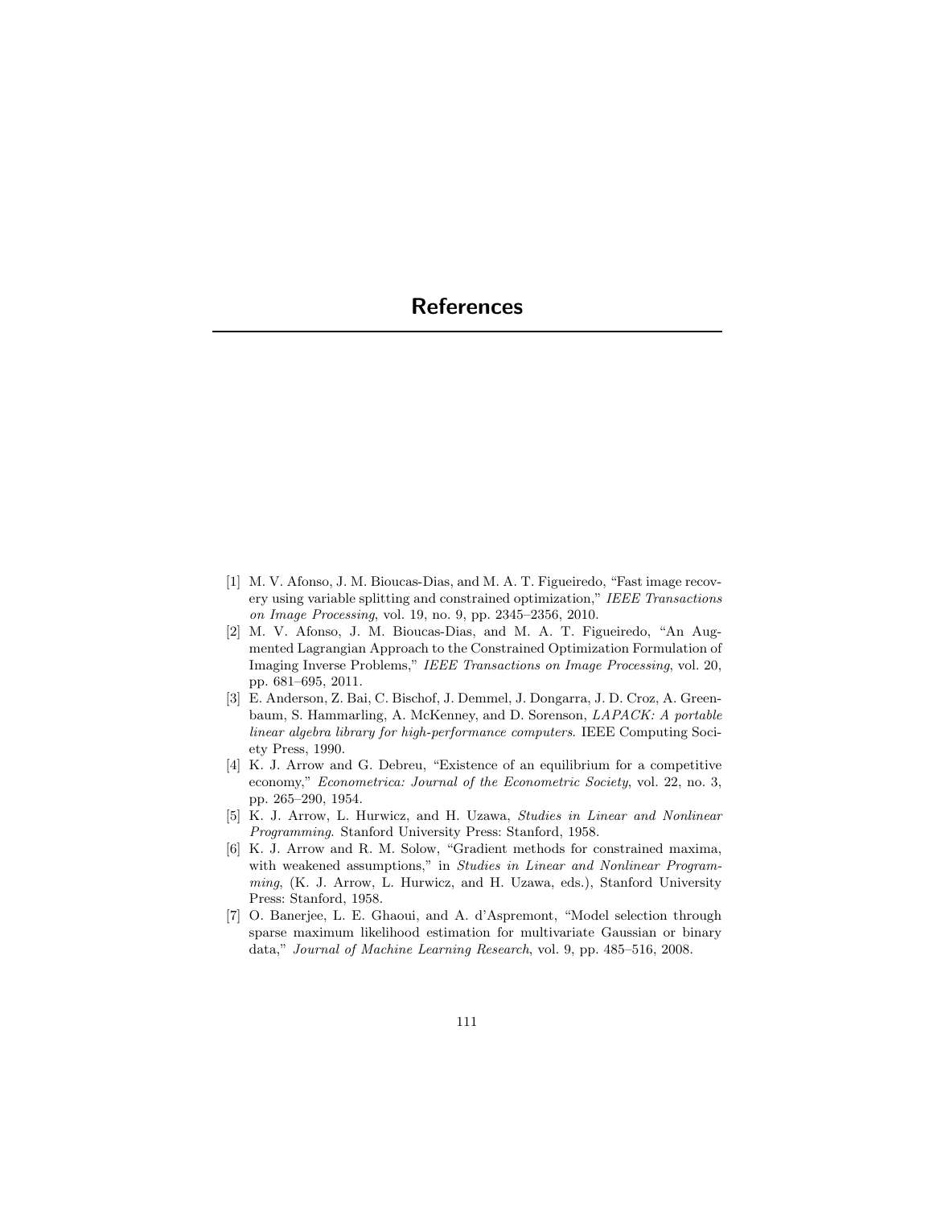# References

[1] M. V. Afonso, J. M. Bioucas-Dias, and M. A. T. Figueiredo, "Fast image recovery using variable splitting and constrained optimization," *IEEE Transactions on Image Processing*, vol. 19, no. 9, pp. 2345–2356, 2010.

[2] M. V. Afonso, J. M. Bioucas-Dias, and M. A. T. Figueiredo, "An Augmented Lagrangian Approach to the Constrained Optimization Formulation of Imaging Inverse Problems," *IEEE Transactions on Image Processing*, vol. 20, pp. 681–695, 2011.

[3] E. Anderson, Z. Bai, C. Bischof, J. Demmel, J. Dongarra, J. D. Croz, A. Greenbaum, S. Hammarling, A. McKenney, and D. Sorenson, *LAPACK: A portable linear algebra library for high-performance computers*. IEEE Computing Society Press, 1990.

[4] K. J. Arrow and G. Debreu, "Existence of an equilibrium for a competitive economy," *Econometrica: Journal of the Econometric Society*, vol. 22, no. 3, pp. 265–290, 1954.

[5] K. J. Arrow, L. Hurwicz, and H. Uzawa, *Studies in Linear and Nonlinear Programming*. Stanford University Press: Stanford, 1958.

[6] K. J. Arrow and R. M. Solow, "Gradient methods for constrained maxima, with weakened assumptions," in *Studies in Linear and Nonlinear Programming*, (K. J. Arrow, L. Hurwicz, and H. Uzawa, eds.), Stanford University Press: Stanford, 1958.

[7] O. Banerjee, L. E. Ghaoui, and A. d'Aspremont, "Model selection through sparse maximum likelihood estimation for multivariate Gaussian or binary data," *Journal of Machine Learning Research*, vol. 9, pp. 485–516, 2008.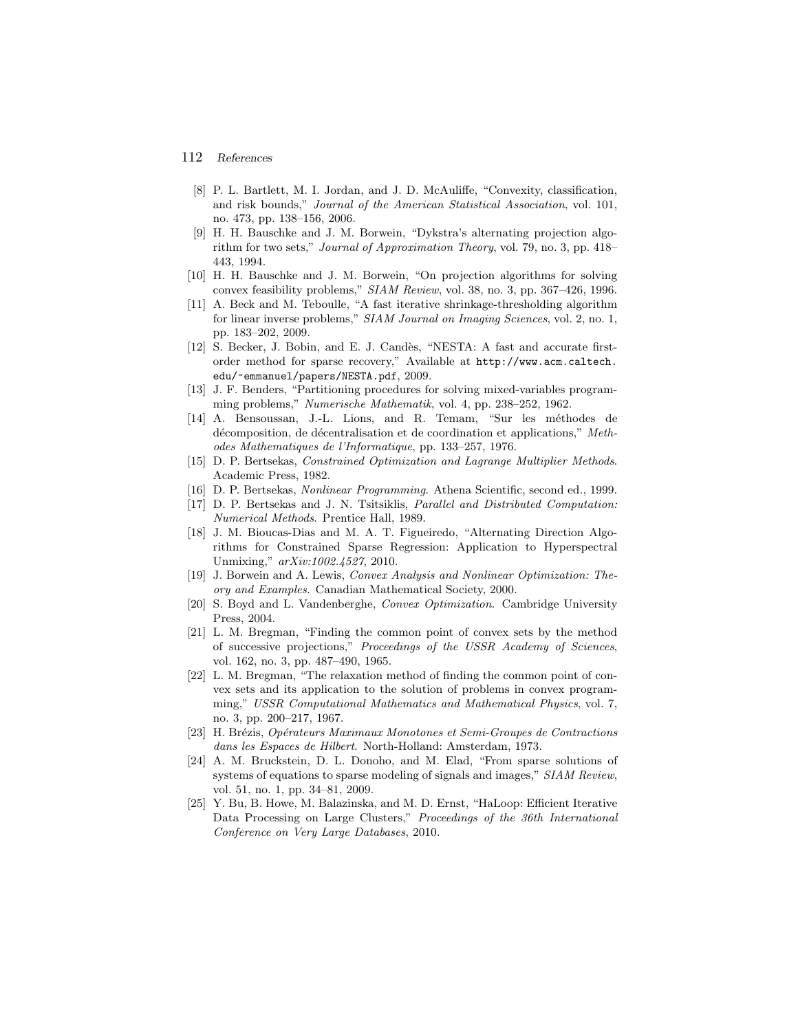[8] P. L. Bartlett, M. I. Jordan, and J. D. McAuliffe, "Convexity, classification, and risk bounds," *Journal of the American Statistical Association*, vol. 101, no. 473, pp. 138–156, 2006.

[9] H. H. Bauschke and J. M. Borwein, "Dykstra's alternating projection algorithm for two sets," *Journal of Approximation Theory*, vol. 79, no. 3, pp. 418–443, 1994.

[10] H. H. Bauschke and J. M. Borwein, "On projection algorithms for solving convex feasibility problems," *SIAM Review*, vol. 38, no. 3, pp. 367–426, 1996.

[11] A. Beck and M. Teboulle, "A fast iterative shrinkage-thresholding algorithm for linear inverse problems," *SIAM Journal on Imaging Sciences*, vol. 2, no. 1, pp. 183–202, 2009.

[12] S. Becker, J. Bobin, and E. J. Candès, "NESTA: A fast and accurate first-order method for sparse recovery," Available at `http://www.acm.caltech.edu/~emmanuel/papers/NESTA.pdf`, 2009.

[13] J. F. Benders, "Partitioning procedures for solving mixed-variables programming problems," *Numerische Mathematik*, vol. 4, pp. 238–252, 1962.

[14] A. Bensoussan, J.-L. Lions, and R. Temam, "Sur les méthodes de décomposition, de décentralisation et de coordination et applications," *Methodes Mathematiques de l'Informatique*, pp. 133–257, 1976.

[15] D. P. Bertsekas, *Constrained Optimization and Lagrange Multiplier Methods*. Academic Press, 1982.

[16] D. P. Bertsekas, *Nonlinear Programming*. Athena Scientific, second ed., 1999.

[17] D. P. Bertsekas and J. N. Tsitsiklis, *Parallel and Distributed Computation: Numerical Methods*. Prentice Hall, 1989.

[18] J. M. Bioucas-Dias and M. A. T. Figueiredo, "Alternating Direction Algorithms for Constrained Sparse Regression: Application to Hyperspectral Unmixing," *arXiv:1002.4527*, 2010.

[19] J. Borwein and A. Lewis, *Convex Analysis and Nonlinear Optimization: Theory and Examples*. Canadian Mathematical Society, 2000.

[20] S. Boyd and L. Vandenberghe, *Convex Optimization*. Cambridge University Press, 2004.

[21] L. M. Bregman, "Finding the common point of convex sets by the method of successive projections," *Proceedings of the USSR Academy of Sciences*, vol. 162, no. 3, pp. 487–490, 1965.

[22] L. M. Bregman, "The relaxation method of finding the common point of convex sets and its application to the solution of problems in convex programming," *USSR Computational Mathematics and Mathematical Physics*, vol. 7, no. 3, pp. 200–217, 1967.

[23] H. Brézis, *Opérateurs Maximaux Monotones et Semi-Groupes de Contractions dans les Espaces de Hilbert*. North-Holland: Amsterdam, 1973.

[24] A. M. Bruckstein, D. L. Donoho, and M. Elad, "From sparse solutions of systems of equations to sparse modeling of signals and images," *SIAM Review*, vol. 51, no. 1, pp. 34–81, 2009.

[25] Y. Bu, B. Howe, M. Balazinska, and M. D. Ernst, "HaLoop: Efficient Iterative Data Processing on Large Clusters," *Proceedings of the 36th International Conference on Very Large Databases*, 2010.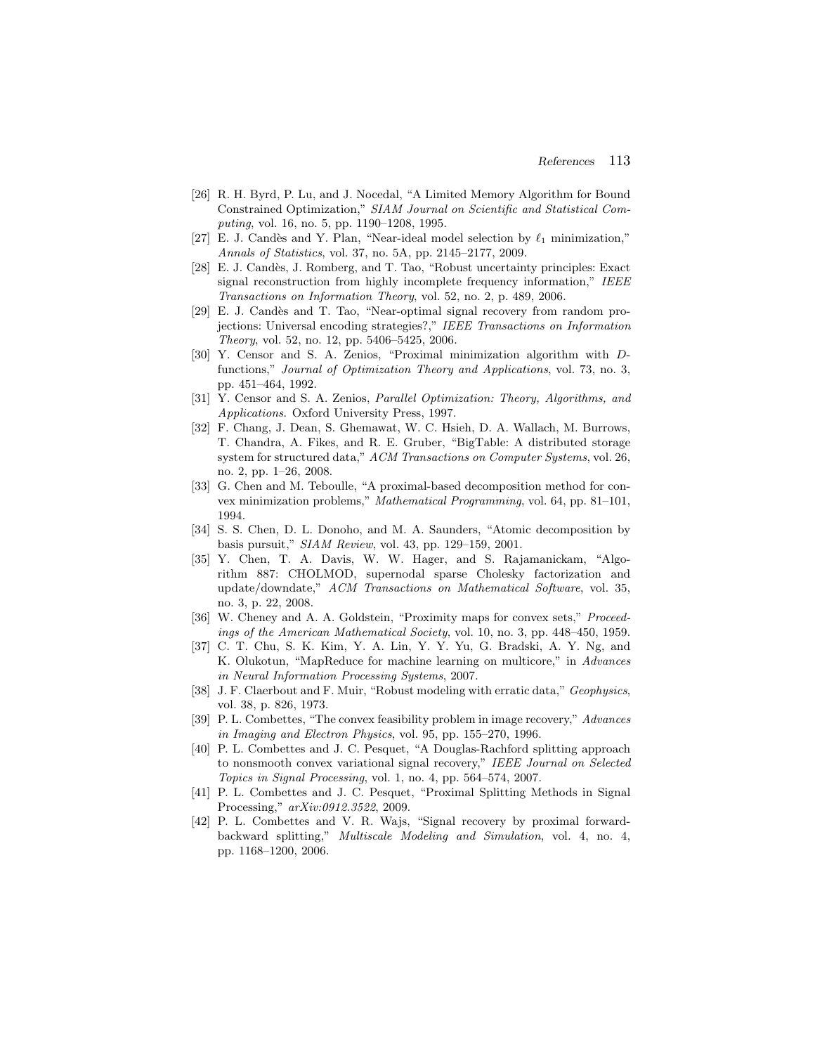[26] R. H. Byrd, P. Lu, and J. Nocedal, "A Limited Memory Algorithm for Bound Constrained Optimization," *SIAM Journal on Scientific and Statistical Computing*, vol. 16, no. 5, pp. 1190–1208, 1995.

[27] E. J. Candès and Y. Plan, "Near-ideal model selection by $\ell_1$ minimization," *Annals of Statistics*, vol. 37, no. 5A, pp. 2145–2177, 2009.

[28] E. J. Candès, J. Romberg, and T. Tao, "Robust uncertainty principles: Exact signal reconstruction from highly incomplete frequency information," *IEEE Transactions on Information Theory*, vol. 52, no. 2, p. 489, 2006.

[29] E. J. Candès and T. Tao, "Near-optimal signal recovery from random projections: Universal encoding strategies?," *IEEE Transactions on Information Theory*, vol. 52, no. 12, pp. 5406–5425, 2006.

[30] Y. Censor and S. A. Zenios, "Proximal minimization algorithm with $D$-functions," *Journal of Optimization Theory and Applications*, vol. 73, no. 3, pp. 451–464, 1992.

[31] Y. Censor and S. A. Zenios, *Parallel Optimization: Theory, Algorithms, and Applications*. Oxford University Press, 1997.

[32] F. Chang, J. Dean, S. Ghemawat, W. C. Hsieh, D. A. Wallach, M. Burrows, T. Chandra, A. Fikes, and R. E. Gruber, "BigTable: A distributed storage system for structured data," *ACM Transactions on Computer Systems*, vol. 26, no. 2, pp. 1–26, 2008.

[33] G. Chen and M. Teboulle, "A proximal-based decomposition method for convex minimization problems," *Mathematical Programming*, vol. 64, pp. 81–101, 1994.

[34] S. S. Chen, D. L. Donoho, and M. A. Saunders, "Atomic decomposition by basis pursuit," *SIAM Review*, vol. 43, pp. 129–159, 2001.

[35] Y. Chen, T. A. Davis, W. W. Hager, and S. Rajamanickam, "Algorithm 887: CHOLMOD, supernodal sparse Cholesky factorization and update/downdate," *ACM Transactions on Mathematical Software*, vol. 35, no. 3, p. 22, 2008.

[36] W. Cheney and A. A. Goldstein, "Proximity maps for convex sets," *Proceedings of the American Mathematical Society*, vol. 10, no. 3, pp. 448–450, 1959.

[37] C. T. Chu, S. K. Kim, Y. A. Lin, Y. Y. Yu, G. Bradski, A. Y. Ng, and K. Olukotun, "MapReduce for machine learning on multicore," in *Advances in Neural Information Processing Systems*, 2007.

[38] J. F. Claerbout and F. Muir, "Robust modeling with erratic data," *Geophysics*, vol. 38, p. 826, 1973.

[39] P. L. Combettes, "The convex feasibility problem in image recovery," *Advances in Imaging and Electron Physics*, vol. 95, pp. 155–270, 1996.

[40] P. L. Combettes and J. C. Pesquet, "A Douglas-Rachford splitting approach to nonsmooth convex variational signal recovery," *IEEE Journal on Selected Topics in Signal Processing*, vol. 1, no. 4, pp. 564–574, 2007.

[41] P. L. Combettes and J. C. Pesquet, "Proximal Splitting Methods in Signal Processing," *arXiv:0912.3522*, 2009.

[42] P. L. Combettes and V. R. Wajs, "Signal recovery by proximal forward-backward splitting," *Multiscale Modeling and Simulation*, vol. 4, no. 4, pp. 1168–1200, 2006.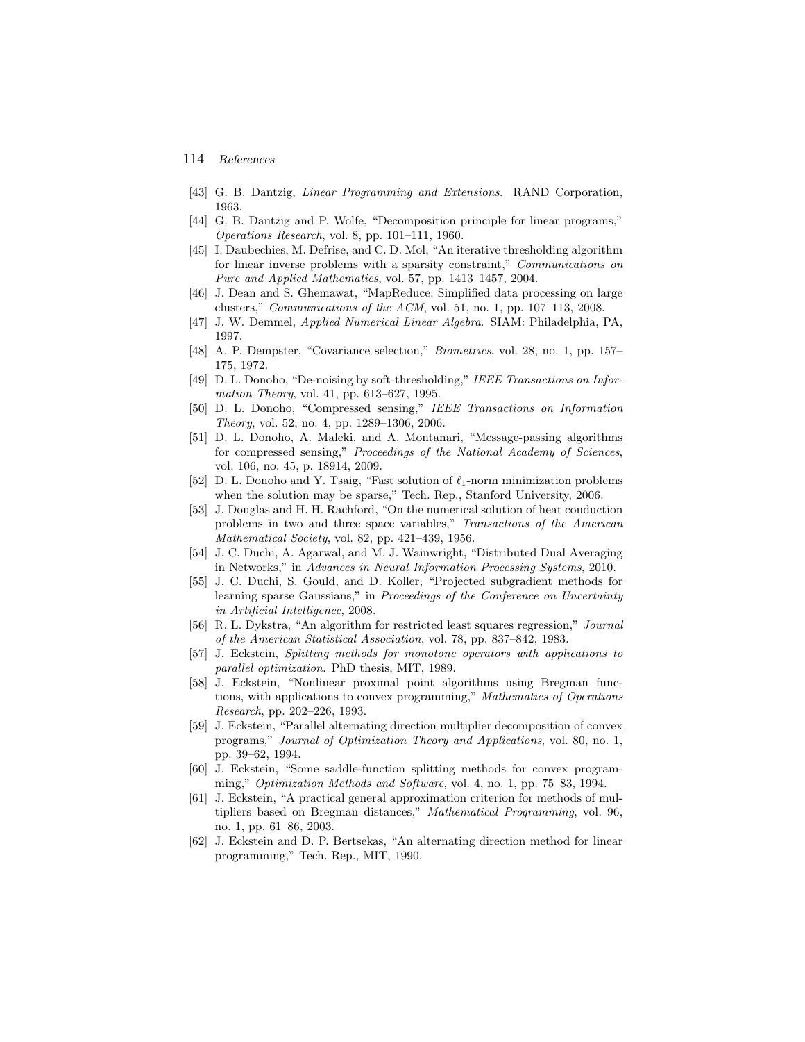[43] G. B. Dantzig, *Linear Programming and Extensions*. RAND Corporation, 1963.

[44] G. B. Dantzig and P. Wolfe, "Decomposition principle for linear programs," *Operations Research*, vol. 8, pp. 101–111, 1960.

[45] I. Daubechies, M. Defrise, and C. D. Mol, "An iterative thresholding algorithm for linear inverse problems with a sparsity constraint," *Communications on Pure and Applied Mathematics*, vol. 57, pp. 1413–1457, 2004.

[46] J. Dean and S. Ghemawat, "MapReduce: Simplified data processing on large clusters," *Communications of the ACM*, vol. 51, no. 1, pp. 107–113, 2008.

[47] J. W. Demmel, *Applied Numerical Linear Algebra*. SIAM: Philadelphia, PA, 1997.

[48] A. P. Dempster, "Covariance selection," *Biometrics*, vol. 28, no. 1, pp. 157–175, 1972.

[49] D. L. Donoho, "De-noising by soft-thresholding," *IEEE Transactions on Information Theory*, vol. 41, pp. 613–627, 1995.

[50] D. L. Donoho, "Compressed sensing," *IEEE Transactions on Information Theory*, vol. 52, no. 4, pp. 1289–1306, 2006.

[51] D. L. Donoho, A. Maleki, and A. Montanari, "Message-passing algorithms for compressed sensing," *Proceedings of the National Academy of Sciences*, vol. 106, no. 45, p. 18914, 2009.

[52] D. L. Donoho and Y. Tsaig, "Fast solution of $\ell_1$-norm minimization problems when the solution may be sparse," Tech. Rep., Stanford University, 2006.

[53] J. Douglas and H. H. Rachford, "On the numerical solution of heat conduction problems in two and three space variables," *Transactions of the American Mathematical Society*, vol. 82, pp. 421–439, 1956.

[54] J. C. Duchi, A. Agarwal, and M. J. Wainwright, "Distributed Dual Averaging in Networks," in *Advances in Neural Information Processing Systems*, 2010.

[55] J. C. Duchi, S. Gould, and D. Koller, "Projected subgradient methods for learning sparse Gaussians," in *Proceedings of the Conference on Uncertainty in Artificial Intelligence*, 2008.

[56] R. L. Dykstra, "An algorithm for restricted least squares regression," *Journal of the American Statistical Association*, vol. 78, pp. 837–842, 1983.

[57] J. Eckstein, *Splitting methods for monotone operators with applications to parallel optimization*. PhD thesis, MIT, 1989.

[58] J. Eckstein, "Nonlinear proximal point algorithms using Bregman functions, with applications to convex programming," *Mathematics of Operations Research*, pp. 202–226, 1993.

[59] J. Eckstein, "Parallel alternating direction multiplier decomposition of convex programs," *Journal of Optimization Theory and Applications*, vol. 80, no. 1, pp. 39–62, 1994.

[60] J. Eckstein, "Some saddle-function splitting methods for convex programming," *Optimization Methods and Software*, vol. 4, no. 1, pp. 75–83, 1994.

[61] J. Eckstein, "A practical general approximation criterion for methods of multipliers based on Bregman distances," *Mathematical Programming*, vol. 96, no. 1, pp. 61–86, 2003.

[62] J. Eckstein and D. P. Bertsekas, "An alternating direction method for linear programming," Tech. Rep., MIT, 1990.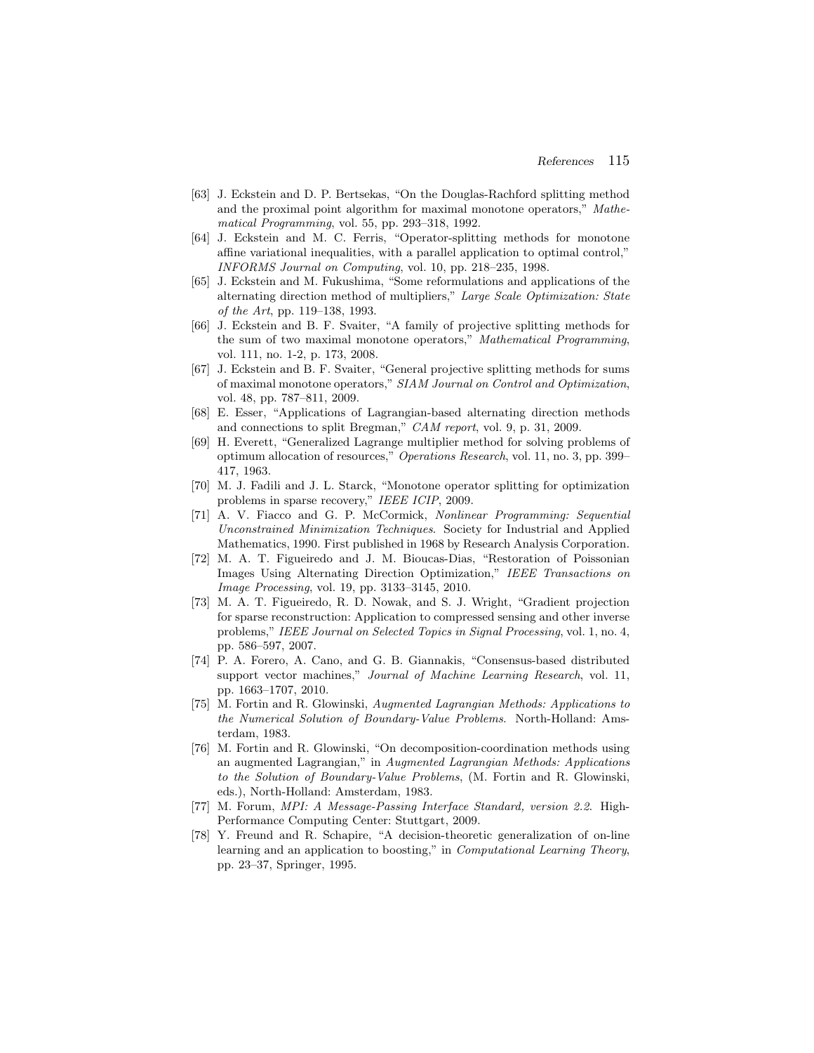[63] J. Eckstein and D. P. Bertsekas, "On the Douglas-Rachford splitting method and the proximal point algorithm for maximal monotone operators," *Mathematical Programming*, vol. 55, pp. 293–318, 1992.

[64] J. Eckstein and M. C. Ferris, "Operator-splitting methods for monotone affine variational inequalities, with a parallel application to optimal control," *INFORMS Journal on Computing*, vol. 10, pp. 218–235, 1998.

[65] J. Eckstein and M. Fukushima, "Some reformulations and applications of the alternating direction method of multipliers," *Large Scale Optimization: State of the Art*, pp. 119–138, 1993.

[66] J. Eckstein and B. F. Svaiter, "A family of projective splitting methods for the sum of two maximal monotone operators," *Mathematical Programming*, vol. 111, no. 1-2, p. 173, 2008.

[67] J. Eckstein and B. F. Svaiter, "General projective splitting methods for sums of maximal monotone operators," *SIAM Journal on Control and Optimization*, vol. 48, pp. 787–811, 2009.

[68] E. Esser, "Applications of Lagrangian-based alternating direction methods and connections to split Bregman," *CAM report*, vol. 9, p. 31, 2009.

[69] H. Everett, "Generalized Lagrange multiplier method for solving problems of optimum allocation of resources," *Operations Research*, vol. 11, no. 3, pp. 399–417, 1963.

[70] M. J. Fadili and J. L. Starck, "Monotone operator splitting for optimization problems in sparse recovery," *IEEE ICIP*, 2009.

[71] A. V. Fiacco and G. P. McCormick, *Nonlinear Programming: Sequential Unconstrained Minimization Techniques*. Society for Industrial and Applied Mathematics, 1990. First published in 1968 by Research Analysis Corporation.

[72] M. A. T. Figueiredo and J. M. Bioucas-Dias, "Restoration of Poissonian Images Using Alternating Direction Optimization," *IEEE Transactions on Image Processing*, vol. 19, pp. 3133–3145, 2010.

[73] M. A. T. Figueiredo, R. D. Nowak, and S. J. Wright, "Gradient projection for sparse reconstruction: Application to compressed sensing and other inverse problems," *IEEE Journal on Selected Topics in Signal Processing*, vol. 1, no. 4, pp. 586–597, 2007.

[74] P. A. Forero, A. Cano, and G. B. Giannakis, "Consensus-based distributed support vector machines," *Journal of Machine Learning Research*, vol. 11, pp. 1663–1707, 2010.

[75] M. Fortin and R. Glowinski, *Augmented Lagrangian Methods: Applications to the Numerical Solution of Boundary-Value Problems*. North-Holland: Amsterdam, 1983.

[76] M. Fortin and R. Glowinski, "On decomposition-coordination methods using an augmented Lagrangian," in *Augmented Lagrangian Methods: Applications to the Solution of Boundary-Value Problems*, (M. Fortin and R. Glowinski, eds.), North-Holland: Amsterdam, 1983.

[77] M. Forum, *MPI: A Message-Passing Interface Standard, version 2.2*. High-Performance Computing Center: Stuttgart, 2009.

[78] Y. Freund and R. Schapire, "A decision-theoretic generalization of on-line learning and an application to boosting," in *Computational Learning Theory*, pp. 23–37, Springer, 1995.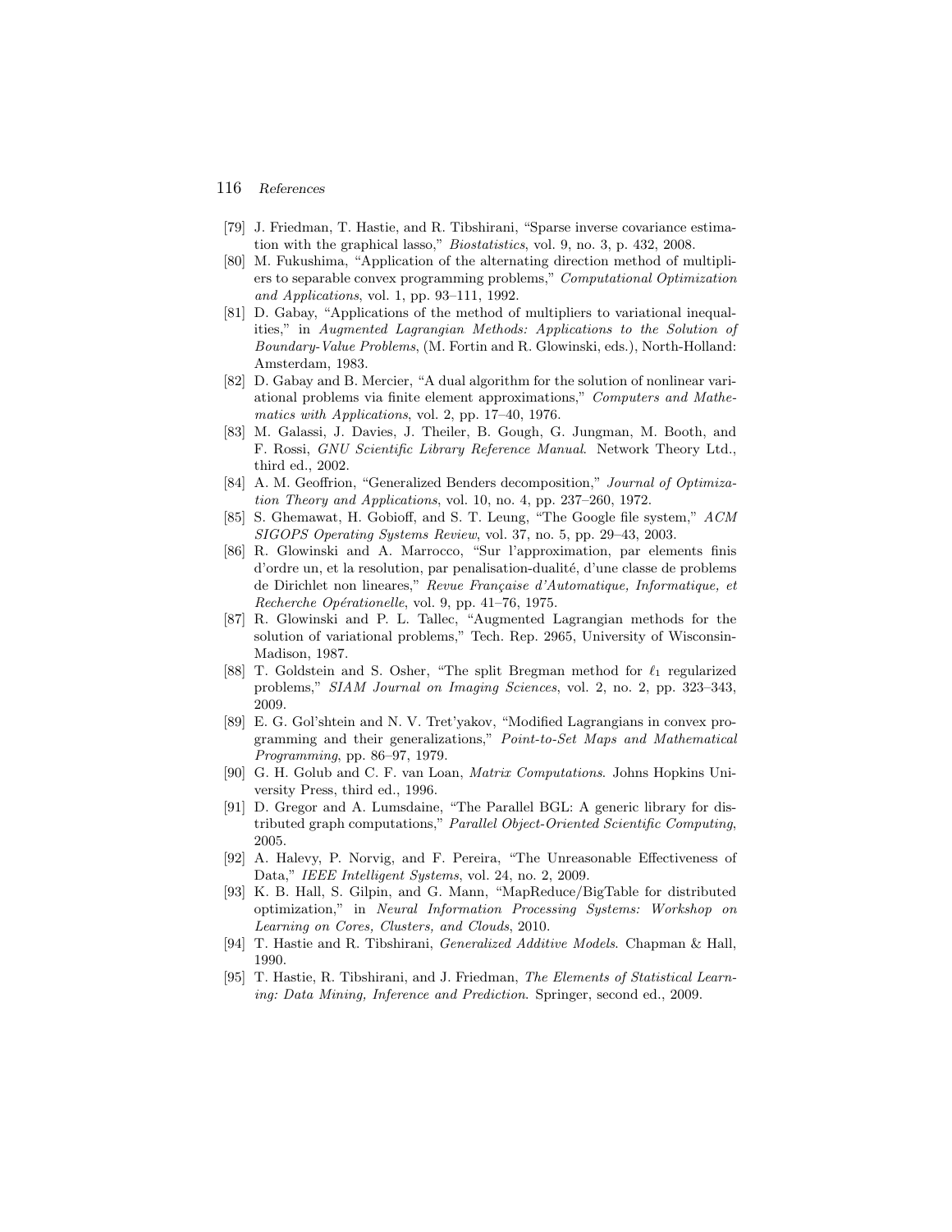[79] J. Friedman, T. Hastie, and R. Tibshirani, "Sparse inverse covariance estimation with the graphical lasso," *Biostatistics*, vol. 9, no. 3, p. 432, 2008.

[80] M. Fukushima, "Application of the alternating direction method of multipliers to separable convex programming problems," *Computational Optimization and Applications*, vol. 1, pp. 93–111, 1992.

[81] D. Gabay, "Applications of the method of multipliers to variational inequalities," in *Augmented Lagrangian Methods: Applications to the Solution of Boundary-Value Problems*, (M. Fortin and R. Glowinski, eds.), North-Holland: Amsterdam, 1983.

[82] D. Gabay and B. Mercier, "A dual algorithm for the solution of nonlinear variational problems via finite element approximations," *Computers and Mathematics with Applications*, vol. 2, pp. 17–40, 1976.

[83] M. Galassi, J. Davies, J. Theiler, B. Gough, G. Jungman, M. Booth, and F. Rossi, *GNU Scientific Library Reference Manual*. Network Theory Ltd., third ed., 2002.

[84] A. M. Geoffrion, "Generalized Benders decomposition," *Journal of Optimization Theory and Applications*, vol. 10, no. 4, pp. 237–260, 1972.

[85] S. Ghemawat, H. Gobioff, and S. T. Leung, "The Google file system," *ACM SIGOPS Operating Systems Review*, vol. 37, no. 5, pp. 29–43, 2003.

[86] R. Glowinski and A. Marrocco, "Sur l'approximation, par elements finis d'ordre un, et la resolution, par penalisation-dualité, d'une classe de problems de Dirichlet non lineares," *Revue Française d'Automatique, Informatique, et Recherche Opérationelle*, vol. 9, pp. 41–76, 1975.

[87] R. Glowinski and P. L. Tallec, "Augmented Lagrangian methods for the solution of variational problems," Tech. Rep. 2965, University of Wisconsin-Madison, 1987.

[88] T. Goldstein and S. Osher, "The split Bregman method for $\ell_1$ regularized problems," *SIAM Journal on Imaging Sciences*, vol. 2, no. 2, pp. 323–343, 2009.

[89] E. G. Gol'shtein and N. V. Tret'yakov, "Modified Lagrangians in convex programming and their generalizations," *Point-to-Set Maps and Mathematical Programming*, pp. 86–97, 1979.

[90] G. H. Golub and C. F. van Loan, *Matrix Computations*. Johns Hopkins University Press, third ed., 1996.

[91] D. Gregor and A. Lumsdaine, "The Parallel BGL: A generic library for distributed graph computations," *Parallel Object-Oriented Scientific Computing*, 2005.

[92] A. Halevy, P. Norvig, and F. Pereira, "The Unreasonable Effectiveness of Data," *IEEE Intelligent Systems*, vol. 24, no. 2, 2009.

[93] K. B. Hall, S. Gilpin, and G. Mann, "MapReduce/BigTable for distributed optimization," in *Neural Information Processing Systems: Workshop on Learning on Cores, Clusters, and Clouds*, 2010.

[94] T. Hastie and R. Tibshirani, *Generalized Additive Models*. Chapman & Hall, 1990.

[95] T. Hastie, R. Tibshirani, and J. Friedman, *The Elements of Statistical Learning: Data Mining, Inference and Prediction*. Springer, second ed., 2009.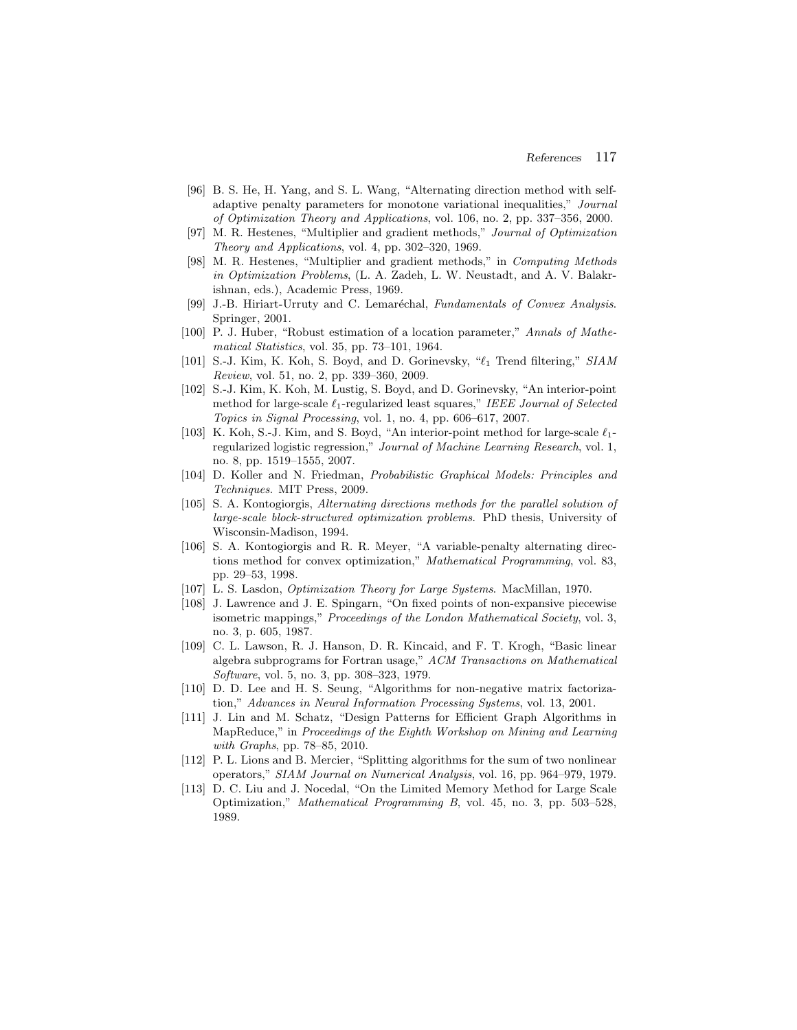[96] B. S. He, H. Yang, and S. L. Wang, "Alternating direction method with self-adaptive penalty parameters for monotone variational inequalities," *Journal of Optimization Theory and Applications*, vol. 106, no. 2, pp. 337–356, 2000.

[97] M. R. Hestenes, "Multiplier and gradient methods," *Journal of Optimization Theory and Applications*, vol. 4, pp. 302–320, 1969.

[98] M. R. Hestenes, "Multiplier and gradient methods," in *Computing Methods in Optimization Problems*, (L. A. Zadeh, L. W. Neustadt, and A. V. Balakrishnan, eds.), Academic Press, 1969.

[99] J.-B. Hiriart-Urruty and C. Lemaréchal, *Fundamentals of Convex Analysis*. Springer, 2001.

[100] P. J. Huber, "Robust estimation of a location parameter," *Annals of Mathematical Statistics*, vol. 35, pp. 73–101, 1964.

[101] S.-J. Kim, K. Koh, S. Boyd, and D. Gorinevsky, "$\ell_1$ Trend filtering," *SIAM Review*, vol. 51, no. 2, pp. 339–360, 2009.

[102] S.-J. Kim, K. Koh, M. Lustig, S. Boyd, and D. Gorinevsky, "An interior-point method for large-scale $\ell_1$-regularized least squares," *IEEE Journal of Selected Topics in Signal Processing*, vol. 1, no. 4, pp. 606–617, 2007.

[103] K. Koh, S.-J. Kim, and S. Boyd, "An interior-point method for large-scale $\ell_1$-regularized logistic regression," *Journal of Machine Learning Research*, vol. 1, no. 8, pp. 1519–1555, 2007.

[104] D. Koller and N. Friedman, *Probabilistic Graphical Models: Principles and Techniques*. MIT Press, 2009.

[105] S. A. Kontogiorgis, *Alternating directions methods for the parallel solution of large-scale block-structured optimization problems*. PhD thesis, University of Wisconsin-Madison, 1994.

[106] S. A. Kontogiorgis and R. R. Meyer, "A variable-penalty alternating directions method for convex optimization," *Mathematical Programming*, vol. 83, pp. 29–53, 1998.

[107] L. S. Lasdon, *Optimization Theory for Large Systems*. MacMillan, 1970.

[108] J. Lawrence and J. E. Spingarn, "On fixed points of non-expansive piecewise isometric mappings," *Proceedings of the London Mathematical Society*, vol. 3, no. 3, p. 605, 1987.

[109] C. L. Lawson, R. J. Hanson, D. R. Kincaid, and F. T. Krogh, "Basic linear algebra subprograms for Fortran usage," *ACM Transactions on Mathematical Software*, vol. 5, no. 3, pp. 308–323, 1979.

[110] D. D. Lee and H. S. Seung, "Algorithms for non-negative matrix factorization," *Advances in Neural Information Processing Systems*, vol. 13, 2001.

[111] J. Lin and M. Schatz, "Design Patterns for Efficient Graph Algorithms in MapReduce," in *Proceedings of the Eighth Workshop on Mining and Learning with Graphs*, pp. 78–85, 2010.

[112] P. L. Lions and B. Mercier, "Splitting algorithms for the sum of two nonlinear operators," *SIAM Journal on Numerical Analysis*, vol. 16, pp. 964–979, 1979.

[113] D. C. Liu and J. Nocedal, "On the Limited Memory Method for Large Scale Optimization," *Mathematical Programming B*, vol. 45, no. 3, pp. 503–528, 1989.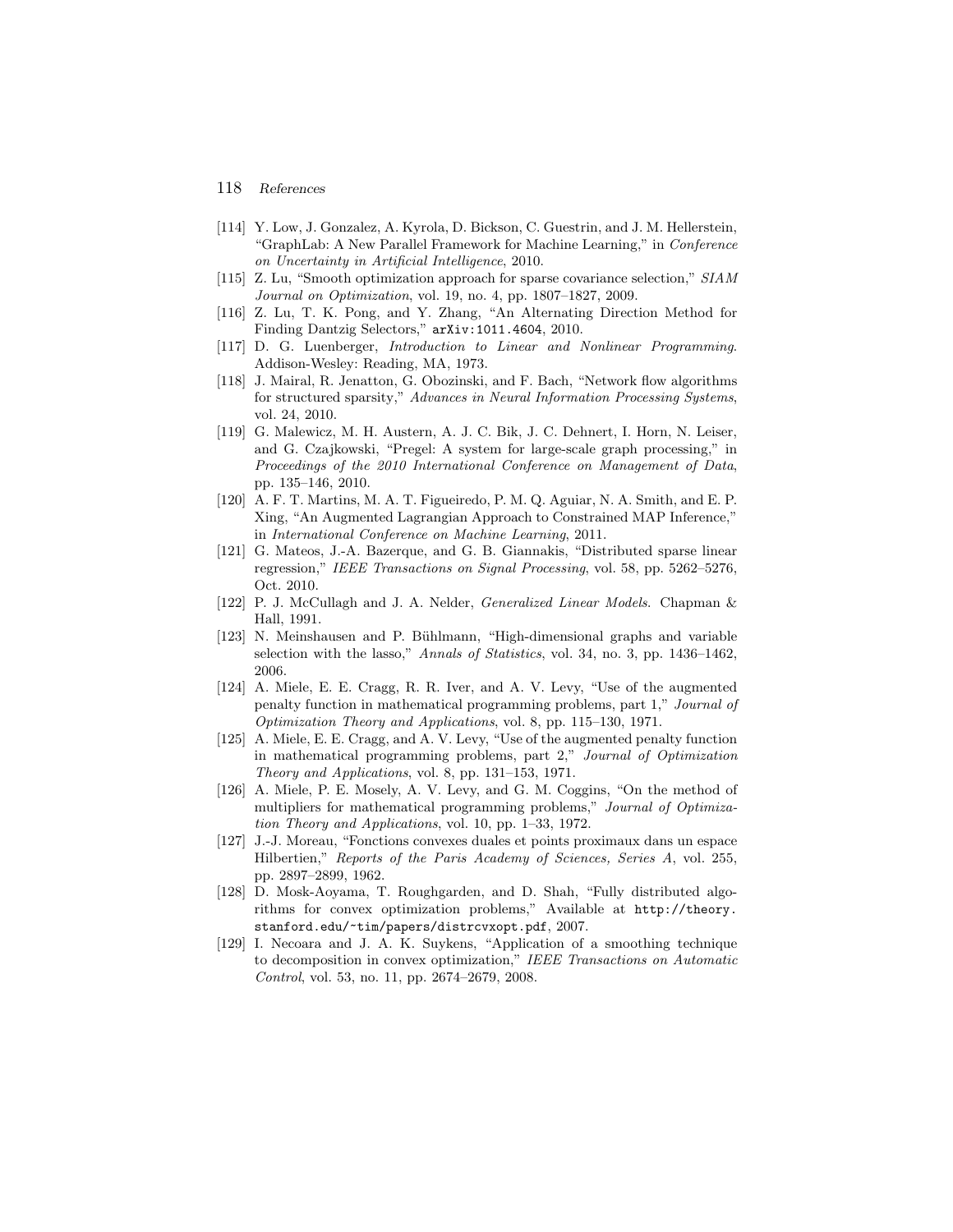[114] Y. Low, J. Gonzalez, A. Kyrola, D. Bickson, C. Guestrin, and J. M. Hellerstein, "GraphLab: A New Parallel Framework for Machine Learning," in *Conference on Uncertainty in Artificial Intelligence*, 2010.

[115] Z. Lu, "Smooth optimization approach for sparse covariance selection," *SIAM Journal on Optimization*, vol. 19, no. 4, pp. 1807–1827, 2009.

[116] Z. Lu, T. K. Pong, and Y. Zhang, "An Alternating Direction Method for Finding Dantzig Selectors," `arXiv:1011.4604`, 2010.

[117] D. G. Luenberger, *Introduction to Linear and Nonlinear Programming*. Addison-Wesley: Reading, MA, 1973.

[118] J. Mairal, R. Jenatton, G. Obozinski, and F. Bach, "Network flow algorithms for structured sparsity," *Advances in Neural Information Processing Systems*, vol. 24, 2010.

[119] G. Malewicz, M. H. Austern, A. J. C. Bik, J. C. Dehnert, I. Horn, N. Leiser, and G. Czajkowski, "Pregel: A system for large-scale graph processing," in *Proceedings of the 2010 International Conference on Management of Data*, pp. 135–146, 2010.

[120] A. F. T. Martins, M. A. T. Figueiredo, P. M. Q. Aguiar, N. A. Smith, and E. P. Xing, "An Augmented Lagrangian Approach to Constrained MAP Inference," in *International Conference on Machine Learning*, 2011.

[121] G. Mateos, J.-A. Bazerque, and G. B. Giannakis, "Distributed sparse linear regression," *IEEE Transactions on Signal Processing*, vol. 58, pp. 5262–5276, Oct. 2010.

[122] P. J. McCullagh and J. A. Nelder, *Generalized Linear Models*. Chapman & Hall, 1991.

[123] N. Meinshausen and P. Bühlmann, "High-dimensional graphs and variable selection with the lasso," *Annals of Statistics*, vol. 34, no. 3, pp. 1436–1462, 2006.

[124] A. Miele, E. E. Cragg, R. R. Iver, and A. V. Levy, "Use of the augmented penalty function in mathematical programming problems, part 1," *Journal of Optimization Theory and Applications*, vol. 8, pp. 115–130, 1971.

[125] A. Miele, E. E. Cragg, and A. V. Levy, "Use of the augmented penalty function in mathematical programming problems, part 2," *Journal of Optimization Theory and Applications*, vol. 8, pp. 131–153, 1971.

[126] A. Miele, P. E. Mosely, A. V. Levy, and G. M. Coggins, "On the method of multipliers for mathematical programming problems," *Journal of Optimization Theory and Applications*, vol. 10, pp. 1–33, 1972.

[127] J.-J. Moreau, "Fonctions convexes duales et points proximaux dans un espace Hilbertien," *Reports of the Paris Academy of Sciences, Series A*, vol. 255, pp. 2897–2899, 1962.

[128] D. Mosk-Aoyama, T. Roughgarden, and D. Shah, "Fully distributed algorithms for convex optimization problems," Available at `http://theory.stanford.edu/~tim/papers/distrcvxopt.pdf`, 2007.

[129] I. Necoara and J. A. K. Suykens, "Application of a smoothing technique to decomposition in convex optimization," *IEEE Transactions on Automatic Control*, vol. 53, no. 11, pp. 2674–2679, 2008.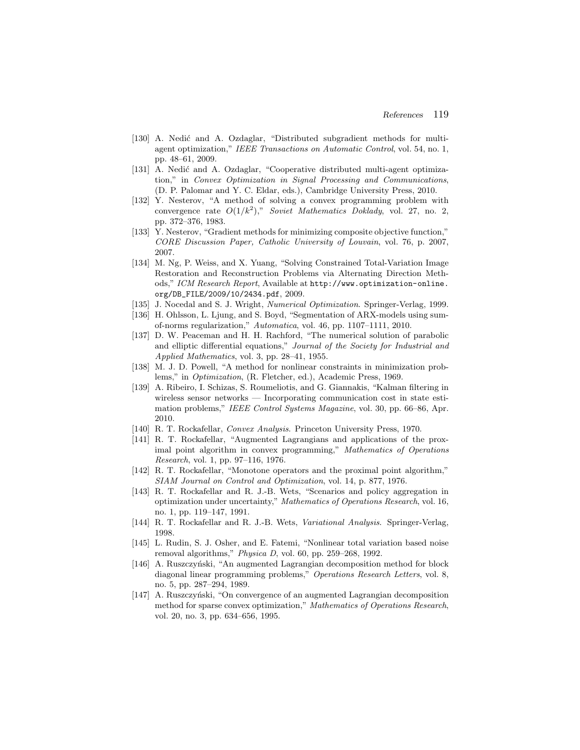[130] A. Nedić and A. Ozdaglar, "Distributed subgradient methods for multi-agent optimization," *IEEE Transactions on Automatic Control*, vol. 54, no. 1, pp. 48–61, 2009.

[131] A. Nedić and A. Ozdaglar, "Cooperative distributed multi-agent optimization," in *Convex Optimization in Signal Processing and Communications*, (D. P. Palomar and Y. C. Eldar, eds.), Cambridge University Press, 2010.

[132] Y. Nesterov, "A method of solving a convex programming problem with convergence rate $O(1/k^2)$," *Soviet Mathematics Doklady*, vol. 27, no. 2, pp. 372–376, 1983.

[133] Y. Nesterov, "Gradient methods for minimizing composite objective function," *CORE Discussion Paper, Catholic University of Louvain*, vol. 76, p. 2007, 2007.

[134] M. Ng, P. Weiss, and X. Yuang, "Solving Constrained Total-Variation Image Restoration and Reconstruction Problems via Alternating Direction Methods," *ICM Research Report*, Available at `http://www.optimization-online.org/DB_FILE/2009/10/2434.pdf`, 2009.

[135] J. Nocedal and S. J. Wright, *Numerical Optimization*. Springer-Verlag, 1999.

[136] H. Ohlsson, L. Ljung, and S. Boyd, "Segmentation of ARX-models using sum-of-norms regularization," *Automatica*, vol. 46, pp. 1107–1111, 2010.

[137] D. W. Peaceman and H. H. Rachford, "The numerical solution of parabolic and elliptic differential equations," *Journal of the Society for Industrial and Applied Mathematics*, vol. 3, pp. 28–41, 1955.

[138] M. J. D. Powell, "A method for nonlinear constraints in minimization problems," in *Optimization*, (R. Fletcher, ed.), Academic Press, 1969.

[139] A. Ribeiro, I. Schizas, S. Roumeliotis, and G. Giannakis, "Kalman filtering in wireless sensor networks — Incorporating communication cost in state estimation problems," *IEEE Control Systems Magazine*, vol. 30, pp. 66–86, Apr. 2010.

[140] R. T. Rockafellar, *Convex Analysis*. Princeton University Press, 1970.

[141] R. T. Rockafellar, "Augmented Lagrangians and applications of the proximal point algorithm in convex programming," *Mathematics of Operations Research*, vol. 1, pp. 97–116, 1976.

[142] R. T. Rockafellar, "Monotone operators and the proximal point algorithm," *SIAM Journal on Control and Optimization*, vol. 14, p. 877, 1976.

[143] R. T. Rockafellar and R. J.-B. Wets, "Scenarios and policy aggregation in optimization under uncertainty," *Mathematics of Operations Research*, vol. 16, no. 1, pp. 119–147, 1991.

[144] R. T. Rockafellar and R. J.-B. Wets, *Variational Analysis*. Springer-Verlag, 1998.

[145] L. Rudin, S. J. Osher, and E. Fatemi, "Nonlinear total variation based noise removal algorithms," *Physica D*, vol. 60, pp. 259–268, 1992.

[146] A. Ruszczyński, "An augmented Lagrangian decomposition method for block diagonal linear programming problems," *Operations Research Letters*, vol. 8, no. 5, pp. 287–294, 1989.

[147] A. Ruszczyński, "On convergence of an augmented Lagrangian decomposition method for sparse convex optimization," *Mathematics of Operations Research*, vol. 20, no. 3, pp. 634–656, 1995.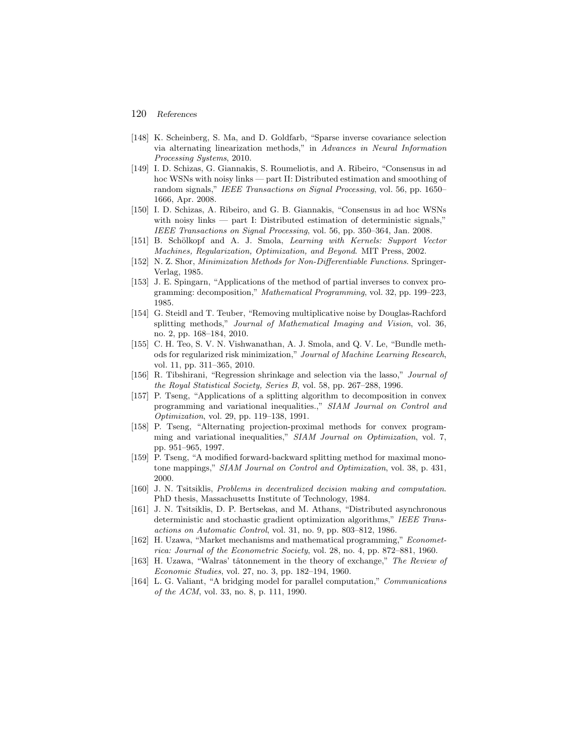[148] K. Scheinberg, S. Ma, and D. Goldfarb, "Sparse inverse covariance selection via alternating linearization methods," in *Advances in Neural Information Processing Systems*, 2010.

[149] I. D. Schizas, G. Giannakis, S. Roumeliotis, and A. Ribeiro, "Consensus in ad hoc WSNs with noisy links — part II: Distributed estimation and smoothing of random signals," *IEEE Transactions on Signal Processing*, vol. 56, pp. 1650–1666, Apr. 2008.

[150] I. D. Schizas, A. Ribeiro, and G. B. Giannakis, "Consensus in ad hoc WSNs with noisy links — part I: Distributed estimation of deterministic signals," *IEEE Transactions on Signal Processing*, vol. 56, pp. 350–364, Jan. 2008.

[151] B. Schölkopf and A. J. Smola, *Learning with Kernels: Support Vector Machines, Regularization, Optimization, and Beyond*. MIT Press, 2002.

[152] N. Z. Shor, *Minimization Methods for Non-Differentiable Functions*. Springer-Verlag, 1985.

[153] J. E. Spingarn, "Applications of the method of partial inverses to convex programming: decomposition," *Mathematical Programming*, vol. 32, pp. 199–223, 1985.

[154] G. Steidl and T. Teuber, "Removing multiplicative noise by Douglas-Rachford splitting methods," *Journal of Mathematical Imaging and Vision*, vol. 36, no. 2, pp. 168–184, 2010.

[155] C. H. Teo, S. V. N. Vishwanathan, A. J. Smola, and Q. V. Le, "Bundle methods for regularized risk minimization," *Journal of Machine Learning Research*, vol. 11, pp. 311–365, 2010.

[156] R. Tibshirani, "Regression shrinkage and selection via the lasso," *Journal of the Royal Statistical Society, Series B*, vol. 58, pp. 267–288, 1996.

[157] P. Tseng, "Applications of a splitting algorithm to decomposition in convex programming and variational inequalities.," *SIAM Journal on Control and Optimization*, vol. 29, pp. 119–138, 1991.

[158] P. Tseng, "Alternating projection-proximal methods for convex programming and variational inequalities," *SIAM Journal on Optimization*, vol. 7, pp. 951–965, 1997.

[159] P. Tseng, "A modified forward-backward splitting method for maximal monotone mappings," *SIAM Journal on Control and Optimization*, vol. 38, p. 431, 2000.

[160] J. N. Tsitsiklis, *Problems in decentralized decision making and computation*. PhD thesis, Massachusetts Institute of Technology, 1984.

[161] J. N. Tsitsiklis, D. P. Bertsekas, and M. Athans, "Distributed asynchronous deterministic and stochastic gradient optimization algorithms," *IEEE Transactions on Automatic Control*, vol. 31, no. 9, pp. 803–812, 1986.

[162] H. Uzawa, "Market mechanisms and mathematical programming," *Econometrica: Journal of the Econometric Society*, vol. 28, no. 4, pp. 872–881, 1960.

[163] H. Uzawa, "Walras' tâtonnement in the theory of exchange," *The Review of Economic Studies*, vol. 27, no. 3, pp. 182–194, 1960.

[164] L. G. Valiant, "A bridging model for parallel computation," *Communications of the ACM*, vol. 33, no. 8, p. 111, 1990.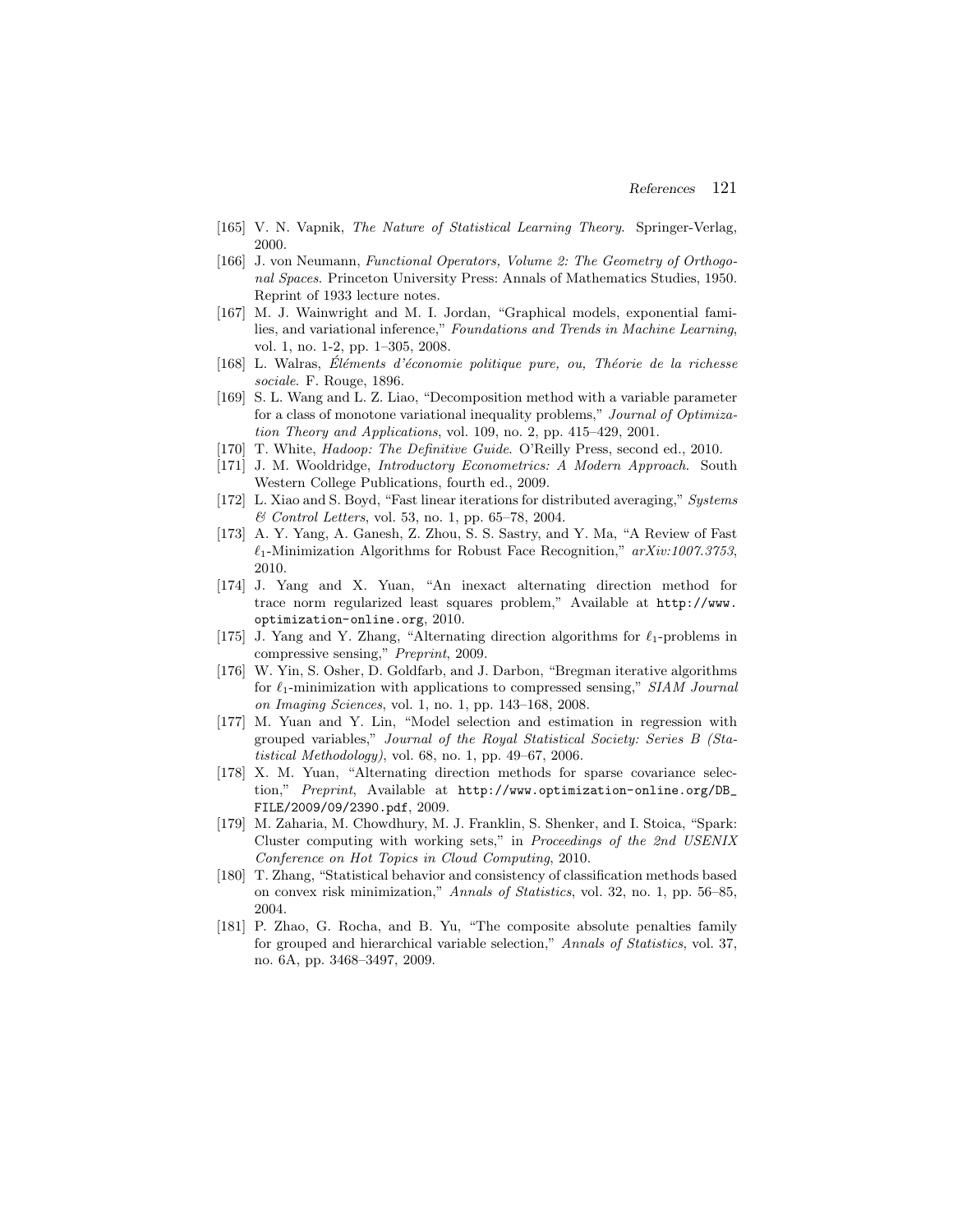[165] V. N. Vapnik, *The Nature of Statistical Learning Theory*. Springer-Verlag, 2000.

[166] J. von Neumann, *Functional Operators, Volume 2: The Geometry of Orthogonal Spaces*. Princeton University Press: Annals of Mathematics Studies, 1950. Reprint of 1933 lecture notes.

[167] M. J. Wainwright and M. I. Jordan, "Graphical models, exponential families, and variational inference," *Foundations and Trends in Machine Learning*, vol. 1, no. 1-2, pp. 1–305, 2008.

[168] L. Walras, *Éléments d'économie politique pure, ou, Théorie de la richesse sociale*. F. Rouge, 1896.

[169] S. L. Wang and L. Z. Liao, "Decomposition method with a variable parameter for a class of monotone variational inequality problems," *Journal of Optimization Theory and Applications*, vol. 109, no. 2, pp. 415–429, 2001.

[170] T. White, *Hadoop: The Definitive Guide*. O'Reilly Press, second ed., 2010.

[171] J. M. Wooldridge, *Introductory Econometrics: A Modern Approach*. South Western College Publications, fourth ed., 2009.

[172] L. Xiao and S. Boyd, "Fast linear iterations for distributed averaging," *Systems & Control Letters*, vol. 53, no. 1, pp. 65–78, 2004.

[173] A. Y. Yang, A. Ganesh, Z. Zhou, S. S. Sastry, and Y. Ma, "A Review of Fast $\ell_1$-Minimization Algorithms for Robust Face Recognition," *arXiv:1007.3753*, 2010.

[174] J. Yang and X. Yuan, "An inexact alternating direction method for trace norm regularized least squares problem," Available at `http://www.optimization-online.org`, 2010.

[175] J. Yang and Y. Zhang, "Alternating direction algorithms for $\ell_1$-problems in compressive sensing," *Preprint*, 2009.

[176] W. Yin, S. Osher, D. Goldfarb, and J. Darbon, "Bregman iterative algorithms for $\ell_1$-minimization with applications to compressed sensing," *SIAM Journal on Imaging Sciences*, vol. 1, no. 1, pp. 143–168, 2008.

[177] M. Yuan and Y. Lin, "Model selection and estimation in regression with grouped variables," *Journal of the Royal Statistical Society: Series B (Statistical Methodology)*, vol. 68, no. 1, pp. 49–67, 2006.

[178] X. M. Yuan, "Alternating direction methods for sparse covariance selection," *Preprint*, Available at `http://www.optimization-online.org/DB_FILE/2009/09/2390.pdf`, 2009.

[179] M. Zaharia, M. Chowdhury, M. J. Franklin, S. Shenker, and I. Stoica, "Spark: Cluster computing with working sets," in *Proceedings of the 2nd USENIX Conference on Hot Topics in Cloud Computing*, 2010.

[180] T. Zhang, "Statistical behavior and consistency of classification methods based on convex risk minimization," *Annals of Statistics*, vol. 32, no. 1, pp. 56–85, 2004.

[181] P. Zhao, G. Rocha, and B. Yu, "The composite absolute penalties family for grouped and hierarchical variable selection," *Annals of Statistics*, vol. 37, no. 6A, pp. 3468–3497, 2009.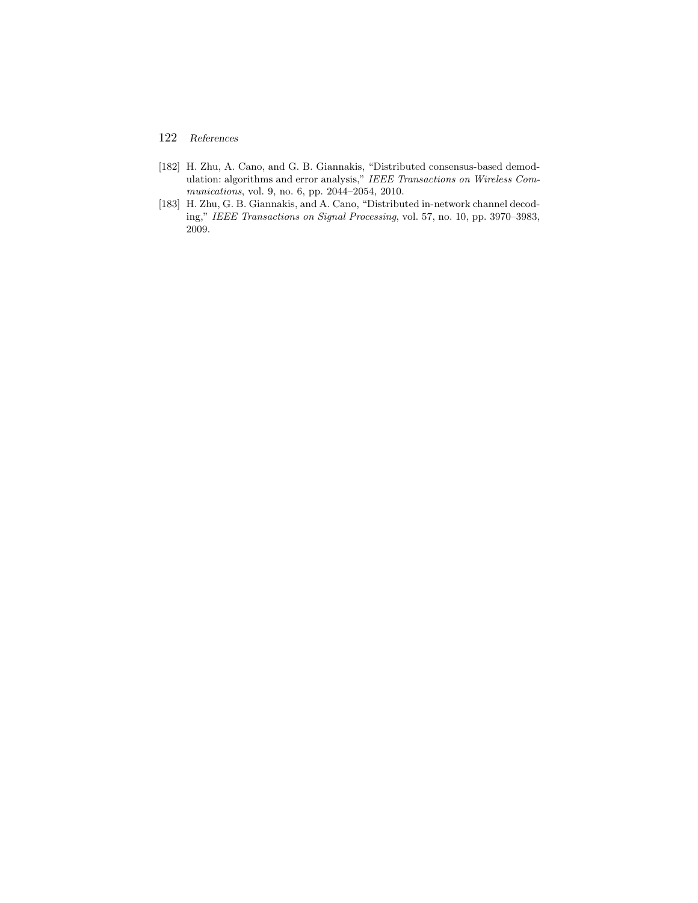[182] H. Zhu, A. Cano, and G. B. Giannakis, "Distributed consensus-based demodulation: algorithms and error analysis," *IEEE Transactions on Wireless Communications*, vol. 9, no. 6, pp. 2044–2054, 2010.

[183] H. Zhu, G. B. Giannakis, and A. Cano, "Distributed in-network channel decoding," *IEEE Transactions on Signal Processing*, vol. 57, no. 10, pp. 3970–3983, 2009.